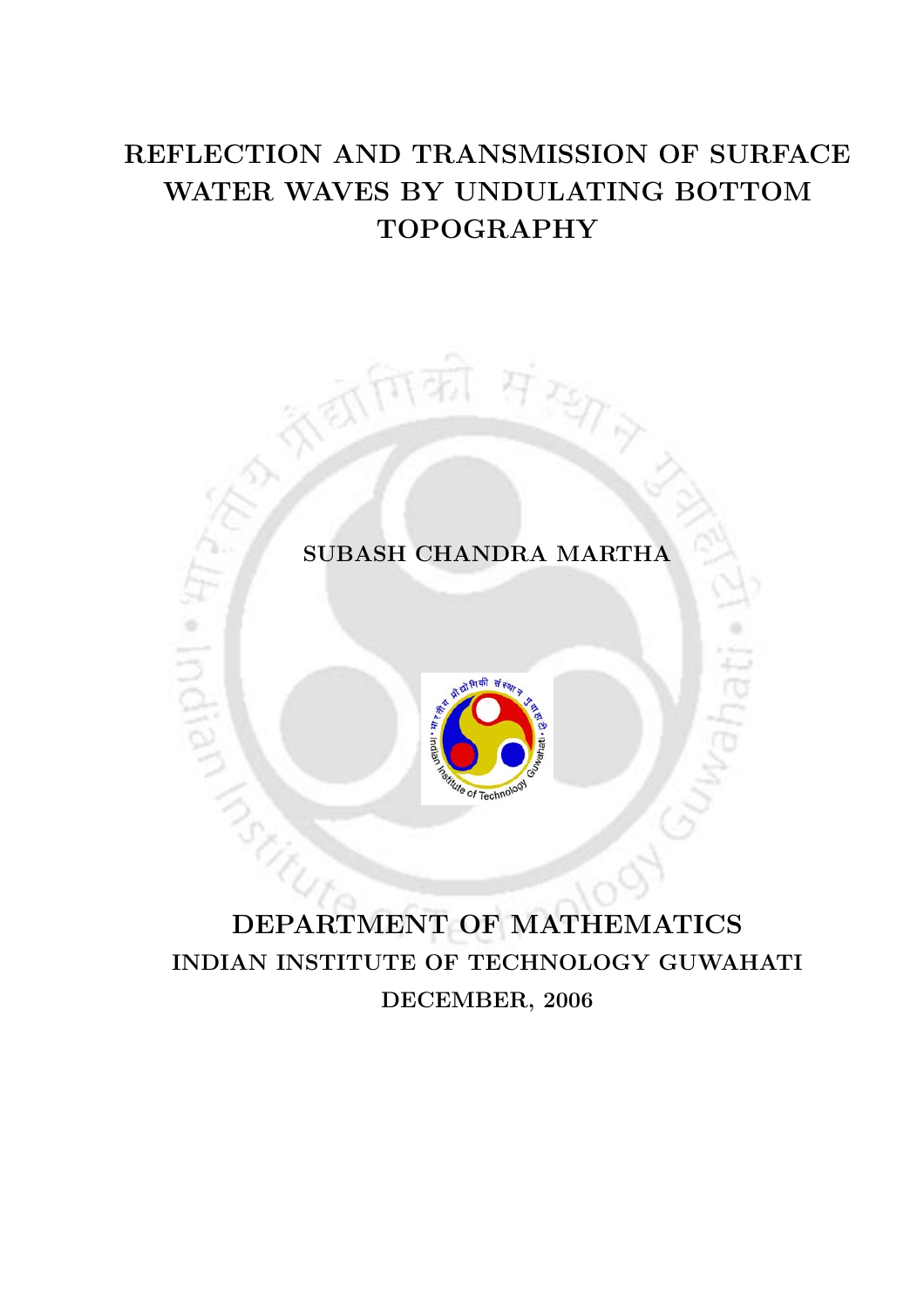# REFLECTION AND TRANSMISSION OF SURFACE WATER WAVES BY UNDULATING BOTTOM TOPOGRAPHY

SUBASH CHANDRA MARTHA

## DEPARTMENT OF MATHEMATICS

INDIAN INSTITUTE OF TECHNOLOGY GUWAHATI

DECEMBER, 2006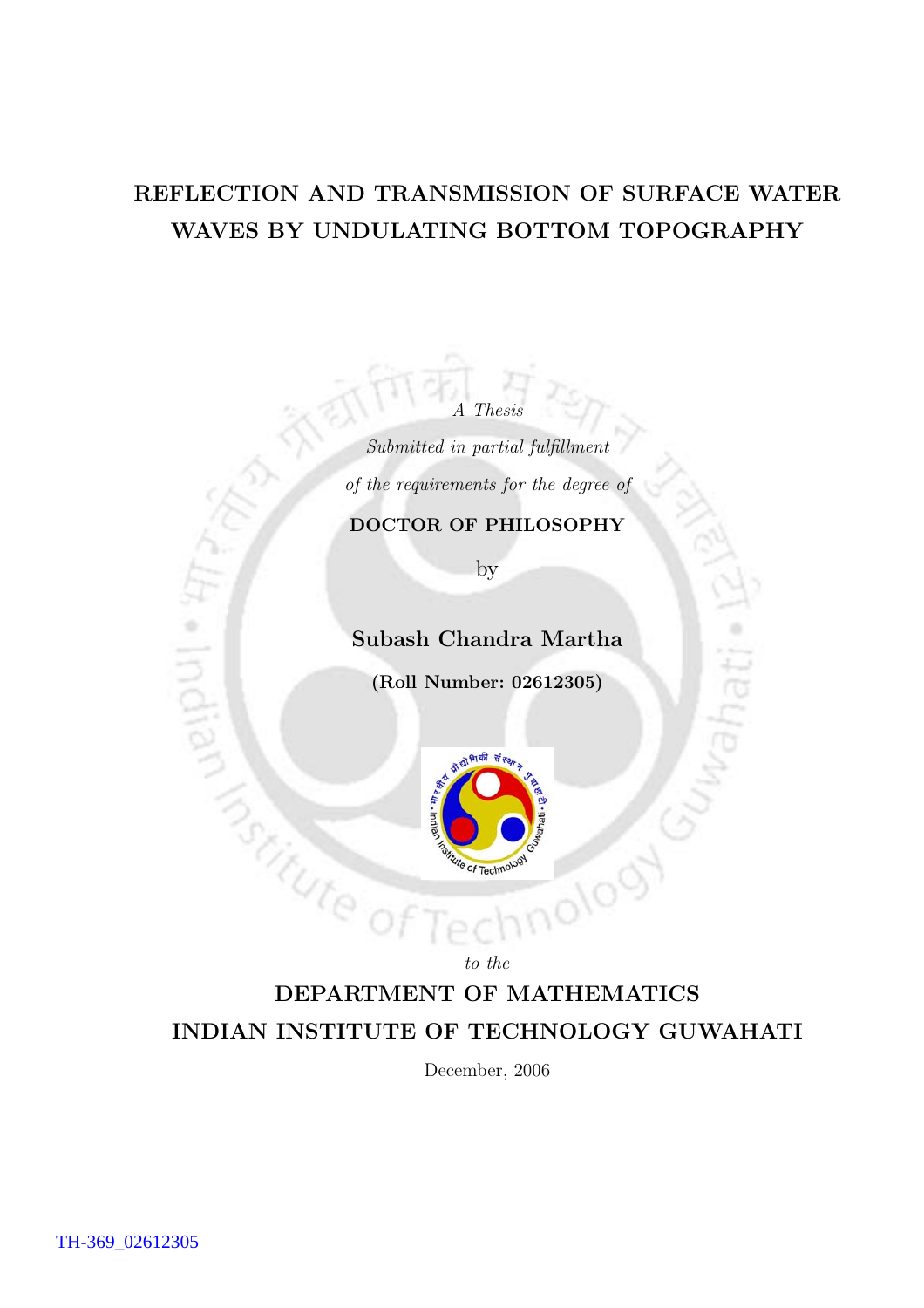# REFLECTION AND TRANSMISSION OF SURFACE WATER WAVES BY UNDULATING BOTTOM TOPOGRAPHY

*A Thesis*

*Submitted in partial fulfillment*

*of the requirements for the degree of*

**DOCTOR OF PHILOSOPHY**

by

**Subash Chandra Martha**

**(Roll Number: 02612305)**

*to the*

**DEPARTMENT OF MATHEMATICS**

**INDIAN INSTITUTE OF TECHNOLOGY GUWAHATI**

December, 2006

TH-369_02612305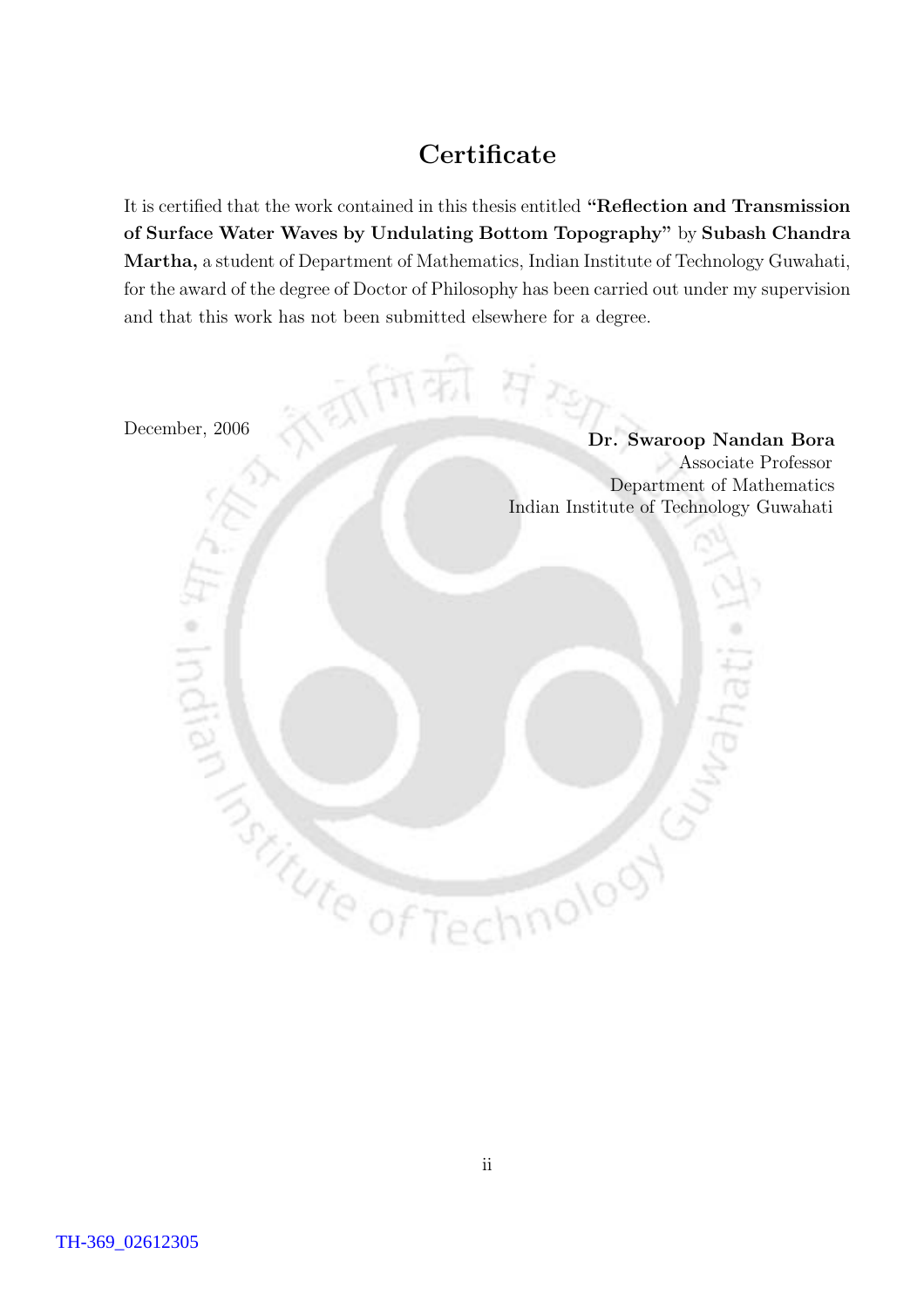# Certificate

It is certified that the work contained in this thesis entitled **"Reflection and Transmission of Surface Water Waves by Undulating Bottom Topography"** by **Subash Chandra Martha,** a student of Department of Mathematics, Indian Institute of Technology Guwahati, for the award of the degree of Doctor of Philosophy has been carried out under my supervision and that this work has not been submitted elsewhere for a degree.

December, 2006

**Dr. Swaroop Nandan Bora**
Associate Professor
Department of Mathematics
Indian Institute of Technology Guwahati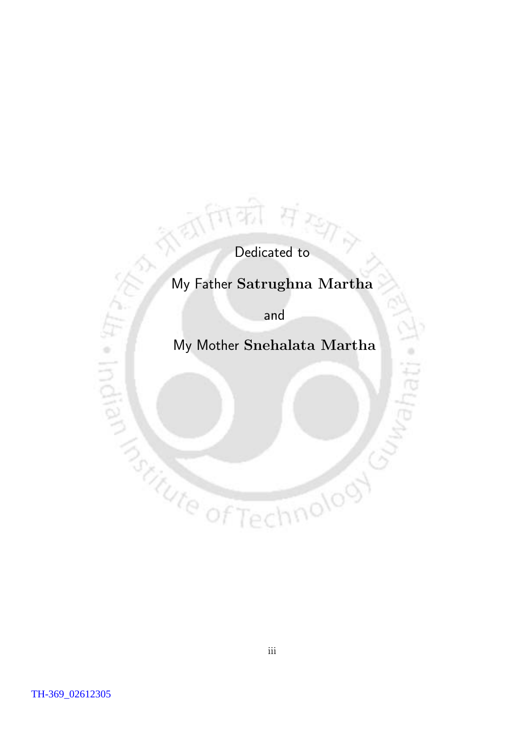Dedicated to

My Father **Satrughna Martha**

and

My Mother **Snehalata Martha**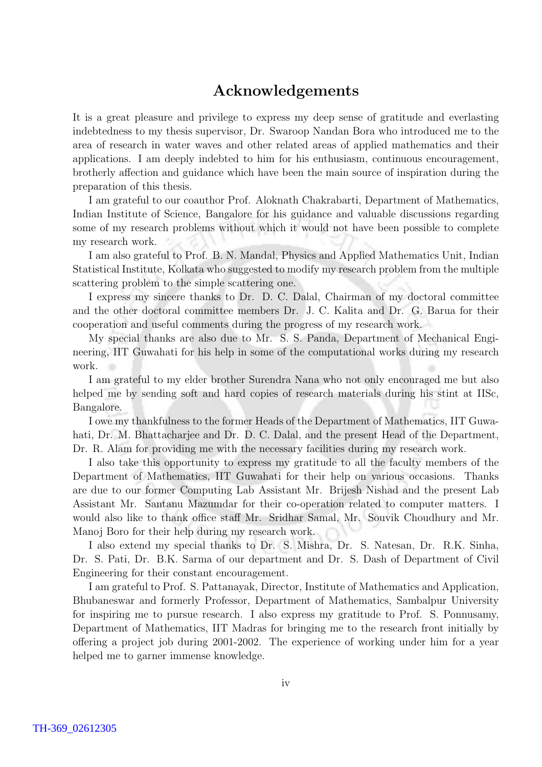# Acknowledgements

It is a great pleasure and privilege to express my deep sense of gratitude and everlasting indebtedness to my thesis supervisor, Dr. Swaroop Nandan Bora who introduced me to the area of research in water waves and other related areas of applied mathematics and their applications. I am deeply indebted to him for his enthusiasm, continuous encouragement, brotherly affection and guidance which have been the main source of inspiration during the preparation of this thesis.

I am grateful to our coauthor Prof. Aloknath Chakrabarti, Department of Mathematics, Indian Institute of Science, Bangalore for his guidance and valuable discussions regarding some of my research problems without which it would not have been possible to complete my research work.

I am also grateful to Prof. B. N. Mandal, Physics and Applied Mathematics Unit, Indian Statistical Institute, Kolkata who suggested to modify my research problem from the multiple scattering problem to the simple scattering one.

I express my sincere thanks to Dr. D. C. Dalal, Chairman of my doctoral committee and the other doctoral committee members Dr. J. C. Kalita and Dr. G. Barua for their cooperation and useful comments during the progress of my research work.

My special thanks are also due to Mr. S. S. Panda, Department of Mechanical Engineering, IIT Guwahati for his help in some of the computational works during my research work.

I am grateful to my elder brother Surendra Nana who not only encouraged me but also helped me by sending soft and hard copies of research materials during his stint at IISc, Bangalore.

I owe my thankfulness to the former Heads of the Department of Mathematics, IIT Guwahati, Dr. M. Bhattacharjee and Dr. D. C. Dalal, and the present Head of the Department, Dr. R. Alam for providing me with the necessary facilities during my research work.

I also take this opportunity to express my gratitude to all the faculty members of the Department of Mathematics, IIT Guwahati for their help on various occasions. Thanks are due to our former Computing Lab Assistant Mr. Brijesh Nishad and the present Lab Assistant Mr. Santanu Mazumdar for their co-operation related to computer matters. I would also like to thank office staff Mr. Sridhar Samal, Mr. Souvik Choudhury and Mr. Manoj Boro for their help during my research work.

I also extend my special thanks to Dr. S. Mishra, Dr. S. Natesan, Dr. R.K. Sinha, Dr. S. Pati, Dr. B.K. Sarma of our department and Dr. S. Dash of Department of Civil Engineering for their constant encouragement.

I am grateful to Prof. S. Pattanayak, Director, Institute of Mathematics and Application, Bhubaneswar and formerly Professor, Department of Mathematics, Sambalpur University for inspiring me to pursue research. I also express my gratitude to Prof. S. Ponnusamy, Department of Mathematics, IIT Madras for bringing me to the research front initially by offering a project job during 2001-2002. The experience of working under him for a year helped me to garner immense knowledge.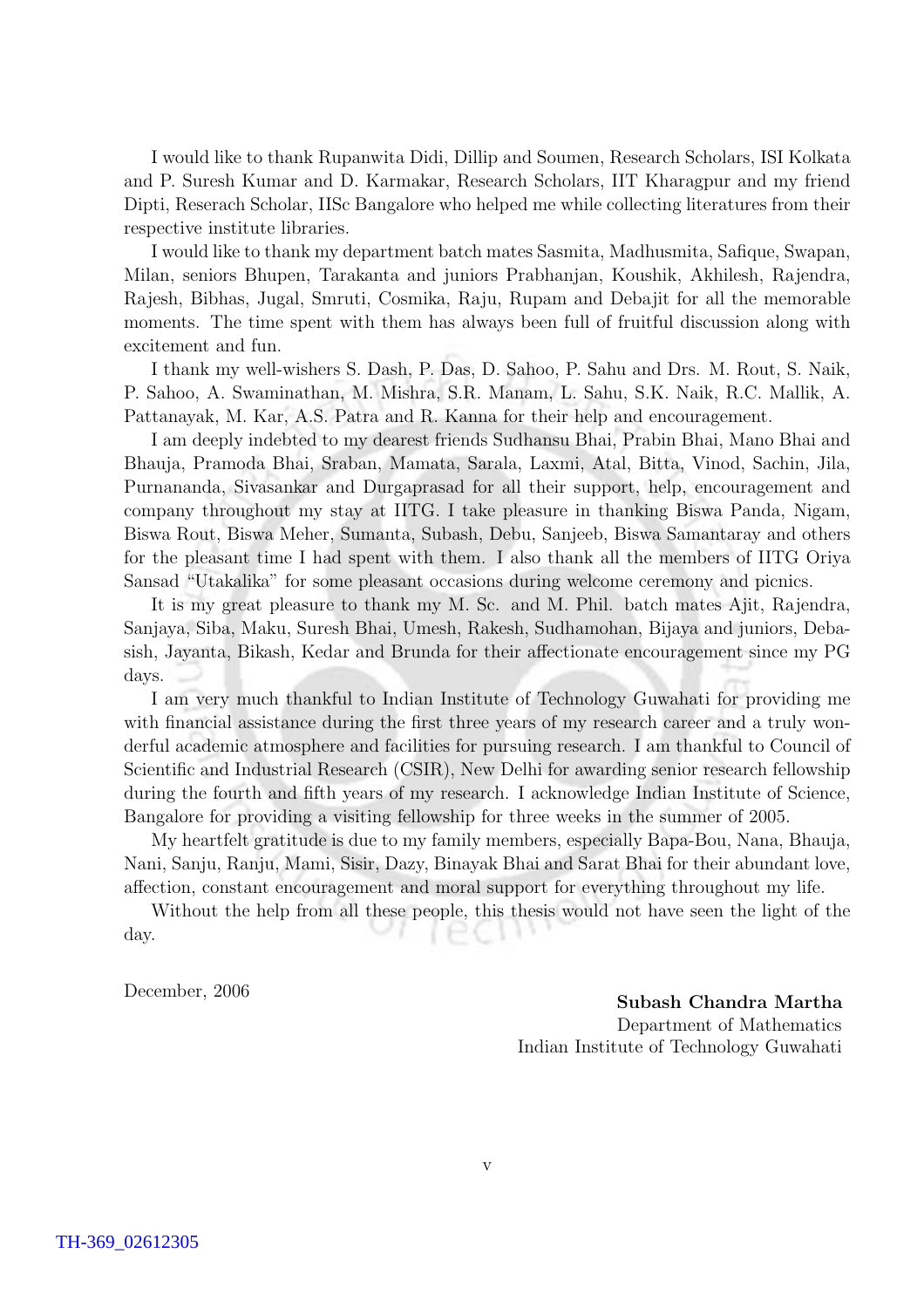I would like to thank Rupanwita Didi, Dillip and Soumen, Research Scholars, ISI Kolkata and P. Suresh Kumar and D. Karmakar, Research Scholars, IIT Kharagpur and my friend Dipti, Reserach Scholar, IISc Bangalore who helped me while collecting literatures from their respective institute libraries.

I would like to thank my department batch mates Sasmita, Madhusmita, Safique, Swapan, Milan, seniors Bhupen, Tarakanta and juniors Prabhanjan, Koushik, Akhilesh, Rajendra, Rajesh, Bibhas, Jugal, Smruti, Cosmika, Raju, Rupam and Debajit for all the memorable moments. The time spent with them has always been full of fruitful discussion along with excitement and fun.

I thank my well-wishers S. Dash, P. Das, D. Sahoo, P. Sahu and Drs. M. Rout, S. Naik, P. Sahoo, A. Swaminathan, M. Mishra, S.R. Manam, L. Sahu, S.K. Naik, R.C. Mallik, A. Pattanayak, M. Kar, A.S. Patra and R. Kanna for their help and encouragement.

I am deeply indebted to my dearest friends Sudhansu Bhai, Prabin Bhai, Mano Bhai and Bhauja, Pramoda Bhai, Sraban, Mamata, Sarala, Laxmi, Atal, Bitta, Vinod, Sachin, Jila, Purnananda, Sivasankar and Durgaprasad for all their support, help, encouragement and company throughout my stay at IITG. I take pleasure in thanking Biswa Panda, Nigam, Biswa Rout, Biswa Meher, Sumanta, Subash, Debu, Sanjeeb, Biswa Samantaray and others for the pleasant time I had spent with them. I also thank all the members of IITG Oriya Sansad "Utakalika" for some pleasant occasions during welcome ceremony and picnics.

It is my great pleasure to thank my M. Sc. and M. Phil. batch mates Ajit, Rajendra, Sanjaya, Siba, Maku, Suresh Bhai, Umesh, Rakesh, Sudhamohan, Bijaya and juniors, Debasish, Jayanta, Bikash, Kedar and Brunda for their affectionate encouragement since my PG days.

I am very much thankful to Indian Institute of Technology Guwahati for providing me with financial assistance during the first three years of my research career and a truly wonderful academic atmosphere and facilities for pursuing research. I am thankful to Council of Scientific and Industrial Research (CSIR), New Delhi for awarding senior research fellowship during the fourth and fifth years of my research. I acknowledge Indian Institute of Science, Bangalore for providing a visiting fellowship for three weeks in the summer of 2005.

My heartfelt gratitude is due to my family members, especially Bapa-Bou, Nana, Bhauja, Nani, Sanju, Ranju, Mami, Sisir, Dazy, Binayak Bhai and Sarat Bhai for their abundant love, affection, constant encouragement and moral support for everything throughout my life.

Without the help from all these people, this thesis would not have seen the light of the day.

December, 2006

**Subash Chandra Martha**
Department of Mathematics
Indian Institute of Technology Guwahati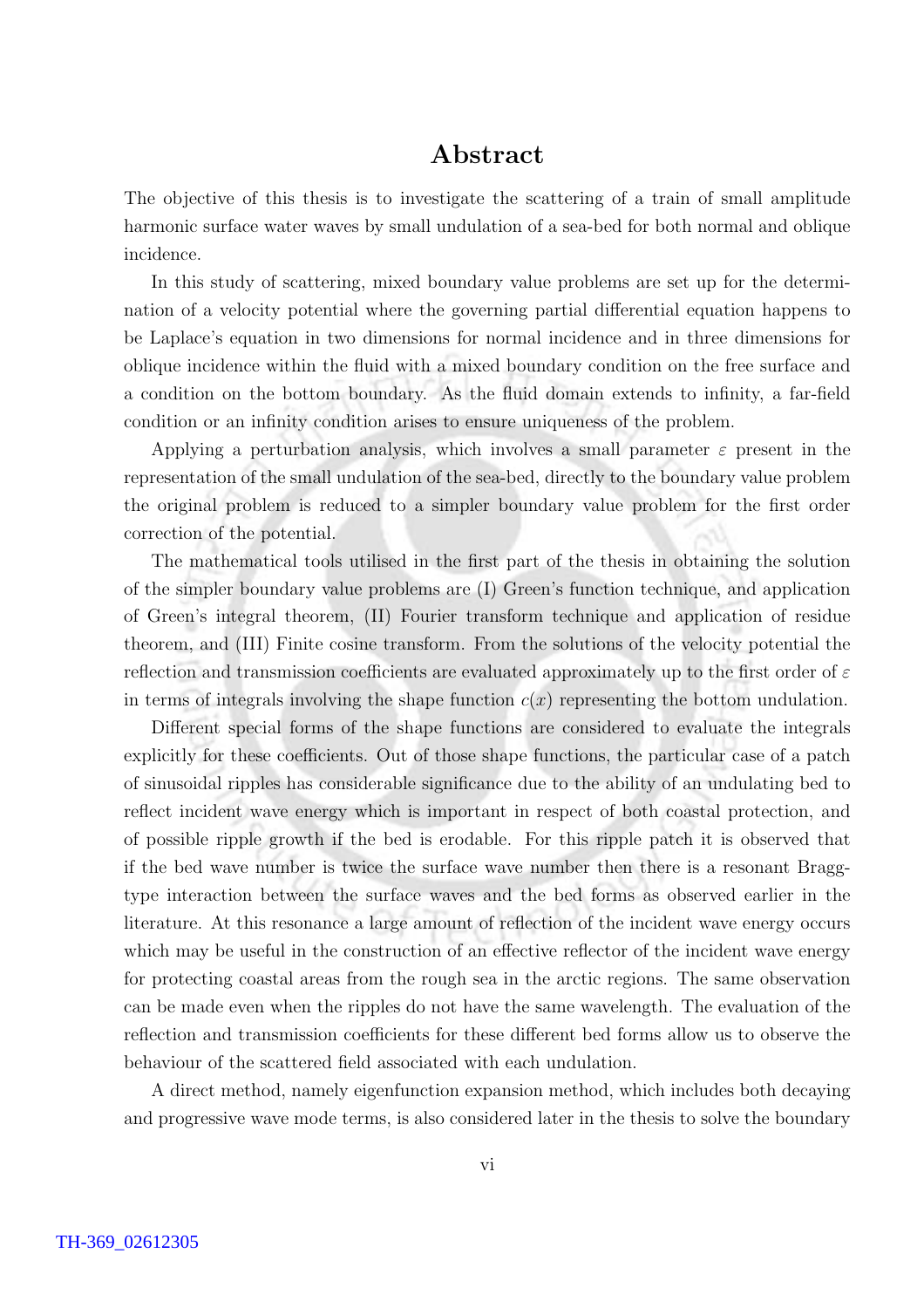# Abstract

The objective of this thesis is to investigate the scattering of a train of small amplitude harmonic surface water waves by small undulation of a sea-bed for both normal and oblique incidence.

In this study of scattering, mixed boundary value problems are set up for the determination of a velocity potential where the governing partial differential equation happens to be Laplace's equation in two dimensions for normal incidence and in three dimensions for oblique incidence within the fluid with a mixed boundary condition on the free surface and a condition on the bottom boundary. As the fluid domain extends to infinity, a far-field condition or an infinity condition arises to ensure uniqueness of the problem.

Applying a perturbation analysis, which involves a small parameter $\varepsilon$ present in the representation of the small undulation of the sea-bed, directly to the boundary value problem the original problem is reduced to a simpler boundary value problem for the first order correction of the potential.

The mathematical tools utilised in the first part of the thesis in obtaining the solution of the simpler boundary value problems are (I) Green's function technique, and application of Green's integral theorem, (II) Fourier transform technique and application of residue theorem, and (III) Finite cosine transform. From the solutions of the velocity potential the reflection and transmission coefficients are evaluated approximately up to the first order of $\varepsilon$ in terms of integrals involving the shape function $c(x)$ representing the bottom undulation.

Different special forms of the shape functions are considered to evaluate the integrals explicitly for these coefficients. Out of those shape functions, the particular case of a patch of sinusoidal ripples has considerable significance due to the ability of an undulating bed to reflect incident wave energy which is important in respect of both coastal protection, and of possible ripple growth if the bed is erodable. For this ripple patch it is observed that if the bed wave number is twice the surface wave number then there is a resonant Bragg-type interaction between the surface waves and the bed forms as observed earlier in the literature. At this resonance a large amount of reflection of the incident wave energy occurs which may be useful in the construction of an effective reflector of the incident wave energy for protecting coastal areas from the rough sea in the arctic regions. The same observation can be made even when the ripples do not have the same wavelength. The evaluation of the reflection and transmission coefficients for these different bed forms allow us to observe the behaviour of the scattered field associated with each undulation.

A direct method, namely eigenfunction expansion method, which includes both decaying and progressive wave mode terms, is also considered later in the thesis to solve the boundary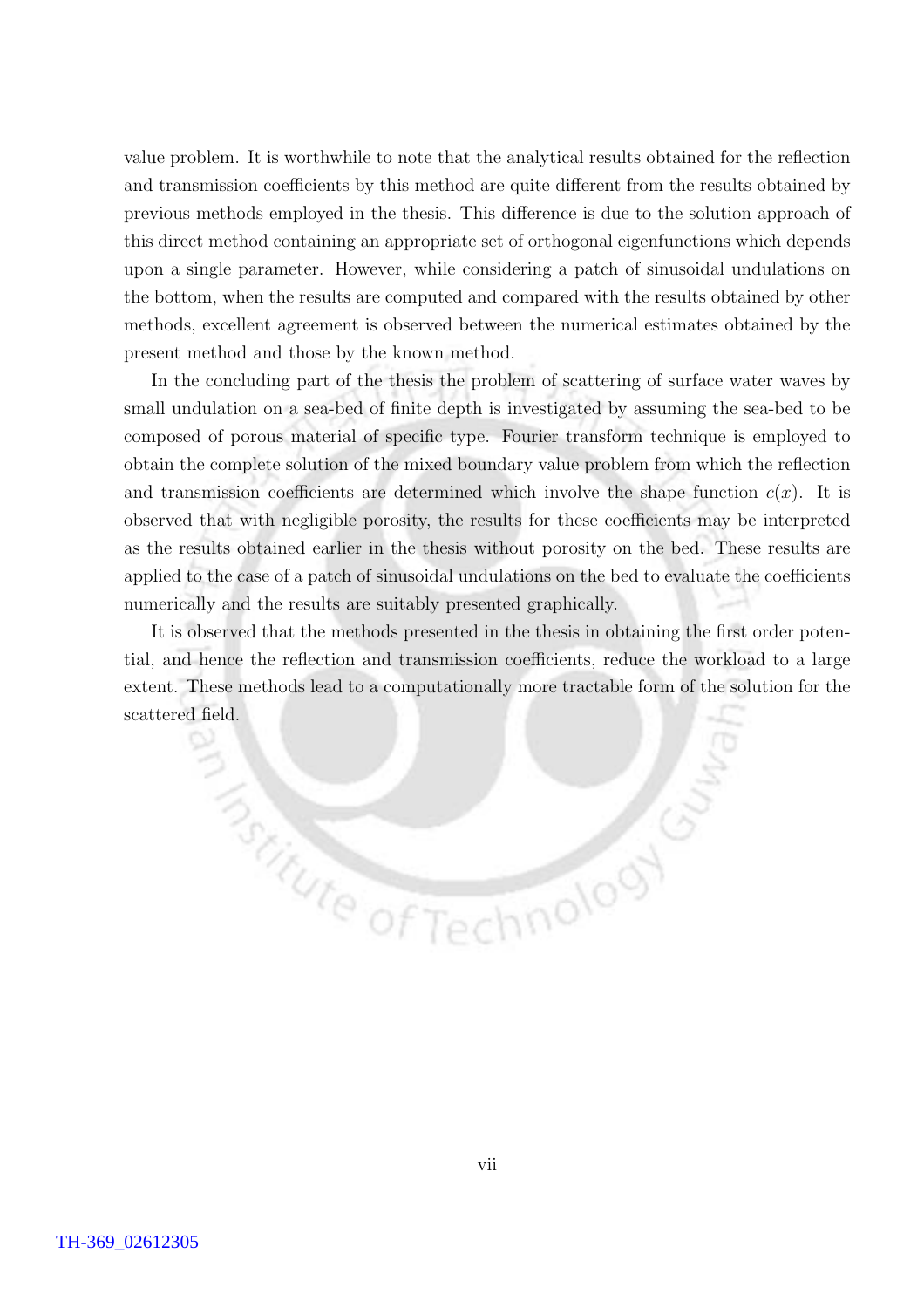value problem. It is worthwhile to note that the analytical results obtained for the reflection and transmission coefficients by this method are quite different from the results obtained by previous methods employed in the thesis. This difference is due to the solution approach of this direct method containing an appropriate set of orthogonal eigenfunctions which depends upon a single parameter. However, while considering a patch of sinusoidal undulations on the bottom, when the results are computed and compared with the results obtained by other methods, excellent agreement is observed between the numerical estimates obtained by the present method and those by the known method.

In the concluding part of the thesis the problem of scattering of surface water waves by small undulation on a sea-bed of finite depth is investigated by assuming the sea-bed to be composed of porous material of specific type. Fourier transform technique is employed to obtain the complete solution of the mixed boundary value problem from which the reflection and transmission coefficients are determined which involve the shape function $c(x)$. It is observed that with negligible porosity, the results for these coefficients may be interpreted as the results obtained earlier in the thesis without porosity on the bed. These results are applied to the case of a patch of sinusoidal undulations on the bed to evaluate the coefficients numerically and the results are suitably presented graphically.

It is observed that the methods presented in the thesis in obtaining the first order potential, and hence the reflection and transmission coefficients, reduce the workload to a large extent. These methods lead to a computationally more tractable form of the solution for the scattered field.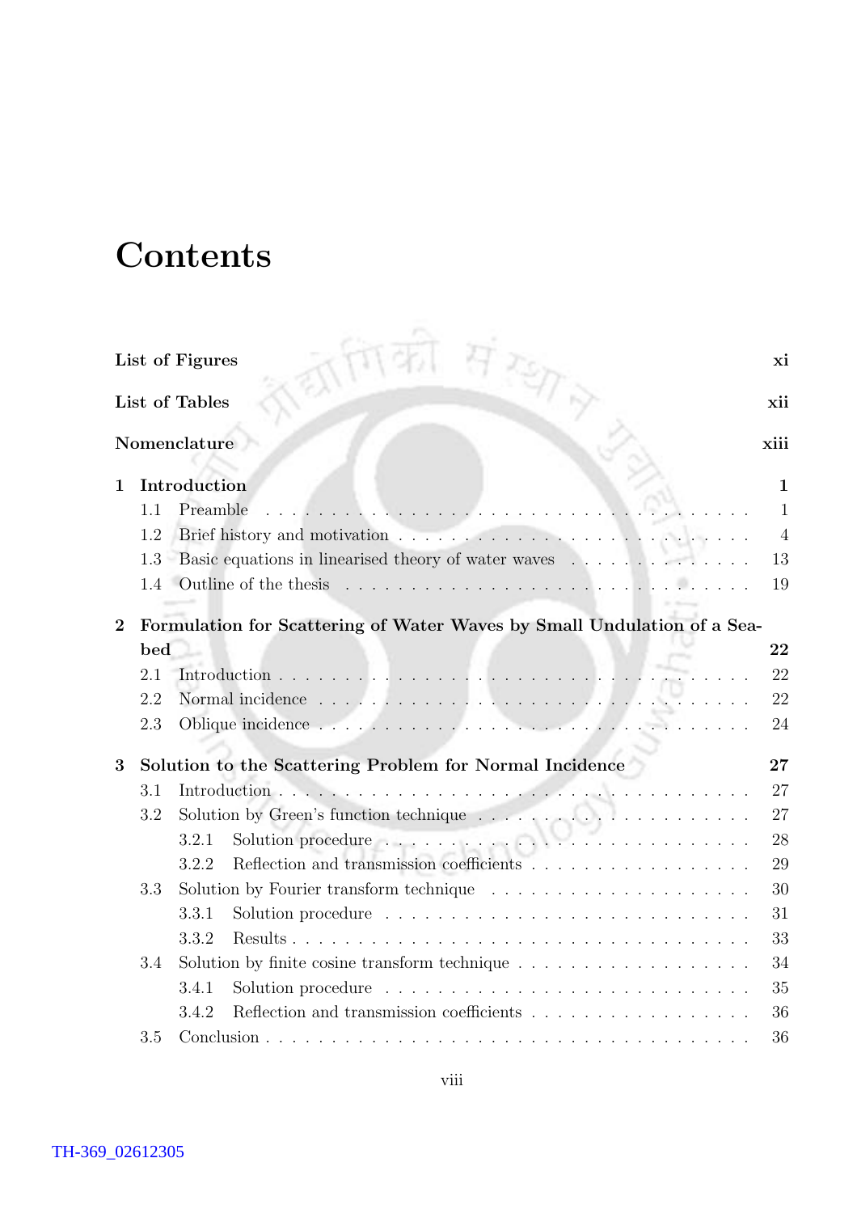# Contents

**List of Figures** xi

**List of Tables** xii

**Nomenclature** xiii

**1 Introduction** **1**

- 1.1 Preamble . . . 1
- 1.2 Brief history and motivation . . . 4
- 1.3 Basic equations in linearised theory of water waves . . . 13
- 1.4 Outline of the thesis . . . 19

**2 Formulation for Scattering of Water Waves by Small Undulation of a Sea-bed** **22**

- 2.1 Introduction . . . 22
- 2.2 Normal incidence . . . 22
- 2.3 Oblique incidence . . . 24

**3 Solution to the Scattering Problem for Normal Incidence** **27**

- 3.1 Introduction . . . 27
- 3.2 Solution by Green's function technique . . . 27
  - 3.2.1 Solution procedure . . . 28
  - 3.2.2 Reflection and transmission coefficients . . . 29
- 3.3 Solution by Fourier transform technique . . . 30
  - 3.3.1 Solution procedure . . . 31
  - 3.3.2 Results . . . 33
- 3.4 Solution by finite cosine transform technique . . . 34
  - 3.4.1 Solution procedure . . . 35
  - 3.4.2 Reflection and transmission coefficients . . . 36
- 3.5 Conclusion . . . 36

TH-369_02612305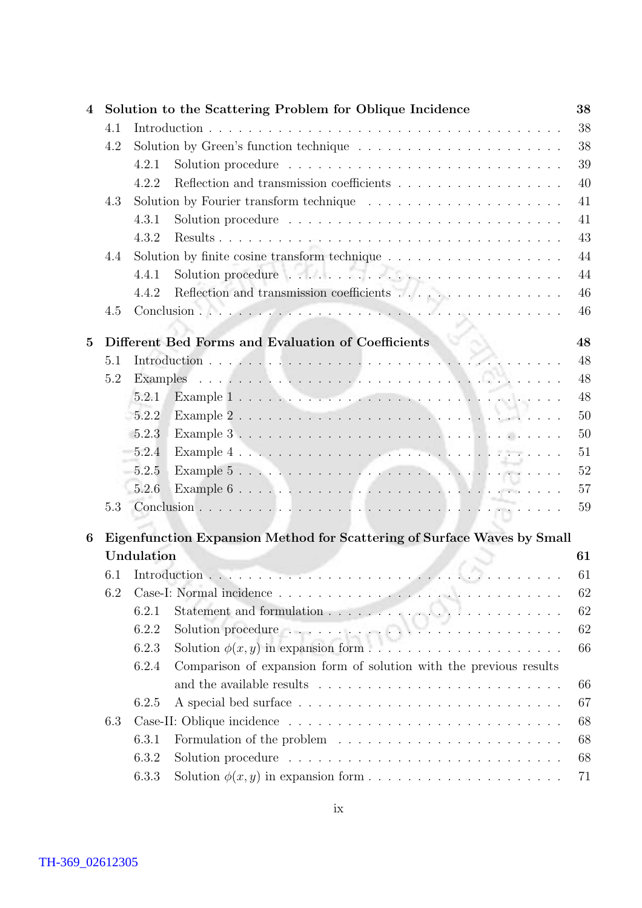| | | |
|---|---|---|
| **4** | **Solution to the Scattering Problem for Oblique Incidence** | **38** |
| 4.1 | Introduction | 38 |
| 4.2 | Solution by Green's function technique | 38 |
| 4.2.1 | Solution procedure | 39 |
| 4.2.2 | Reflection and transmission coefficients | 40 |
| 4.3 | Solution by Fourier transform technique | 41 |
| 4.3.1 | Solution procedure | 41 |
| 4.3.2 | Results | 43 |
| 4.4 | Solution by finite cosine transform technique | 44 |
| 4.4.1 | Solution procedure | 44 |
| 4.4.2 | Reflection and transmission coefficients | 46 |
| 4.5 | Conclusion | 46 |
| **5** | **Different Bed Forms and Evaluation of Coefficients** | **48** |
| 5.1 | Introduction | 48 |
| 5.2 | Examples | 48 |
| 5.2.1 | Example 1 | 48 |
| 5.2.2 | Example 2 | 50 |
| 5.2.3 | Example 3 | 50 |
| 5.2.4 | Example 4 | 51 |
| 5.2.5 | Example 5 | 52 |
| 5.2.6 | Example 6 | 57 |
| 5.3 | Conclusion | 59 |
| **6** | **Eigenfunction Expansion Method for Scattering of Surface Waves by Small Undulation** | **61** |
| 6.1 | Introduction | 61 |
| 6.2 | Case-I: Normal incidence | 62 |
| 6.2.1 | Statement and formulation | 62 |
| 6.2.2 | Solution procedure | 62 |
| 6.2.3 | Solution $\phi(x, y)$ in expansion form | 66 |
| 6.2.4 | Comparison of expansion form of solution with the previous results and the available results | 66 |
| 6.2.5 | A special bed surface | 67 |
| 6.3 | Case-II: Oblique incidence | 68 |
| 6.3.1 | Formulation of the problem | 68 |
| 6.3.2 | Solution procedure | 68 |
| 6.3.3 | Solution $\phi(x, y)$ in expansion form | 71 |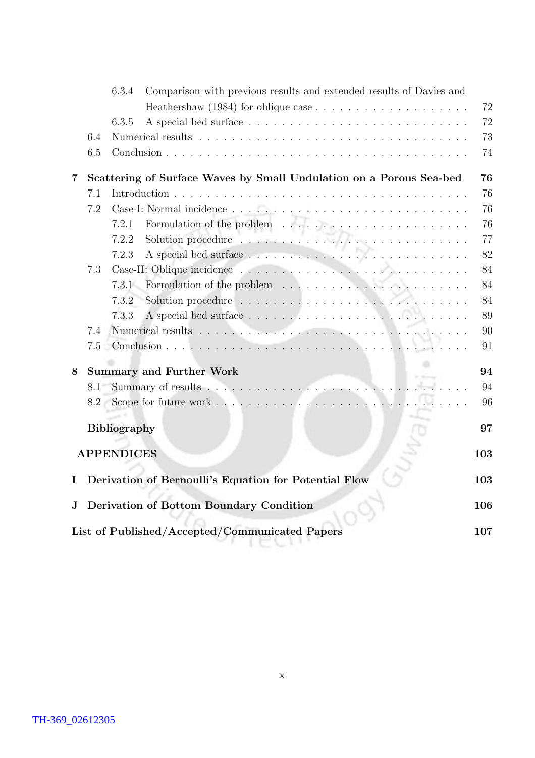- 6.3.4 Comparison with previous results and extended results of Davies and Heathershaw (1984) for oblique case . . . . . 72
- 6.3.5 A special bed surface . . . . . 72
- 6.4 Numerical results . . . . . 73
- 6.5 Conclusion . . . . . 74

**7 Scattering of Surface Waves by Small Undulation on a Porous Sea-bed** **76**

- 7.1 Introduction . . . . . 76
- 7.2 Case-I: Normal incidence . . . . . 76
  - 7.2.1 Formulation of the problem . . . . . 76
  - 7.2.2 Solution procedure . . . . . 77
  - 7.2.3 A special bed surface . . . . . 82
- 7.3 Case-II: Oblique incidence . . . . . 84
  - 7.3.1 Formulation of the problem . . . . . 84
  - 7.3.2 Solution procedure . . . . . 84
  - 7.3.3 A special bed surface . . . . . 89
- 7.4 Numerical results . . . . . 90
- 7.5 Conclusion . . . . . 91

**8 Summary and Further Work** **94**

- 8.1 Summary of results . . . . . 94
- 8.2 Scope for future work . . . . . 96

**Bibliography** **97**

**APPENDICES** **103**

**I Derivation of Bernoulli's Equation for Potential Flow** **103**

**J Derivation of Bottom Boundary Condition** **106**

**List of Published/Accepted/Communicated Papers** **107**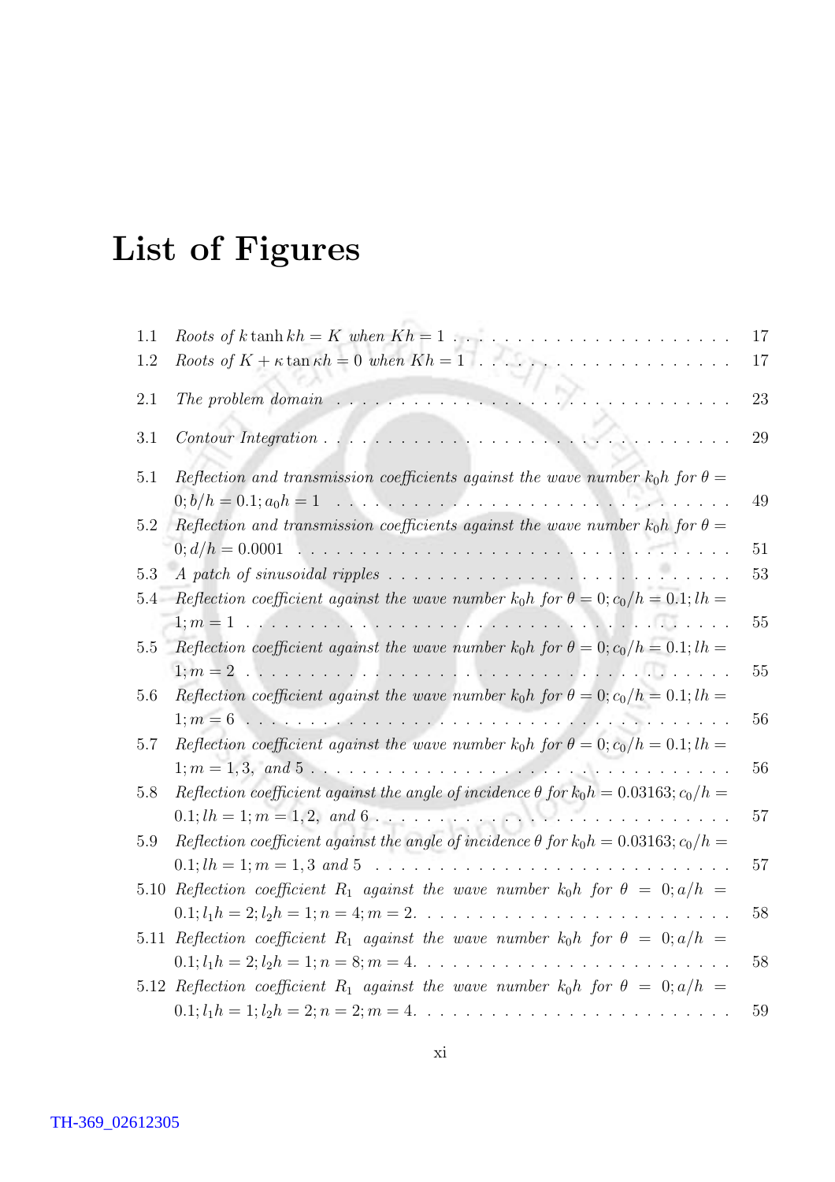# List of Figures

1.1 *Roots of* $k \tanh kh = K$ *when* $Kh = 1$ . . . . . . . . . . 17

1.2 *Roots of* $K + \kappa \tan \kappa h = 0$ *when* $Kh = 1$ . . . . . . . . . . 17

2.1 *The problem domain* . . . . . . . . . . 23

3.1 *Contour Integration* . . . . . . . . . . 29

5.1 *Reflection and transmission coefficients against the wave number* $k_0h$ *for* $\theta = 0; b/h = 0.1; a_0h = 1$ . . . . . . . . . . 49

5.2 *Reflection and transmission coefficients against the wave number* $k_0h$ *for* $\theta = 0; d/h = 0.0001$ . . . . . . . . . . 51

5.3 *A patch of sinusoidal ripples* . . . . . . . . . . 53

5.4 *Reflection coefficient against the wave number* $k_0h$ *for* $\theta = 0; c_0/h = 0.1; lh = 1; m = 1$ . . . . . . . . . . 55

5.5 *Reflection coefficient against the wave number* $k_0h$ *for* $\theta = 0; c_0/h = 0.1; lh = 1; m = 2$ . . . . . . . . . . 55

5.6 *Reflection coefficient against the wave number* $k_0h$ *for* $\theta = 0; c_0/h = 0.1; lh = 1; m = 6$ . . . . . . . . . . 56

5.7 *Reflection coefficient against the wave number* $k_0h$ *for* $\theta = 0; c_0/h = 0.1; lh = 1; m = 1, 3,$ *and* $5$ . . . . . . . . . . 56

5.8 *Reflection coefficient against the angle of incidence* $\theta$ *for* $k_0h = 0.03163; c_0/h = 0.1; lh = 1; m = 1, 2,$ *and* $6$ . . . . . . . . . . 57

5.9 *Reflection coefficient against the angle of incidence* $\theta$ *for* $k_0h = 0.03163; c_0/h = 0.1; lh = 1; m = 1, 3$ *and* $5$ . . . . . . . . . . 57

5.10 *Reflection coefficient* $R_1$ *against the wave number* $k_0h$ *for* $\theta = 0; a/h = 0.1; l_1h = 2; l_2h = 1; n = 4; m = 2.$ . . . . . . . . . . 58

5.11 *Reflection coefficient* $R_1$ *against the wave number* $k_0h$ *for* $\theta = 0; a/h = 0.1; l_1h = 2; l_2h = 1; n = 8; m = 4.$ . . . . . . . . . . 58

5.12 *Reflection coefficient* $R_1$ *against the wave number* $k_0h$ *for* $\theta = 0; a/h = 0.1; l_1h = 1; l_2h = 2; n = 2; m = 4.$ . . . . . . . . . . 59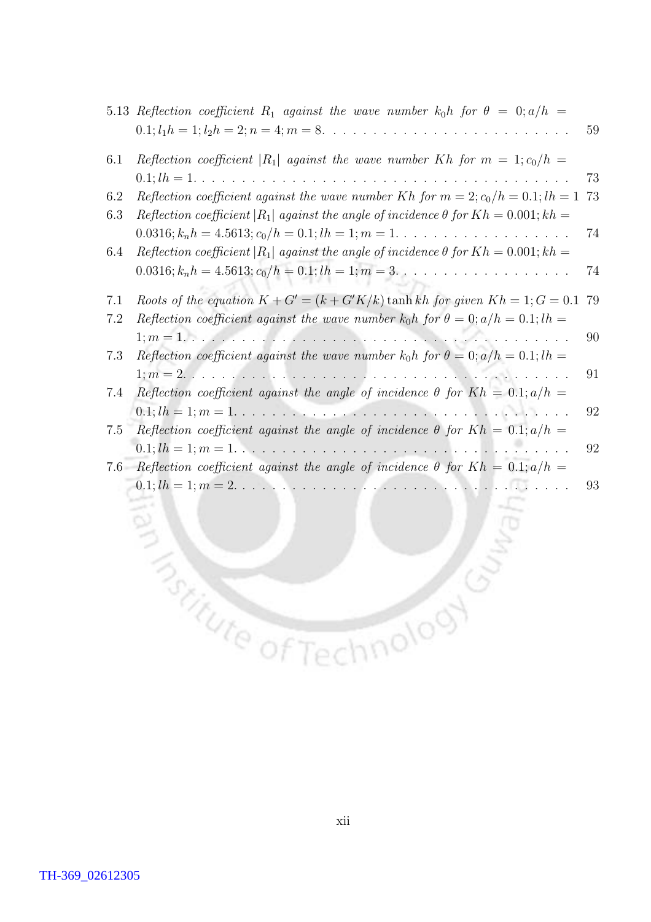5.13 *Reflection coefficient* $R_1$ *against the wave number* $k_0h$ *for* $\theta = 0; a/h = 0.1; l_1h = 1; l_2h = 2; n = 4; m = 8$. . . . . . . . . . . . . . . . . . . . . . . . 59

6.1 *Reflection coefficient* $|R_1|$ *against the wave number* $Kh$ *for* $m = 1; c_0/h = 0.1; lh = 1$. . . . . . . . . . . . . . . . . . . . . . . . . . . . . . . . . . . . . . 73

6.2 *Reflection coefficient against the wave number* $Kh$ *for* $m = 2; c_0/h = 0.1; lh = 1$ 73

6.3 *Reflection coefficient* $|R_1|$ *against the angle of incidence* $\theta$ *for* $Kh = 0.001; kh = 0.0316; k_nh = 4.5613; c_0/h = 0.1; lh = 1; m = 1$. . . . . . . . . . . . . . . . . . 74

6.4 *Reflection coefficient* $|R_1|$ *against the angle of incidence* $\theta$ *for* $Kh = 0.001; kh = 0.0316; k_nh = 4.5613; c_0/h = 0.1; lh = 1; m = 3$. . . . . . . . . . . . . . . . . . 74

7.1 *Roots of the equation* $K + G' = (k + G'K/k) \tanh kh$ *for given* $Kh = 1; G = 0.1$ 79

7.2 *Reflection coefficient against the wave number* $k_0h$ *for* $\theta = 0; a/h = 0.1; lh = 1; m = 1$. . . . . . . . . . . . . . . . . . . . . . . . . . . . . . . . . . . . . . . 90

7.3 *Reflection coefficient against the wave number* $k_0h$ *for* $\theta = 0; a/h = 0.1; lh = 1; m = 2$. . . . . . . . . . . . . . . . . . . . . . . . . . . . . . . . . . . . . . . 91

7.4 *Reflection coefficient against the angle of incidence* $\theta$ *for* $Kh = 0.1; a/h = 0.1; lh = 1; m = 1$. . . . . . . . . . . . . . . . . . . . . . . . . . . . . . . . . . . . . . 92

7.5 *Reflection coefficient against the angle of incidence* $\theta$ *for* $Kh = 0.1; a/h = 0.1; lh = 1; m = 1$. . . . . . . . . . . . . . . . . . . . . . . . . . . . . . . . . . . . . . 92

7.6 *Reflection coefficient against the angle of incidence* $\theta$ *for* $Kh = 0.1; a/h = 0.1; lh = 1; m = 2$. . . . . . . . . . . . . . . . . . . . . . . . . . . . . . . . . . . . . . 93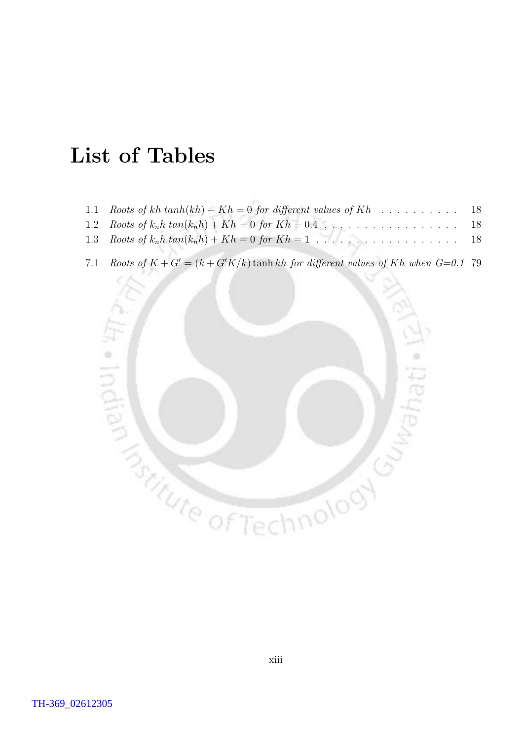# List of Tables

1.1 *Roots of* $kh\ tanh(kh) - Kh = 0$ *for different values of* $Kh$ . . . . . . . . . . 18

1.2 *Roots of* $k_n h\ tan(k_n h) + Kh = 0$ *for* $Kh = 0.4$ . . . . . . . . . . . . . . . . . 18

1.3 *Roots of* $k_n h\ tan(k_n h) + Kh = 0$ *for* $Kh = 1$ . . . . . . . . . . . . . . . . . . 18

7.1 *Roots of* $K + G' = (k + G'K/k) \tanh kh$ *for different values of* $Kh$ *when G=0.1* 79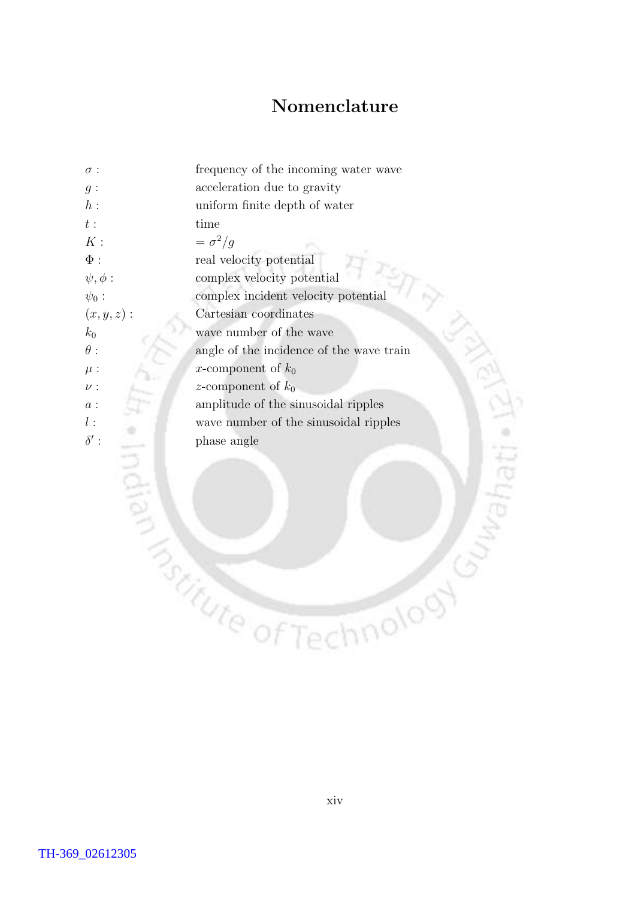# Nomenclature

| | |
|---|---|
| $\sigma$ : | frequency of the incoming water wave |
| $g$ : | acceleration due to gravity |
| $h$ : | uniform finite depth of water |
| $t$ : | time |
| $K$ : | $= \sigma^2/g$ |
| $\Phi$ : | real velocity potential |
| $\psi, \phi$ : | complex velocity potential |
| $\psi_0$ : | complex incident velocity potential |
| $(x, y, z)$ : | Cartesian coordinates |
| $k_0$ | wave number of the wave |
| $\theta$ : | angle of the incidence of the wave train |
| $\mu$ : | $x$-component of $k_0$ |
| $\nu$ : | $z$-component of $k_0$ |
| $a$ : | amplitude of the sinusoidal ripples |
| $l$ : | wave number of the sinusoidal ripples |
| $\delta'$ : | phase angle |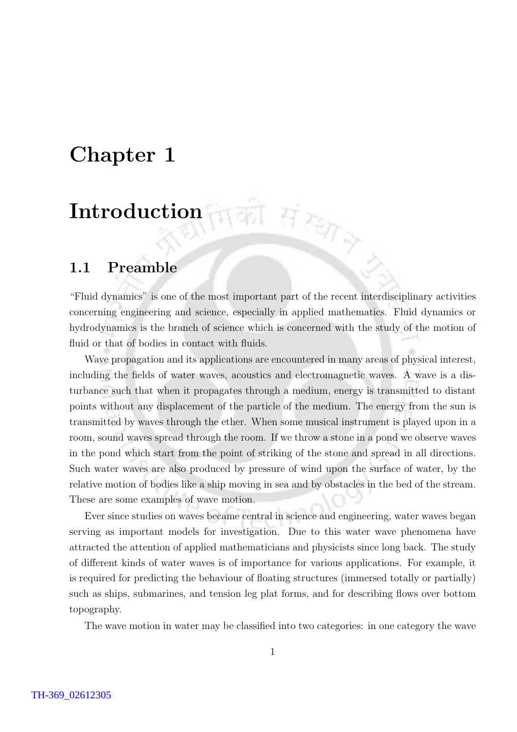# Chapter 1

# Introduction

## 1.1 Preamble

"Fluid dynamics" is one of the most important part of the recent interdisciplinary activities concerning engineering and science, especially in applied mathematics. Fluid dynamics or hydrodynamics is the branch of science which is concerned with the study of the motion of fluid or that of bodies in contact with fluids.

Wave propagation and its applications are encountered in many areas of physical interest, including the fields of water waves, acoustics and electromagnetic waves. A wave is a disturbance such that when it propagates through a medium, energy is transmitted to distant points without any displacement of the particle of the medium. The energy from the sun is transmitted by waves through the ether. When some musical instrument is played upon in a room, sound waves spread through the room. If we throw a stone in a pond we observe waves in the pond which start from the point of striking of the stone and spread in all directions. Such water waves are also produced by pressure of wind upon the surface of water, by the relative motion of bodies like a ship moving in sea and by obstacles in the bed of the stream. These are some examples of wave motion.

Ever since studies on waves became central in science and engineering, water waves began serving as important models for investigation. Due to this water wave phenomena have attracted the attention of applied mathematicians and physicists since long back. The study of different kinds of water waves is of importance for various applications. For example, it is required for predicting the behaviour of floating structures (immersed totally or partially) such as ships, submarines, and tension leg plat forms, and for describing flows over bottom topography.

The wave motion in water may be classified into two categories: in one category the wave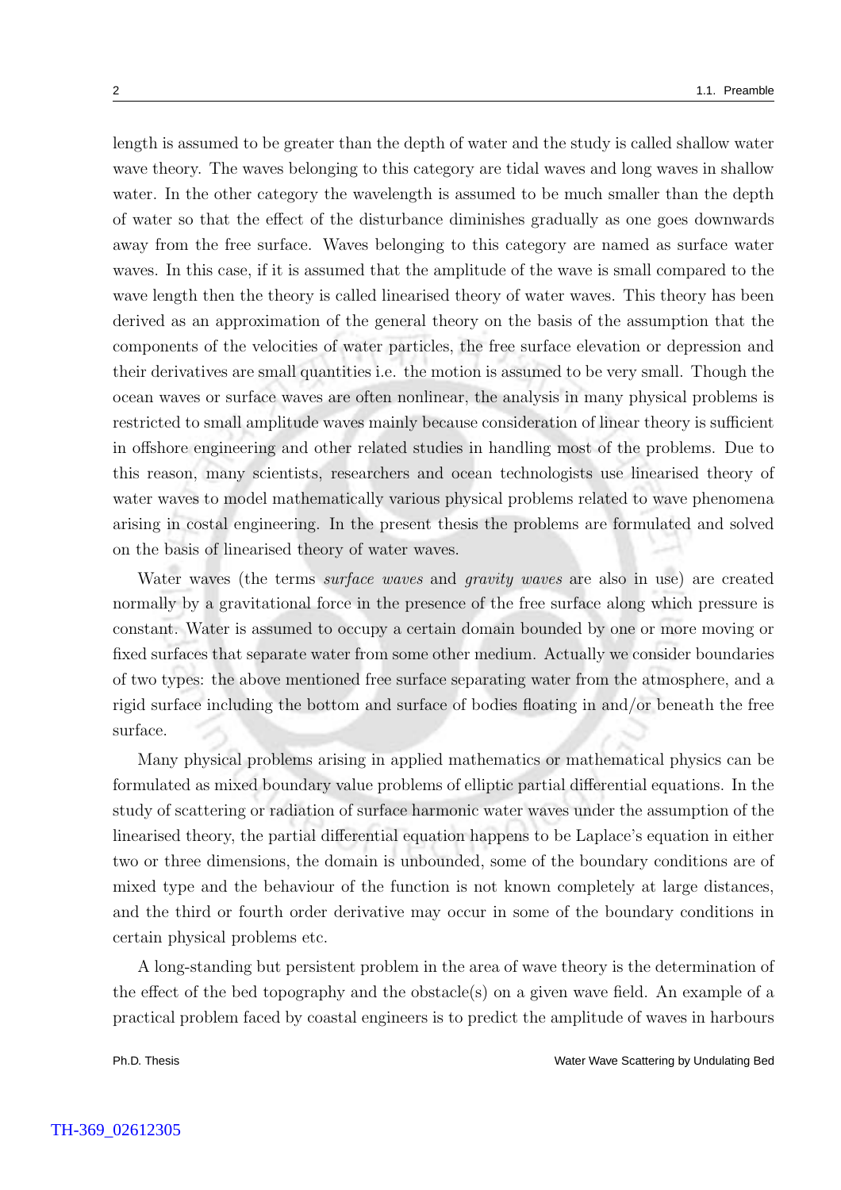length is assumed to be greater than the depth of water and the study is called shallow water wave theory. The waves belonging to this category are tidal waves and long waves in shallow water. In the other category the wavelength is assumed to be much smaller than the depth of water so that the effect of the disturbance diminishes gradually as one goes downwards away from the free surface. Waves belonging to this category are named as surface water waves. In this case, if it is assumed that the amplitude of the wave is small compared to the wave length then the theory is called linearised theory of water waves. This theory has been derived as an approximation of the general theory on the basis of the assumption that the components of the velocities of water particles, the free surface elevation or depression and their derivatives are small quantities i.e. the motion is assumed to be very small. Though the ocean waves or surface waves are often nonlinear, the analysis in many physical problems is restricted to small amplitude waves mainly because consideration of linear theory is sufficient in offshore engineering and other related studies in handling most of the problems. Due to this reason, many scientists, researchers and ocean technologists use linearised theory of water waves to model mathematically various physical problems related to wave phenomena arising in costal engineering. In the present thesis the problems are formulated and solved on the basis of linearised theory of water waves.

Water waves (the terms *surface waves* and *gravity waves* are also in use) are created normally by a gravitational force in the presence of the free surface along which pressure is constant. Water is assumed to occupy a certain domain bounded by one or more moving or fixed surfaces that separate water from some other medium. Actually we consider boundaries of two types: the above mentioned free surface separating water from the atmosphere, and a rigid surface including the bottom and surface of bodies floating in and/or beneath the free surface.

Many physical problems arising in applied mathematics or mathematical physics can be formulated as mixed boundary value problems of elliptic partial differential equations. In the study of scattering or radiation of surface harmonic water waves under the assumption of the linearised theory, the partial differential equation happens to be Laplace's equation in either two or three dimensions, the domain is unbounded, some of the boundary conditions are of mixed type and the behaviour of the function is not known completely at large distances, and the third or fourth order derivative may occur in some of the boundary conditions in certain physical problems etc.

A long-standing but persistent problem in the area of wave theory is the determination of the effect of the bed topography and the obstacle(s) on a given wave field. An example of a practical problem faced by coastal engineers is to predict the amplitude of waves in harbours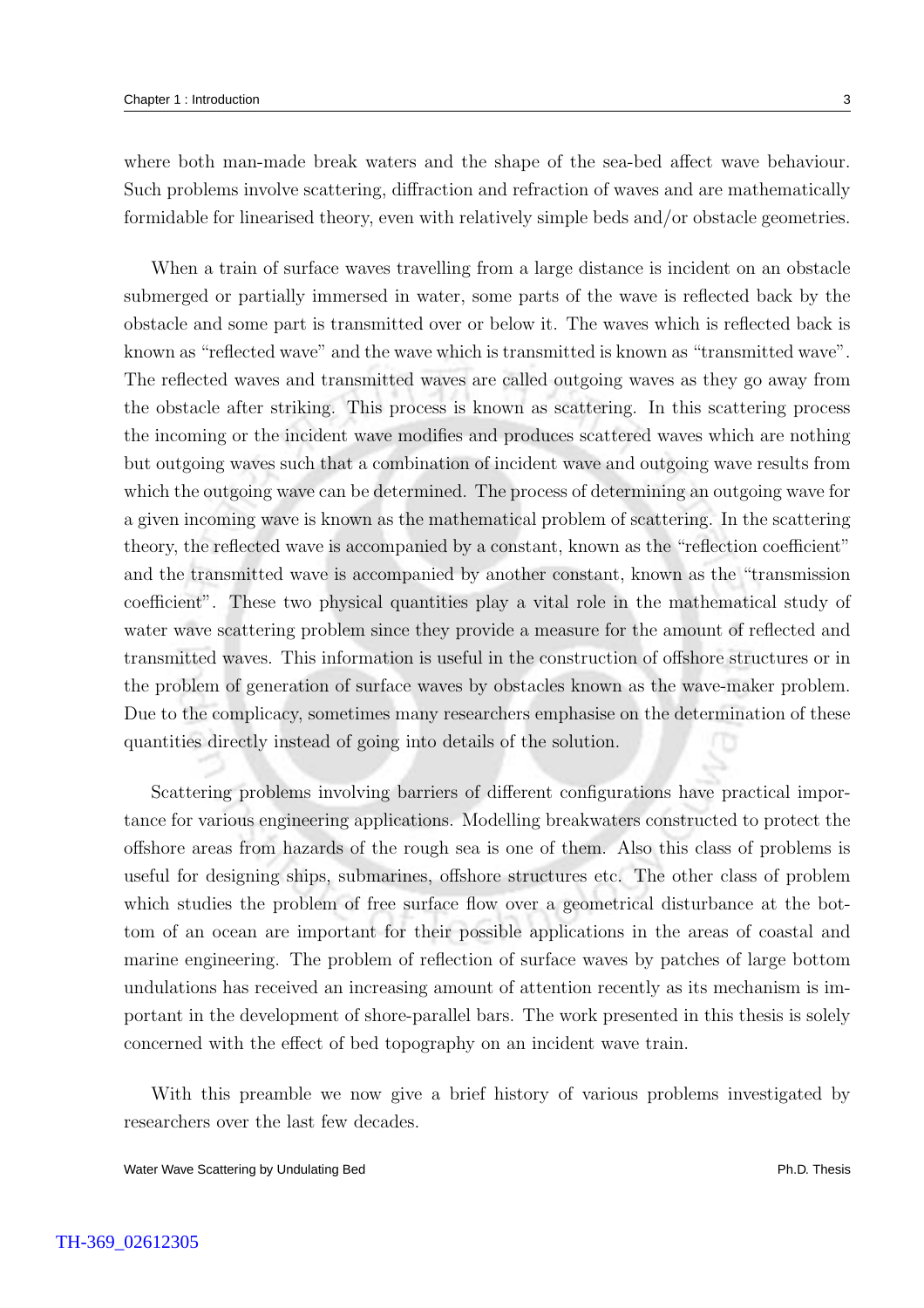where both man-made break waters and the shape of the sea-bed affect wave behaviour. Such problems involve scattering, diffraction and refraction of waves and are mathematically formidable for linearised theory, even with relatively simple beds and/or obstacle geometries.

When a train of surface waves travelling from a large distance is incident on an obstacle submerged or partially immersed in water, some parts of the wave is reflected back by the obstacle and some part is transmitted over or below it. The waves which is reflected back is known as "reflected wave" and the wave which is transmitted is known as "transmitted wave". The reflected waves and transmitted waves are called outgoing waves as they go away from the obstacle after striking. This process is known as scattering. In this scattering process the incoming or the incident wave modifies and produces scattered waves which are nothing but outgoing waves such that a combination of incident wave and outgoing wave results from which the outgoing wave can be determined. The process of determining an outgoing wave for a given incoming wave is known as the mathematical problem of scattering. In the scattering theory, the reflected wave is accompanied by a constant, known as the "reflection coefficient" and the transmitted wave is accompanied by another constant, known as the "transmission coefficient". These two physical quantities play a vital role in the mathematical study of water wave scattering problem since they provide a measure for the amount of reflected and transmitted waves. This information is useful in the construction of offshore structures or in the problem of generation of surface waves by obstacles known as the wave-maker problem. Due to the complicacy, sometimes many researchers emphasise on the determination of these quantities directly instead of going into details of the solution.

Scattering problems involving barriers of different configurations have practical importance for various engineering applications. Modelling breakwaters constructed to protect the offshore areas from hazards of the rough sea is one of them. Also this class of problems is useful for designing ships, submarines, offshore structures etc. The other class of problem which studies the problem of free surface flow over a geometrical disturbance at the bottom of an ocean are important for their possible applications in the areas of coastal and marine engineering. The problem of reflection of surface waves by patches of large bottom undulations has received an increasing amount of attention recently as its mechanism is important in the development of shore-parallel bars. The work presented in this thesis is solely concerned with the effect of bed topography on an incident wave train.

With this preamble we now give a brief history of various problems investigated by researchers over the last few decades.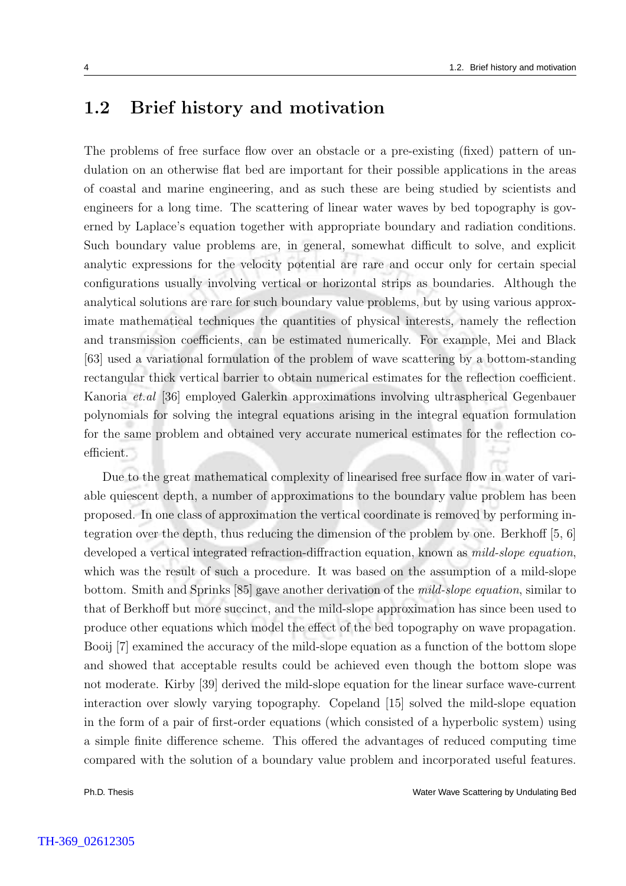## 1.2 Brief history and motivation

The problems of free surface flow over an obstacle or a pre-existing (fixed) pattern of undulation on an otherwise flat bed are important for their possible applications in the areas of coastal and marine engineering, and as such these are being studied by scientists and engineers for a long time. The scattering of linear water waves by bed topography is governed by Laplace's equation together with appropriate boundary and radiation conditions. Such boundary value problems are, in general, somewhat difficult to solve, and explicit analytic expressions for the velocity potential are rare and occur only for certain special configurations usually involving vertical or horizontal strips as boundaries. Although the analytical solutions are rare for such boundary value problems, but by using various approximate mathematical techniques the quantities of physical interests, namely the reflection and transmission coefficients, can be estimated numerically. For example, Mei and Black [63] used a variational formulation of the problem of wave scattering by a bottom-standing rectangular thick vertical barrier to obtain numerical estimates for the reflection coefficient. Kanoria *et.al* [36] employed Galerkin approximations involving ultraspherical Gegenbauer polynomials for solving the integral equations arising in the integral equation formulation for the same problem and obtained very accurate numerical estimates for the reflection coefficient.

Due to the great mathematical complexity of linearised free surface flow in water of variable quiescent depth, a number of approximations to the boundary value problem has been proposed. In one class of approximation the vertical coordinate is removed by performing integration over the depth, thus reducing the dimension of the problem by one. Berkhoff [5, 6] developed a vertical integrated refraction-diffraction equation, known as *mild-slope equation*, which was the result of such a procedure. It was based on the assumption of a mild-slope bottom. Smith and Sprinks [85] gave another derivation of the *mild-slope equation*, similar to that of Berkhoff but more succinct, and the mild-slope approximation has since been used to produce other equations which model the effect of the bed topography on wave propagation. Booij [7] examined the accuracy of the mild-slope equation as a function of the bottom slope and showed that acceptable results could be achieved even though the bottom slope was not moderate. Kirby [39] derived the mild-slope equation for the linear surface wave-current interaction over slowly varying topography. Copeland [15] solved the mild-slope equation in the form of a pair of first-order equations (which consisted of a hyperbolic system) using a simple finite difference scheme. This offered the advantages of reduced computing time compared with the solution of a boundary value problem and incorporated useful features.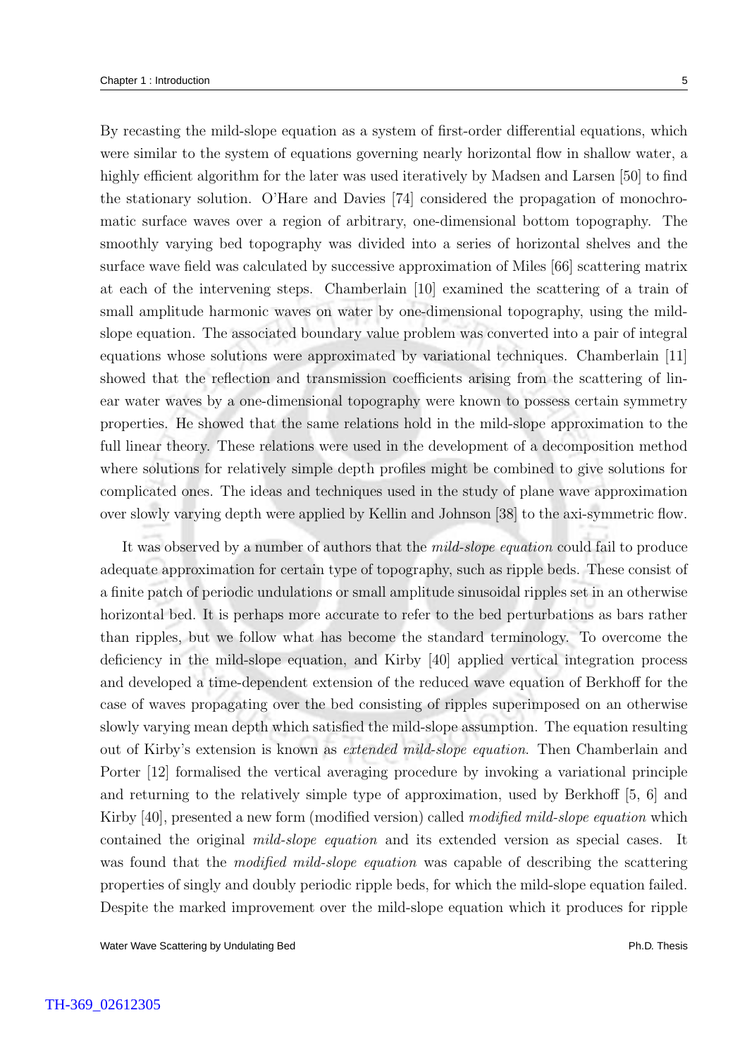By recasting the mild-slope equation as a system of first-order differential equations, which were similar to the system of equations governing nearly horizontal flow in shallow water, a highly efficient algorithm for the later was used iteratively by Madsen and Larsen [50] to find the stationary solution. O'Hare and Davies [74] considered the propagation of monochromatic surface waves over a region of arbitrary, one-dimensional bottom topography. The smoothly varying bed topography was divided into a series of horizontal shelves and the surface wave field was calculated by successive approximation of Miles [66] scattering matrix at each of the intervening steps. Chamberlain [10] examined the scattering of a train of small amplitude harmonic waves on water by one-dimensional topography, using the mild-slope equation. The associated boundary value problem was converted into a pair of integral equations whose solutions were approximated by variational techniques. Chamberlain [11] showed that the reflection and transmission coefficients arising from the scattering of linear water waves by a one-dimensional topography were known to possess certain symmetry properties. He showed that the same relations hold in the mild-slope approximation to the full linear theory. These relations were used in the development of a decomposition method where solutions for relatively simple depth profiles might be combined to give solutions for complicated ones. The ideas and techniques used in the study of plane wave approximation over slowly varying depth were applied by Kellin and Johnson [38] to the axi-symmetric flow.

It was observed by a number of authors that the *mild-slope equation* could fail to produce adequate approximation for certain type of topography, such as ripple beds. These consist of a finite patch of periodic undulations or small amplitude sinusoidal ripples set in an otherwise horizontal bed. It is perhaps more accurate to refer to the bed perturbations as bars rather than ripples, but we follow what has become the standard terminology. To overcome the deficiency in the mild-slope equation, and Kirby [40] applied vertical integration process and developed a time-dependent extension of the reduced wave equation of Berkhoff for the case of waves propagating over the bed consisting of ripples superimposed on an otherwise slowly varying mean depth which satisfied the mild-slope assumption. The equation resulting out of Kirby's extension is known as *extended mild-slope equation*. Then Chamberlain and Porter [12] formalised the vertical averaging procedure by invoking a variational principle and returning to the relatively simple type of approximation, used by Berkhoff [5, 6] and Kirby [40], presented a new form (modified version) called *modified mild-slope equation* which contained the original *mild-slope equation* and its extended version as special cases. It was found that the *modified mild-slope equation* was capable of describing the scattering properties of singly and doubly periodic ripple beds, for which the mild-slope equation failed. Despite the marked improvement over the mild-slope equation which it produces for ripple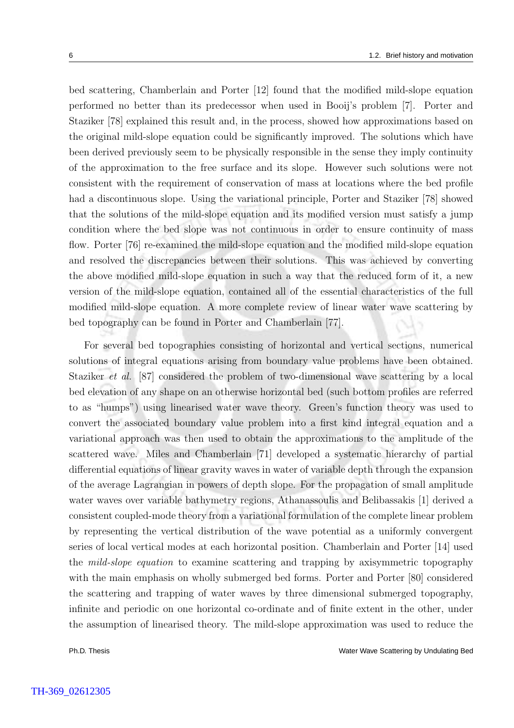bed scattering, Chamberlain and Porter [12] found that the modified mild-slope equation performed no better than its predecessor when used in Booij's problem [7]. Porter and Staziker [78] explained this result and, in the process, showed how approximations based on the original mild-slope equation could be significantly improved. The solutions which have been derived previously seem to be physically responsible in the sense they imply continuity of the approximation to the free surface and its slope. However such solutions were not consistent with the requirement of conservation of mass at locations where the bed profile had a discontinuous slope. Using the variational principle, Porter and Staziker [78] showed that the solutions of the mild-slope equation and its modified version must satisfy a jump condition where the bed slope was not continuous in order to ensure continuity of mass flow. Porter [76] re-examined the mild-slope equation and the modified mild-slope equation and resolved the discrepancies between their solutions. This was achieved by converting the above modified mild-slope equation in such a way that the reduced form of it, a new version of the mild-slope equation, contained all of the essential characteristics of the full modified mild-slope equation. A more complete review of linear water wave scattering by bed topography can be found in Porter and Chamberlain [77].

For several bed topographies consisting of horizontal and vertical sections, numerical solutions of integral equations arising from boundary value problems have been obtained. Staziker *et al.* [87] considered the problem of two-dimensional wave scattering by a local bed elevation of any shape on an otherwise horizontal bed (such bottom profiles are referred to as "humps") using linearised water wave theory. Green's function theory was used to convert the associated boundary value problem into a first kind integral equation and a variational approach was then used to obtain the approximations to the amplitude of the scattered wave. Miles and Chamberlain [71] developed a systematic hierarchy of partial differential equations of linear gravity waves in water of variable depth through the expansion of the average Lagrangian in powers of depth slope. For the propagation of small amplitude water waves over variable bathymetry regions, Athanassoulis and Belibassakis [1] derived a consistent coupled-mode theory from a variational formulation of the complete linear problem by representing the vertical distribution of the wave potential as a uniformly convergent series of local vertical modes at each horizontal position. Chamberlain and Porter [14] used the *mild-slope equation* to examine scattering and trapping by axisymmetric topography with the main emphasis on wholly submerged bed forms. Porter and Porter [80] considered the scattering and trapping of water waves by three dimensional submerged topography, infinite and periodic on one horizontal co-ordinate and of finite extent in the other, under the assumption of linearised theory. The mild-slope approximation was used to reduce the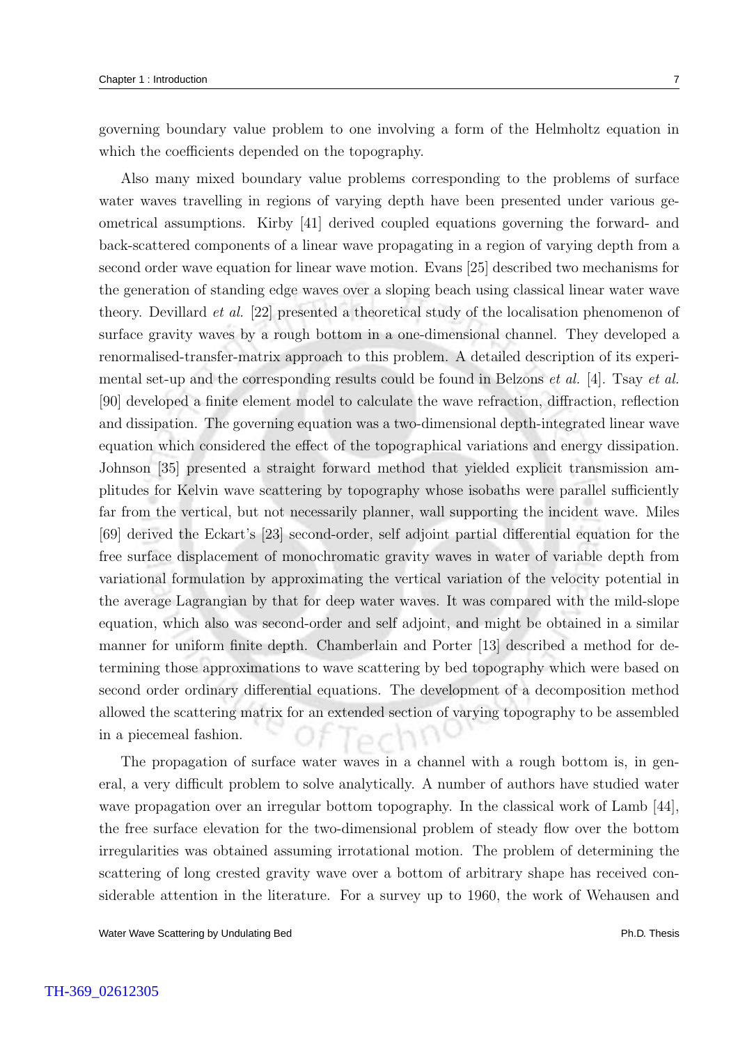governing boundary value problem to one involving a form of the Helmholtz equation in which the coefficients depended on the topography.

Also many mixed boundary value problems corresponding to the problems of surface water waves travelling in regions of varying depth have been presented under various geometrical assumptions. Kirby [41] derived coupled equations governing the forward- and back-scattered components of a linear wave propagating in a region of varying depth from a second order wave equation for linear wave motion. Evans [25] described two mechanisms for the generation of standing edge waves over a sloping beach using classical linear water wave theory. Devillard *et al.* [22] presented a theoretical study of the localisation phenomenon of surface gravity waves by a rough bottom in a one-dimensional channel. They developed a renormalised-transfer-matrix approach to this problem. A detailed description of its experimental set-up and the corresponding results could be found in Belzons *et al.* [4]. Tsay *et al.* [90] developed a finite element model to calculate the wave refraction, diffraction, reflection and dissipation. The governing equation was a two-dimensional depth-integrated linear wave equation which considered the effect of the topographical variations and energy dissipation. Johnson [35] presented a straight forward method that yielded explicit transmission amplitudes for Kelvin wave scattering by topography whose isobaths were parallel sufficiently far from the vertical, but not necessarily planner, wall supporting the incident wave. Miles [69] derived the Eckart's [23] second-order, self adjoint partial differential equation for the free surface displacement of monochromatic gravity waves in water of variable depth from variational formulation by approximating the vertical variation of the velocity potential in the average Lagrangian by that for deep water waves. It was compared with the mild-slope equation, which also was second-order and self adjoint, and might be obtained in a similar manner for uniform finite depth. Chamberlain and Porter [13] described a method for determining those approximations to wave scattering by bed topography which were based on second order ordinary differential equations. The development of a decomposition method allowed the scattering matrix for an extended section of varying topography to be assembled in a piecemeal fashion.

The propagation of surface water waves in a channel with a rough bottom is, in general, a very difficult problem to solve analytically. A number of authors have studied water wave propagation over an irregular bottom topography. In the classical work of Lamb [44], the free surface elevation for the two-dimensional problem of steady flow over the bottom irregularities was obtained assuming irrotational motion. The problem of determining the scattering of long crested gravity wave over a bottom of arbitrary shape has received considerable attention in the literature. For a survey up to 1960, the work of Wehausen and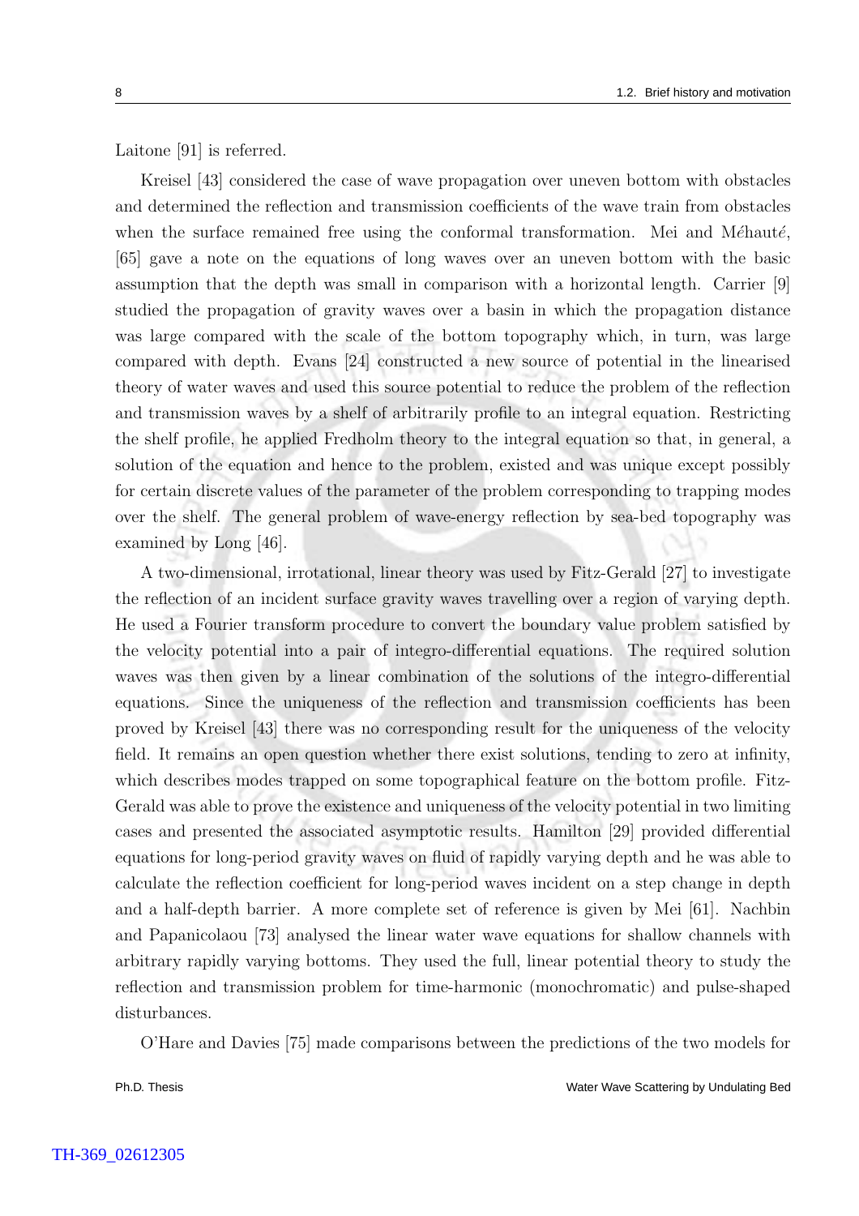Laitone [91] is referred.

Kreisel [43] considered the case of wave propagation over uneven bottom with obstacles and determined the reflection and transmission coefficients of the wave train from obstacles when the surface remained free using the conformal transformation. Mei and Méhauté, [65] gave a note on the equations of long waves over an uneven bottom with the basic assumption that the depth was small in comparison with a horizontal length. Carrier [9] studied the propagation of gravity waves over a basin in which the propagation distance was large compared with the scale of the bottom topography which, in turn, was large compared with depth. Evans [24] constructed a new source of potential in the linearised theory of water waves and used this source potential to reduce the problem of the reflection and transmission waves by a shelf of arbitrarily profile to an integral equation. Restricting the shelf profile, he applied Fredholm theory to the integral equation so that, in general, a solution of the equation and hence to the problem, existed and was unique except possibly for certain discrete values of the parameter of the problem corresponding to trapping modes over the shelf. The general problem of wave-energy reflection by sea-bed topography was examined by Long [46].

A two-dimensional, irrotational, linear theory was used by Fitz-Gerald [27] to investigate the reflection of an incident surface gravity waves travelling over a region of varying depth. He used a Fourier transform procedure to convert the boundary value problem satisfied by the velocity potential into a pair of integro-differential equations. The required solution waves was then given by a linear combination of the solutions of the integro-differential equations. Since the uniqueness of the reflection and transmission coefficients has been proved by Kreisel [43] there was no corresponding result for the uniqueness of the velocity field. It remains an open question whether there exist solutions, tending to zero at infinity, which describes modes trapped on some topographical feature on the bottom profile. Fitz-Gerald was able to prove the existence and uniqueness of the velocity potential in two limiting cases and presented the associated asymptotic results. Hamilton [29] provided differential equations for long-period gravity waves on fluid of rapidly varying depth and he was able to calculate the reflection coefficient for long-period waves incident on a step change in depth and a half-depth barrier. A more complete set of reference is given by Mei [61]. Nachbin and Papanicolaou [73] analysed the linear water wave equations for shallow channels with arbitrary rapidly varying bottoms. They used the full, linear potential theory to study the reflection and transmission problem for time-harmonic (monochromatic) and pulse-shaped disturbances.

O'Hare and Davies [75] made comparisons between the predictions of the two models for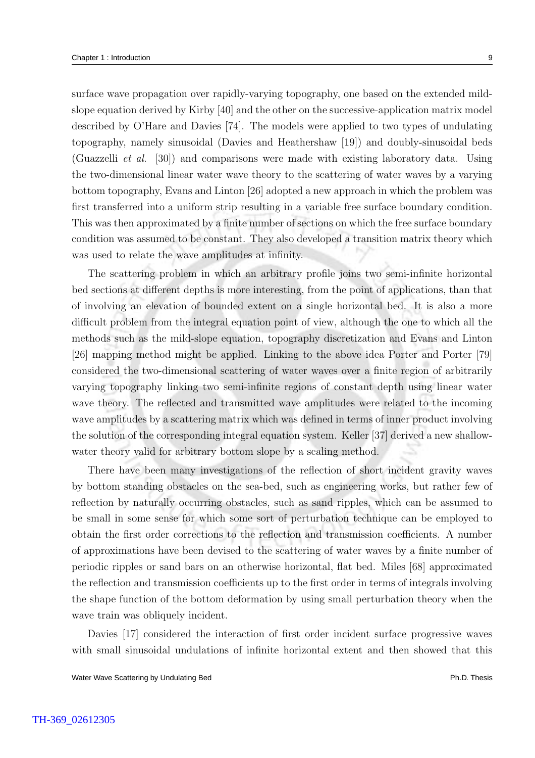surface wave propagation over rapidly-varying topography, one based on the extended mild-slope equation derived by Kirby [40] and the other on the successive-application matrix model described by O'Hare and Davies [74]. The models were applied to two types of undulating topography, namely sinusoidal (Davies and Heathershaw [19]) and doubly-sinusoidal beds (Guazzelli *et al.* [30]) and comparisons were made with existing laboratory data. Using the two-dimensional linear water wave theory to the scattering of water waves by a varying bottom topography, Evans and Linton [26] adopted a new approach in which the problem was first transferred into a uniform strip resulting in a variable free surface boundary condition. This was then approximated by a finite number of sections on which the free surface boundary condition was assumed to be constant. They also developed a transition matrix theory which was used to relate the wave amplitudes at infinity.

The scattering problem in which an arbitrary profile joins two semi-infinite horizontal bed sections at different depths is more interesting, from the point of applications, than that of involving an elevation of bounded extent on a single horizontal bed. It is also a more difficult problem from the integral equation point of view, although the one to which all the methods such as the mild-slope equation, topography discretization and Evans and Linton [26] mapping method might be applied. Linking to the above idea Porter and Porter [79] considered the two-dimensional scattering of water waves over a finite region of arbitrarily varying topography linking two semi-infinite regions of constant depth using linear water wave theory. The reflected and transmitted wave amplitudes were related to the incoming wave amplitudes by a scattering matrix which was defined in terms of inner product involving the solution of the corresponding integral equation system. Keller [37] derived a new shallow-water theory valid for arbitrary bottom slope by a scaling method.

There have been many investigations of the reflection of short incident gravity waves by bottom standing obstacles on the sea-bed, such as engineering works, but rather few of reflection by naturally occurring obstacles, such as sand ripples, which can be assumed to be small in some sense for which some sort of perturbation technique can be employed to obtain the first order corrections to the reflection and transmission coefficients. A number of approximations have been devised to the scattering of water waves by a finite number of periodic ripples or sand bars on an otherwise horizontal, flat bed. Miles [68] approximated the reflection and transmission coefficients up to the first order in terms of integrals involving the shape function of the bottom deformation by using small perturbation theory when the wave train was obliquely incident.

Davies [17] considered the interaction of first order incident surface progressive waves with small sinusoidal undulations of infinite horizontal extent and then showed that this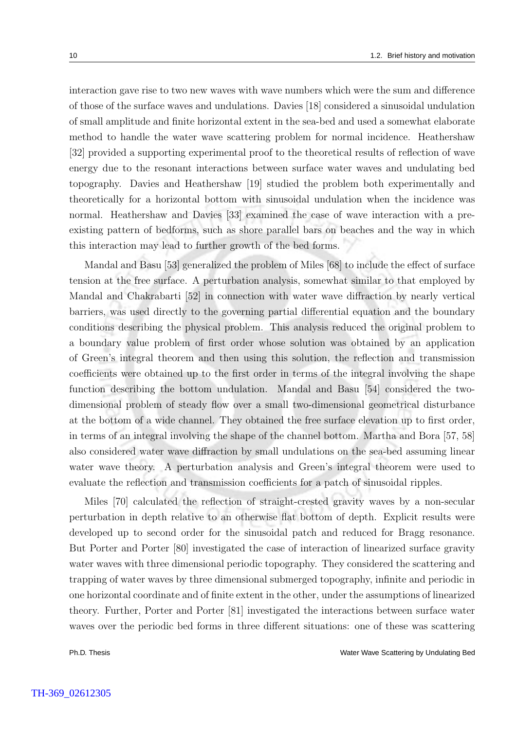interaction gave rise to two new waves with wave numbers which were the sum and difference of those of the surface waves and undulations. Davies [18] considered a sinusoidal undulation of small amplitude and finite horizontal extent in the sea-bed and used a somewhat elaborate method to handle the water wave scattering problem for normal incidence. Heathershaw [32] provided a supporting experimental proof to the theoretical results of reflection of wave energy due to the resonant interactions between surface water waves and undulating bed topography. Davies and Heathershaw [19] studied the problem both experimentally and theoretically for a horizontal bottom with sinusoidal undulation when the incidence was normal. Heathershaw and Davies [33] examined the case of wave interaction with a pre-existing pattern of bedforms, such as shore parallel bars on beaches and the way in which this interaction may lead to further growth of the bed forms.

Mandal and Basu [53] generalized the problem of Miles [68] to include the effect of surface tension at the free surface. A perturbation analysis, somewhat similar to that employed by Mandal and Chakrabarti [52] in connection with water wave diffraction by nearly vertical barriers, was used directly to the governing partial differential equation and the boundary conditions describing the physical problem. This analysis reduced the original problem to a boundary value problem of first order whose solution was obtained by an application of Green's integral theorem and then using this solution, the reflection and transmission coefficients were obtained up to the first order in terms of the integral involving the shape function describing the bottom undulation. Mandal and Basu [54] considered the two-dimensional problem of steady flow over a small two-dimensional geometrical disturbance at the bottom of a wide channel. They obtained the free surface elevation up to first order, in terms of an integral involving the shape of the channel bottom. Martha and Bora [57, 58] also considered water wave diffraction by small undulations on the sea-bed assuming linear water wave theory. A perturbation analysis and Green's integral theorem were used to evaluate the reflection and transmission coefficients for a patch of sinusoidal ripples.

Miles [70] calculated the reflection of straight-crested gravity waves by a non-secular perturbation in depth relative to an otherwise flat bottom of depth. Explicit results were developed up to second order for the sinusoidal patch and reduced for Bragg resonance. But Porter and Porter [80] investigated the case of interaction of linearized surface gravity water waves with three dimensional periodic topography. They considered the scattering and trapping of water waves by three dimensional submerged topography, infinite and periodic in one horizontal coordinate and of finite extent in the other, under the assumptions of linearized theory. Further, Porter and Porter [81] investigated the interactions between surface water waves over the periodic bed forms in three different situations: one of these was scattering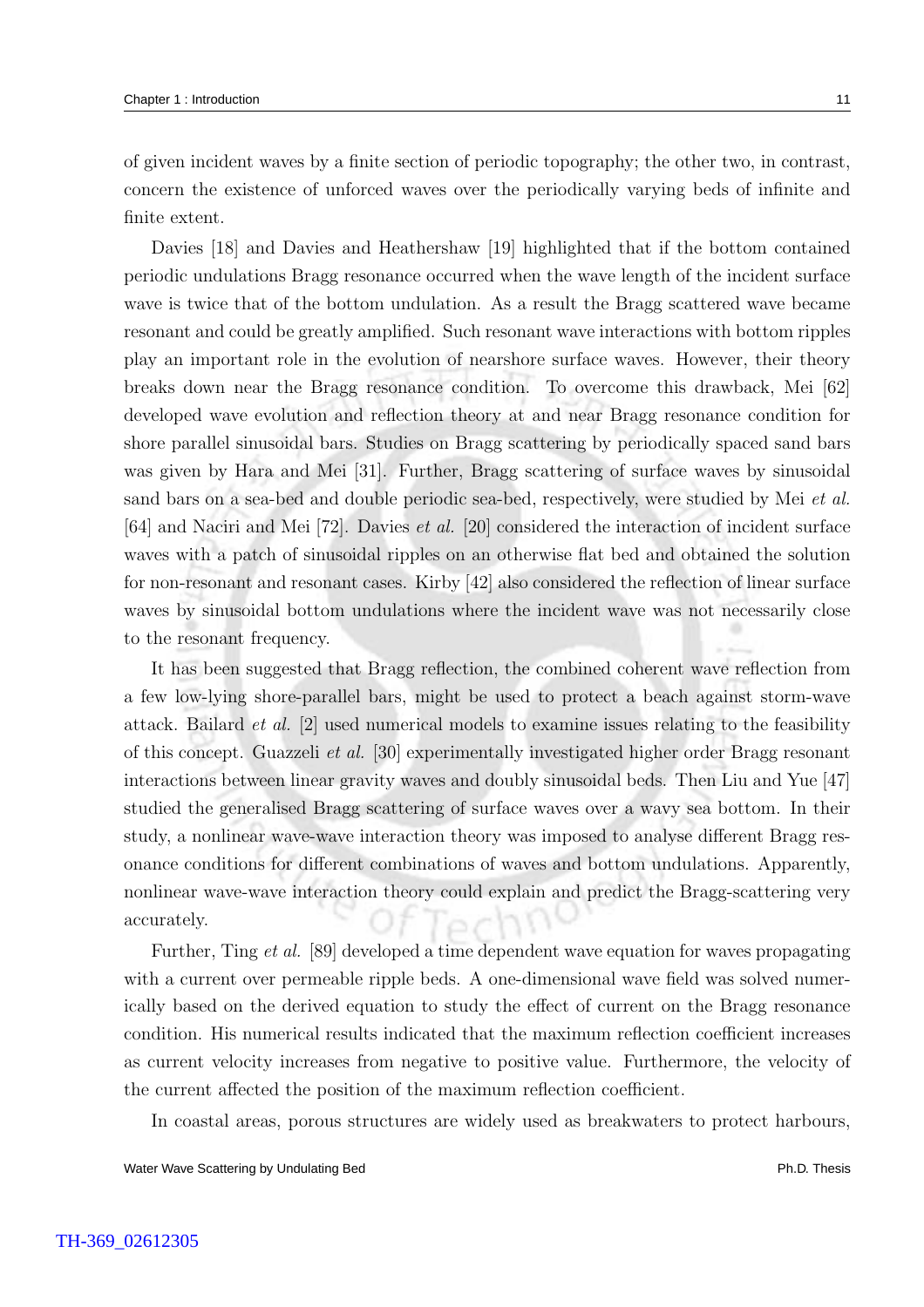of given incident waves by a finite section of periodic topography; the other two, in contrast, concern the existence of unforced waves over the periodically varying beds of infinite and finite extent.

Davies [18] and Davies and Heathershaw [19] highlighted that if the bottom contained periodic undulations Bragg resonance occurred when the wave length of the incident surface wave is twice that of the bottom undulation. As a result the Bragg scattered wave became resonant and could be greatly amplified. Such resonant wave interactions with bottom ripples play an important role in the evolution of nearshore surface waves. However, their theory breaks down near the Bragg resonance condition. To overcome this drawback, Mei [62] developed wave evolution and reflection theory at and near Bragg resonance condition for shore parallel sinusoidal bars. Studies on Bragg scattering by periodically spaced sand bars was given by Hara and Mei [31]. Further, Bragg scattering of surface waves by sinusoidal sand bars on a sea-bed and double periodic sea-bed, respectively, were studied by Mei *et al.* [64] and Naciri and Mei [72]. Davies *et al.* [20] considered the interaction of incident surface waves with a patch of sinusoidal ripples on an otherwise flat bed and obtained the solution for non-resonant and resonant cases. Kirby [42] also considered the reflection of linear surface waves by sinusoidal bottom undulations where the incident wave was not necessarily close to the resonant frequency.

It has been suggested that Bragg reflection, the combined coherent wave reflection from a few low-lying shore-parallel bars, might be used to protect a beach against storm-wave attack. Bailard *et al.* [2] used numerical models to examine issues relating to the feasibility of this concept. Guazzeli *et al.* [30] experimentally investigated higher order Bragg resonant interactions between linear gravity waves and doubly sinusoidal beds. Then Liu and Yue [47] studied the generalised Bragg scattering of surface waves over a wavy sea bottom. In their study, a nonlinear wave-wave interaction theory was imposed to analyse different Bragg resonance conditions for different combinations of waves and bottom undulations. Apparently, nonlinear wave-wave interaction theory could explain and predict the Bragg-scattering very accurately.

Further, Ting *et al.* [89] developed a time dependent wave equation for waves propagating with a current over permeable ripple beds. A one-dimensional wave field was solved numerically based on the derived equation to study the effect of current on the Bragg resonance condition. His numerical results indicated that the maximum reflection coefficient increases as current velocity increases from negative to positive value. Furthermore, the velocity of the current affected the position of the maximum reflection coefficient.

In coastal areas, porous structures are widely used as breakwaters to protect harbours,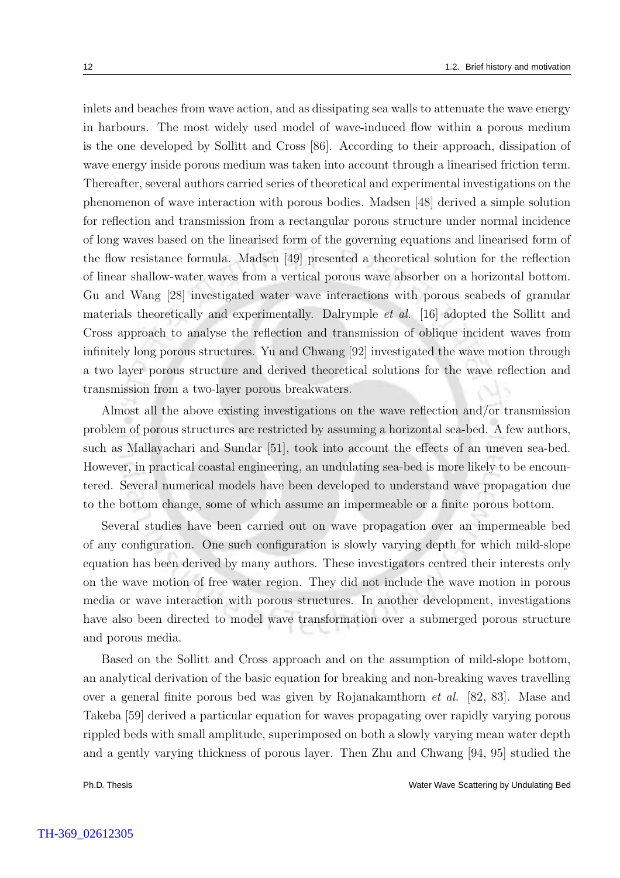inlets and beaches from wave action, and as dissipating sea walls to attenuate the wave energy in harbours. The most widely used model of wave-induced flow within a porous medium is the one developed by Sollitt and Cross [86]. According to their approach, dissipation of wave energy inside porous medium was taken into account through a linearised friction term. Thereafter, several authors carried series of theoretical and experimental investigations on the phenomenon of wave interaction with porous bodies. Madsen [48] derived a simple solution for reflection and transmission from a rectangular porous structure under normal incidence of long waves based on the linearised form of the governing equations and linearised form of the flow resistance formula. Madsen [49] presented a theoretical solution for the reflection of linear shallow-water waves from a vertical porous wave absorber on a horizontal bottom. Gu and Wang [28] investigated water wave interactions with porous seabeds of granular materials theoretically and experimentally. Dalrymple *et al.* [16] adopted the Sollitt and Cross approach to analyse the reflection and transmission of oblique incident waves from infinitely long porous structures. Yu and Chwang [92] investigated the wave motion through a two layer porous structure and derived theoretical solutions for the wave reflection and transmission from a two-layer porous breakwaters.

Almost all the above existing investigations on the wave reflection and/or transmission problem of porous structures are restricted by assuming a horizontal sea-bed. A few authors, such as Mallayachari and Sundar [51], took into account the effects of an uneven sea-bed. However, in practical coastal engineering, an undulating sea-bed is more likely to be encountered. Several numerical models have been developed to understand wave propagation due to the bottom change, some of which assume an impermeable or a finite porous bottom.

Several studies have been carried out on wave propagation over an impermeable bed of any configuration. One such configuration is slowly varying depth for which mild-slope equation has been derived by many authors. These investigators centred their interests only on the wave motion of free water region. They did not include the wave motion in porous media or wave interaction with porous structures. In another development, investigations have also been directed to model wave transformation over a submerged porous structure and porous media.

Based on the Sollitt and Cross approach and on the assumption of mild-slope bottom, an analytical derivation of the basic equation for breaking and non-breaking waves travelling over a general finite porous bed was given by Rojanakamthorn *et al.* [82, 83]. Mase and Takeba [59] derived a particular equation for waves propagating over rapidly varying porous rippled beds with small amplitude, superimposed on both a slowly varying mean water depth and a gently varying thickness of porous layer. Then Zhu and Chwang [94, 95] studied the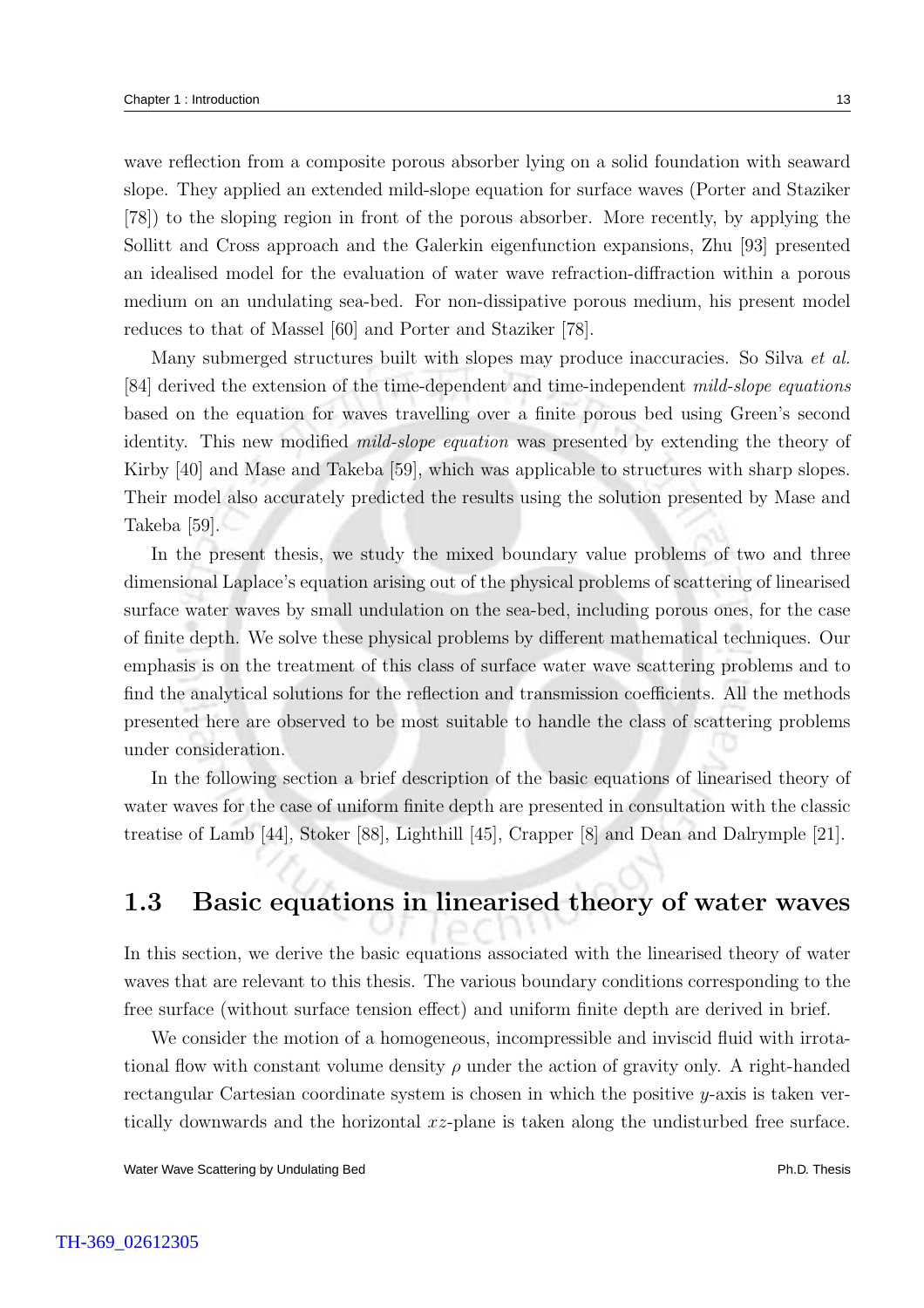wave reflection from a composite porous absorber lying on a solid foundation with seaward slope. They applied an extended mild-slope equation for surface waves (Porter and Staziker [78]) to the sloping region in front of the porous absorber. More recently, by applying the Sollitt and Cross approach and the Galerkin eigenfunction expansions, Zhu [93] presented an idealised model for the evaluation of water wave refraction-diffraction within a porous medium on an undulating sea-bed. For non-dissipative porous medium, his present model reduces to that of Massel [60] and Porter and Staziker [78].

Many submerged structures built with slopes may produce inaccuracies. So Silva *et al.* [84] derived the extension of the time-dependent and time-independent *mild-slope equations* based on the equation for waves travelling over a finite porous bed using Green's second identity. This new modified *mild-slope equation* was presented by extending the theory of Kirby [40] and Mase and Takeba [59], which was applicable to structures with sharp slopes. Their model also accurately predicted the results using the solution presented by Mase and Takeba [59].

In the present thesis, we study the mixed boundary value problems of two and three dimensional Laplace's equation arising out of the physical problems of scattering of linearised surface water waves by small undulation on the sea-bed, including porous ones, for the case of finite depth. We solve these physical problems by different mathematical techniques. Our emphasis is on the treatment of this class of surface water wave scattering problems and to find the analytical solutions for the reflection and transmission coefficients. All the methods presented here are observed to be most suitable to handle the class of scattering problems under consideration.

In the following section a brief description of the basic equations of linearised theory of water waves for the case of uniform finite depth are presented in consultation with the classic treatise of Lamb [44], Stoker [88], Lighthill [45], Crapper [8] and Dean and Dalrymple [21].

## 1.3 Basic equations in linearised theory of water waves

In this section, we derive the basic equations associated with the linearised theory of water waves that are relevant to this thesis. The various boundary conditions corresponding to the free surface (without surface tension effect) and uniform finite depth are derived in brief.

We consider the motion of a homogeneous, incompressible and inviscid fluid with irrotational flow with constant volume density $\rho$ under the action of gravity only. A right-handed rectangular Cartesian coordinate system is chosen in which the positive $y$-axis is taken vertically downwards and the horizontal $xz$-plane is taken along the undisturbed free surface.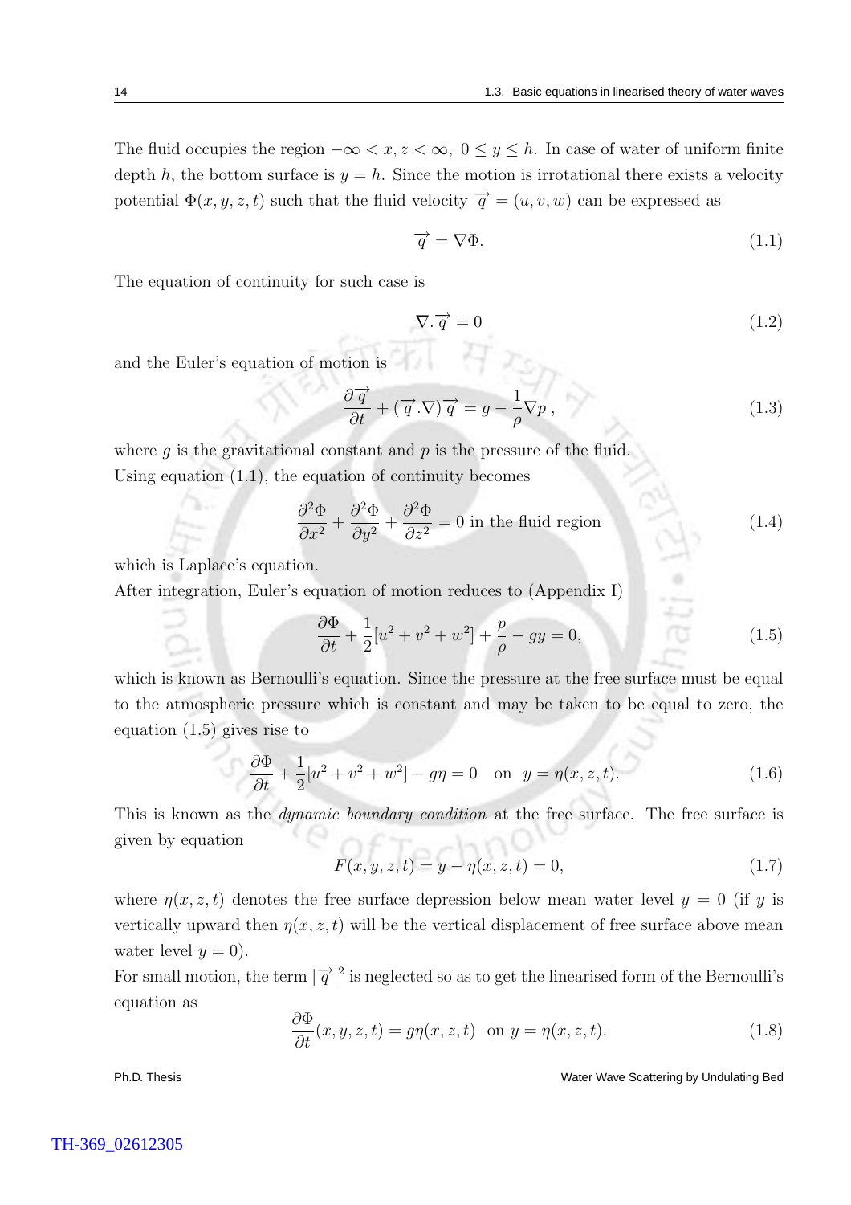The fluid occupies the region $-\infty < x, z < \infty,\ 0 \leq y \leq h$. In case of water of uniform finite depth $h$, the bottom surface is $y = h$. Since the motion is irrotational there exists a velocity potential $\Phi(x, y, z, t)$ such that the fluid velocity $\overrightarrow{q} = (u, v, w)$ can be expressed as

$$\overrightarrow{q} = \nabla \Phi. \tag{1.1}$$

The equation of continuity for such case is

$$\nabla . \overrightarrow{q} = 0 \tag{1.2}$$

and the Euler's equation of motion is

$$\frac{\partial \overrightarrow{q}}{\partial t} + (\overrightarrow{q} . \nabla) \overrightarrow{q} = g - \frac{1}{\rho} \nabla p\,, \tag{1.3}$$

where $g$ is the gravitational constant and $p$ is the pressure of the fluid.
Using equation (1.1), the equation of continuity becomes

$$\frac{\partial^2 \Phi}{\partial x^2} + \frac{\partial^2 \Phi}{\partial y^2} + \frac{\partial^2 \Phi}{\partial z^2} = 0 \text{ in the fluid region} \tag{1.4}$$

which is Laplace's equation.
After integration, Euler's equation of motion reduces to (Appendix I)

$$\frac{\partial \Phi}{\partial t} + \frac{1}{2}[u^2 + v^2 + w^2] + \frac{p}{\rho} - gy = 0, \tag{1.5}$$

which is known as Bernoulli's equation. Since the pressure at the free surface must be equal to the atmospheric pressure which is constant and may be taken to be equal to zero, the equation (1.5) gives rise to

$$\frac{\partial \Phi}{\partial t} + \frac{1}{2}[u^2 + v^2 + w^2] - g\eta = 0 \quad \text{on} \quad y = \eta(x, z, t). \tag{1.6}$$

This is known as the *dynamic boundary condition* at the free surface. The free surface is given by equation

$$F(x, y, z, t) = y - \eta(x, z, t) = 0, \tag{1.7}$$

where $\eta(x, z, t)$ denotes the free surface depression below mean water level $y = 0$ (if $y$ is vertically upward then $\eta(x, z, t)$ will be the vertical displacement of free surface above mean water level $y = 0$).
For small motion, the term $|\overrightarrow{q}|^2$ is neglected so as to get the linearised form of the Bernoulli's equation as

$$\frac{\partial \Phi}{\partial t}(x, y, z, t) = g\eta(x, z, t) \;\; \text{on} \; y = \eta(x, z, t). \tag{1.8}$$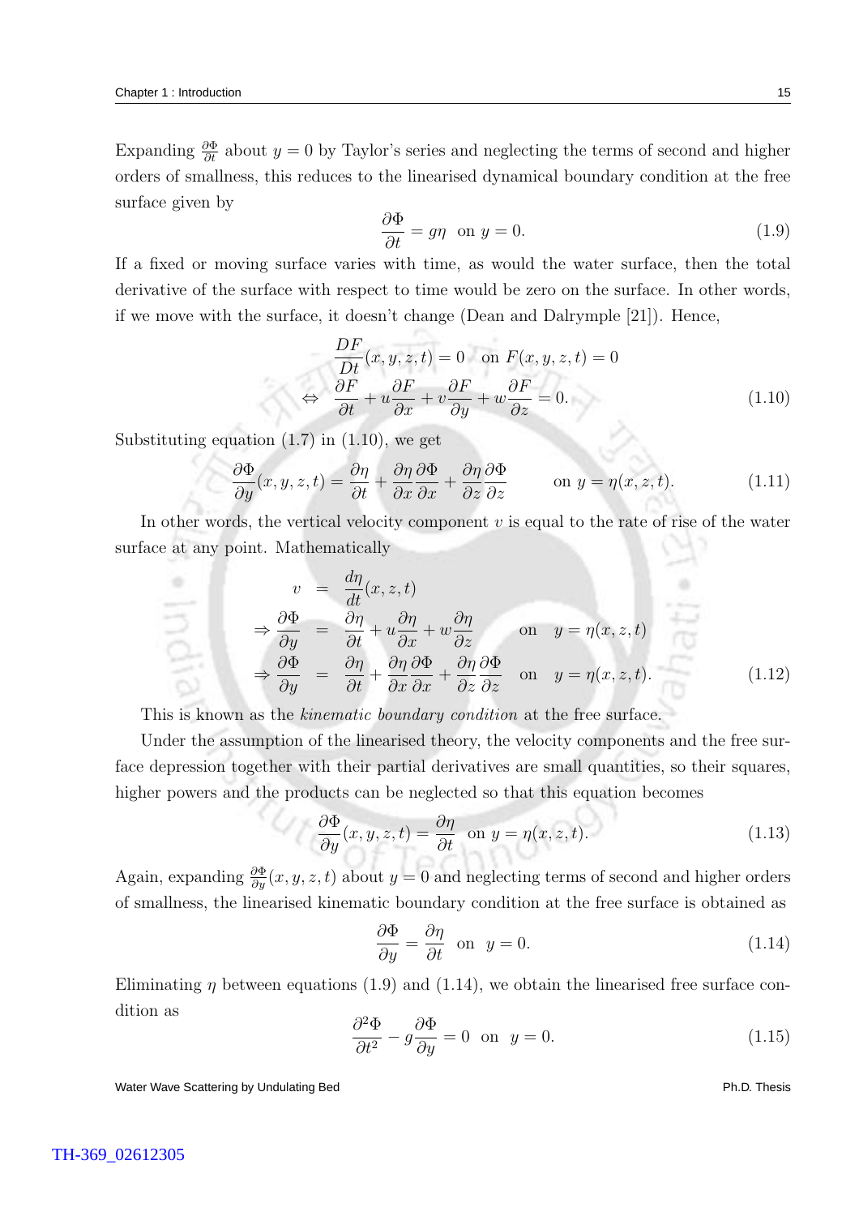Expanding $\frac{\partial \Phi}{\partial t}$ about $y = 0$ by Taylor's series and neglecting the terms of second and higher orders of smallness, this reduces to the linearised dynamical boundary condition at the free surface given by

$$\frac{\partial \Phi}{\partial t} = g\eta \quad \text{on } y = 0. \tag{1.9}$$

If a fixed or moving surface varies with time, as would the water surface, then the total derivative of the surface with respect to time would be zero on the surface. In other words, if we move with the surface, it doesn't change (Dean and Dalrymple [21]). Hence,

$$\begin{aligned} &\frac{DF}{Dt}(x, y, z, t) = 0 \quad \text{on } F(x, y, z, t) = 0 \\ \Leftrightarrow \quad &\frac{\partial F}{\partial t} + u\frac{\partial F}{\partial x} + v\frac{\partial F}{\partial y} + w\frac{\partial F}{\partial z} = 0. \end{aligned} \tag{1.10}$$

Substituting equation (1.7) in (1.10), we get

$$\frac{\partial \Phi}{\partial y}(x, y, z, t) = \frac{\partial \eta}{\partial t} + \frac{\partial \eta}{\partial x}\frac{\partial \Phi}{\partial x} + \frac{\partial \eta}{\partial z}\frac{\partial \Phi}{\partial z} \qquad \text{on } y = \eta(x, z, t). \tag{1.11}$$

In other words, the vertical velocity component $v$ is equal to the rate of rise of the water surface at any point. Mathematically

$$\begin{aligned} v &= \frac{d\eta}{dt}(x, z, t) \\ \Rightarrow \frac{\partial \Phi}{\partial y} &= \frac{\partial \eta}{\partial t} + u\frac{\partial \eta}{\partial x} + w\frac{\partial \eta}{\partial z} \qquad \text{on} \quad y = \eta(x, z, t) \\ \Rightarrow \frac{\partial \Phi}{\partial y} &= \frac{\partial \eta}{\partial t} + \frac{\partial \eta}{\partial x}\frac{\partial \Phi}{\partial x} + \frac{\partial \eta}{\partial z}\frac{\partial \Phi}{\partial z} \quad \text{on} \quad y = \eta(x, z, t). \end{aligned} \tag{1.12}$$

This is known as the *kinematic boundary condition* at the free surface.

Under the assumption of the linearised theory, the velocity components and the free surface depression together with their partial derivatives are small quantities, so their squares, higher powers and the products can be neglected so that this equation becomes

$$\frac{\partial \Phi}{\partial y}(x, y, z, t) = \frac{\partial \eta}{\partial t} \quad \text{on } y = \eta(x, z, t). \tag{1.13}$$

Again, expanding $\frac{\partial \Phi}{\partial y}(x, y, z, t)$ about $y = 0$ and neglecting terms of second and higher orders of smallness, the linearised kinematic boundary condition at the free surface is obtained as

$$\frac{\partial \Phi}{\partial y} = \frac{\partial \eta}{\partial t} \quad \text{on} \quad y = 0. \tag{1.14}$$

Eliminating $\eta$ between equations (1.9) and (1.14), we obtain the linearised free surface condition as

$$\frac{\partial^2 \Phi}{\partial t^2} - g\frac{\partial \Phi}{\partial y} = 0 \quad \text{on} \quad y = 0. \tag{1.15}$$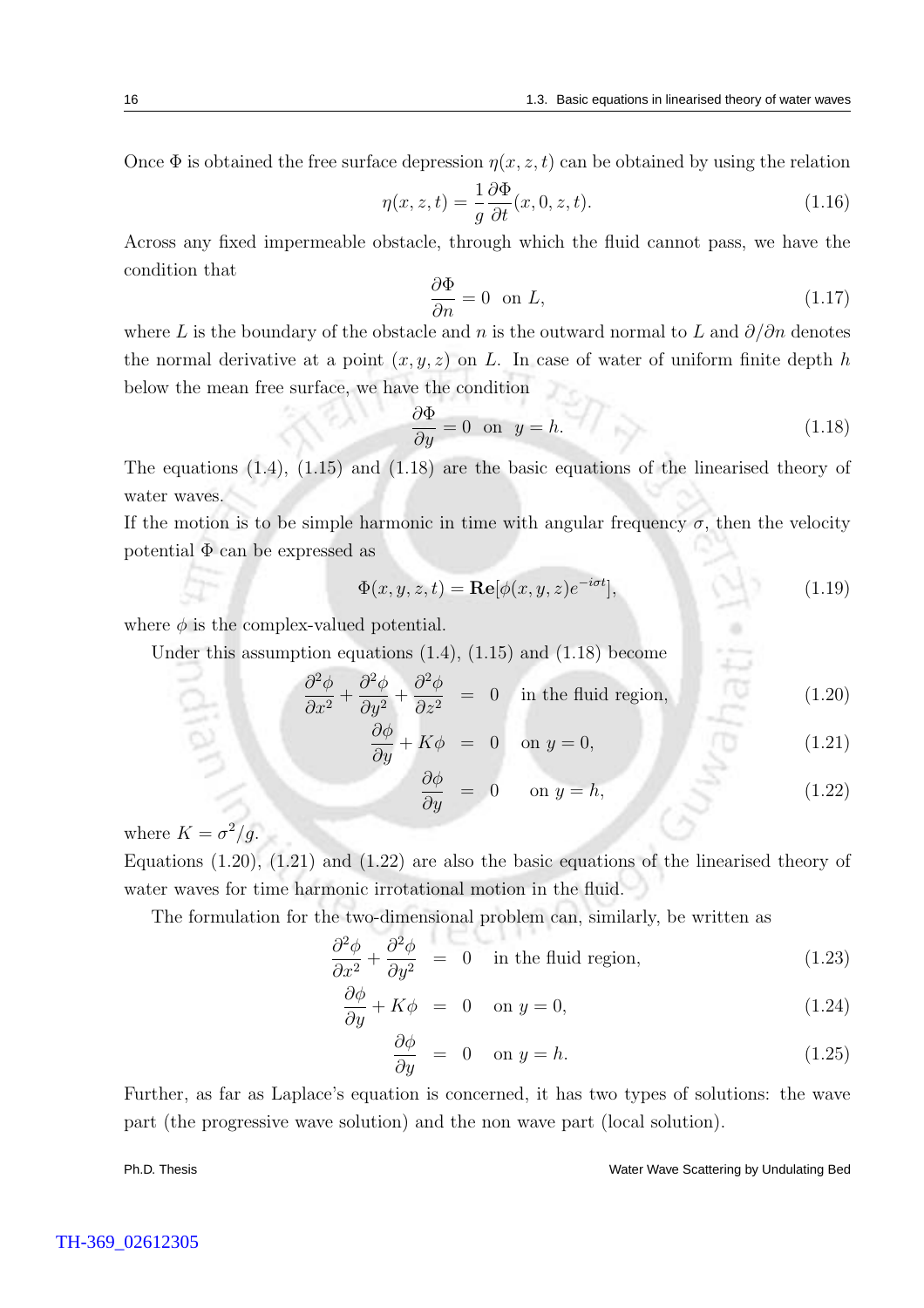Once $\Phi$ is obtained the free surface depression $\eta(x, z, t)$ can be obtained by using the relation

$$\eta(x, z, t) = \frac{1}{g}\frac{\partial \Phi}{\partial t}(x, 0, z, t). \tag{1.16}$$

Across any fixed impermeable obstacle, through which the fluid cannot pass, we have the condition that

$$\frac{\partial \Phi}{\partial n} = 0 \quad \text{on } L, \tag{1.17}$$

where $L$ is the boundary of the obstacle and $n$ is the outward normal to $L$ and $\partial/\partial n$ denotes the normal derivative at a point $(x, y, z)$ on $L$. In case of water of uniform finite depth $h$ below the mean free surface, we have the condition

$$\frac{\partial \Phi}{\partial y} = 0 \quad \text{on} \quad y = h. \tag{1.18}$$

The equations (1.4), (1.15) and (1.18) are the basic equations of the linearised theory of water waves.

If the motion is to be simple harmonic in time with angular frequency $\sigma$, then the velocity potential $\Phi$ can be expressed as

$$\Phi(x, y, z, t) = \mathbf{Re}[\phi(x, y, z)e^{-i\sigma t}], \tag{1.19}$$

where $\phi$ is the complex-valued potential.

Under this assumption equations (1.4), (1.15) and (1.18) become

$$\frac{\partial^2 \phi}{\partial x^2} + \frac{\partial^2 \phi}{\partial y^2} + \frac{\partial^2 \phi}{\partial z^2} = 0 \quad \text{in the fluid region,} \tag{1.20}$$

$$\frac{\partial \phi}{\partial y} + K\phi = 0 \quad \text{on } y = 0, \tag{1.21}$$

$$\frac{\partial \phi}{\partial y} = 0 \quad \text{on } y = h, \tag{1.22}$$

where $K = \sigma^2/g$.

Equations (1.20), (1.21) and (1.22) are also the basic equations of the linearised theory of water waves for time harmonic irrotational motion in the fluid.

The formulation for the two-dimensional problem can, similarly, be written as

$$\frac{\partial^2 \phi}{\partial x^2} + \frac{\partial^2 \phi}{\partial y^2} = 0 \quad \text{in the fluid region,} \tag{1.23}$$

$$\frac{\partial \phi}{\partial y} + K\phi = 0 \quad \text{on } y = 0, \tag{1.24}$$

$$\frac{\partial \phi}{\partial y} = 0 \quad \text{on } y = h. \tag{1.25}$$

Further, as far as Laplace's equation is concerned, it has two types of solutions: the wave part (the progressive wave solution) and the non wave part (local solution).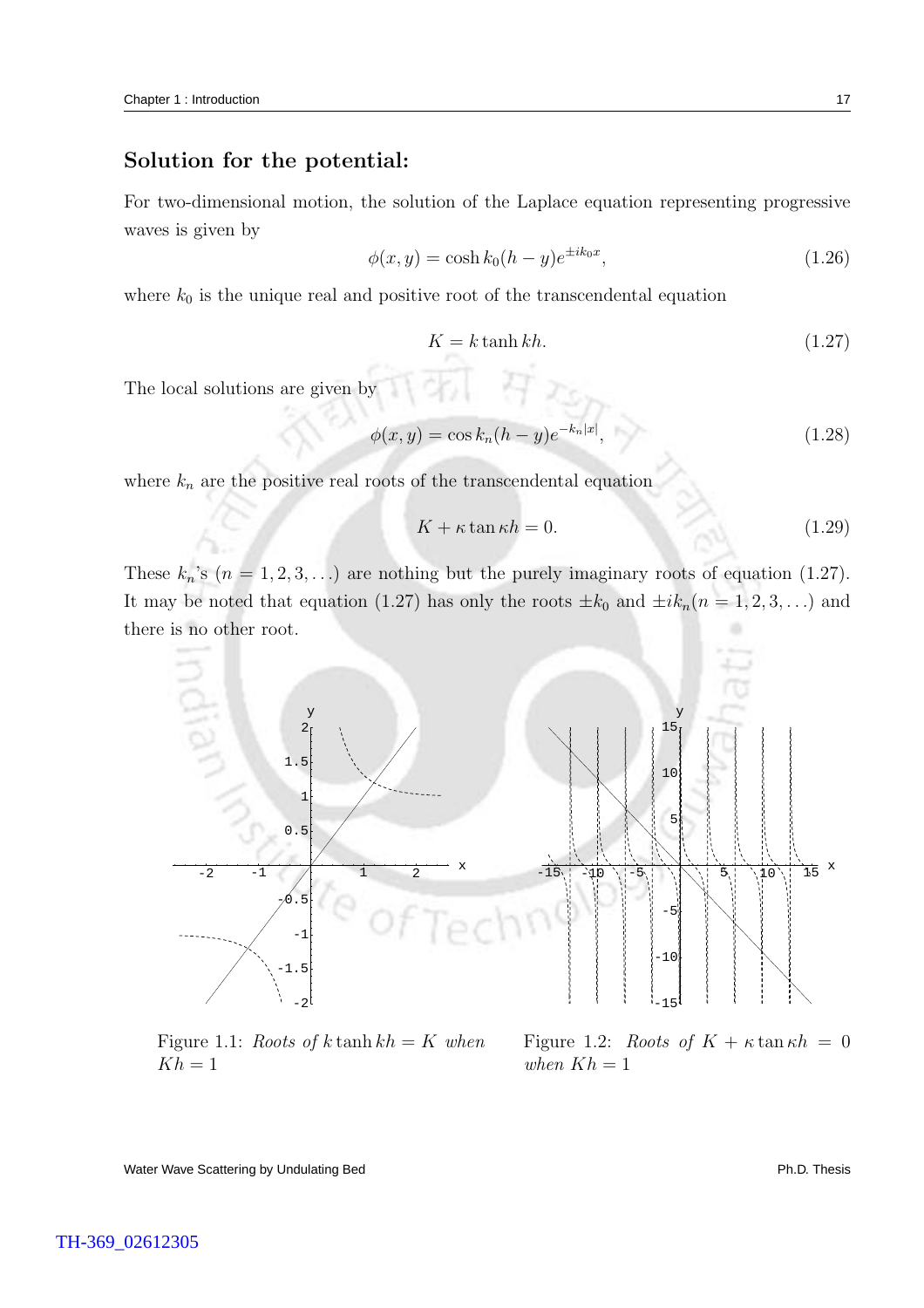## Solution for the potential:

For two-dimensional motion, the solution of the Laplace equation representing progressive waves is given by

$$\phi(x,y) = \cosh k_0(h-y)e^{\pm ik_0x}, \tag{1.26}$$

where $k_0$ is the unique real and positive root of the transcendental equation

$$K = k \tanh kh. \tag{1.27}$$

The local solutions are given by

$$\phi(x,y) = \cos k_n(h-y)e^{-k_n|x|}, \tag{1.28}$$

where $k_n$ are the positive real roots of the transcendental equation

$$K + \kappa \tan \kappa h = 0. \tag{1.29}$$

These $k_n$'s $(n = 1, 2, 3, \dots)$ are nothing but the purely imaginary roots of equation (1.27). It may be noted that equation (1.27) has only the roots $\pm k_0$ and $\pm ik_n (n = 1, 2, 3, \dots)$ and there is no other root.

Figure 1.1: *Roots of* $k \tanh kh = K$ *when* $Kh = 1$

Figure 1.2: *Roots of* $K + \kappa \tan \kappa h = 0$ *when* $Kh = 1$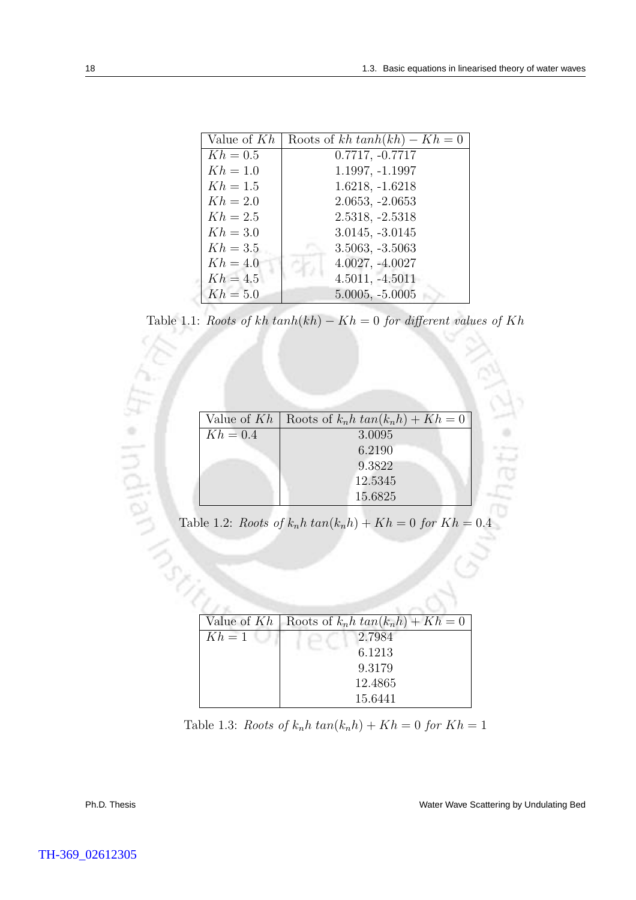| Value of $Kh$ | Roots of $kh\ tanh(kh) - Kh = 0$ |
|---|---|
| $Kh = 0.5$ | 0.7717, -0.7717 |
| $Kh = 1.0$ | 1.1997, -1.1997 |
| $Kh = 1.5$ | 1.6218, -1.6218 |
| $Kh = 2.0$ | 2.0653, -2.0653 |
| $Kh = 2.5$ | 2.5318, -2.5318 |
| $Kh = 3.0$ | 3.0145, -3.0145 |
| $Kh = 3.5$ | 3.5063, -3.5063 |
| $Kh = 4.0$ | 4.0027, -4.0027 |
| $Kh = 4.5$ | 4.5011, -4.5011 |
| $Kh = 5.0$ | 5.0005, -5.0005 |

Table 1.1: *Roots of $kh\ tanh(kh) - Kh = 0$ for different values of $Kh$*

| Value of $Kh$ | Roots of $k_n h\ tan(k_n h) + Kh = 0$ |
|---|---|
| $Kh = 0.4$ | 3.0095 |
| | 6.2190 |
| | 9.3822 |
| | 12.5345 |
| | 15.6825 |

Table 1.2: *Roots of $k_n h\ tan(k_n h) + Kh = 0$ for $Kh = 0.4$*

| Value of $Kh$ | Roots of $k_n h\ tan(k_n h) + Kh = 0$ |
|---|---|
| $Kh = 1$ | 2.7984 |
| | 6.1213 |
| | 9.3179 |
| | 12.4865 |
| | 15.6441 |

Table 1.3: *Roots of $k_n h\ tan(k_n h) + Kh = 0$ for $Kh = 1$*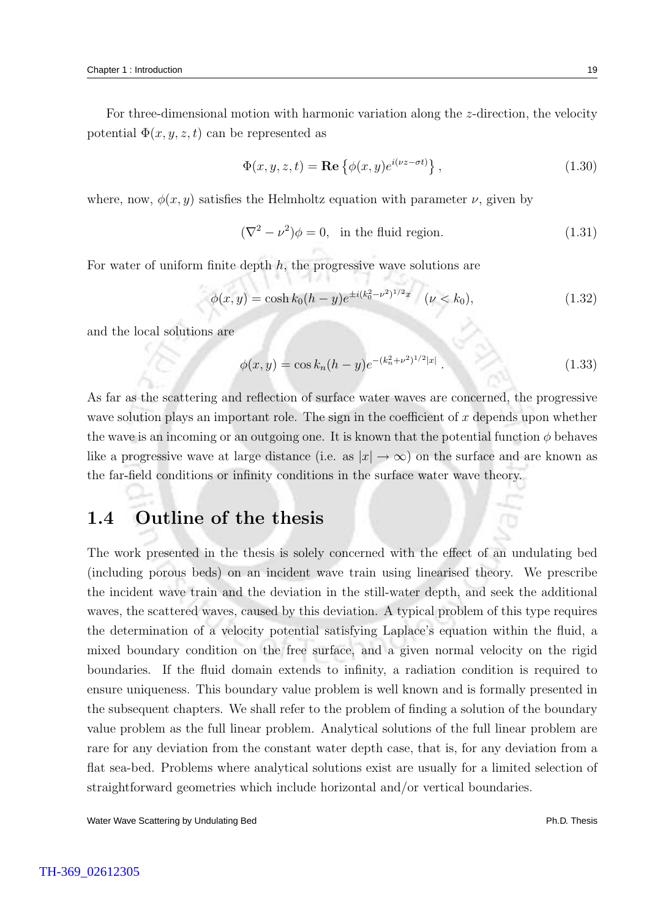For three-dimensional motion with harmonic variation along the $z$-direction, the velocity potential $\Phi(x, y, z, t)$ can be represented as

$$\Phi(x, y, z, t) = \mathbf{Re}\left\{\phi(x, y)e^{i(\nu z - \sigma t)}\right\}, \tag{1.30}$$

where, now, $\phi(x, y)$ satisfies the Helmholtz equation with parameter $\nu$, given by

$$(\nabla^2 - \nu^2)\phi = 0, \quad \text{in the fluid region.} \tag{1.31}$$

For water of uniform finite depth $h$, the progressive wave solutions are

$$\phi(x, y) = \cosh k_0(h - y)e^{\pm i(k_0^2 - \nu^2)^{1/2}x} \quad (\nu < k_0), \tag{1.32}$$

and the local solutions are

$$\phi(x, y) = \cos k_n(h - y)e^{-(k_n^2 + \nu^2)^{1/2}|x|}. \tag{1.33}$$

As far as the scattering and reflection of surface water waves are concerned, the progressive wave solution plays an important role. The sign in the coefficient of $x$ depends upon whether the wave is an incoming or an outgoing one. It is known that the potential function $\phi$ behaves like a progressive wave at large distance (i.e. as $|x| \to \infty$) on the surface and are known as the far-field conditions or infinity conditions in the surface water wave theory.

## 1.4 Outline of the thesis

The work presented in the thesis is solely concerned with the effect of an undulating bed (including porous beds) on an incident wave train using linearised theory. We prescribe the incident wave train and the deviation in the still-water depth, and seek the additional waves, the scattered waves, caused by this deviation. A typical problem of this type requires the determination of a velocity potential satisfying Laplace's equation within the fluid, a mixed boundary condition on the free surface, and a given normal velocity on the rigid boundaries. If the fluid domain extends to infinity, a radiation condition is required to ensure uniqueness. This boundary value problem is well known and is formally presented in the subsequent chapters. We shall refer to the problem of finding a solution of the boundary value problem as the full linear problem. Analytical solutions of the full linear problem are rare for any deviation from the constant water depth case, that is, for any deviation from a flat sea-bed. Problems where analytical solutions exist are usually for a limited selection of straightforward geometries which include horizontal and/or vertical boundaries.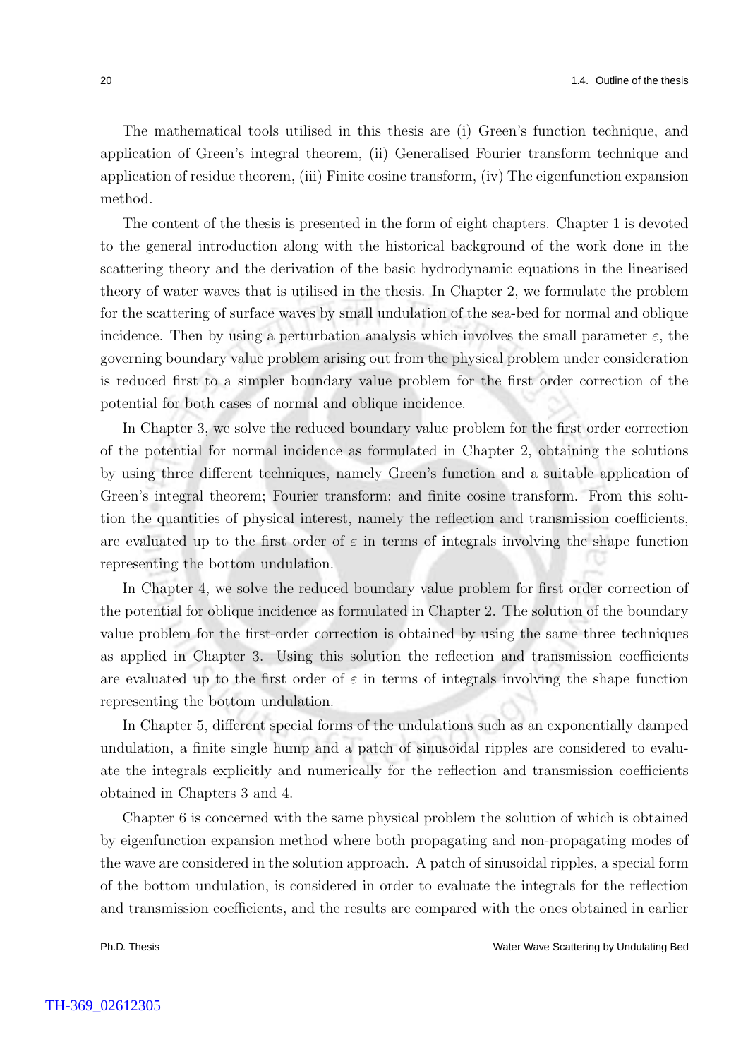The mathematical tools utilised in this thesis are (i) Green's function technique, and application of Green's integral theorem, (ii) Generalised Fourier transform technique and application of residue theorem, (iii) Finite cosine transform, (iv) The eigenfunction expansion method.

The content of the thesis is presented in the form of eight chapters. Chapter 1 is devoted to the general introduction along with the historical background of the work done in the scattering theory and the derivation of the basic hydrodynamic equations in the linearised theory of water waves that is utilised in the thesis. In Chapter 2, we formulate the problem for the scattering of surface waves by small undulation of the sea-bed for normal and oblique incidence. Then by using a perturbation analysis which involves the small parameter $\varepsilon$, the governing boundary value problem arising out from the physical problem under consideration is reduced first to a simpler boundary value problem for the first order correction of the potential for both cases of normal and oblique incidence.

In Chapter 3, we solve the reduced boundary value problem for the first order correction of the potential for normal incidence as formulated in Chapter 2, obtaining the solutions by using three different techniques, namely Green's function and a suitable application of Green's integral theorem; Fourier transform; and finite cosine transform. From this solution the quantities of physical interest, namely the reflection and transmission coefficients, are evaluated up to the first order of $\varepsilon$ in terms of integrals involving the shape function representing the bottom undulation.

In Chapter 4, we solve the reduced boundary value problem for first order correction of the potential for oblique incidence as formulated in Chapter 2. The solution of the boundary value problem for the first-order correction is obtained by using the same three techniques as applied in Chapter 3. Using this solution the reflection and transmission coefficients are evaluated up to the first order of $\varepsilon$ in terms of integrals involving the shape function representing the bottom undulation.

In Chapter 5, different special forms of the undulations such as an exponentially damped undulation, a finite single hump and a patch of sinusoidal ripples are considered to evaluate the integrals explicitly and numerically for the reflection and transmission coefficients obtained in Chapters 3 and 4.

Chapter 6 is concerned with the same physical problem the solution of which is obtained by eigenfunction expansion method where both propagating and non-propagating modes of the wave are considered in the solution approach. A patch of sinusoidal ripples, a special form of the bottom undulation, is considered in order to evaluate the integrals for the reflection and transmission coefficients, and the results are compared with the ones obtained in earlier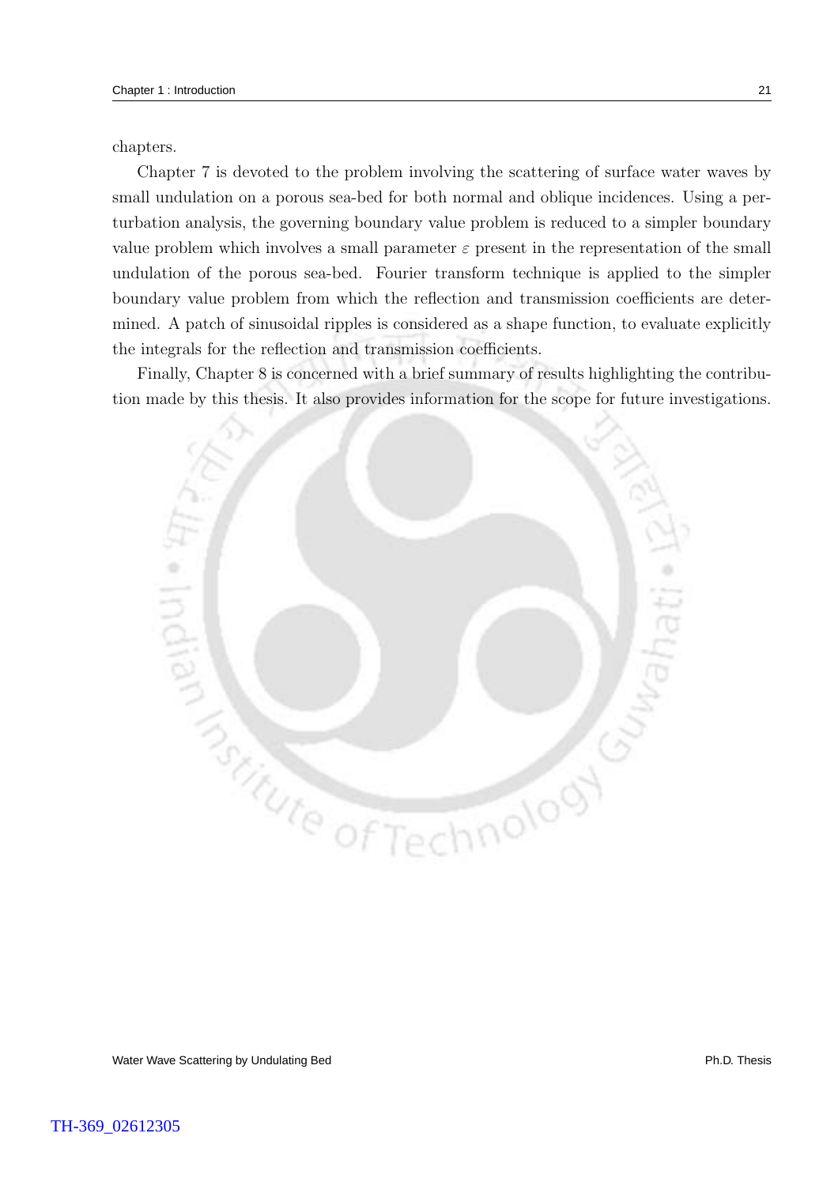chapters.

Chapter 7 is devoted to the problem involving the scattering of surface water waves by small undulation on a porous sea-bed for both normal and oblique incidences. Using a perturbation analysis, the governing boundary value problem is reduced to a simpler boundary value problem which involves a small parameter $\varepsilon$ present in the representation of the small undulation of the porous sea-bed. Fourier transform technique is applied to the simpler boundary value problem from which the reflection and transmission coefficients are determined. A patch of sinusoidal ripples is considered as a shape function, to evaluate explicitly the integrals for the reflection and transmission coefficients.

Finally, Chapter 8 is concerned with a brief summary of results highlighting the contribution made by this thesis. It also provides information for the scope for future investigations.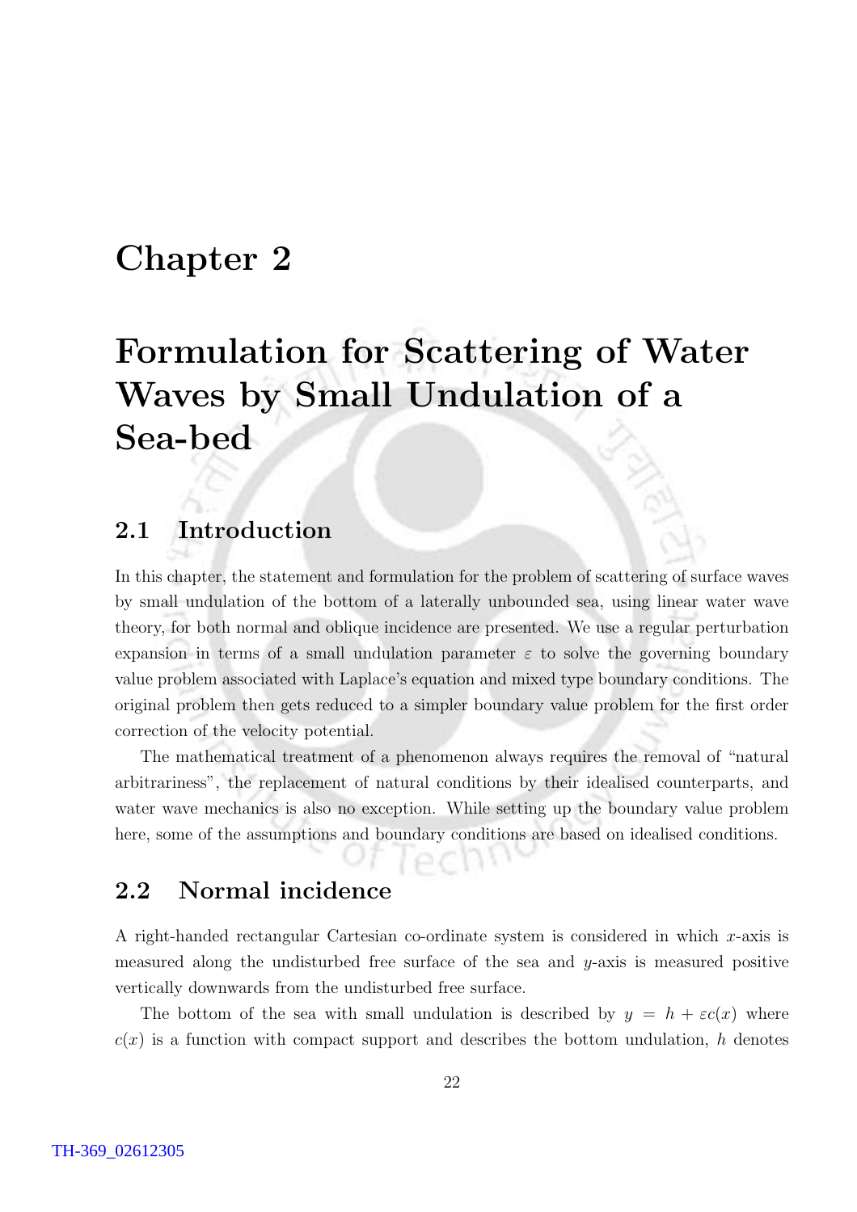# Chapter 2

# Formulation for Scattering of Water Waves by Small Undulation of a Sea-bed

## 2.1 Introduction

In this chapter, the statement and formulation for the problem of scattering of surface waves by small undulation of the bottom of a laterally unbounded sea, using linear water wave theory, for both normal and oblique incidence are presented. We use a regular perturbation expansion in terms of a small undulation parameter $\varepsilon$ to solve the governing boundary value problem associated with Laplace's equation and mixed type boundary conditions. The original problem then gets reduced to a simpler boundary value problem for the first order correction of the velocity potential.

The mathematical treatment of a phenomenon always requires the removal of "natural arbitrariness", the replacement of natural conditions by their idealised counterparts, and water wave mechanics is also no exception. While setting up the boundary value problem here, some of the assumptions and boundary conditions are based on idealised conditions.

## 2.2 Normal incidence

A right-handed rectangular Cartesian co-ordinate system is considered in which $x$-axis is measured along the undisturbed free surface of the sea and $y$-axis is measured positive vertically downwards from the undisturbed free surface.

The bottom of the sea with small undulation is described by $y = h + \varepsilon c(x)$ where $c(x)$ is a function with compact support and describes the bottom undulation, $h$ denotes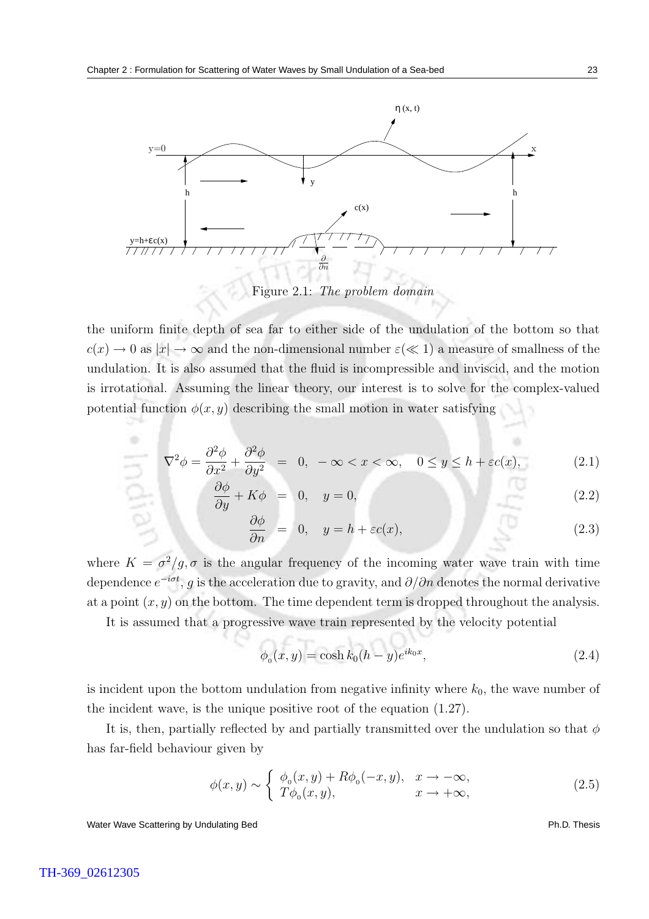Figure 2.1: *The problem domain*

the uniform finite depth of sea far to either side of the undulation of the bottom so that $c(x) \to 0$ as $|x| \to \infty$ and the non-dimensional number $\varepsilon (\ll 1)$ a measure of smallness of the undulation. It is also assumed that the fluid is incompressible and inviscid, and the motion is irrotational. Assuming the linear theory, our interest is to solve for the complex-valued potential function $\phi(x, y)$ describing the small motion in water satisfying

$$\nabla^2 \phi = \frac{\partial^2 \phi}{\partial x^2} + \frac{\partial^2 \phi}{\partial y^2} = 0, \quad -\infty < x < \infty, \quad 0 \le y \le h + \varepsilon c(x), \tag{2.1}$$

$$\frac{\partial \phi}{\partial y} + K\phi = 0, \quad y = 0, \tag{2.2}$$

$$\frac{\partial \phi}{\partial n} = 0, \quad y = h + \varepsilon c(x), \tag{2.3}$$

where $K = \sigma^2/g, \sigma$ is the angular frequency of the incoming water wave train with time dependence $e^{-i\sigma t}$, $g$ is the acceleration due to gravity, and $\partial/\partial n$ denotes the normal derivative at a point $(x, y)$ on the bottom. The time dependent term is dropped throughout the analysis.

It is assumed that a progressive wave train represented by the velocity potential

$$\phi_0(x, y) = \cosh k_0(h - y)e^{ik_0 x}, \tag{2.4}$$

is incident upon the bottom undulation from negative infinity where $k_0$, the wave number of the incident wave, is the unique positive root of the equation (1.27).

It is, then, partially reflected by and partially transmitted over the undulation so that $\phi$ has far-field behaviour given by

$$\phi(x, y) \sim \begin{cases} \phi_0(x, y) + R\phi_0(-x, y), & x \to -\infty, \\ T\phi_0(x, y), & x \to +\infty, \end{cases} \tag{2.5}$$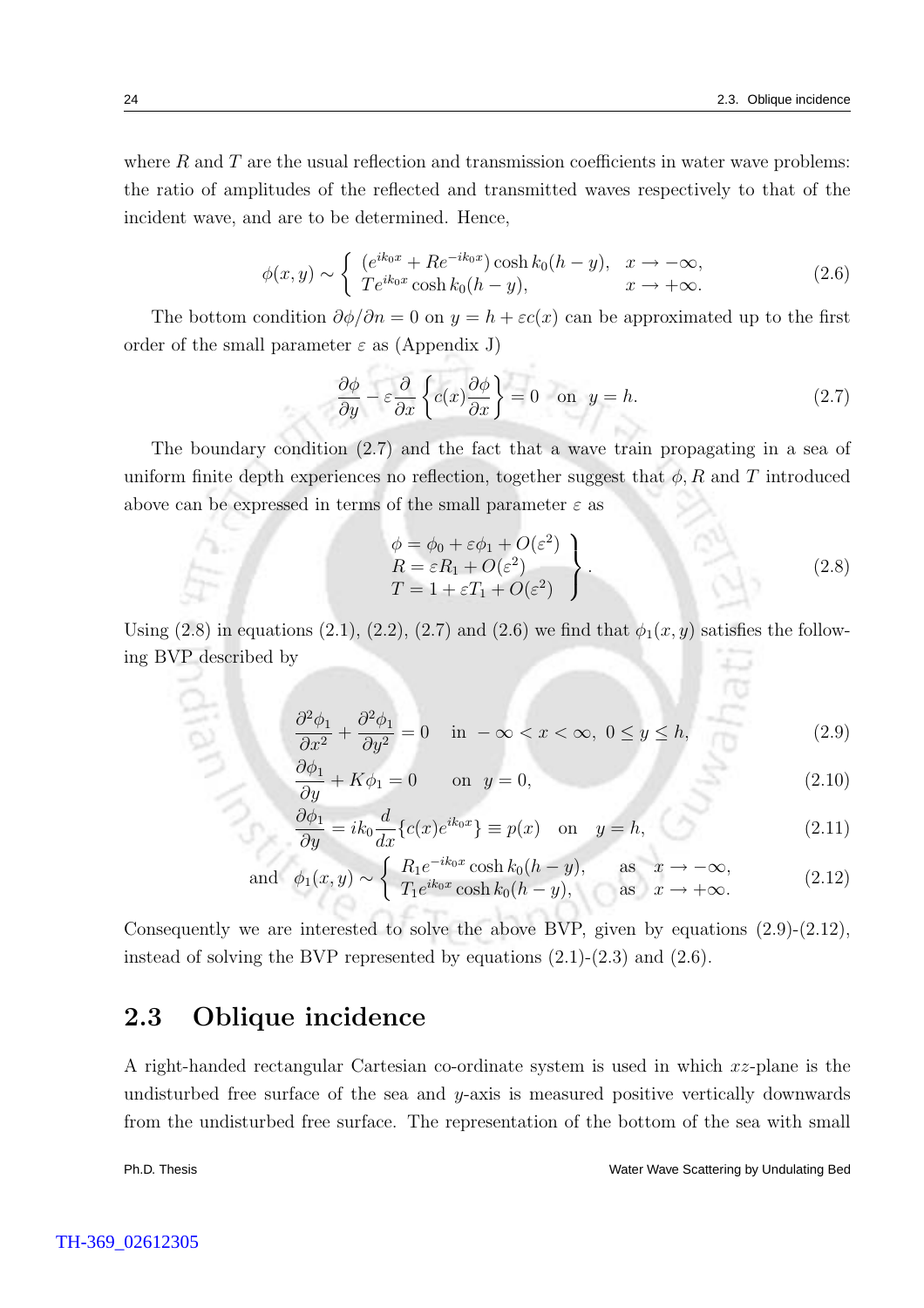where $R$ and $T$ are the usual reflection and transmission coefficients in water wave problems: the ratio of amplitudes of the reflected and transmitted waves respectively to that of the incident wave, and are to be determined. Hence,

$$\phi(x,y) \sim \begin{cases} (e^{ik_0x} + Re^{-ik_0x})\cosh k_0(h-y), & x \to -\infty, \\ Te^{ik_0x}\cosh k_0(h-y), & x \to +\infty. \end{cases} \tag{2.6}$$

The bottom condition $\partial\phi/\partial n = 0$ on $y = h + \varepsilon c(x)$ can be approximated up to the first order of the small parameter $\varepsilon$ as (Appendix J)

$$\frac{\partial\phi}{\partial y} - \varepsilon\frac{\partial}{\partial x}\left\{c(x)\frac{\partial\phi}{\partial x}\right\} = 0 \quad \text{on} \quad y = h. \tag{2.7}$$

The boundary condition (2.7) and the fact that a wave train propagating in a sea of uniform finite depth experiences no reflection, together suggest that $\phi, R$ and $T$ introduced above can be expressed in terms of the small parameter $\varepsilon$ as

$$\left.\begin{array}{l} \phi = \phi_0 + \varepsilon\phi_1 + O(\varepsilon^2) \\ R = \varepsilon R_1 + O(\varepsilon^2) \\ T = 1 + \varepsilon T_1 + O(\varepsilon^2) \end{array}\right\}. \tag{2.8}$$

Using (2.8) in equations (2.1), (2.2), (2.7) and (2.6) we find that $\phi_1(x,y)$ satisfies the following BVP described by

$$\frac{\partial^2\phi_1}{\partial x^2} + \frac{\partial^2\phi_1}{\partial y^2} = 0 \quad \text{in} \ -\infty < x < \infty, \ 0 \le y \le h, \tag{2.9}$$

$$\frac{\partial\phi_1}{\partial y} + K\phi_1 = 0 \qquad \text{on} \ \ y = 0, \tag{2.10}$$

$$\frac{\partial\phi_1}{\partial y} = ik_0\frac{d}{dx}\{c(x)e^{ik_0x}\} \equiv p(x) \quad \text{on} \quad y = h, \tag{2.11}$$

$$\text{and} \quad \phi_1(x,y) \sim \begin{cases} R_1e^{-ik_0x}\cosh k_0(h-y), & \text{as} \quad x \to -\infty, \\ T_1e^{ik_0x}\cosh k_0(h-y), & \text{as} \quad x \to +\infty. \end{cases} \tag{2.12}$$

Consequently we are interested to solve the above BVP, given by equations (2.9)-(2.12), instead of solving the BVP represented by equations (2.1)-(2.3) and (2.6).

## 2.3 Oblique incidence

A right-handed rectangular Cartesian co-ordinate system is used in which $xz$-plane is the undisturbed free surface of the sea and $y$-axis is measured positive vertically downwards from the undisturbed free surface. The representation of the bottom of the sea with small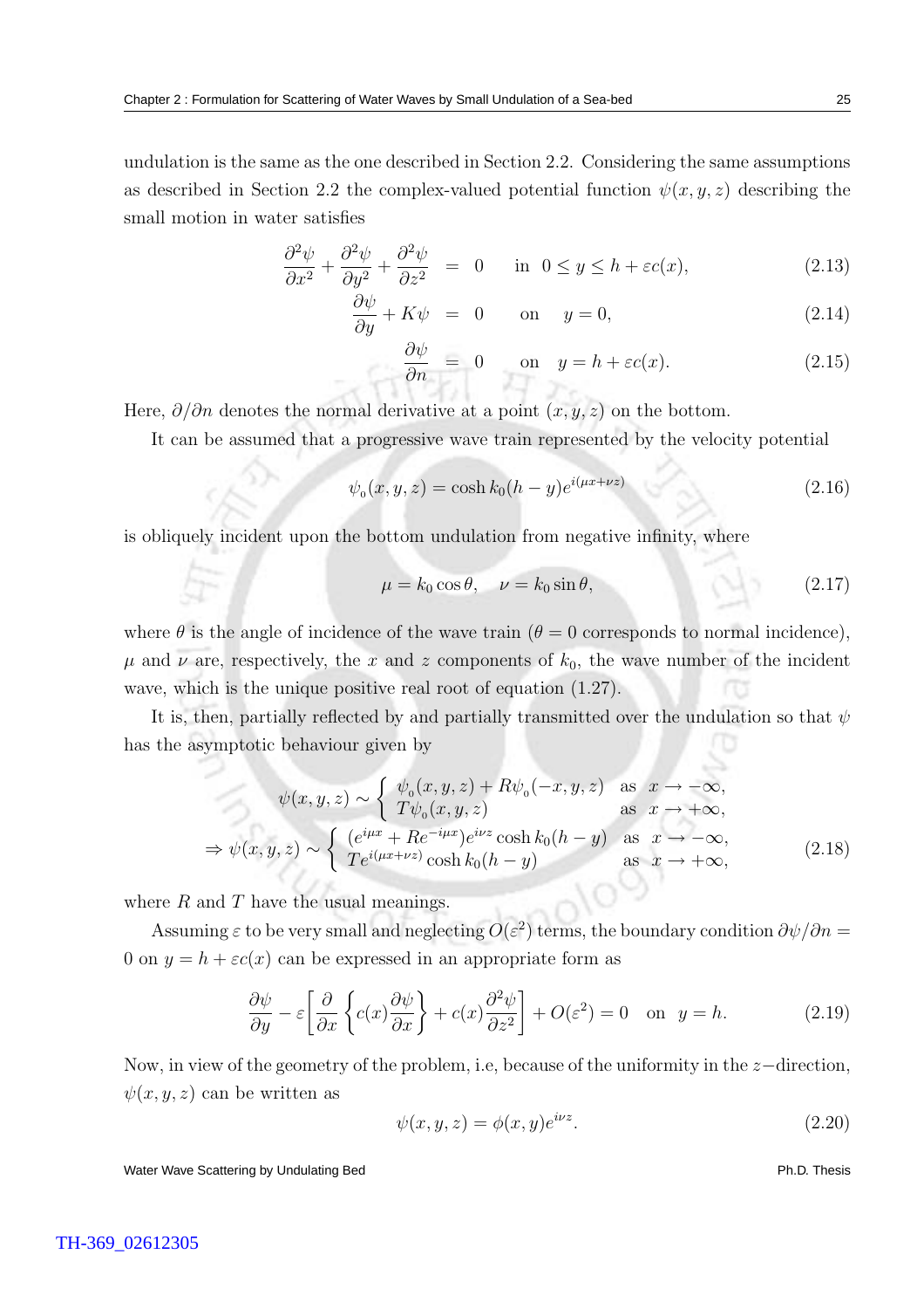undulation is the same as the one described in Section 2.2. Considering the same assumptions as described in Section 2.2 the complex-valued potential function $\psi(x,y,z)$ describing the small motion in water satisfies

$$\frac{\partial^2\psi}{\partial x^2}+\frac{\partial^2\psi}{\partial y^2}+\frac{\partial^2\psi}{\partial z^2} = 0 \quad \text{in} \;\; 0\le y\le h+\varepsilon c(x), \tag{2.13}$$

$$\frac{\partial\psi}{\partial y}+K\psi = 0 \quad \text{on} \quad y=0, \tag{2.14}$$

$$\frac{\partial\psi}{\partial n} = 0 \quad \text{on} \quad y=h+\varepsilon c(x). \tag{2.15}$$

Here, $\partial/\partial n$ denotes the normal derivative at a point $(x,y,z)$ on the bottom.

It can be assumed that a progressive wave train represented by the velocity potential

$$\psi_0(x,y,z)=\cosh k_0(h-y)e^{i(\mu x+\nu z)} \tag{2.16}$$

is obliquely incident upon the bottom undulation from negative infinity, where

$$\mu=k_0\cos\theta, \quad \nu=k_0\sin\theta, \tag{2.17}$$

where $\theta$ is the angle of incidence of the wave train ($\theta=0$ corresponds to normal incidence), $\mu$ and $\nu$ are, respectively, the $x$ and $z$ components of $k_0$, the wave number of the incident wave, which is the unique positive real root of equation (1.27).

It is, then, partially reflected by and partially transmitted over the undulation so that $\psi$ has the asymptotic behaviour given by

$$\psi(x,y,z)\sim\begin{cases}\psi_0(x,y,z)+R\psi_0(-x,y,z) & \text{as} \;\; x\to-\infty,\\ T\psi_0(x,y,z) & \text{as} \;\; x\to+\infty,\end{cases}$$

$$\Rightarrow \psi(x,y,z)\sim\begin{cases}(e^{i\mu x}+Re^{-i\mu x})e^{i\nu z}\cosh k_0(h-y) & \text{as} \;\; x\to-\infty,\\ Te^{i(\mu x+\nu z)}\cosh k_0(h-y) & \text{as} \;\; x\to+\infty,\end{cases} \tag{2.18}$$

where $R$ and $T$ have the usual meanings.

Assuming $\varepsilon$ to be very small and neglecting $O(\varepsilon^2)$ terms, the boundary condition $\partial\psi/\partial n = 0$ on $y=h+\varepsilon c(x)$ can be expressed in an appropriate form as

$$\frac{\partial\psi}{\partial y}-\varepsilon\left[\frac{\partial}{\partial x}\left\{c(x)\frac{\partial\psi}{\partial x}\right\}+c(x)\frac{\partial^2\psi}{\partial z^2}\right]+O(\varepsilon^2)=0 \quad \text{on} \;\; y=h. \tag{2.19}$$

Now, in view of the geometry of the problem, i.e, because of the uniformity in the $z-$direction, $\psi(x,y,z)$ can be written as

$$\psi(x,y,z)=\phi(x,y)e^{i\nu z}. \tag{2.20}$$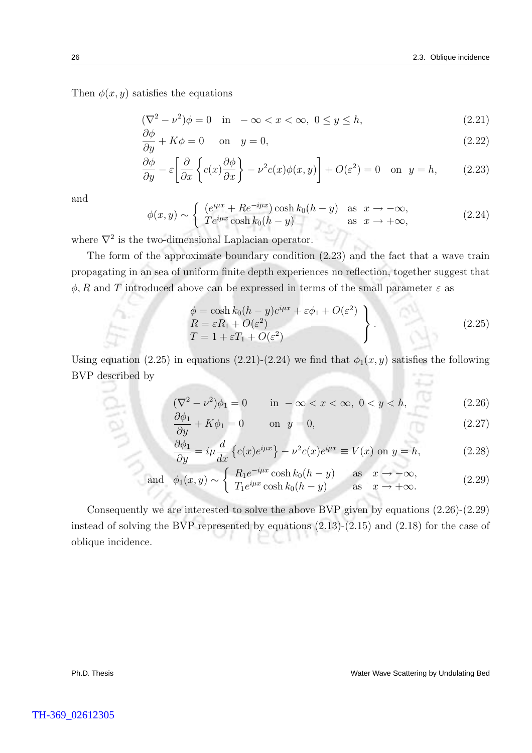Then $\phi(x, y)$ satisfies the equations

$$(\nabla^2 - \nu^2)\phi = 0 \quad \text{in} \quad -\infty < x < \infty,\ 0 \leq y \leq h, \tag{2.21}$$

$$\frac{\partial \phi}{\partial y} + K\phi = 0 \quad \text{on} \quad y = 0, \tag{2.22}$$

$$\frac{\partial \phi}{\partial y} - \varepsilon \left[ \frac{\partial}{\partial x} \left\{ c(x) \frac{\partial \phi}{\partial x} \right\} - \nu^2 c(x) \phi(x, y) \right] + O(\varepsilon^2) = 0 \quad \text{on} \quad y = h, \tag{2.23}$$

and

$$\phi(x, y) \sim \begin{cases} (e^{i\mu x} + Re^{-i\mu x}) \cosh k_0(h - y) & \text{as} \quad x \to -\infty, \\ Te^{i\mu x} \cosh k_0(h - y) & \text{as} \quad x \to +\infty, \end{cases} \tag{2.24}$$

where $\nabla^2$ is the two-dimensional Laplacian operator.

The form of the approximate boundary condition (2.23) and the fact that a wave train propagating in an sea of uniform finite depth experiences no reflection, together suggest that $\phi$, $R$ and $T$ introduced above can be expressed in terms of the small parameter $\varepsilon$ as

$$\left. \begin{array}{l} \phi = \cosh k_0(h - y) e^{i\mu x} + \varepsilon \phi_1 + O(\varepsilon^2) \\ R = \varepsilon R_1 + O(\varepsilon^2) \\ T = 1 + \varepsilon T_1 + O(\varepsilon^2) \end{array} \right\}. \tag{2.25}$$

Using equation (2.25) in equations (2.21)-(2.24) we find that $\phi_1(x, y)$ satisfies the following BVP described by

$$(\nabla^2 - \nu^2)\phi_1 = 0 \qquad \text{in} \quad -\infty < x < \infty,\ 0 < y < h, \tag{2.26}$$

$$\frac{\partial \phi_1}{\partial y} + K\phi_1 = 0 \qquad \text{on} \quad y = 0, \tag{2.27}$$

$$\frac{\partial \phi_1}{\partial y} = i\mu \frac{d}{dx} \left\{ c(x) e^{i\mu x} \right\} - \nu^2 c(x) e^{i\mu x} \equiv V(x) \text{ on } y = h, \tag{2.28}$$

$$\text{and} \quad \phi_1(x, y) \sim \begin{cases} R_1 e^{-i\mu x} \cosh k_0(h - y) & \text{as} \quad x \to -\infty, \\ T_1 e^{i\mu x} \cosh k_0(h - y) & \text{as} \quad x \to +\infty. \end{cases} \tag{2.29}$$

Consequently we are interested to solve the above BVP given by equations (2.26)-(2.29) instead of solving the BVP represented by equations (2.13)-(2.15) and (2.18) for the case of oblique incidence.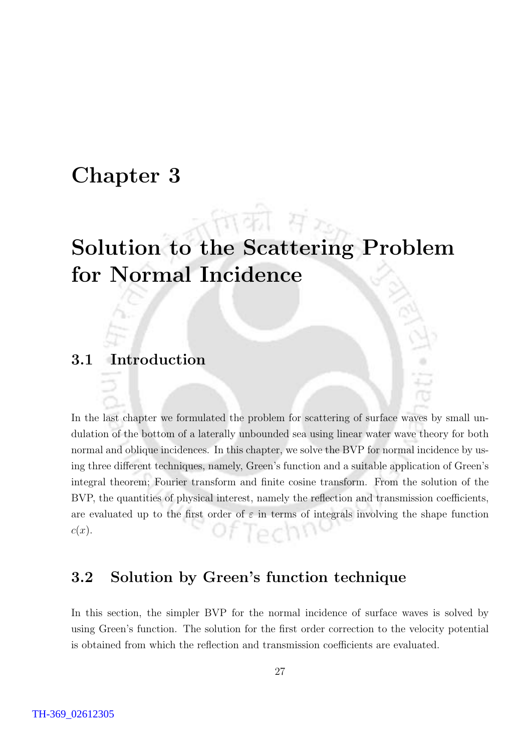# Chapter 3

# Solution to the Scattering Problem for Normal Incidence

## 3.1 Introduction

In the last chapter we formulated the problem for scattering of surface waves by small undulation of the bottom of a laterally unbounded sea using linear water wave theory for both normal and oblique incidences. In this chapter, we solve the BVP for normal incidence by using three different techniques, namely, Green's function and a suitable application of Green's integral theorem; Fourier transform and finite cosine transform. From the solution of the BVP, the quantities of physical interest, namely the reflection and transmission coefficients, are evaluated up to the first order of $\varepsilon$ in terms of integrals involving the shape function $c(x)$.

## 3.2 Solution by Green's function technique

In this section, the simpler BVP for the normal incidence of surface waves is solved by using Green's function. The solution for the first order correction to the velocity potential is obtained from which the reflection and transmission coefficients are evaluated.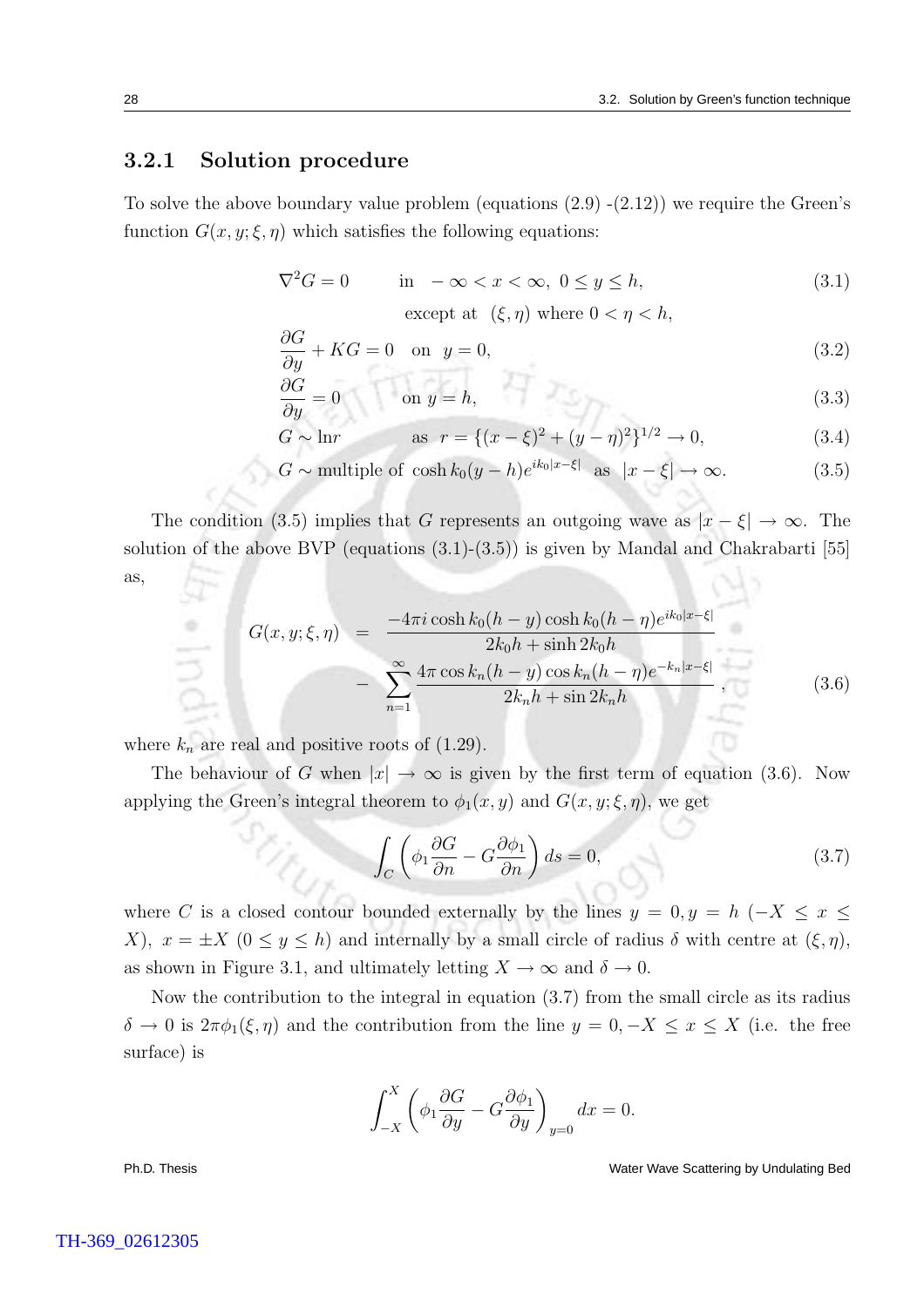### 3.2.1 Solution procedure

To solve the above boundary value problem (equations (2.9) -(2.12)) we require the Green's function $G(x, y; \xi, \eta)$ which satisfies the following equations:

$$\nabla^2 G = 0 \qquad \text{in} \quad -\infty < x < \infty, \; 0 \le y \le h, \tag{3.1}$$

$$\text{except at} \quad (\xi, \eta) \text{ where } 0 < \eta < h,$$

$$\frac{\partial G}{\partial y} + KG = 0 \quad \text{on} \quad y = 0, \tag{3.2}$$

$$\frac{\partial G}{\partial y} = 0 \qquad \text{on } y = h, \tag{3.3}$$

$$G \sim \ln r \qquad \text{as} \quad r = \{(x-\xi)^2 + (y-\eta)^2\}^{1/2} \to 0, \tag{3.4}$$

$$G \sim \text{multiple of } \cosh k_0(y-h) e^{ik_0|x-\xi|} \quad \text{as} \quad |x-\xi| \to \infty. \tag{3.5}$$

The condition (3.5) implies that $G$ represents an outgoing wave as $|x - \xi| \to \infty$. The solution of the above BVP (equations (3.1)-(3.5)) is given by Mandal and Chakrabarti [55] as,

$$\begin{aligned} G(x, y; \xi, \eta) \;=\; & \frac{-4\pi i \cosh k_0(h-y) \cosh k_0(h-\eta) e^{ik_0|x-\xi|}}{2k_0 h + \sinh 2k_0 h} \\ & - \sum_{n=1}^{\infty} \frac{4\pi \cos k_n(h-y) \cos k_n(h-\eta) e^{-k_n|x-\xi|}}{2k_n h + \sin 2k_n h}, \end{aligned} \tag{3.6}$$

where $k_n$ are real and positive roots of (1.29).

The behaviour of $G$ when $|x| \to \infty$ is given by the first term of equation (3.6). Now applying the Green's integral theorem to $\phi_1(x, y)$ and $G(x, y; \xi, \eta)$, we get

$$\int_C \left( \phi_1 \frac{\partial G}{\partial n} - G \frac{\partial \phi_1}{\partial n} \right) ds = 0, \tag{3.7}$$

where $C$ is a closed contour bounded externally by the lines $y = 0, y = h$ $(-X \le x \le X)$, $x = \pm X$ $(0 \le y \le h)$ and internally by a small circle of radius $\delta$ with centre at $(\xi, \eta)$, as shown in Figure 3.1, and ultimately letting $X \to \infty$ and $\delta \to 0$.

Now the contribution to the integral in equation (3.7) from the small circle as its radius $\delta \to 0$ is $2\pi\phi_1(\xi, \eta)$ and the contribution from the line $y = 0, -X \le x \le X$ (i.e. the free surface) is

$$\int_{-X}^{X} \left( \phi_1 \frac{\partial G}{\partial y} - G \frac{\partial \phi_1}{\partial y} \right)_{y=0} dx = 0.$$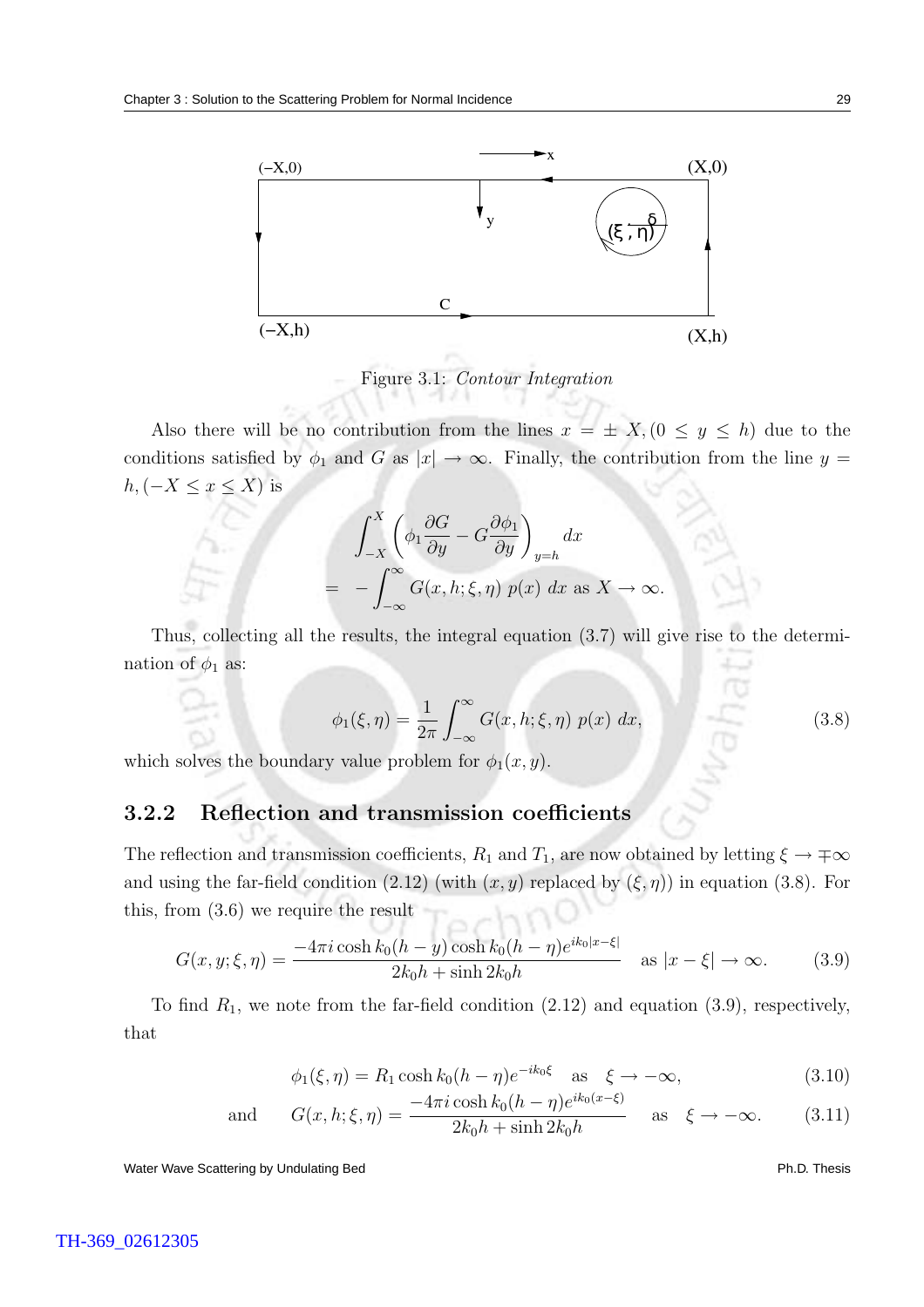Figure 3.1: *Contour Integration*

Also there will be no contribution from the lines $x = \pm X, (0 \leq y \leq h)$ due to the conditions satisfied by $\phi_1$ and $G$ as $|x| \to \infty$. Finally, the contribution from the line $y = h, (-X \leq x \leq X)$ is

$$\int_{-X}^{X} \left( \phi_1 \frac{\partial G}{\partial y} - G \frac{\partial \phi_1}{\partial y} \right)_{y=h} dx$$
$$= -\int_{-\infty}^{\infty} G(x, h; \xi, \eta)\ p(x)\ dx \text{ as } X \to \infty.$$

Thus, collecting all the results, the integral equation (3.7) will give rise to the determination of $\phi_1$ as:

$$\phi_1(\xi, \eta) = \frac{1}{2\pi} \int_{-\infty}^{\infty} G(x, h; \xi, \eta)\ p(x)\ dx, \tag{3.8}$$

which solves the boundary value problem for $\phi_1(x, y)$.

### 3.2.2 Reflection and transmission coefficients

The reflection and transmission coefficients, $R_1$ and $T_1$, are now obtained by letting $\xi \to \mp\infty$ and using the far-field condition (2.12) (with $(x, y)$ replaced by $(\xi, \eta)$) in equation (3.8). For this, from (3.6) we require the result

$$G(x, y; \xi, \eta) = \frac{-4\pi i \cosh k_0(h - y) \cosh k_0(h - \eta) e^{ik_0|x-\xi|}}{2k_0 h + \sinh 2k_0 h} \quad \text{as } |x - \xi| \to \infty. \tag{3.9}$$

To find $R_1$, we note from the far-field condition (2.12) and equation (3.9), respectively, that

$$\phi_1(\xi, \eta) = R_1 \cosh k_0(h - \eta) e^{-ik_0\xi} \quad \text{as} \quad \xi \to -\infty, \tag{3.10}$$

$$\text{and} \qquad G(x, h; \xi, \eta) = \frac{-4\pi i \cosh k_0(h - \eta) e^{ik_0(x-\xi)}}{2k_0 h + \sinh 2k_0 h} \quad \text{as} \quad \xi \to -\infty. \tag{3.11}$$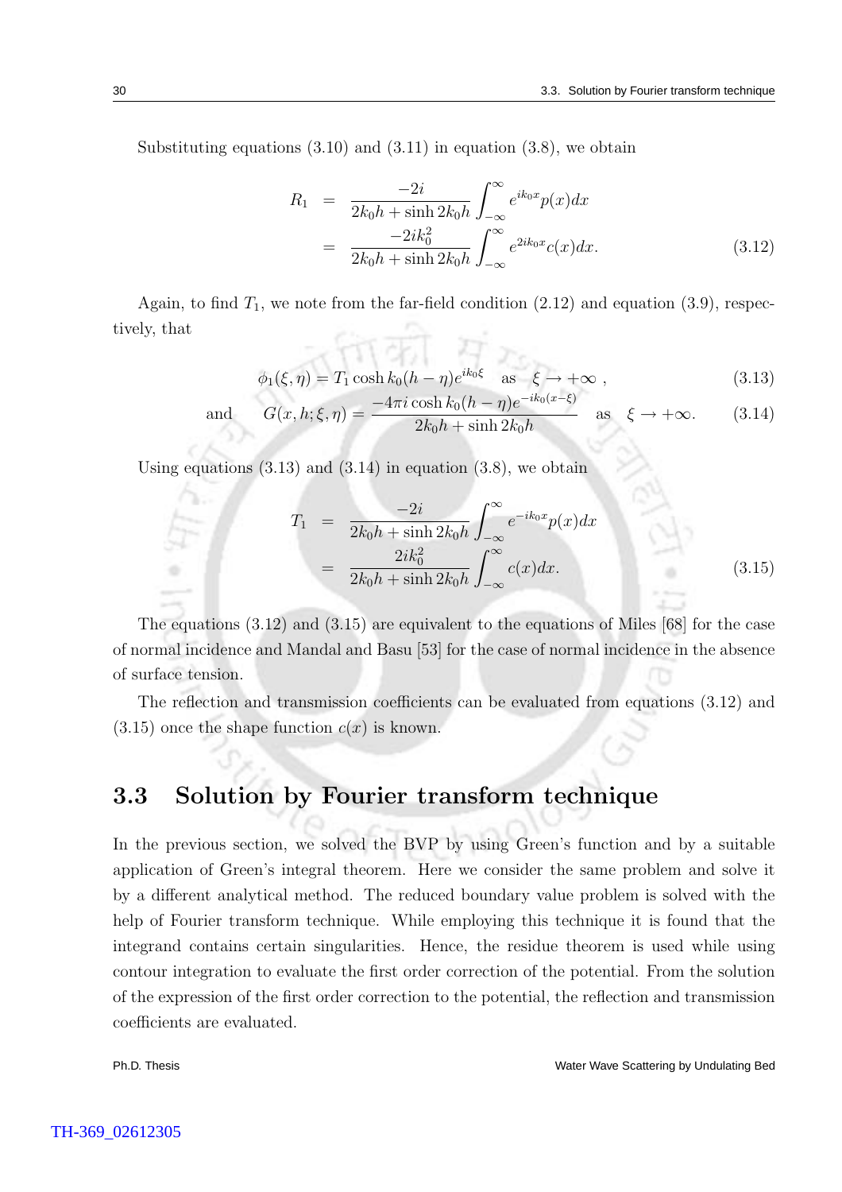Substituting equations (3.10) and (3.11) in equation (3.8), we obtain

$$
\begin{aligned}
R_1 &= \frac{-2i}{2k_0h + \sinh 2k_0h} \int_{-\infty}^{\infty} e^{ik_0x} p(x) dx \\
&= \frac{-2ik_0^2}{2k_0h + \sinh 2k_0h} \int_{-\infty}^{\infty} e^{2ik_0x} c(x) dx.
\end{aligned} \tag{3.12}
$$

Again, to find $T_1$, we note from the far-field condition (2.12) and equation (3.9), respectively, that

$$
\phi_1(\xi, \eta) = T_1 \cosh k_0(h - \eta) e^{ik_0\xi} \quad \text{as} \quad \xi \to +\infty \ , \tag{3.13}
$$

and
$$
G(x, h; \xi, \eta) = \frac{-4\pi i \cosh k_0(h - \eta) e^{-ik_0(x-\xi)}}{2k_0h + \sinh 2k_0h} \quad \text{as} \quad \xi \to +\infty. \tag{3.14}
$$

Using equations (3.13) and (3.14) in equation (3.8), we obtain

$$
\begin{aligned}
T_1 &= \frac{-2i}{2k_0h + \sinh 2k_0h} \int_{-\infty}^{\infty} e^{-ik_0x} p(x) dx \\
&= \frac{2ik_0^2}{2k_0h + \sinh 2k_0h} \int_{-\infty}^{\infty} c(x) dx.
\end{aligned} \tag{3.15}
$$

The equations (3.12) and (3.15) are equivalent to the equations of Miles [68] for the case of normal incidence and Mandal and Basu [53] for the case of normal incidence in the absence of surface tension.

The reflection and transmission coefficients can be evaluated from equations (3.12) and (3.15) once the shape function $c(x)$ is known.

## 3.3 Solution by Fourier transform technique

In the previous section, we solved the BVP by using Green's function and by a suitable application of Green's integral theorem. Here we consider the same problem and solve it by a different analytical method. The reduced boundary value problem is solved with the help of Fourier transform technique. While employing this technique it is found that the integrand contains certain singularities. Hence, the residue theorem is used while using contour integration to evaluate the first order correction of the potential. From the solution of the expression of the first order correction to the potential, the reflection and transmission coefficients are evaluated.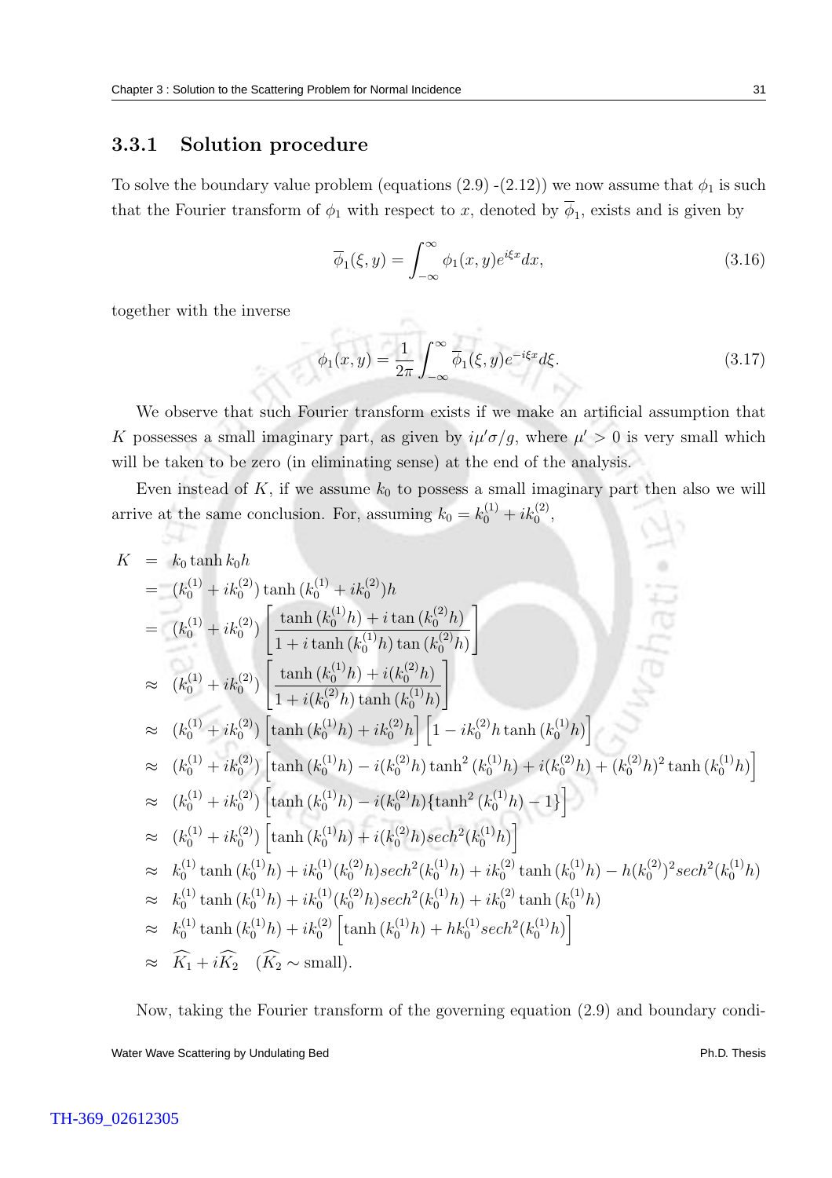### 3.3.1 Solution procedure

To solve the boundary value problem (equations (2.9) -(2.12)) we now assume that $\phi_1$ is such that the Fourier transform of $\phi_1$ with respect to $x$, denoted by $\overline{\phi}_1$, exists and is given by

$$\overline{\phi}_1(\xi, y) = \int_{-\infty}^{\infty} \phi_1(x, y) e^{i\xi x} dx, \tag{3.16}$$

together with the inverse

$$\phi_1(x, y) = \frac{1}{2\pi} \int_{-\infty}^{\infty} \overline{\phi}_1(\xi, y) e^{-i\xi x} d\xi. \tag{3.17}$$

We observe that such Fourier transform exists if we make an artificial assumption that $K$ possesses a small imaginary part, as given by $i\mu'\sigma/g$, where $\mu' > 0$ is very small which will be taken to be zero (in eliminating sense) at the end of the analysis.

Even instead of $K$, if we assume $k_0$ to possess a small imaginary part then also we will arrive at the same conclusion. For, assuming $k_0 = k_0^{(1)} + ik_0^{(2)}$,

$$\begin{aligned}
K &= k_0 \tanh k_0 h \\
&= (k_0^{(1)} + ik_0^{(2)}) \tanh{(k_0^{(1)} + ik_0^{(2)})h} \\
&= (k_0^{(1)} + ik_0^{(2)}) \left[ \frac{\tanh{(k_0^{(1)}h)} + i \tan{(k_0^{(2)}h)}}{1 + i \tanh{(k_0^{(1)}h)} \tan{(k_0^{(2)}h)}} \right] \\
&\approx (k_0^{(1)} + ik_0^{(2)}) \left[ \frac{\tanh{(k_0^{(1)}h)} + i(k_0^{(2)}h)}{1 + i(k_0^{(2)}h) \tanh{(k_0^{(1)}h)}} \right] \\
&\approx (k_0^{(1)} + ik_0^{(2)}) \left[ \tanh{(k_0^{(1)}h)} + ik_0^{(2)}h \right] \left[ 1 - ik_0^{(2)}h \tanh{(k_0^{(1)}h)} \right] \\
&\approx (k_0^{(1)} + ik_0^{(2)}) \left[ \tanh{(k_0^{(1)}h)} - i(k_0^{(2)}h) \tanh^2{(k_0^{(1)}h)} + i(k_0^{(2)}h) + (k_0^{(2)}h)^2 \tanh{(k_0^{(1)}h)} \right] \\
&\approx (k_0^{(1)} + ik_0^{(2)}) \left[ \tanh{(k_0^{(1)}h)} - i(k_0^{(2)}h)\{\tanh^2{(k_0^{(1)}h)} - 1\} \right] \\
&\approx (k_0^{(1)} + ik_0^{(2)}) \left[ \tanh{(k_0^{(1)}h)} + i(k_0^{(2)}h) sech^2(k_0^{(1)}h) \right] \\
&\approx k_0^{(1)} \tanh{(k_0^{(1)}h)} + ik_0^{(1)}(k_0^{(2)}h) sech^2(k_0^{(1)}h) + ik_0^{(2)} \tanh{(k_0^{(1)}h)} - h(k_0^{(2)})^2 sech^2(k_0^{(1)}h) \\
&\approx k_0^{(1)} \tanh{(k_0^{(1)}h)} + ik_0^{(1)}(k_0^{(2)}h) sech^2(k_0^{(1)}h) + ik_0^{(2)} \tanh{(k_0^{(1)}h)} \\
&\approx k_0^{(1)} \tanh{(k_0^{(1)}h)} + ik_0^{(2)} \left[ \tanh{(k_0^{(1)}h)} + hk_0^{(1)} sech^2(k_0^{(1)}h) \right] \\
&\approx \widehat{K_1} + i\widehat{K_2} \quad (\widehat{K_2} \sim \text{small}).
\end{aligned}$$

Now, taking the Fourier transform of the governing equation (2.9) and boundary condi-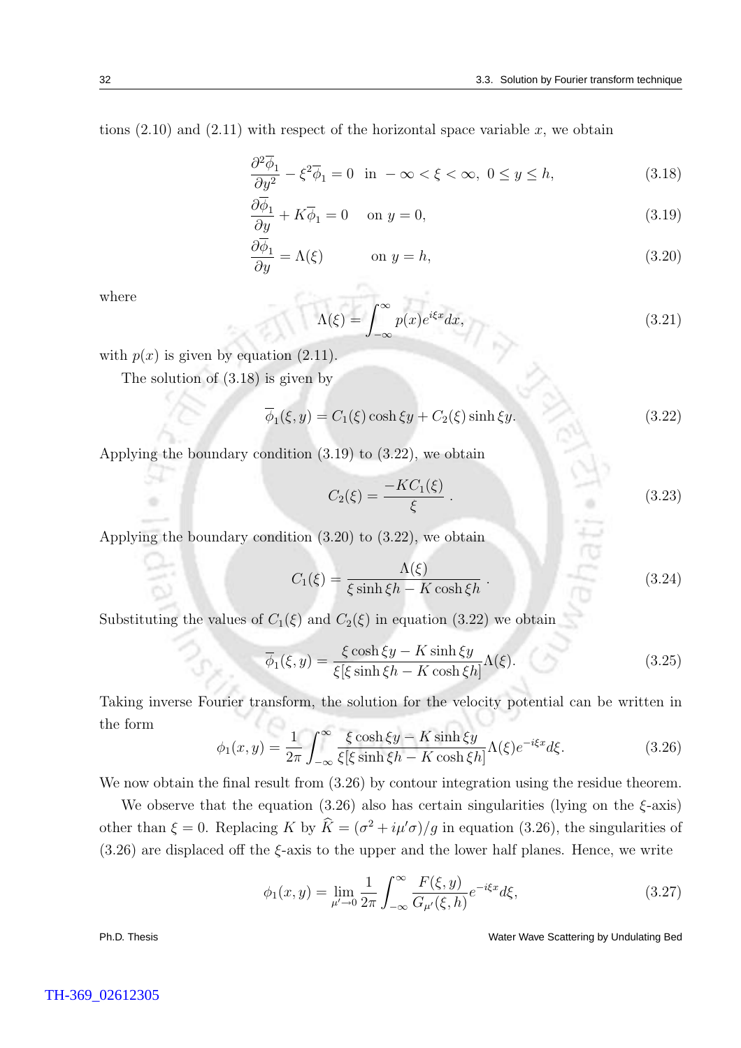tions (2.10) and (2.11) with respect of the horizontal space variable $x$, we obtain

$$\frac{\partial^2 \overline{\phi}_1}{\partial y^2} - \xi^2 \overline{\phi}_1 = 0 \quad \text{in} \ -\infty < \xi < \infty, \ 0 \le y \le h, \tag{3.18}$$

$$\frac{\partial \overline{\phi}_1}{\partial y} + K\overline{\phi}_1 = 0 \qquad \text{on } y = 0, \tag{3.19}$$

$$\frac{\partial \overline{\phi}_1}{\partial y} = \Lambda(\xi) \qquad\qquad \text{on } y = h, \tag{3.20}$$

where

$$\Lambda(\xi) = \int_{-\infty}^{\infty} p(x) e^{i\xi x} dx, \tag{3.21}$$

with $p(x)$ is given by equation (2.11).

The solution of (3.18) is given by

$$\overline{\phi}_1(\xi, y) = C_1(\xi) \cosh \xi y + C_2(\xi) \sinh \xi y. \tag{3.22}$$

Applying the boundary condition (3.19) to (3.22), we obtain

$$C_2(\xi) = \frac{-KC_1(\xi)}{\xi}. \tag{3.23}$$

Applying the boundary condition (3.20) to (3.22), we obtain

$$C_1(\xi) = \frac{\Lambda(\xi)}{\xi \sinh \xi h - K \cosh \xi h}. \tag{3.24}$$

Substituting the values of $C_1(\xi)$ and $C_2(\xi)$ in equation (3.22) we obtain

$$\overline{\phi}_1(\xi, y) = \frac{\xi \cosh \xi y - K \sinh \xi y}{\xi[\xi \sinh \xi h - K \cosh \xi h]} \Lambda(\xi). \tag{3.25}$$

Taking inverse Fourier transform, the solution for the velocity potential can be written in the form

$$\phi_1(x, y) = \frac{1}{2\pi} \int_{-\infty}^{\infty} \frac{\xi \cosh \xi y - K \sinh \xi y}{\xi[\xi \sinh \xi h - K \cosh \xi h]} \Lambda(\xi) e^{-i\xi x} d\xi. \tag{3.26}$$

We now obtain the final result from (3.26) by contour integration using the residue theorem.

We observe that the equation (3.26) also has certain singularities (lying on the $\xi$-axis) other than $\xi = 0$. Replacing $K$ by $\widehat{K} = (\sigma^2 + i\mu'\sigma)/g$ in equation (3.26), the singularities of (3.26) are displaced off the $\xi$-axis to the upper and the lower half planes. Hence, we write

$$\phi_1(x, y) = \lim_{\mu' \to 0} \frac{1}{2\pi} \int_{-\infty}^{\infty} \frac{F(\xi, y)}{G_{\mu'}(\xi, h)} e^{-i\xi x} d\xi, \tag{3.27}$$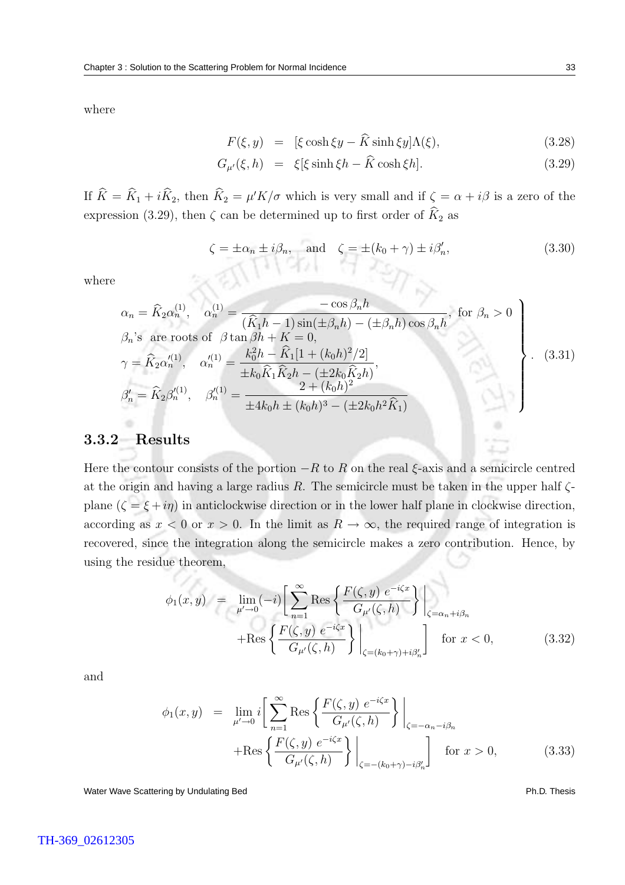where

$$F(\xi, y) \;=\; [\xi \cosh \xi y - \widehat{K} \sinh \xi y]\Lambda(\xi), \tag{3.28}$$

$$G_{\mu'}(\xi, h) \;=\; \xi[\xi \sinh \xi h - \widehat{K} \cosh \xi h]. \tag{3.29}$$

If $\widehat{K} = \widehat{K}_1 + i\widehat{K}_2$, then $\widehat{K}_2 = \mu' K/\sigma$ which is very small and if $\zeta = \alpha + i\beta$ is a zero of the expression (3.29), then $\zeta$ can be determined up to first order of $\widehat{K}_2$ as

$$\zeta = \pm\alpha_n \pm i\beta_n, \quad \text{and} \quad \zeta = \pm(k_0 + \gamma) \pm i\beta_n', \tag{3.30}$$

where

$$\left.\begin{array}{l}
\alpha_n = \widehat{K}_2 \alpha_n^{(1)}, \quad \alpha_n^{(1)} = \dfrac{-\cos\beta_n h}{(\widehat{K}_1 h - 1)\sin(\pm\beta_n h) - (\pm\beta_n h)\cos\beta_n h}, \text{ for } \beta_n > 0 \\
\beta_n\text{'s are roots of } \beta\tan\beta h + K = 0, \\
\gamma = \widehat{K}_2 \alpha_n'^{(1)}, \quad \alpha_n'^{(1)} = \dfrac{k_0^2 h - \widehat{K}_1[1 + (k_0 h)^2/2]}{\pm k_0 \widehat{K}_1 \widehat{K}_2 h - (\pm 2k_0 \widehat{K}_2 h)}, \\
\beta_n' = \widehat{K}_2 \beta_n'^{(1)}, \quad \beta_n'^{(1)} = \dfrac{2 + (k_0 h)^2}{\pm 4k_0 h \pm (k_0 h)^3 - (\pm 2k_0 h^2 \widehat{K}_1)}
\end{array}\right\}. \tag{3.31}$$

### 3.3.2 Results

Here the contour consists of the portion $-R$ to $R$ on the real $\xi$-axis and a semicircle centred at the origin and having a large radius $R$. The semicircle must be taken in the upper half $\zeta$-plane ($\zeta = \xi + i\eta$) in anticlockwise direction or in the lower half plane in clockwise direction, according as $x < 0$ or $x > 0$. In the limit as $R \to \infty$, the required range of integration is recovered, since the integration along the semicircle makes a zero contribution. Hence, by using the residue theorem,

$$\begin{aligned}
\phi_1(x, y) \;=\; & \lim_{\mu' \to 0} (-i) \Bigg[ \sum_{n=1}^{\infty} \text{Res}\left\{ \frac{F(\zeta, y)\, e^{-i\zeta x}}{G_{\mu'}(\zeta, h)} \right\} \Bigg|_{\zeta = \alpha_n + i\beta_n} \\
& + \text{Res}\left\{ \frac{F(\zeta, y)\, e^{-i\zeta x}}{G_{\mu'}(\zeta, h)} \right\} \Bigg|_{\zeta = (k_0 + \gamma) + i\beta_n'} \Bigg] \quad \text{for } x < 0,
\end{aligned} \tag{3.32}$$

and

$$\begin{aligned}
\phi_1(x, y) \;=\; & \lim_{\mu' \to 0} i \Bigg[ \sum_{n=1}^{\infty} \text{Res}\left\{ \frac{F(\zeta, y)\, e^{-i\zeta x}}{G_{\mu'}(\zeta, h)} \right\} \Bigg|_{\zeta = -\alpha_n - i\beta_n} \\
& + \text{Res}\left\{ \frac{F(\zeta, y)\, e^{-i\zeta x}}{G_{\mu'}(\zeta, h)} \right\} \Bigg|_{\zeta = -(k_0 + \gamma) - i\beta_n'} \Bigg] \quad \text{for } x > 0,
\end{aligned} \tag{3.33}$$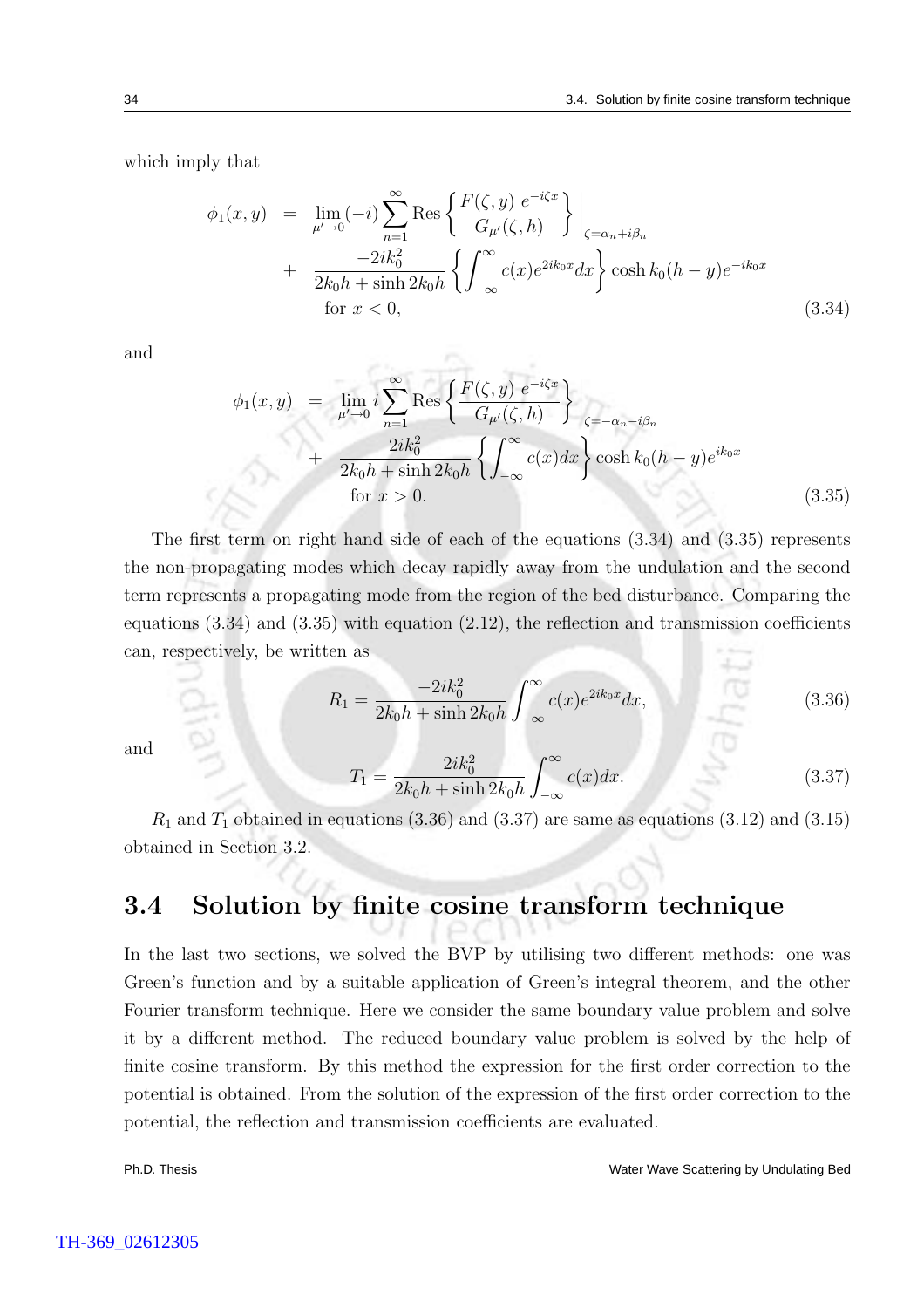which imply that

$$\phi_1(x,y) = \lim_{\mu'\to 0}(-i)\sum_{n=1}^{\infty}\text{Res}\left\{\frac{F(\zeta,y)\ e^{-i\zeta x}}{G_{\mu'}(\zeta,h)}\right\}\Bigg|_{\zeta=\alpha_n+i\beta_n} + \frac{-2ik_0^2}{2k_0h+\sinh 2k_0h}\left\{\int_{-\infty}^{\infty}c(x)e^{2ik_0x}dx\right\}\cosh k_0(h-y)e^{-ik_0x} \quad \text{for } x<0, \tag{3.34}$$

and

$$\phi_1(x,y) = \lim_{\mu'\to 0} i\sum_{n=1}^{\infty}\text{Res}\left\{\frac{F(\zeta,y)\ e^{-i\zeta x}}{G_{\mu'}(\zeta,h)}\right\}\Bigg|_{\zeta=-\alpha_n-i\beta_n} + \frac{2ik_0^2}{2k_0h+\sinh 2k_0h}\left\{\int_{-\infty}^{\infty}c(x)dx\right\}\cosh k_0(h-y)e^{ik_0x} \quad \text{for } x>0. \tag{3.35}$$

The first term on right hand side of each of the equations (3.34) and (3.35) represents the non-propagating modes which decay rapidly away from the undulation and the second term represents a propagating mode from the region of the bed disturbance. Comparing the equations (3.34) and (3.35) with equation (2.12), the reflection and transmission coefficients can, respectively, be written as

$$R_1 = \frac{-2ik_0^2}{2k_0h+\sinh 2k_0h}\int_{-\infty}^{\infty}c(x)e^{2ik_0x}dx, \tag{3.36}$$

and

$$T_1 = \frac{2ik_0^2}{2k_0h+\sinh 2k_0h}\int_{-\infty}^{\infty}c(x)dx. \tag{3.37}$$

$R_1$ and $T_1$ obtained in equations (3.36) and (3.37) are same as equations (3.12) and (3.15) obtained in Section 3.2.

## 3.4 Solution by finite cosine transform technique

In the last two sections, we solved the BVP by utilising two different methods: one was Green's function and by a suitable application of Green's integral theorem, and the other Fourier transform technique. Here we consider the same boundary value problem and solve it by a different method. The reduced boundary value problem is solved by the help of finite cosine transform. By this method the expression for the first order correction to the potential is obtained. From the solution of the expression of the first order correction to the potential, the reflection and transmission coefficients are evaluated.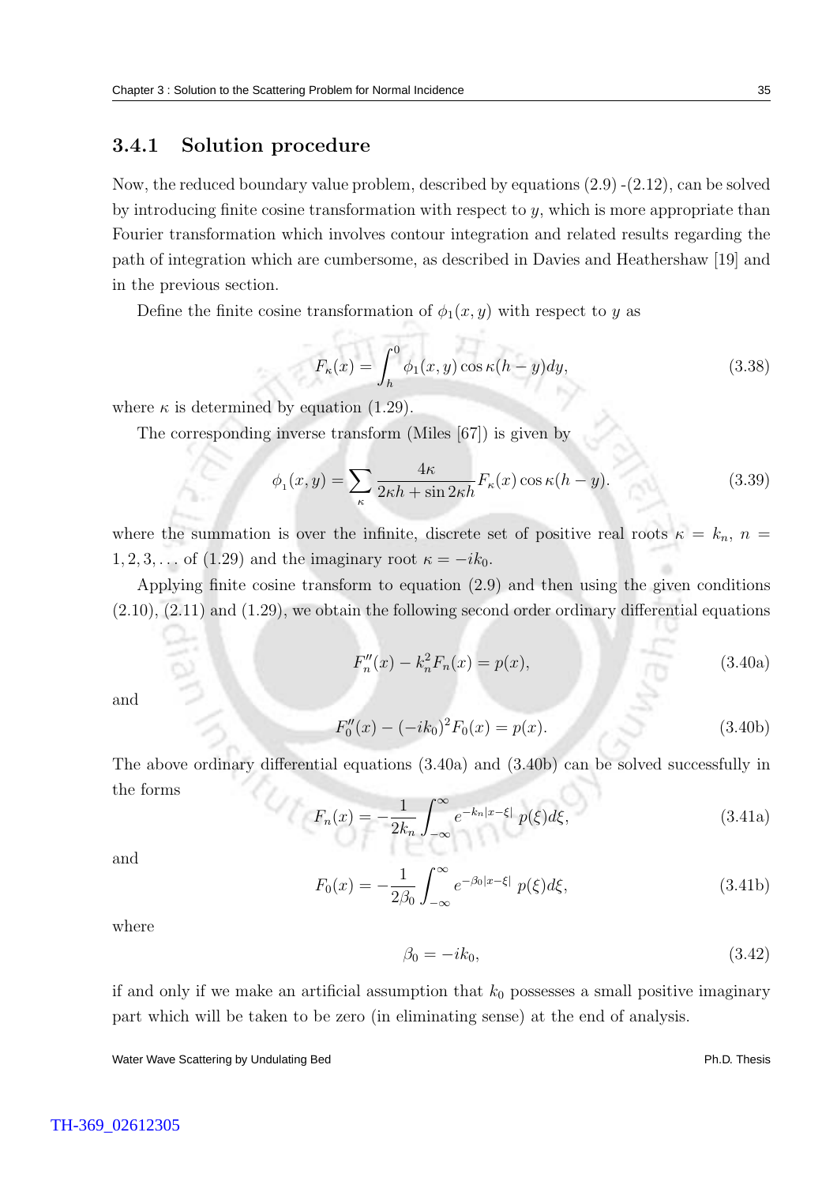### 3.4.1 Solution procedure

Now, the reduced boundary value problem, described by equations (2.9) -(2.12), can be solved by introducing finite cosine transformation with respect to $y$, which is more appropriate than Fourier transformation which involves contour integration and related results regarding the path of integration which are cumbersome, as described in Davies and Heathershaw [19] and in the previous section.

Define the finite cosine transformation of $\phi_1(x, y)$ with respect to $y$ as

$$F_\kappa(x) = \int_h^0 \phi_1(x, y) \cos \kappa(h - y) dy, \tag{3.38}$$

where $\kappa$ is determined by equation (1.29).

The corresponding inverse transform (Miles [67]) is given by

$$\phi_1(x, y) = \sum_\kappa \frac{4\kappa}{2\kappa h + \sin 2\kappa h} F_\kappa(x) \cos \kappa(h - y). \tag{3.39}$$

where the summation is over the infinite, discrete set of positive real roots $\kappa = k_n$, $n = 1, 2, 3, \ldots$ of (1.29) and the imaginary root $\kappa = -ik_0$.

Applying finite cosine transform to equation (2.9) and then using the given conditions (2.10), (2.11) and (1.29), we obtain the following second order ordinary differential equations

$$F_n''(x) - k_n^2 F_n(x) = p(x), \tag{3.40a}$$

and

$$F_0''(x) - (-ik_0)^2 F_0(x) = p(x). \tag{3.40b}$$

The above ordinary differential equations (3.40a) and (3.40b) can be solved successfully in the forms

$$F_n(x) = -\frac{1}{2k_n} \int_{-\infty}^{\infty} e^{-k_n|x-\xi|}\, p(\xi) d\xi, \tag{3.41a}$$

and

$$F_0(x) = -\frac{1}{2\beta_0} \int_{-\infty}^{\infty} e^{-\beta_0|x-\xi|}\, p(\xi) d\xi, \tag{3.41b}$$

where

$$\beta_0 = -ik_0, \tag{3.42}$$

if and only if we make an artificial assumption that $k_0$ possesses a small positive imaginary part which will be taken to be zero (in eliminating sense) at the end of analysis.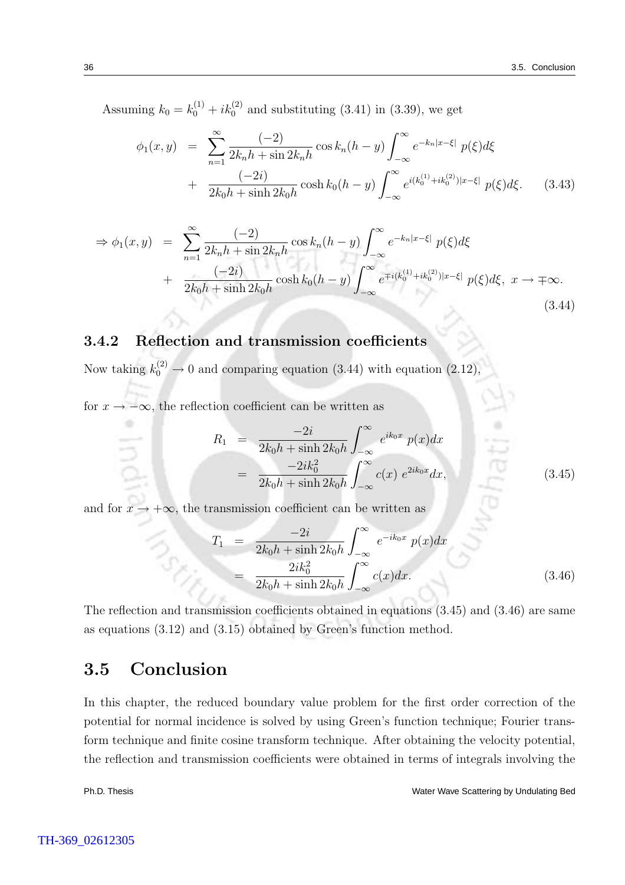Assuming $k_0 = k_0^{(1)} + ik_0^{(2)}$ and substituting (3.41) in (3.39), we get

$$\begin{aligned} \phi_1(x,y) &= \sum_{n=1}^{\infty} \frac{(-2)}{2k_n h + \sin 2k_n h} \cos k_n(h-y) \int_{-\infty}^{\infty} e^{-k_n|x-\xi|}\ p(\xi) d\xi \\ &+ \frac{(-2i)}{2k_0 h + \sinh 2k_0 h} \cosh k_0(h-y) \int_{-\infty}^{\infty} e^{i(k_0^{(1)}+ik_0^{(2)})|x-\xi|}\ p(\xi) d\xi. \end{aligned} \tag{3.43}$$

$$\begin{aligned} \Rightarrow \phi_1(x,y) &= \sum_{n=1}^{\infty} \frac{(-2)}{2k_n h + \sin 2k_n h} \cos k_n(h-y) \int_{-\infty}^{\infty} e^{-k_n|x-\xi|}\ p(\xi) d\xi \\ &+ \frac{(-2i)}{2k_0 h + \sinh 2k_0 h} \cosh k_0(h-y) \int_{-\infty}^{\infty} e^{\mp i(k_0^{(1)}+ik_0^{(2)})|x-\xi|}\ p(\xi) d\xi,\ x \to \mp\infty. \end{aligned} \tag{3.44}$$

### 3.4.2 Reflection and transmission coefficients

Now taking $k_0^{(2)} \to 0$ and comparing equation (3.44) with equation (2.12),

for $x \to -\infty$, the reflection coefficient can be written as

$$\begin{aligned} R_1 &= \frac{-2i}{2k_0 h + \sinh 2k_0 h} \int_{-\infty}^{\infty} e^{ik_0 x}\ p(x) dx \\ &= \frac{-2ik_0^2}{2k_0 h + \sinh 2k_0 h} \int_{-\infty}^{\infty} c(x)\ e^{2ik_0 x} dx, \end{aligned} \tag{3.45}$$

and for $x \to +\infty$, the transmission coefficient can be written as

$$\begin{aligned} T_1 &= \frac{-2i}{2k_0 h + \sinh 2k_0 h} \int_{-\infty}^{\infty} e^{-ik_0 x}\ p(x) dx \\ &= \frac{2ik_0^2}{2k_0 h + \sinh 2k_0 h} \int_{-\infty}^{\infty} c(x) dx. \end{aligned} \tag{3.46}$$

The reflection and transmission coefficients obtained in equations (3.45) and (3.46) are same as equations (3.12) and (3.15) obtained by Green's function method.

## 3.5 Conclusion

In this chapter, the reduced boundary value problem for the first order correction of the potential for normal incidence is solved by using Green's function technique; Fourier transform technique and finite cosine transform technique. After obtaining the velocity potential, the reflection and transmission coefficients were obtained in terms of integrals involving the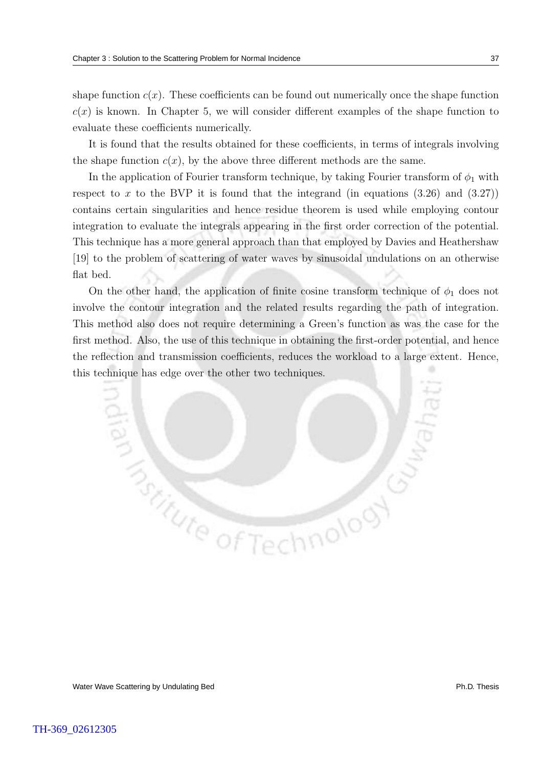shape function $c(x)$. These coefficients can be found out numerically once the shape function $c(x)$ is known. In Chapter 5, we will consider different examples of the shape function to evaluate these coefficients numerically.

It is found that the results obtained for these coefficients, in terms of integrals involving the shape function $c(x)$, by the above three different methods are the same.

In the application of Fourier transform technique, by taking Fourier transform of $\phi_1$ with respect to $x$ to the BVP it is found that the integrand (in equations (3.26) and (3.27)) contains certain singularities and hence residue theorem is used while employing contour integration to evaluate the integrals appearing in the first order correction of the potential. This technique has a more general approach than that employed by Davies and Heathershaw [19] to the problem of scattering of water waves by sinusoidal undulations on an otherwise flat bed.

On the other hand, the application of finite cosine transform technique of $\phi_1$ does not involve the contour integration and the related results regarding the path of integration. This method also does not require determining a Green's function as was the case for the first method. Also, the use of this technique in obtaining the first-order potential, and hence the reflection and transmission coefficients, reduces the workload to a large extent. Hence, this technique has edge over the other two techniques.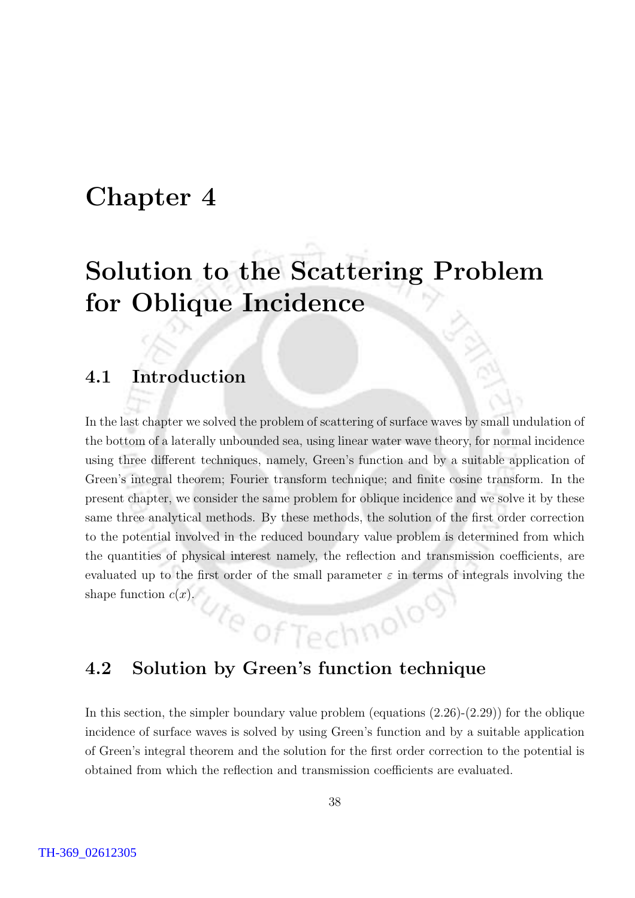# Chapter 4

# Solution to the Scattering Problem for Oblique Incidence

## 4.1 Introduction

In the last chapter we solved the problem of scattering of surface waves by small undulation of the bottom of a laterally unbounded sea, using linear water wave theory, for normal incidence using three different techniques, namely, Green's function and by a suitable application of Green's integral theorem; Fourier transform technique; and finite cosine transform. In the present chapter, we consider the same problem for oblique incidence and we solve it by these same three analytical methods. By these methods, the solution of the first order correction to the potential involved in the reduced boundary value problem is determined from which the quantities of physical interest namely, the reflection and transmission coefficients, are evaluated up to the first order of the small parameter $\varepsilon$ in terms of integrals involving the shape function $c(x)$.

## 4.2 Solution by Green's function technique

In this section, the simpler boundary value problem (equations (2.26)-(2.29)) for the oblique incidence of surface waves is solved by using Green's function and by a suitable application of Green's integral theorem and the solution for the first order correction to the potential is obtained from which the reflection and transmission coefficients are evaluated.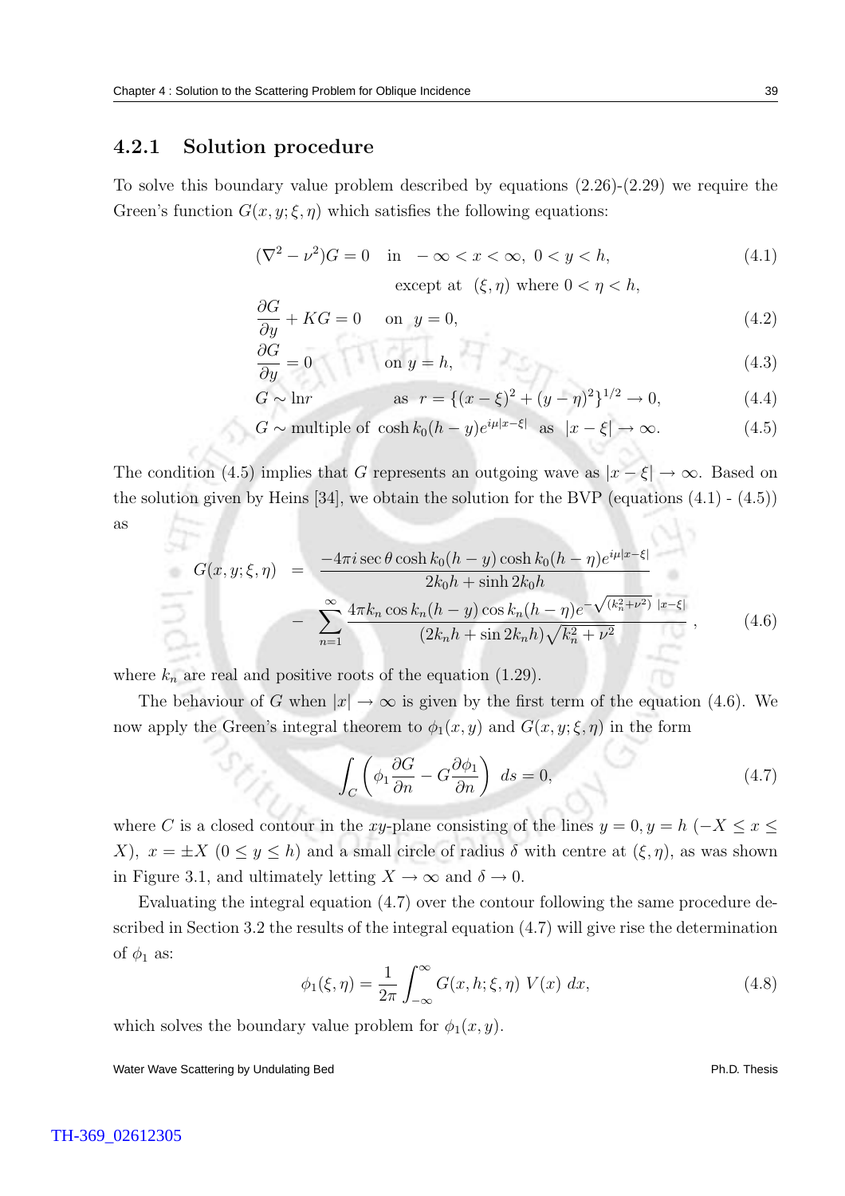### 4.2.1 Solution procedure

To solve this boundary value problem described by equations (2.26)-(2.29) we require the Green's function $G(x, y; \xi, \eta)$ which satisfies the following equations:

$$(\nabla^2 - \nu^2)G = 0 \quad \text{in} \quad -\infty < x < \infty,\ 0 < y < h, \tag{4.1}$$
$$\text{except at} \quad (\xi, \eta) \text{ where } 0 < \eta < h,$$

$$\frac{\partial G}{\partial y} + KG = 0 \quad \text{on} \quad y = 0, \tag{4.2}$$

$$\frac{\partial G}{\partial y} = 0 \quad \text{on } y = h, \tag{4.3}$$

$$G \sim \ln r \quad \text{as} \quad r = \{(x-\xi)^2 + (y-\eta)^2\}^{1/2} \to 0, \tag{4.4}$$

$$G \sim \text{multiple of } \cosh k_0(h-y) e^{i\mu|x-\xi|} \quad \text{as} \quad |x-\xi| \to \infty. \tag{4.5}$$

The condition (4.5) implies that $G$ represents an outgoing wave as $|x - \xi| \to \infty$. Based on the solution given by Heins [34], we obtain the solution for the BVP (equations (4.1) - (4.5)) as

$$\begin{aligned} G(x, y; \xi, \eta) \;=\; & \frac{-4\pi i \sec\theta \cosh k_0(h-y)\cosh k_0(h-\eta) e^{i\mu|x-\xi|}}{2k_0 h + \sinh 2k_0 h} \\ & - \sum_{n=1}^{\infty} \frac{4\pi k_n \cos k_n(h-y)\cos k_n(h-\eta) e^{-\sqrt{(k_n^2+\nu^2)}\ |x-\xi|}}{(2k_n h + \sin 2k_n h)\sqrt{k_n^2+\nu^2}}, \end{aligned} \tag{4.6}$$

where $k_n$ are real and positive roots of the equation (1.29).

The behaviour of $G$ when $|x| \to \infty$ is given by the first term of the equation (4.6). We now apply the Green's integral theorem to $\phi_1(x, y)$ and $G(x, y; \xi, \eta)$ in the form

$$\int_C \left(\phi_1 \frac{\partial G}{\partial n} - G\frac{\partial \phi_1}{\partial n}\right) ds = 0, \tag{4.7}$$

where $C$ is a closed contour in the $xy$-plane consisting of the lines $y = 0, y = h$ $(-X \le x \le X)$, $x = \pm X$ $(0 \le y \le h)$ and a small circle of radius $\delta$ with centre at $(\xi, \eta)$, as was shown in Figure 3.1, and ultimately letting $X \to \infty$ and $\delta \to 0$.

Evaluating the integral equation (4.7) over the contour following the same procedure described in Section 3.2 the results of the integral equation (4.7) will give rise the determination of $\phi_1$ as:

$$\phi_1(\xi, \eta) = \frac{1}{2\pi}\int_{-\infty}^{\infty} G(x, h; \xi, \eta)\ V(x)\ dx, \tag{4.8}$$

which solves the boundary value problem for $\phi_1(x, y)$.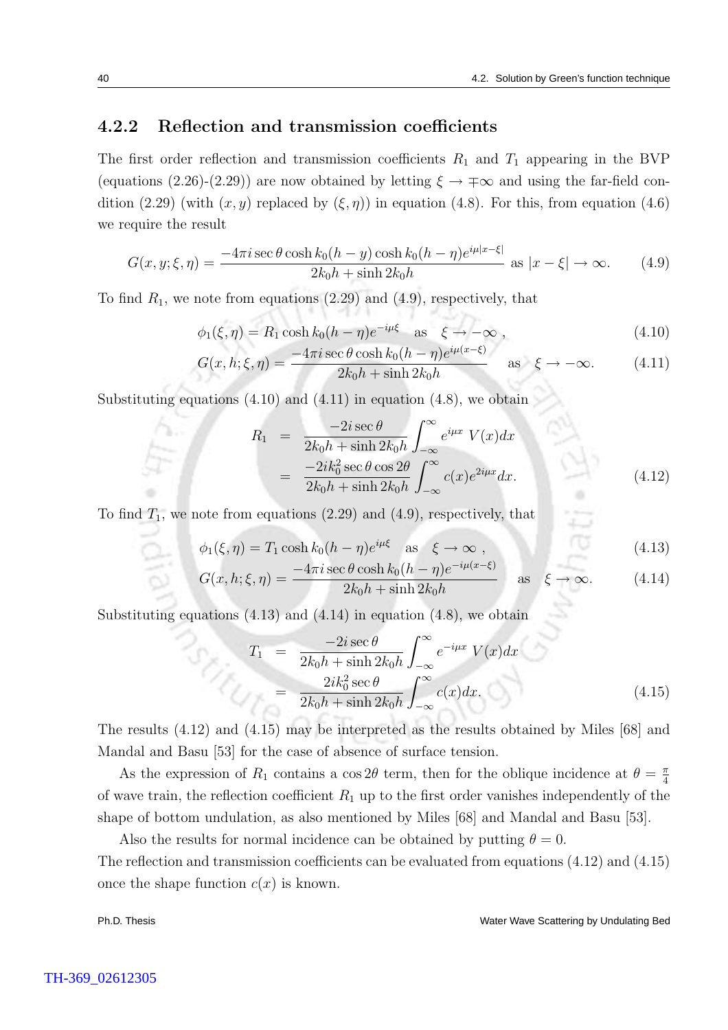### 4.2.2 Reflection and transmission coefficients

The first order reflection and transmission coefficients $R_1$ and $T_1$ appearing in the BVP (equations (2.26)-(2.29)) are now obtained by letting $\xi \to \mp\infty$ and using the far-field condition (2.29) (with $(x, y)$ replaced by $(\xi, \eta)$) in equation (4.8). For this, from equation (4.6) we require the result

$$G(x, y; \xi, \eta) = \frac{-4\pi i \sec\theta \cosh k_0(h-y)\cosh k_0(h-\eta) e^{i\mu|x-\xi|}}{2k_0h + \sinh 2k_0h} \quad \text{as } |x-\xi| \to \infty. \tag{4.9}$$

To find $R_1$, we note from equations (2.29) and (4.9), respectively, that

$$\phi_1(\xi, \eta) = R_1 \cosh k_0(h-\eta) e^{-i\mu\xi} \quad \text{as} \quad \xi \to -\infty\,, \tag{4.10}$$

$$G(x, h; \xi, \eta) = \frac{-4\pi i \sec\theta \cosh k_0(h-\eta) e^{i\mu(x-\xi)}}{2k_0h + \sinh 2k_0h} \quad \text{as} \quad \xi \to -\infty. \tag{4.11}$$

Substituting equations (4.10) and (4.11) in equation (4.8), we obtain

$$\begin{aligned} R_1 &= \frac{-2i\sec\theta}{2k_0h + \sinh 2k_0h} \int_{-\infty}^{\infty} e^{i\mu x}\, V(x)dx \\ &= \frac{-2ik_0^2 \sec\theta \cos 2\theta}{2k_0h + \sinh 2k_0h} \int_{-\infty}^{\infty} c(x) e^{2i\mu x} dx. \end{aligned} \tag{4.12}$$

To find $T_1$, we note from equations (2.29) and (4.9), respectively, that

$$\phi_1(\xi, \eta) = T_1 \cosh k_0(h-\eta) e^{i\mu\xi} \quad \text{as} \quad \xi \to \infty\,, \tag{4.13}$$

$$G(x, h; \xi, \eta) = \frac{-4\pi i \sec\theta \cosh k_0(h-\eta) e^{-i\mu(x-\xi)}}{2k_0h + \sinh 2k_0h} \quad \text{as} \quad \xi \to \infty. \tag{4.14}$$

Substituting equations (4.13) and (4.14) in equation (4.8), we obtain

$$\begin{aligned} T_1 &= \frac{-2i\sec\theta}{2k_0h + \sinh 2k_0h} \int_{-\infty}^{\infty} e^{-i\mu x}\, V(x)dx \\ &= \frac{2ik_0^2 \sec\theta}{2k_0h + \sinh 2k_0h} \int_{-\infty}^{\infty} c(x) dx. \end{aligned} \tag{4.15}$$

The results (4.12) and (4.15) may be interpreted as the results obtained by Miles [68] and Mandal and Basu [53] for the case of absence of surface tension.

As the expression of $R_1$ contains a $\cos 2\theta$ term, then for the oblique incidence at $\theta = \frac{\pi}{4}$ of wave train, the reflection coefficient $R_1$ up to the first order vanishes independently of the shape of bottom undulation, as also mentioned by Miles [68] and Mandal and Basu [53].

Also the results for normal incidence can be obtained by putting $\theta = 0$.

The reflection and transmission coefficients can be evaluated from equations (4.12) and (4.15) once the shape function $c(x)$ is known.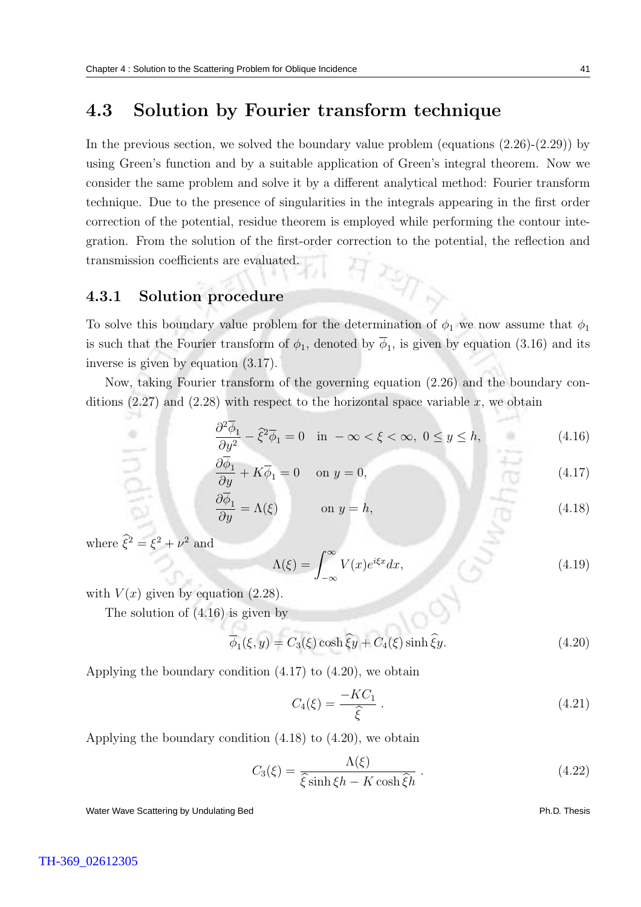## 4.3 Solution by Fourier transform technique

In the previous section, we solved the boundary value problem (equations (2.26)-(2.29)) by using Green's function and by a suitable application of Green's integral theorem. Now we consider the same problem and solve it by a different analytical method: Fourier transform technique. Due to the presence of singularities in the integrals appearing in the first order correction of the potential, residue theorem is employed while performing the contour integration. From the solution of the first-order correction to the potential, the reflection and transmission coefficients are evaluated.

### 4.3.1 Solution procedure

To solve this boundary value problem for the determination of $\phi_1$ we now assume that $\phi_1$ is such that the Fourier transform of $\phi_1$, denoted by $\overline{\phi}_1$, is given by equation (3.16) and its inverse is given by equation (3.17).

Now, taking Fourier transform of the governing equation (2.26) and the boundary conditions (2.27) and (2.28) with respect to the horizontal space variable $x$, we obtain

$$\frac{\partial^2 \overline{\phi}_1}{\partial y^2} - \widehat{\xi}^2 \overline{\phi}_1 = 0 \quad \text{in } -\infty < \xi < \infty,\ 0 \leq y \leq h, \tag{4.16}$$

$$\frac{\partial \overline{\phi}_1}{\partial y} + K\overline{\phi}_1 = 0 \quad \text{on } y = 0, \tag{4.17}$$

$$\frac{\partial \overline{\phi}_1}{\partial y} = \Lambda(\xi) \qquad \text{on } y = h, \tag{4.18}$$

where $\widehat{\xi}^2 = \xi^2 + \nu^2$ and

$$\Lambda(\xi) = \int_{-\infty}^{\infty} V(x) e^{i\xi x} dx, \tag{4.19}$$

with $V(x)$ given by equation (2.28).

The solution of (4.16) is given by

$$\overline{\phi}_1(\xi, y) = C_3(\xi)\cosh \widehat{\xi} y + C_4(\xi)\sinh \widehat{\xi} y. \tag{4.20}$$

Applying the boundary condition (4.17) to (4.20), we obtain

$$C_4(\xi) = \frac{-KC_1}{\widehat{\xi}}\,. \tag{4.21}$$

Applying the boundary condition (4.18) to (4.20), we obtain

$$C_3(\xi) = \frac{\Lambda(\xi)}{\widehat{\xi}\sinh \xi h - K\cosh \widehat{\xi} h}\,. \tag{4.22}$$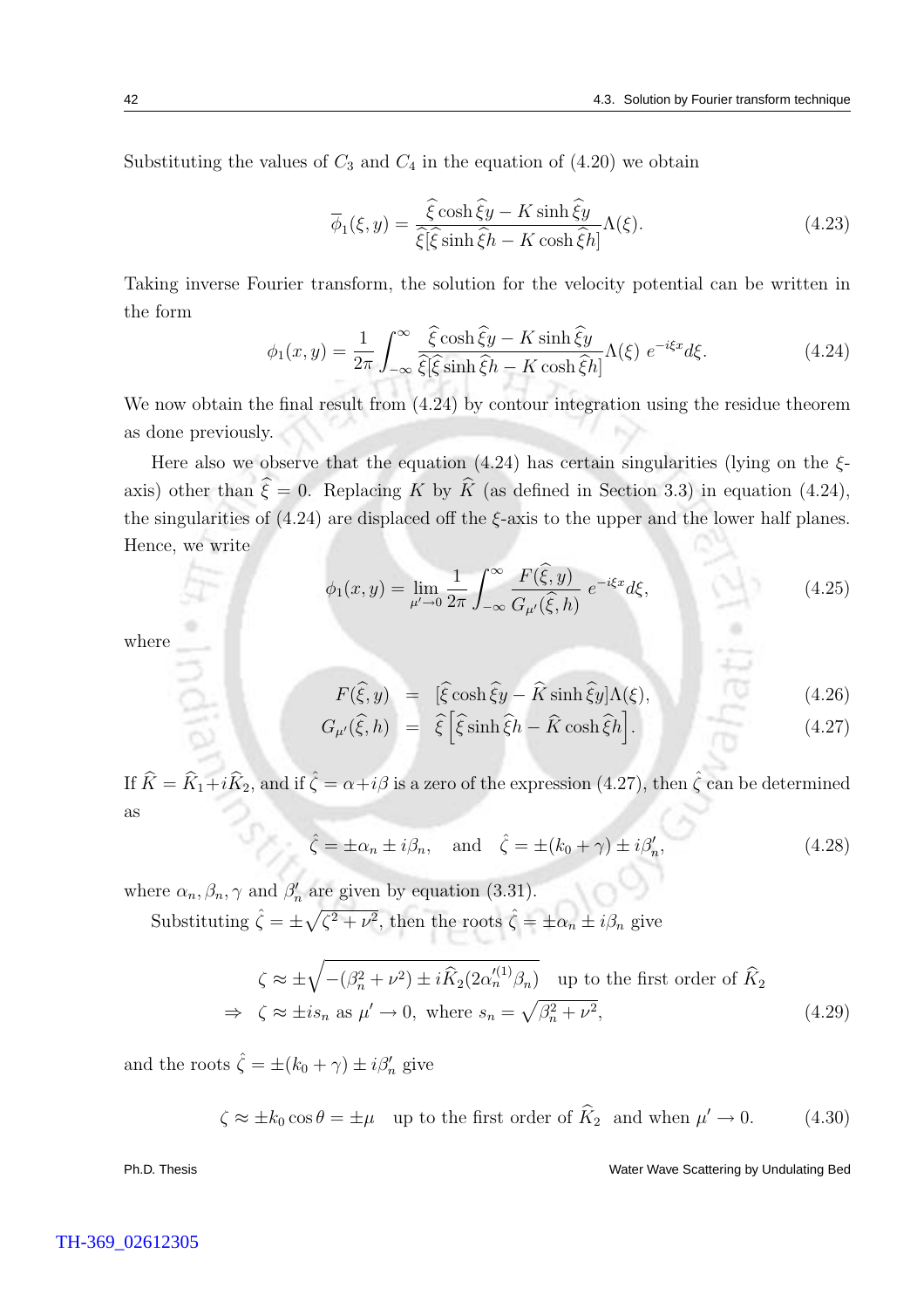Substituting the values of $C_3$ and $C_4$ in the equation of (4.20) we obtain

$$\overline{\phi}_1(\xi, y) = \frac{\widehat{\xi}\cosh\widehat{\xi}y - K\sinh\widehat{\xi}y}{\widehat{\xi}[\widehat{\xi}\sinh\widehat{\xi}h - K\cosh\widehat{\xi}h]}\Lambda(\xi). \tag{4.23}$$

Taking inverse Fourier transform, the solution for the velocity potential can be written in the form

$$\phi_1(x, y) = \frac{1}{2\pi}\int_{-\infty}^{\infty}\frac{\widehat{\xi}\cosh\widehat{\xi}y - K\sinh\widehat{\xi}y}{\widehat{\xi}[\widehat{\xi}\sinh\widehat{\xi}h - K\cosh\widehat{\xi}h]}\Lambda(\xi)\; e^{-i\xi x}d\xi. \tag{4.24}$$

We now obtain the final result from (4.24) by contour integration using the residue theorem as done previously.

Here also we observe that the equation (4.24) has certain singularities (lying on the $\xi$-axis) other than $\widehat{\xi} = 0$. Replacing $K$ by $\widehat{K}$ (as defined in Section 3.3) in equation (4.24), the singularities of (4.24) are displaced off the $\xi$-axis to the upper and the lower half planes. Hence, we write

$$\phi_1(x, y) = \lim_{\mu'\to 0}\frac{1}{2\pi}\int_{-\infty}^{\infty}\frac{F(\widehat{\xi}, y)}{G_{\mu'}(\widehat{\xi}, h)}\; e^{-i\xi x}d\xi, \tag{4.25}$$

where

$$F(\widehat{\xi}, y) = [\widehat{\xi}\cosh\widehat{\xi}y - \widehat{K}\sinh\widehat{\xi}y]\Lambda(\xi), \tag{4.26}$$

$$G_{\mu'}(\widehat{\xi}, h) = \widehat{\xi}\Big[\widehat{\xi}\sinh\widehat{\xi}h - \widehat{K}\cosh\widehat{\xi}h\Big]. \tag{4.27}$$

If $\widehat{K} = \widehat{K}_1 + i\widehat{K}_2$, and if $\hat{\zeta} = \alpha + i\beta$ is a zero of the expression (4.27), then $\hat{\zeta}$ can be determined as

$$\hat{\zeta} = \pm\alpha_n \pm i\beta_n, \quad \text{and} \quad \hat{\zeta} = \pm(k_0 + \gamma) \pm i\beta_n', \tag{4.28}$$

where $\alpha_n, \beta_n, \gamma$ and $\beta_n'$ are given by equation (3.31).

Substituting $\hat{\zeta} = \pm\sqrt{\zeta^2 + \nu^2}$, then the roots $\hat{\zeta} = \pm\alpha_n \pm i\beta_n$ give

$$\begin{aligned} &\zeta \approx \pm\sqrt{-(\beta_n^2 + \nu^2) \pm i\widehat{K}_2(2\alpha_n'^{(1)}\beta_n)} \quad \text{up to the first order of } \widehat{K}_2 \\ \Rightarrow\quad &\zeta \approx \pm is_n \text{ as } \mu' \to 0, \text{ where } s_n = \sqrt{\beta_n^2 + \nu^2}, \end{aligned} \tag{4.29}$$

and the roots $\hat{\zeta} = \pm(k_0 + \gamma) \pm i\beta_n'$ give

$$\zeta \approx \pm k_0\cos\theta = \pm\mu \quad \text{up to the first order of } \widehat{K}_2 \;\text{ and when } \mu' \to 0. \tag{4.30}$$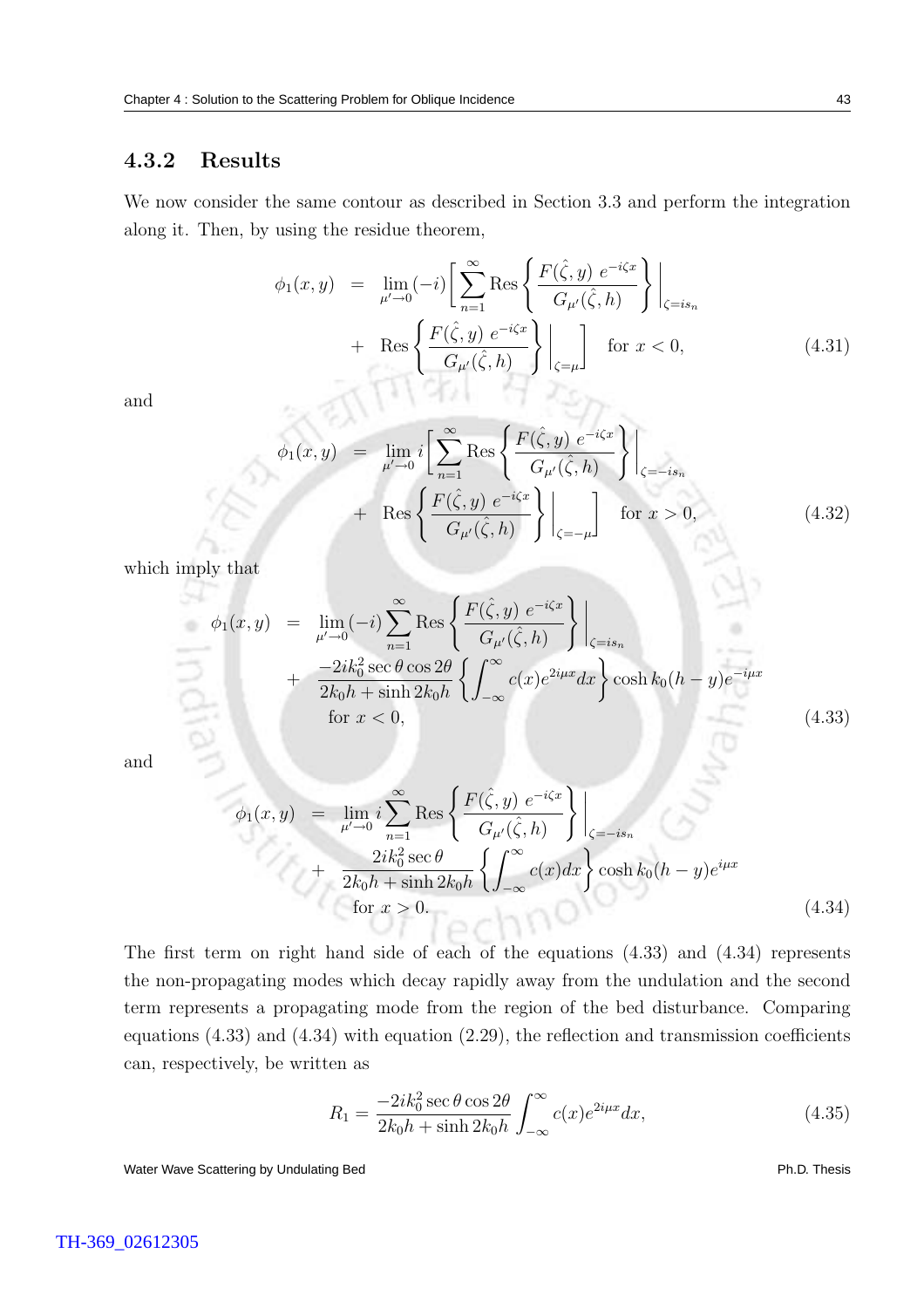### 4.3.2 Results

We now consider the same contour as described in Section 3.3 and perform the integration along it. Then, by using the residue theorem,

$$
\begin{aligned}
\phi_1(x,y) &= \lim_{\mu'\to 0}(-i)\Bigg[\sum_{n=1}^{\infty}\text{Res}\left\{\frac{F(\hat{\zeta},y)\ e^{-i\zeta x}}{G_{\mu'}(\hat{\zeta},h)}\right\}\Bigg|_{\zeta=is_n} \\
&+ \text{Res}\left\{\frac{F(\hat{\zeta},y)\ e^{-i\zeta x}}{G_{\mu'}(\hat{\zeta},h)}\right\}\Bigg|_{\zeta=\mu}\Bigg] \quad \text{for } x<0,
\end{aligned} \tag{4.31}
$$

and

$$
\begin{aligned}
\phi_1(x,y) &= \lim_{\mu'\to 0} i\Bigg[\sum_{n=1}^{\infty}\text{Res}\left\{\frac{F(\hat{\zeta},y)\ e^{-i\zeta x}}{G_{\mu'}(\hat{\zeta},h)}\right\}\Bigg|_{\zeta=-is_n} \\
&+ \text{Res}\left\{\frac{F(\hat{\zeta},y)\ e^{-i\zeta x}}{G_{\mu'}(\hat{\zeta},h)}\right\}\Bigg|_{\zeta=-\mu}\Bigg] \quad \text{for } x>0,
\end{aligned} \tag{4.32}
$$

which imply that

$$
\begin{aligned}
\phi_1(x,y) &= \lim_{\mu'\to 0}(-i)\sum_{n=1}^{\infty}\text{Res}\left\{\frac{F(\hat{\zeta},y)\ e^{-i\zeta x}}{G_{\mu'}(\hat{\zeta},h)}\right\}\Bigg|_{\zeta=is_n} \\
&+ \frac{-2ik_0^2\sec\theta\cos 2\theta}{2k_0h+\sinh 2k_0h}\left\{\int_{-\infty}^{\infty}c(x)e^{2i\mu x}dx\right\}\cosh k_0(h-y)e^{-i\mu x} \\
&\quad \text{for } x<0,
\end{aligned} \tag{4.33}
$$

and

$$
\begin{aligned}
\phi_1(x,y) &= \lim_{\mu'\to 0} i\sum_{n=1}^{\infty}\text{Res}\left\{\frac{F(\hat{\zeta},y)\ e^{-i\zeta x}}{G_{\mu'}(\hat{\zeta},h)}\right\}\Bigg|_{\zeta=-is_n} \\
&+ \frac{2ik_0^2\sec\theta}{2k_0h+\sinh 2k_0h}\left\{\int_{-\infty}^{\infty}c(x)dx\right\}\cosh k_0(h-y)e^{i\mu x} \\
&\quad \text{for } x>0.
\end{aligned} \tag{4.34}
$$

The first term on right hand side of each of the equations (4.33) and (4.34) represents the non-propagating modes which decay rapidly away from the undulation and the second term represents a propagating mode from the region of the bed disturbance. Comparing equations (4.33) and (4.34) with equation (2.29), the reflection and transmission coefficients can, respectively, be written as

$$
R_1 = \frac{-2ik_0^2\sec\theta\cos 2\theta}{2k_0h+\sinh 2k_0h}\int_{-\infty}^{\infty}c(x)e^{2i\mu x}dx, \tag{4.35}
$$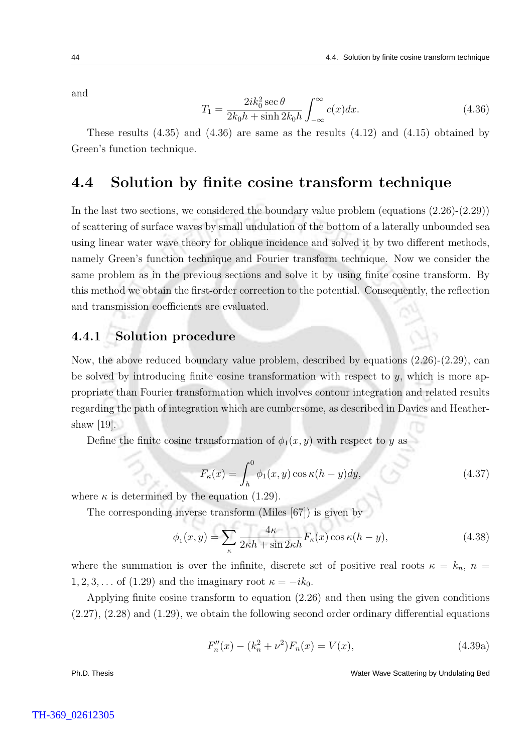and

$$T_1 = \frac{2ik_0^2 \sec\theta}{2k_0h + \sinh 2k_0h} \int_{-\infty}^{\infty} c(x)dx. \tag{4.36}$$

These results (4.35) and (4.36) are same as the results (4.12) and (4.15) obtained by Green's function technique.

## 4.4 Solution by finite cosine transform technique

In the last two sections, we considered the boundary value problem (equations (2.26)-(2.29)) of scattering of surface waves by small undulation of the bottom of a laterally unbounded sea using linear water wave theory for oblique incidence and solved it by two different methods, namely Green's function technique and Fourier transform technique. Now we consider the same problem as in the previous sections and solve it by using finite cosine transform. By this method we obtain the first-order correction to the potential. Consequently, the reflection and transmission coefficients are evaluated.

### 4.4.1 Solution procedure

Now, the above reduced boundary value problem, described by equations (2.26)-(2.29), can be solved by introducing finite cosine transformation with respect to $y$, which is more appropriate than Fourier transformation which involves contour integration and related results regarding the path of integration which are cumbersome, as described in Davies and Heathershaw [19].

Define the finite cosine transformation of $\phi_1(x, y)$ with respect to $y$ as

$$F_\kappa(x) = \int_h^0 \phi_1(x, y) \cos \kappa(h - y) dy, \tag{4.37}$$

where $\kappa$ is determined by the equation (1.29).

The corresponding inverse transform (Miles [67]) is given by

$$\phi_1(x, y) = \sum_\kappa \frac{4\kappa}{2\kappa h + \sin 2\kappa h} F_\kappa(x) \cos \kappa(h - y), \tag{4.38}$$

where the summation is over the infinite, discrete set of positive real roots $\kappa = k_n$, $n = 1, 2, 3, \ldots$ of (1.29) and the imaginary root $\kappa = -ik_0$.

Applying finite cosine transform to equation (2.26) and then using the given conditions (2.27), (2.28) and (1.29), we obtain the following second order ordinary differential equations

$$F_n''(x) - (k_n^2 + \nu^2) F_n(x) = V(x), \tag{4.39a}$$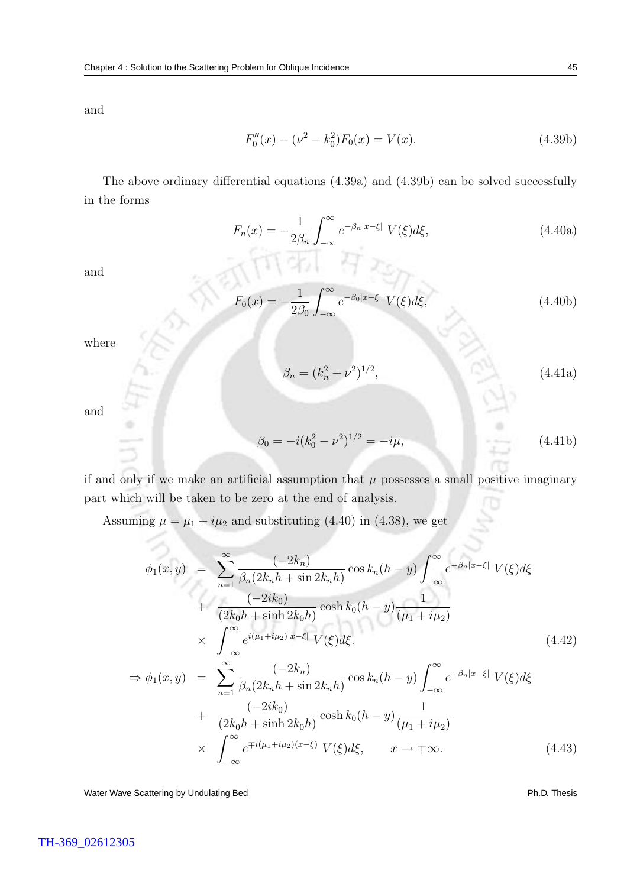and

$$F_0''(x) - (\nu^2 - k_0^2)F_0(x) = V(x). \tag{4.39b}$$

The above ordinary differential equations (4.39a) and (4.39b) can be solved successfully in the forms

$$F_n(x) = -\frac{1}{2\beta_n}\int_{-\infty}^{\infty} e^{-\beta_n|x-\xi|}\, V(\xi)d\xi, \tag{4.40a}$$

and

$$F_0(x) = -\frac{1}{2\beta_0}\int_{-\infty}^{\infty} e^{-\beta_0|x-\xi|}\, V(\xi)d\xi, \tag{4.40b}$$

where

$$\beta_n = (k_n^2 + \nu^2)^{1/2}, \tag{4.41a}$$

and

$$\beta_0 = -i(k_0^2 - \nu^2)^{1/2} = -i\mu, \tag{4.41b}$$

if and only if we make an artificial assumption that $\mu$ possesses a small positive imaginary part which will be taken to be zero at the end of analysis.

Assuming $\mu = \mu_1 + i\mu_2$ and substituting (4.40) in (4.38), we get

$$\begin{aligned}
\phi_1(x,y) &= \sum_{n=1}^{\infty} \frac{(-2k_n)}{\beta_n(2k_nh + \sin 2k_nh)} \cos k_n(h-y) \int_{-\infty}^{\infty} e^{-\beta_n|x-\xi|}\, V(\xi)d\xi \\
&+ \frac{(-2ik_0)}{(2k_0h + \sinh 2k_0h)} \cosh k_0(h-y) \frac{1}{(\mu_1 + i\mu_2)} \\
&\times \int_{-\infty}^{\infty} e^{i(\mu_1+i\mu_2)|x-\xi|}\, V(\xi)d\xi.
\end{aligned} \tag{4.42}$$

$$\begin{aligned}
\Rightarrow \phi_1(x,y) &= \sum_{n=1}^{\infty} \frac{(-2k_n)}{\beta_n(2k_nh + \sin 2k_nh)} \cos k_n(h-y) \int_{-\infty}^{\infty} e^{-\beta_n|x-\xi|}\, V(\xi)d\xi \\
&+ \frac{(-2ik_0)}{(2k_0h + \sinh 2k_0h)} \cosh k_0(h-y) \frac{1}{(\mu_1 + i\mu_2)} \\
&\times \int_{-\infty}^{\infty} e^{\mp i(\mu_1+i\mu_2)(x-\xi)}\, V(\xi)d\xi, \qquad x \to \mp\infty.
\end{aligned} \tag{4.43}$$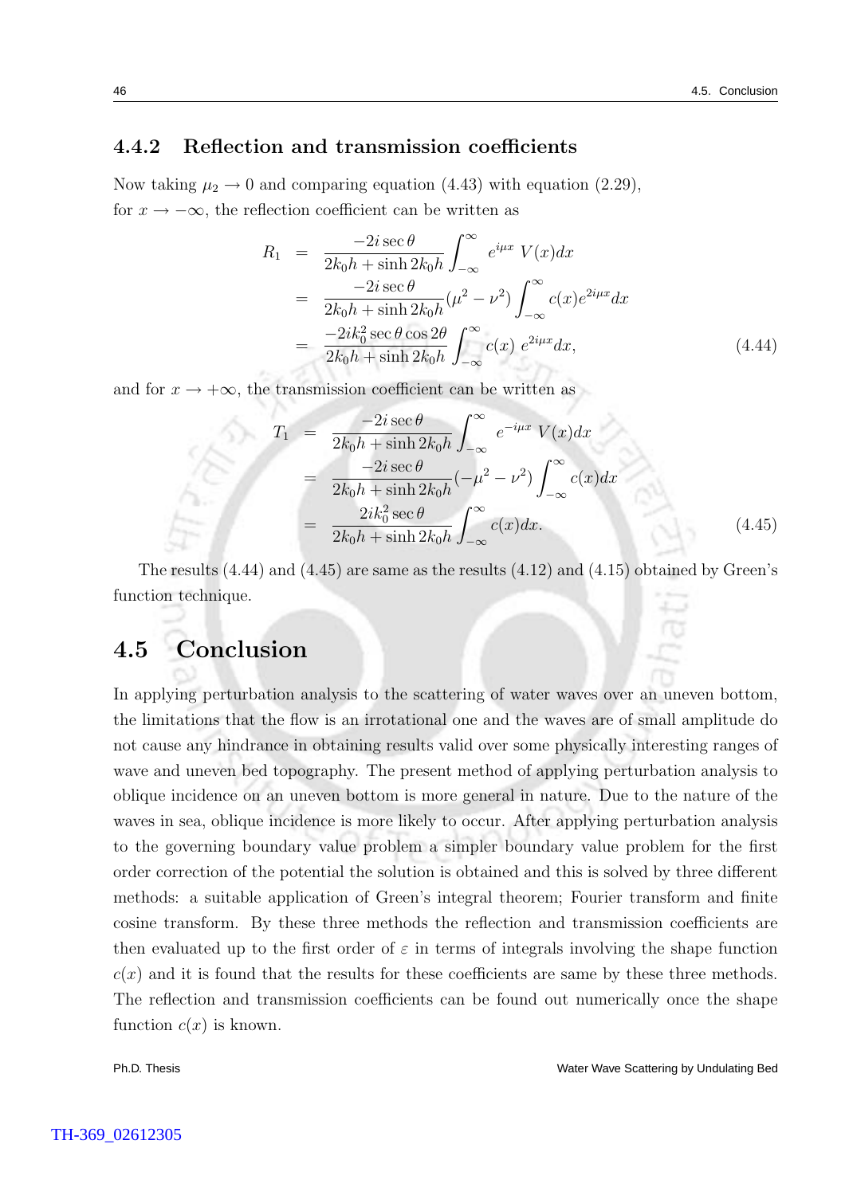### 4.4.2 Reflection and transmission coefficients

Now taking $\mu_2 \to 0$ and comparing equation (4.43) with equation (2.29), for $x \to -\infty$, the reflection coefficient can be written as

$$
\begin{aligned}
R_1 &= \frac{-2i\sec\theta}{2k_0h + \sinh 2k_0h} \int_{-\infty}^{\infty} e^{i\mu x}\, V(x)dx \\
&= \frac{-2i\sec\theta}{2k_0h + \sinh 2k_0h}(\mu^2 - \nu^2) \int_{-\infty}^{\infty} c(x)e^{2i\mu x}dx \\
&= \frac{-2ik_0^2\sec\theta\cos 2\theta}{2k_0h + \sinh 2k_0h} \int_{-\infty}^{\infty} c(x)\; e^{2i\mu x}dx,
\end{aligned} \tag{4.44}
$$

and for $x \to +\infty$, the transmission coefficient can be written as

$$
\begin{aligned}
T_1 &= \frac{-2i\sec\theta}{2k_0h + \sinh 2k_0h} \int_{-\infty}^{\infty} e^{-i\mu x}\; V(x)dx \\
&= \frac{-2i\sec\theta}{2k_0h + \sinh 2k_0h}(-\mu^2 - \nu^2) \int_{-\infty}^{\infty} c(x)dx \\
&= \frac{2ik_0^2\sec\theta}{2k_0h + \sinh 2k_0h} \int_{-\infty}^{\infty} c(x)dx.
\end{aligned} \tag{4.45}
$$

The results (4.44) and (4.45) are same as the results (4.12) and (4.15) obtained by Green's function technique.

## 4.5 Conclusion

In applying perturbation analysis to the scattering of water waves over an uneven bottom, the limitations that the flow is an irrotational one and the waves are of small amplitude do not cause any hindrance in obtaining results valid over some physically interesting ranges of wave and uneven bed topography. The present method of applying perturbation analysis to oblique incidence on an uneven bottom is more general in nature. Due to the nature of the waves in sea, oblique incidence is more likely to occur. After applying perturbation analysis to the governing boundary value problem a simpler boundary value problem for the first order correction of the potential the solution is obtained and this is solved by three different methods: a suitable application of Green's integral theorem; Fourier transform and finite cosine transform. By these three methods the reflection and transmission coefficients are then evaluated up to the first order of $\varepsilon$ in terms of integrals involving the shape function $c(x)$ and it is found that the results for these coefficients are same by these three methods. The reflection and transmission coefficients can be found out numerically once the shape function $c(x)$ is known.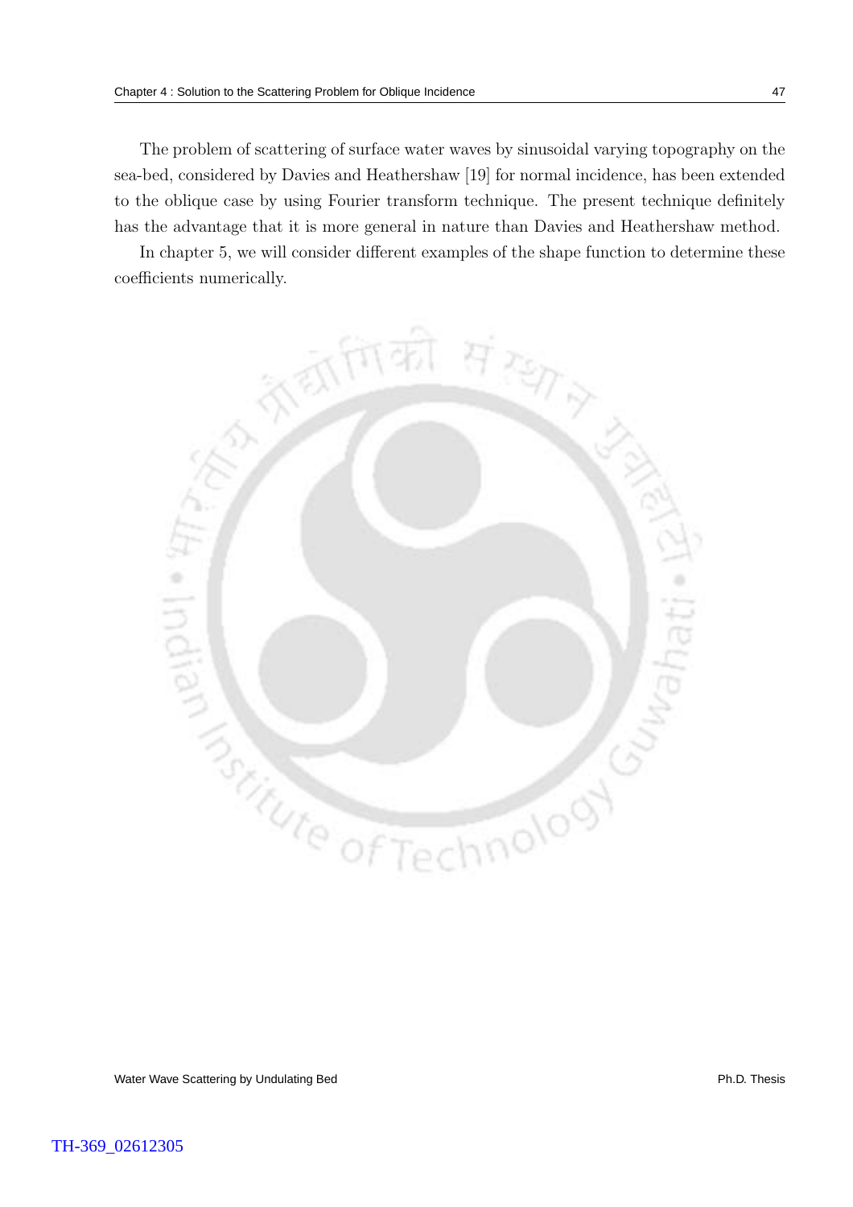The problem of scattering of surface water waves by sinusoidal varying topography on the sea-bed, considered by Davies and Heathershaw [19] for normal incidence, has been extended to the oblique case by using Fourier transform technique. The present technique definitely has the advantage that it is more general in nature than Davies and Heathershaw method.

In chapter 5, we will consider different examples of the shape function to determine these coefficients numerically.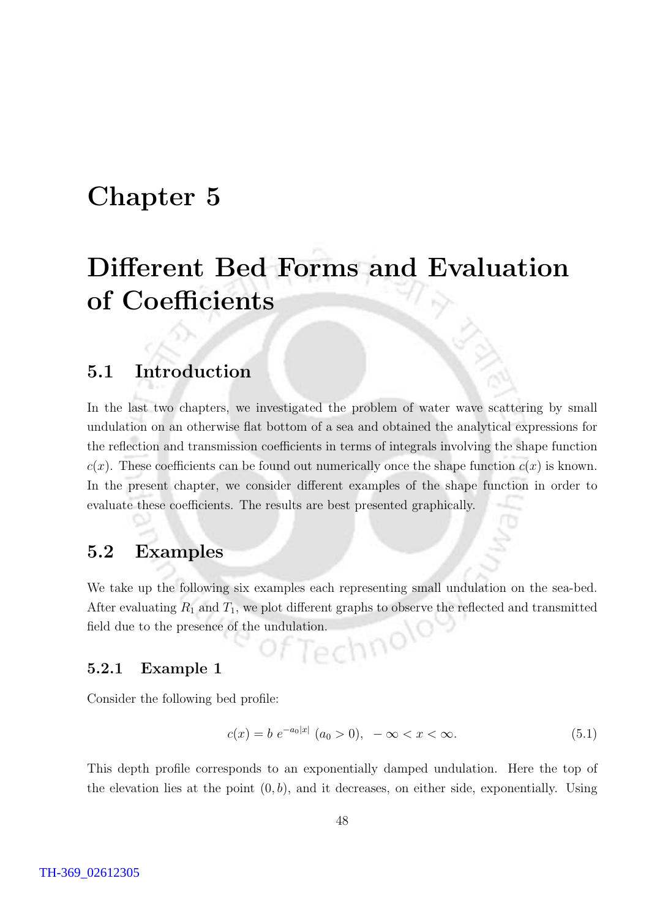# Chapter 5

# Different Bed Forms and Evaluation of Coefficients

## 5.1 Introduction

In the last two chapters, we investigated the problem of water wave scattering by small undulation on an otherwise flat bottom of a sea and obtained the analytical expressions for the reflection and transmission coefficients in terms of integrals involving the shape function $c(x)$. These coefficients can be found out numerically once the shape function $c(x)$ is known. In the present chapter, we consider different examples of the shape function in order to evaluate these coefficients. The results are best presented graphically.

## 5.2 Examples

We take up the following six examples each representing small undulation on the sea-bed. After evaluating $R_1$ and $T_1$, we plot different graphs to observe the reflected and transmitted field due to the presence of the undulation.

### 5.2.1 Example 1

Consider the following bed profile:

$$c(x) = b \ e^{-a_0|x|} \ (a_0 > 0), \ \ -\infty < x < \infty. \tag{5.1}$$

This depth profile corresponds to an exponentially damped undulation. Here the top of the elevation lies at the point $(0, b)$, and it decreases, on either side, exponentially. Using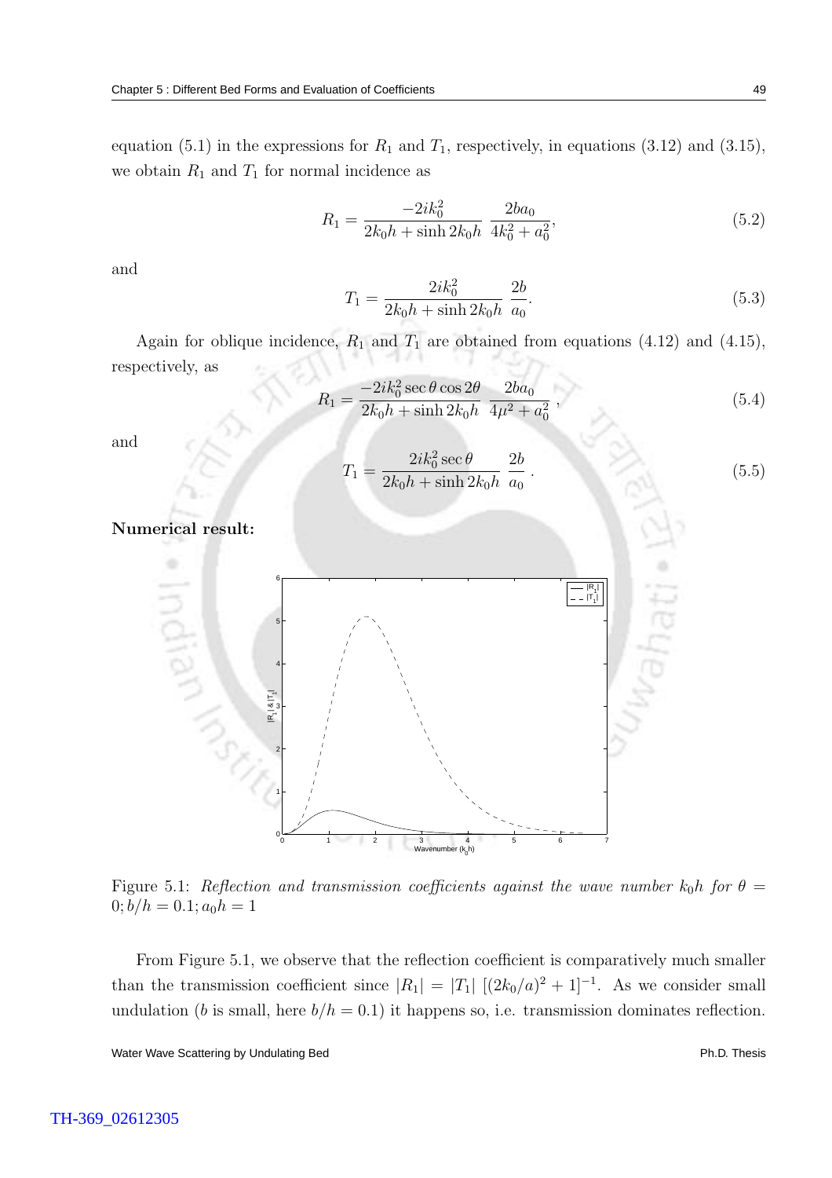equation (5.1) in the expressions for $R_1$ and $T_1$, respectively, in equations (3.12) and (3.15), we obtain $R_1$ and $T_1$ for normal incidence as

$$R_1 = \frac{-2ik_0^2}{2k_0h + \sinh 2k_0h} \; \frac{2ba_0}{4k_0^2 + a_0^2}, \tag{5.2}$$

and

$$T_1 = \frac{2ik_0^2}{2k_0h + \sinh 2k_0h} \; \frac{2b}{a_0}. \tag{5.3}$$

Again for oblique incidence, $R_1$ and $T_1$ are obtained from equations (4.12) and (4.15), respectively, as

$$R_1 = \frac{-2ik_0^2 \sec\theta \cos 2\theta}{2k_0h + \sinh 2k_0h} \; \frac{2ba_0}{4\mu^2 + a_0^2}, \tag{5.4}$$

and

$$T_1 = \frac{2ik_0^2 \sec\theta}{2k_0h + \sinh 2k_0h} \; \frac{2b}{a_0}. \tag{5.5}$$

**Numerical result:**

Figure 5.1: *Reflection and transmission coefficients against the wave number $k_0h$ for $\theta = 0; b/h = 0.1; a_0h = 1$*

From Figure 5.1, we observe that the reflection coefficient is comparatively much smaller than the transmission coefficient since $|R_1| = |T_1| \; [(2k_0/a)^2 + 1]^{-1}$. As we consider small undulation ($b$ is small, here $b/h = 0.1$) it happens so, i.e. transmission dominates reflection.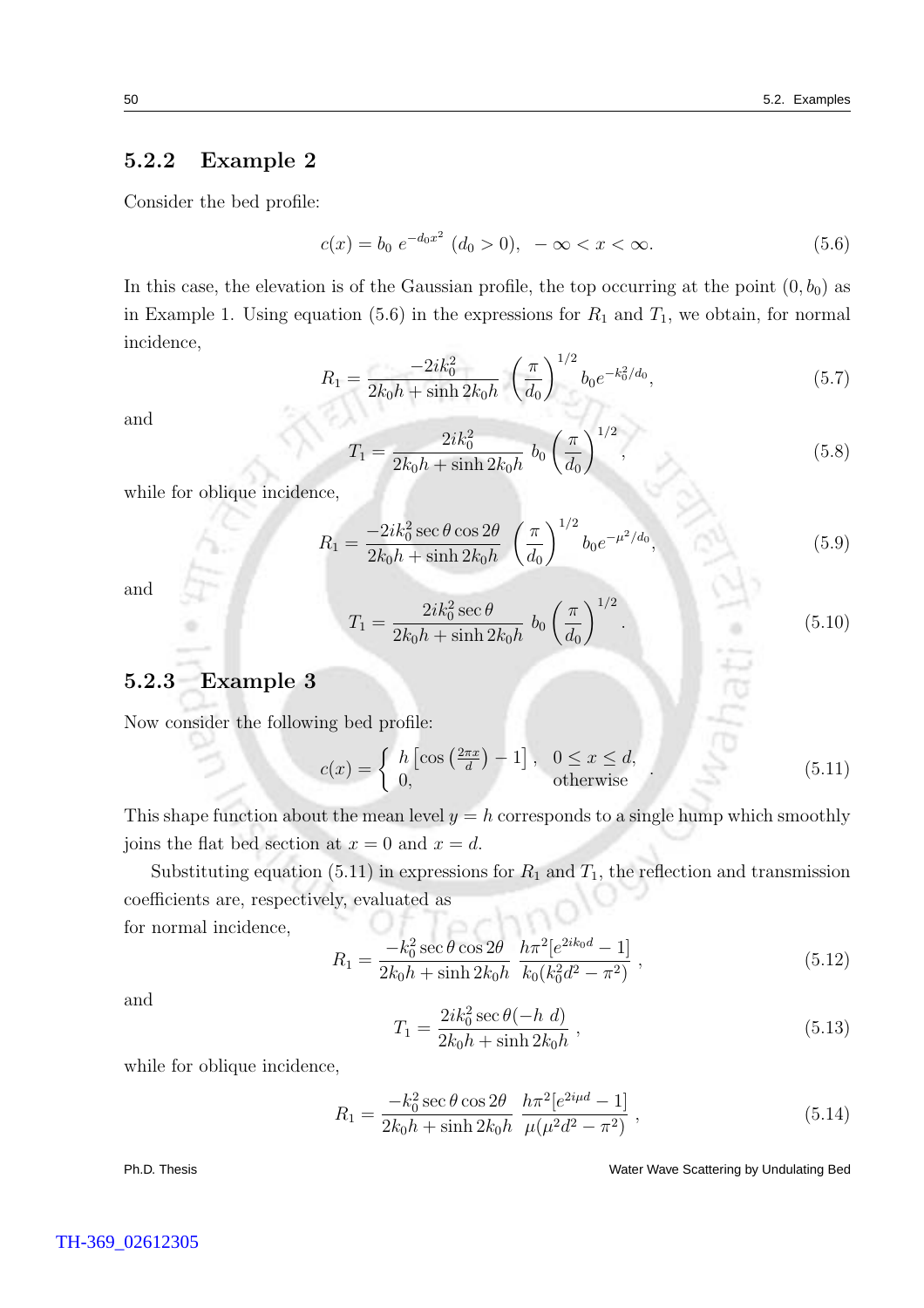### 5.2.2 Example 2

Consider the bed profile:

$$c(x) = b_0 \; e^{-d_0 x^2} \; (d_0 > 0), \;\; -\infty < x < \infty. \tag{5.6}$$

In this case, the elevation is of the Gaussian profile, the top occurring at the point $(0, b_0)$ as in Example 1. Using equation (5.6) in the expressions for $R_1$ and $T_1$, we obtain, for normal incidence,

$$R_1 = \frac{-2ik_0^2}{2k_0h + \sinh 2k_0h} \left(\frac{\pi}{d_0}\right)^{1/2} b_0 e^{-k_0^2/d_0}, \tag{5.7}$$

and

$$T_1 = \frac{2ik_0^2}{2k_0h + \sinh 2k_0h} \; b_0 \left(\frac{\pi}{d_0}\right)^{1/2}, \tag{5.8}$$

while for oblique incidence,

$$R_1 = \frac{-2ik_0^2 \sec\theta \cos 2\theta}{2k_0h + \sinh 2k_0h} \left(\frac{\pi}{d_0}\right)^{1/2} b_0 e^{-\mu^2/d_0}, \tag{5.9}$$

and

$$T_1 = \frac{2ik_0^2 \sec\theta}{2k_0h + \sinh 2k_0h} \; b_0 \left(\frac{\pi}{d_0}\right)^{1/2}. \tag{5.10}$$

### 5.2.3 Example 3

Now consider the following bed profile:

$$c(x) = \begin{cases} h\left[\cos\left(\frac{2\pi x}{d}\right) - 1\right], & 0 \le x \le d, \\ 0, & \text{otherwise} \end{cases}. \tag{5.11}$$

This shape function about the mean level $y = h$ corresponds to a single hump which smoothly joins the flat bed section at $x = 0$ and $x = d$.

Substituting equation (5.11) in expressions for $R_1$ and $T_1$, the reflection and transmission coefficients are, respectively, evaluated as
for normal incidence,

$$R_1 = \frac{-k_0^2 \sec\theta \cos 2\theta}{2k_0h + \sinh 2k_0h} \; \frac{h\pi^2[e^{2ik_0d} - 1]}{k_0(k_0^2d^2 - \pi^2)}, \tag{5.12}$$

and

$$T_1 = \frac{2ik_0^2 \sec\theta(-h \; d)}{2k_0h + \sinh 2k_0h}, \tag{5.13}$$

while for oblique incidence,

$$R_1 = \frac{-k_0^2 \sec\theta \cos 2\theta}{2k_0h + \sinh 2k_0h} \; \frac{h\pi^2[e^{2i\mu d} - 1]}{\mu(\mu^2d^2 - \pi^2)}, \tag{5.14}$$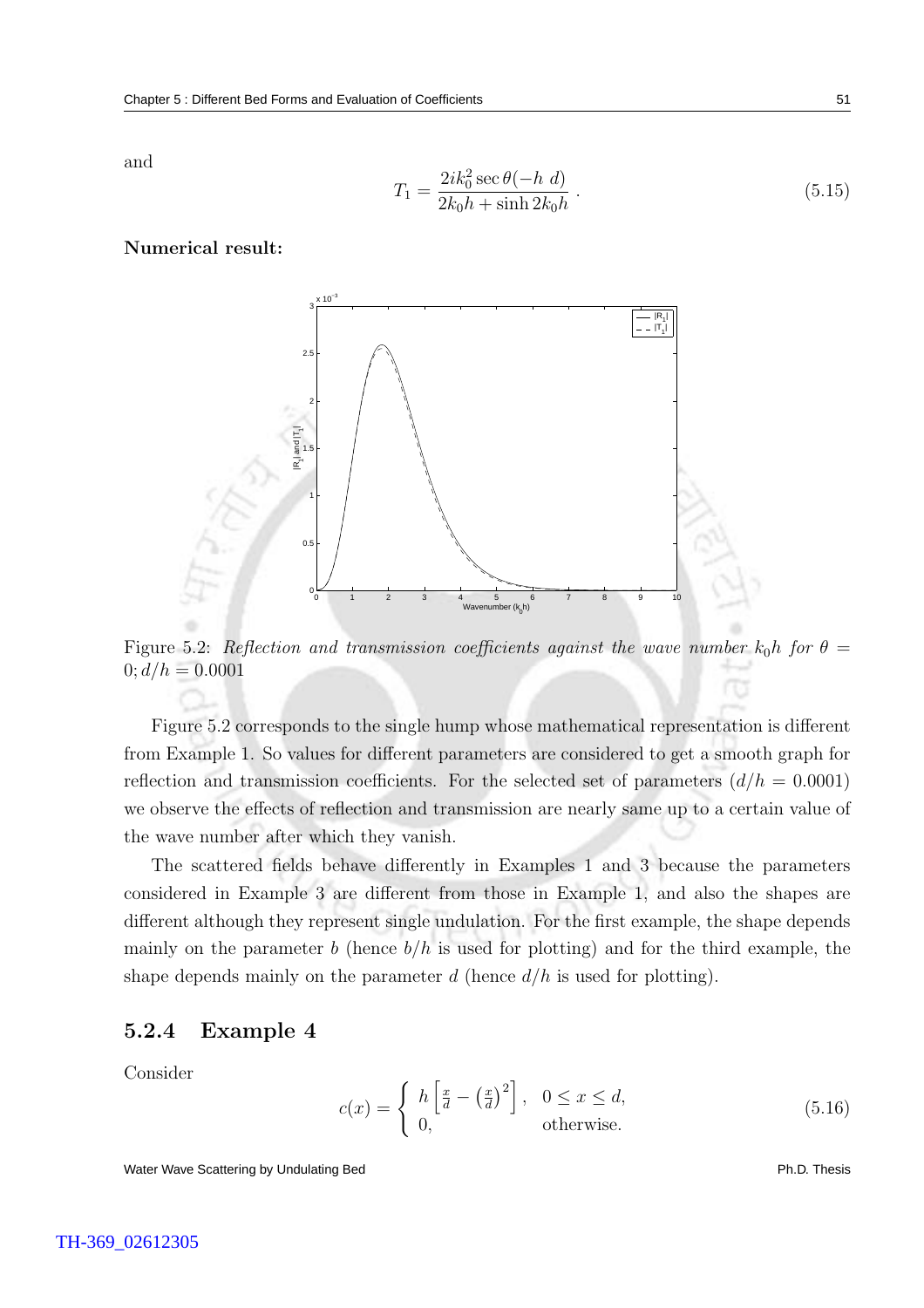and

$$T_1 = \frac{2ik_0^2 \sec\theta(-h\ d)}{2k_0h + \sinh 2k_0h}\ . \tag{5.15}$$

**Numerical result:**

Figure 5.2: *Reflection and transmission coefficients against the wave number $k_0h$ for $\theta = 0; d/h = 0.0001$*

Figure 5.2 corresponds to the single hump whose mathematical representation is different from Example 1. So values for different parameters are considered to get a smooth graph for reflection and transmission coefficients. For the selected set of parameters ($d/h = 0.0001$) we observe the effects of reflection and transmission are nearly same up to a certain value of the wave number after which they vanish.

The scattered fields behave differently in Examples 1 and 3 because the parameters considered in Example 3 are different from those in Example 1, and also the shapes are different although they represent single undulation. For the first example, the shape depends mainly on the parameter $b$ (hence $b/h$ is used for plotting) and for the third example, the shape depends mainly on the parameter $d$ (hence $d/h$ is used for plotting).

### 5.2.4 Example 4

Consider

$$c(x) = \begin{cases} h\left[\frac{x}{d} - \left(\frac{x}{d}\right)^2\right], & 0 \leq x \leq d, \\ 0, & \text{otherwise.} \end{cases} \tag{5.16}$$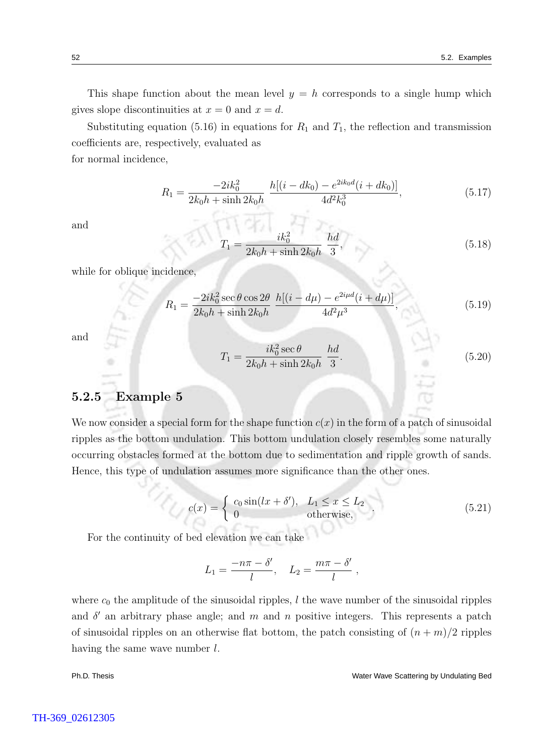This shape function about the mean level $y = h$ corresponds to a single hump which gives slope discontinuities at $x = 0$ and $x = d$.

Substituting equation (5.16) in equations for $R_1$ and $T_1$, the reflection and transmission coefficients are, respectively, evaluated as
for normal incidence,

$$R_1 = \frac{-2ik_0^2}{2k_0h + \sinh 2k_0h} \; \frac{h[(i - dk_0) - e^{2ik_0d}(i + dk_0)]}{4d^2k_0^3}, \tag{5.17}$$

and

$$T_1 = \frac{ik_0^2}{2k_0h + \sinh 2k_0h} \; \frac{hd}{3}, \tag{5.18}$$

while for oblique incidence,

$$R_1 = \frac{-2ik_0^2 \sec\theta \cos 2\theta}{2k_0h + \sinh 2k_0h} \; \frac{h[(i - d\mu) - e^{2i\mu d}(i + d\mu)]}{4d^2\mu^3}, \tag{5.19}$$

and

$$T_1 = \frac{ik_0^2 \sec\theta}{2k_0h + \sinh 2k_0h} \; \frac{hd}{3}. \tag{5.20}$$

### 5.2.5 Example 5

We now consider a special form for the shape function $c(x)$ in the form of a patch of sinusoidal ripples as the bottom undulation. This bottom undulation closely resembles some naturally occurring obstacles formed at the bottom due to sedimentation and ripple growth of sands. Hence, this type of undulation assumes more significance than the other ones.

$$c(x) = \begin{cases} c_0 \sin(lx + \delta'), & L_1 \leq x \leq L_2 \\ 0 & \text{otherwise,} \end{cases} . \tag{5.21}$$

For the continuity of bed elevation we can take

$$L_1 = \frac{-n\pi - \delta'}{l}, \quad L_2 = \frac{m\pi - \delta'}{l},$$

where $c_0$ the amplitude of the sinusoidal ripples, $l$ the wave number of the sinusoidal ripples and $\delta'$ an arbitrary phase angle; and $m$ and $n$ positive integers. This represents a patch of sinusoidal ripples on an otherwise flat bottom, the patch consisting of $(n + m)/2$ ripples having the same wave number $l$.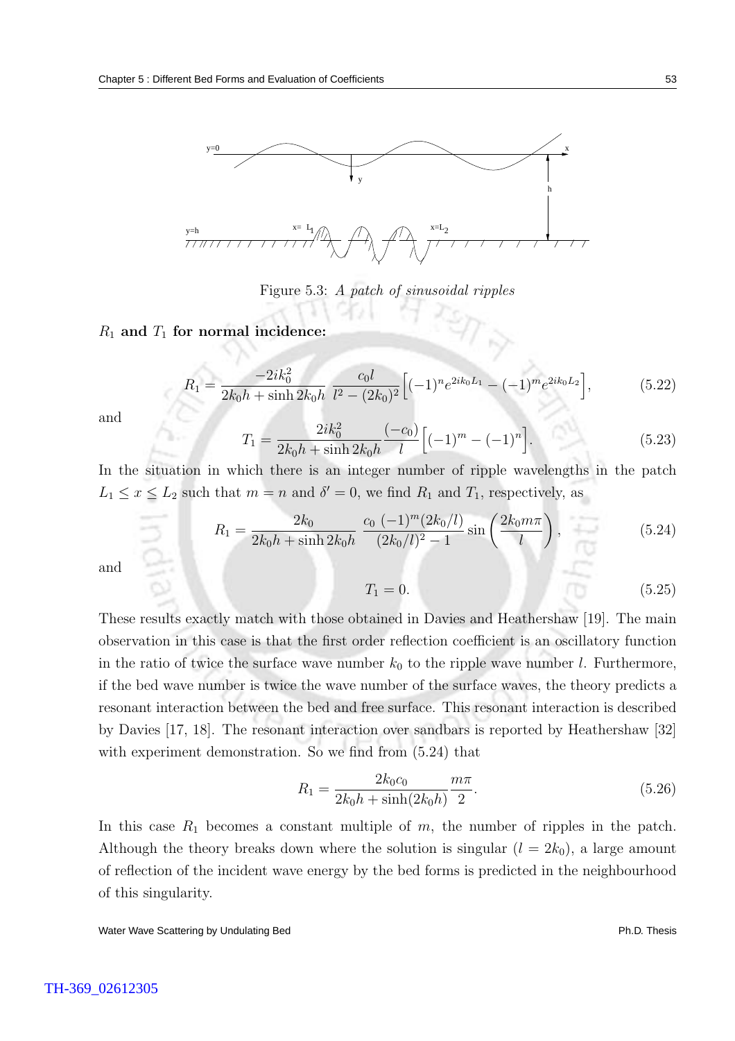Figure 5.3: *A patch of sinusoidal ripples*

$R_1$ **and** $T_1$ **for normal incidence:**

$$R_1 = \frac{-2ik_0^2}{2k_0h + \sinh 2k_0h} \frac{c_0 l}{l^2 - (2k_0)^2}\Big[(-1)^n e^{2ik_0L_1} - (-1)^m e^{2ik_0L_2}\Big], \tag{5.22}$$

and

$$T_1 = \frac{2ik_0^2}{2k_0h + \sinh 2k_0h} \frac{(-c_0)}{l}\Big[(-1)^m - (-1)^n\Big]. \tag{5.23}$$

In the situation in which there is an integer number of ripple wavelengths in the patch $L_1 \leq x \leq L_2$ such that $m = n$ and $\delta' = 0$, we find $R_1$ and $T_1$, respectively, as

$$R_1 = \frac{2k_0}{2k_0h + \sinh 2k_0h} \frac{c_0 \ (-1)^m(2k_0/l)}{(2k_0/l)^2 - 1} \sin\left(\frac{2k_0m\pi}{l}\right), \tag{5.24}$$

and

$$T_1 = 0. \tag{5.25}$$

These results exactly match with those obtained in Davies and Heathershaw [19]. The main observation in this case is that the first order reflection coefficient is an oscillatory function in the ratio of twice the surface wave number $k_0$ to the ripple wave number $l$. Furthermore, if the bed wave number is twice the wave number of the surface waves, the theory predicts a resonant interaction between the bed and free surface. This resonant interaction is described by Davies [17, 18]. The resonant interaction over sandbars is reported by Heathershaw [32] with experiment demonstration. So we find from (5.24) that

$$R_1 = \frac{2k_0c_0}{2k_0h + \sinh(2k_0h)} \frac{m\pi}{2}. \tag{5.26}$$

In this case $R_1$ becomes a constant multiple of $m$, the number of ripples in the patch. Although the theory breaks down where the solution is singular ($l = 2k_0$), a large amount of reflection of the incident wave energy by the bed forms is predicted in the neighbourhood of this singularity.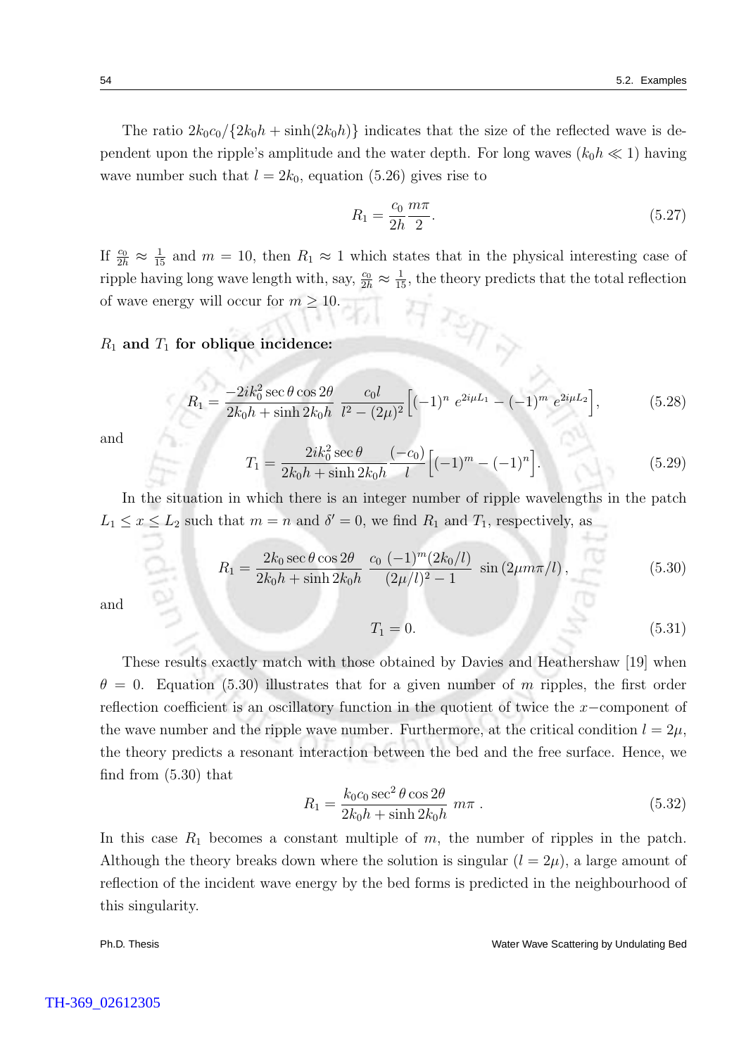The ratio $2k_0c_0/\{2k_0h + \sinh(2k_0h)\}$ indicates that the size of the reflected wave is dependent upon the ripple's amplitude and the water depth. For long waves ($k_0h \ll 1$) having wave number such that $l = 2k_0$, equation (5.26) gives rise to

$$R_1 = \frac{c_0}{2h}\frac{m\pi}{2}. \tag{5.27}$$

If $\frac{c_0}{2h} \approx \frac{1}{15}$ and $m = 10$, then $R_1 \approx 1$ which states that in the physical interesting case of ripple having long wave length with, say, $\frac{c_0}{2h} \approx \frac{1}{15}$, the theory predicts that the total reflection of wave energy will occur for $m \geq 10$.

**$R_1$ and $T_1$ for oblique incidence:**

$$R_1 = \frac{-2ik_0^2 \sec\theta \cos 2\theta}{2k_0h + \sinh 2k_0h}\,\frac{c_0 l}{l^2 - (2\mu)^2}\Big[(-1)^n\, e^{2i\mu L_1} - (-1)^m\, e^{2i\mu L_2}\Big], \tag{5.28}$$

and

$$T_1 = \frac{2ik_0^2 \sec\theta}{2k_0h + \sinh 2k_0h}\frac{(-c_0)}{l}\Big[(-1)^m - (-1)^n\Big]. \tag{5.29}$$

In the situation in which there is an integer number of ripple wavelengths in the patch $L_1 \leq x \leq L_2$ such that $m = n$ and $\delta' = 0$, we find $R_1$ and $T_1$, respectively, as

$$R_1 = \frac{2k_0 \sec\theta \cos 2\theta}{2k_0h + \sinh 2k_0h}\;\frac{c_0\,(-1)^m(2k_0/l)}{(2\mu/l)^2 - 1}\;\sin\left(2\mu m\pi/l\right), \tag{5.30}$$

and

$$T_1 = 0. \tag{5.31}$$

These results exactly match with those obtained by Davies and Heathershaw [19] when $\theta = 0$. Equation (5.30) illustrates that for a given number of $m$ ripples, the first order reflection coefficient is an oscillatory function in the quotient of twice the $x-$component of the wave number and the ripple wave number. Furthermore, at the critical condition $l = 2\mu$, the theory predicts a resonant interaction between the bed and the free surface. Hence, we find from (5.30) that

$$R_1 = \frac{k_0c_0 \sec^2\theta \cos 2\theta}{2k_0h + \sinh 2k_0h}\; m\pi\ . \tag{5.32}$$

In this case $R_1$ becomes a constant multiple of $m$, the number of ripples in the patch. Although the theory breaks down where the solution is singular ($l = 2\mu$), a large amount of reflection of the incident wave energy by the bed forms is predicted in the neighbourhood of this singularity.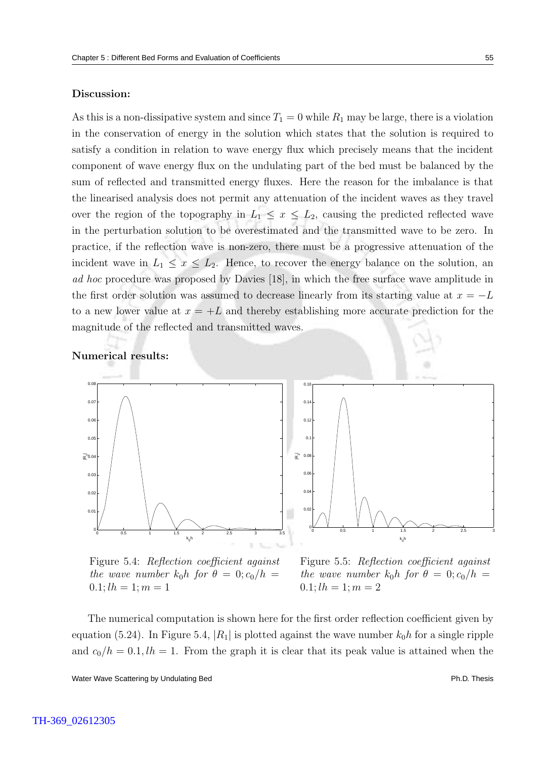**Discussion:**

As this is a non-dissipative system and since $T_1 = 0$ while $R_1$ may be large, there is a violation in the conservation of energy in the solution which states that the solution is required to satisfy a condition in relation to wave energy flux which precisely means that the incident component of wave energy flux on the undulating part of the bed must be balanced by the sum of reflected and transmitted energy fluxes. Here the reason for the imbalance is that the linearised analysis does not permit any attenuation of the incident waves as they travel over the region of the topography in $L_1 \leq x \leq L_2$, causing the predicted reflected wave in the perturbation solution to be overestimated and the transmitted wave to be zero. In practice, if the reflection wave is non-zero, there must be a progressive attenuation of the incident wave in $L_1 \leq x \leq L_2$. Hence, to recover the energy balance on the solution, an *ad hoc* procedure was proposed by Davies [18], in which the free surface wave amplitude in the first order solution was assumed to decrease linearly from its starting value at $x = -L$ to a new lower value at $x = +L$ and thereby establishing more accurate prediction for the magnitude of the reflected and transmitted waves.

**Numerical results:**

Figure 5.4: *Reflection coefficient against the wave number $k_0h$ for $\theta = 0; c_0/h = 0.1; lh = 1; m = 1$*

Figure 5.5: *Reflection coefficient against the wave number $k_0h$ for $\theta = 0; c_0/h = 0.1; lh = 1; m = 2$*

The numerical computation is shown here for the first order reflection coefficient given by equation (5.24). In Figure 5.4, $|R_1|$ is plotted against the wave number $k_0h$ for a single ripple and $c_0/h = 0.1, lh = 1$. From the graph it is clear that its peak value is attained when the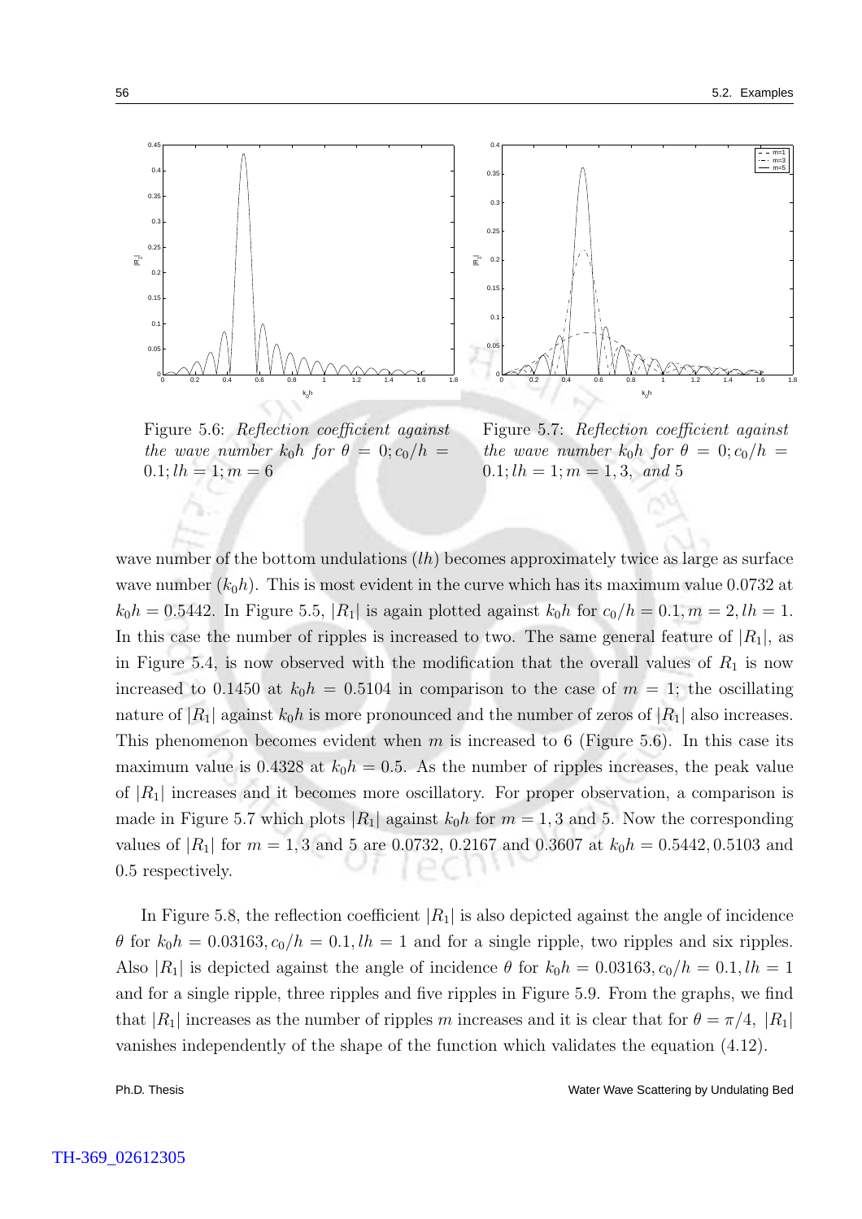Figure 5.6: *Reflection coefficient against the wave number $k_0h$ for $\theta = 0; c_0/h = 0.1; lh = 1; m = 6$*

Figure 5.7: *Reflection coefficient against the wave number $k_0h$ for $\theta = 0; c_0/h = 0.1; lh = 1; m = 1, 3,$ and 5*

wave number of the bottom undulations ($lh$) becomes approximately twice as large as surface wave number ($k_0h$). This is most evident in the curve which has its maximum value 0.0732 at $k_0h = 0.5442$. In Figure 5.5, $|R_1|$ is again plotted against $k_0h$ for $c_0/h = 0.1, m = 2, lh = 1$. In this case the number of ripples is increased to two. The same general feature of $|R_1|$, as in Figure 5.4, is now observed with the modification that the overall values of $R_1$ is now increased to 0.1450 at $k_0h = 0.5104$ in comparison to the case of $m = 1$; the oscillating nature of $|R_1|$ against $k_0h$ is more pronounced and the number of zeros of $|R_1|$ also increases. This phenomenon becomes evident when $m$ is increased to 6 (Figure 5.6). In this case its maximum value is 0.4328 at $k_0h = 0.5$. As the number of ripples increases, the peak value of $|R_1|$ increases and it becomes more oscillatory. For proper observation, a comparison is made in Figure 5.7 which plots $|R_1|$ against $k_0h$ for $m = 1, 3$ and 5. Now the corresponding values of $|R_1|$ for $m = 1, 3$ and 5 are 0.0732, 0.2167 and 0.3607 at $k_0h = 0.5442, 0.5103$ and 0.5 respectively.

In Figure 5.8, the reflection coefficient $|R_1|$ is also depicted against the angle of incidence $\theta$ for $k_0h = 0.03163, c_0/h = 0.1, lh = 1$ and for a single ripple, two ripples and six ripples. Also $|R_1|$ is depicted against the angle of incidence $\theta$ for $k_0h = 0.03163, c_0/h = 0.1, lh = 1$ and for a single ripple, three ripples and five ripples in Figure 5.9. From the graphs, we find that $|R_1|$ increases as the number of ripples $m$ increases and it is clear that for $\theta = \pi/4$, $|R_1|$ vanishes independently of the shape of the function which validates the equation (4.12).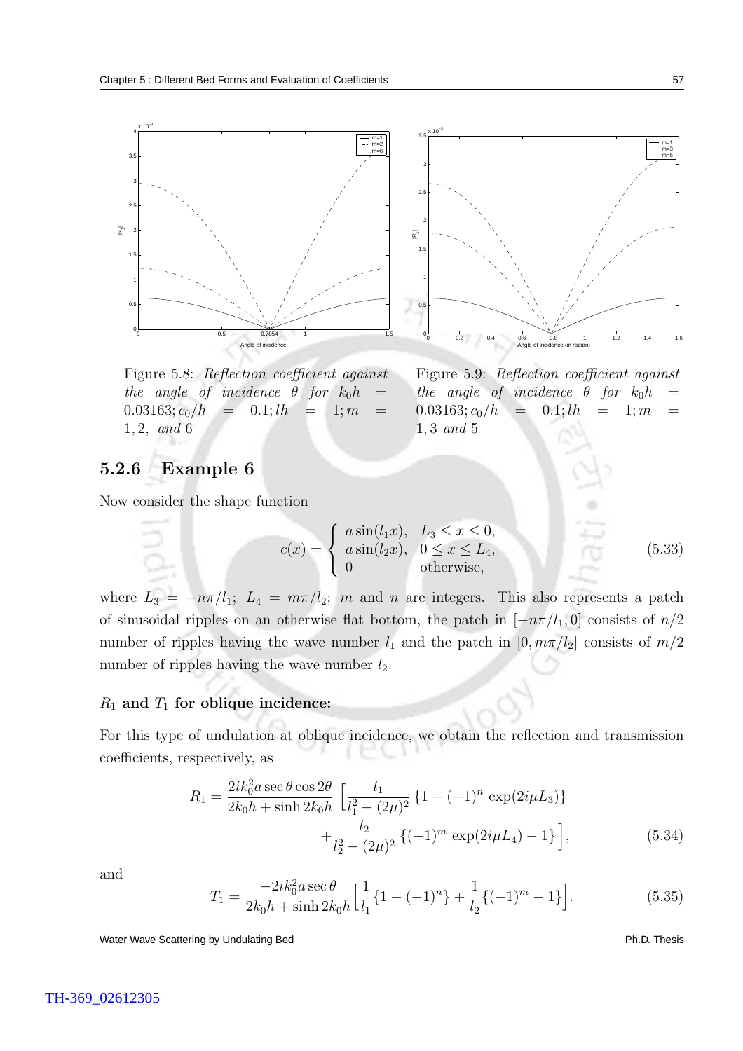Figure 5.8: *Reflection coefficient against the angle of incidence* $\theta$ *for* $k_0h = 0.03163; c_0/h = 0.1; lh = 1; m = 1, 2,$ *and* 6

Figure 5.9: *Reflection coefficient against the angle of incidence* $\theta$ *for* $k_0h = 0.03163; c_0/h = 0.1; lh = 1; m = 1, 3$ *and* 5

### 5.2.6 Example 6

Now consider the shape function

$$c(x) = \begin{cases} a\sin(l_1 x), & L_3 \leq x \leq 0, \\ a\sin(l_2 x), & 0 \leq x \leq L_4, \\ 0 & \text{otherwise}, \end{cases} \tag{5.33}$$

where $L_3 = -n\pi/l_1$; $L_4 = m\pi/l_2$; $m$ and $n$ are integers. This also represents a patch of sinusoidal ripples on an otherwise flat bottom, the patch in $[-n\pi/l_1, 0]$ consists of $n/2$ number of ripples having the wave number $l_1$ and the patch in $[0, m\pi/l_2]$ consists of $m/2$ number of ripples having the wave number $l_2$.

#### $R_1$ and $T_1$ for oblique incidence:

For this type of undulation at oblique incidence, we obtain the reflection and transmission coefficients, respectively, as

$$R_1 = \frac{2ik_0^2 a \sec\theta \cos 2\theta}{2k_0h + \sinh 2k_0h} \Big[ \frac{l_1}{l_1^2 - (2\mu)^2} \{1 - (-1)^n \exp(2i\mu L_3)\} + \frac{l_2}{l_2^2 - (2\mu)^2} \{(-1)^m \exp(2i\mu L_4) - 1\} \Big], \tag{5.34}$$

and

$$T_1 = \frac{-2ik_0^2 a \sec\theta}{2k_0h + \sinh 2k_0h} \Big[ \frac{1}{l_1} \{1 - (-1)^n\} + \frac{1}{l_2} \{(-1)^m - 1\} \Big]. \tag{5.35}$$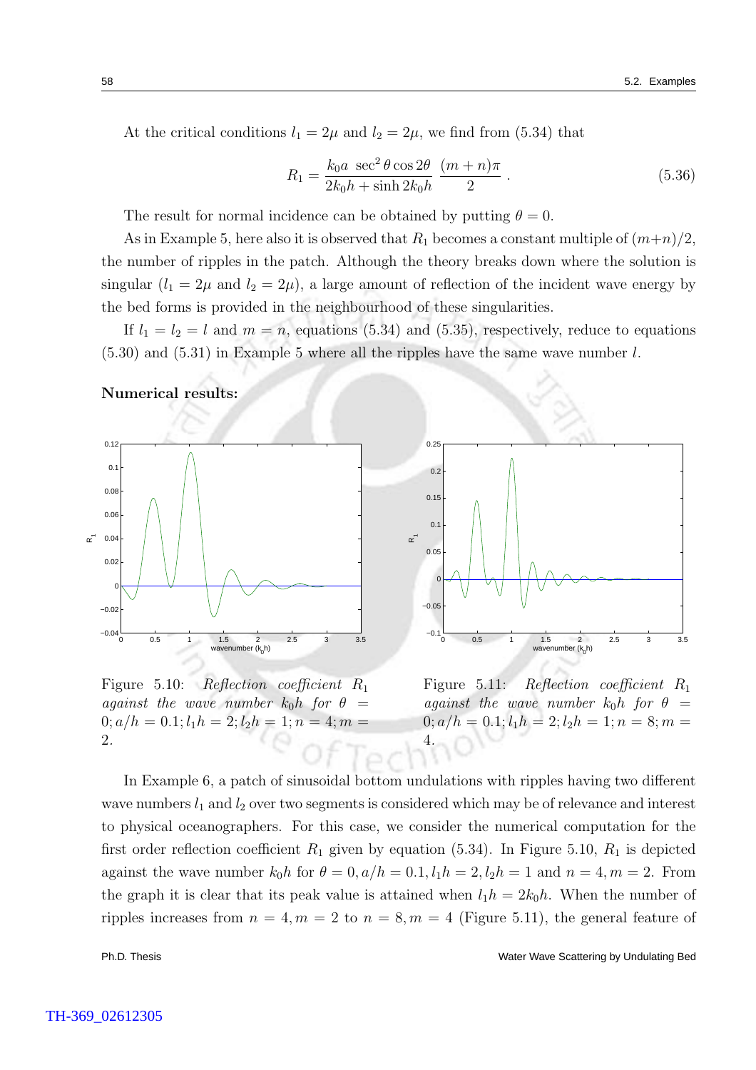At the critical conditions $l_1 = 2\mu$ and $l_2 = 2\mu$, we find from (5.34) that

$$R_1 = \frac{k_0 a \ \sec^2\theta \cos 2\theta}{2k_0 h + \sinh 2k_0 h} \ \frac{(m+n)\pi}{2} \, . \tag{5.36}$$

The result for normal incidence can be obtained by putting $\theta = 0$.

As in Example 5, here also it is observed that $R_1$ becomes a constant multiple of $(m+n)/2$, the number of ripples in the patch. Although the theory breaks down where the solution is singular ($l_1 = 2\mu$ and $l_2 = 2\mu$), a large amount of reflection of the incident wave energy by the bed forms is provided in the neighbourhood of these singularities.

If $l_1 = l_2 = l$ and $m = n$, equations (5.34) and (5.35), respectively, reduce to equations (5.30) and (5.31) in Example 5 where all the ripples have the same wave number $l$.

**Numerical results:**

Figure 5.10: *Reflection coefficient* $R_1$ *against the wave number* $k_0 h$ *for* $\theta = 0; a/h = 0.1; l_1 h = 2; l_2 h = 1; n = 4; m = 2$.

Figure 5.11: *Reflection coefficient* $R_1$ *against the wave number* $k_0 h$ *for* $\theta = 0; a/h = 0.1; l_1 h = 2; l_2 h = 1; n = 8; m = 4$.

In Example 6, a patch of sinusoidal bottom undulations with ripples having two different wave numbers $l_1$ and $l_2$ over two segments is considered which may be of relevance and interest to physical oceanographers. For this case, we consider the numerical computation for the first order reflection coefficient $R_1$ given by equation (5.34). In Figure 5.10, $R_1$ is depicted against the wave number $k_0 h$ for $\theta = 0, a/h = 0.1, l_1 h = 2, l_2 h = 1$ and $n = 4, m = 2$. From the graph it is clear that its peak value is attained when $l_1 h = 2k_0 h$. When the number of ripples increases from $n = 4, m = 2$ to $n = 8, m = 4$ (Figure 5.11), the general feature of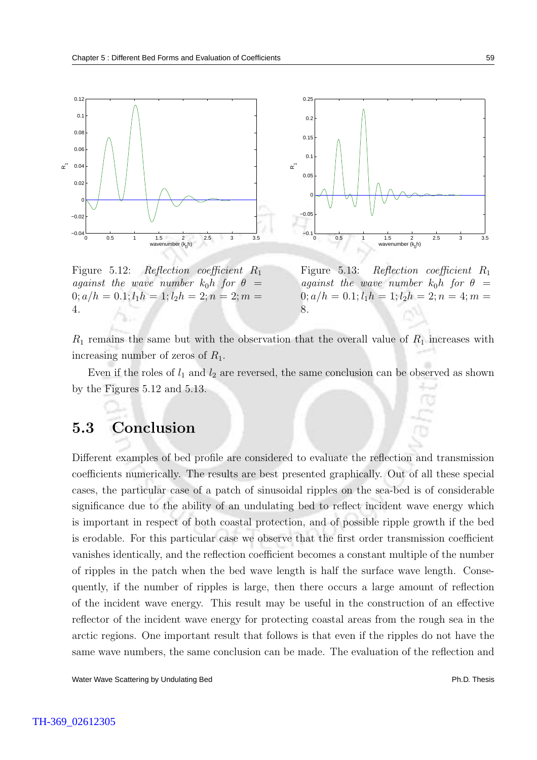Figure 5.12: *Reflection coefficient* $R_1$ *against the wave number* $k_0h$ *for* $\theta = 0; a/h = 0.1; l_1h = 1; l_2h = 2; n = 2; m = 4$.

Figure 5.13: *Reflection coefficient* $R_1$ *against the wave number* $k_0h$ *for* $\theta = 0; a/h = 0.1; l_1h = 1; l_2h = 2; n = 4; m = 8$.

$R_1$ remains the same but with the observation that the overall value of $R_1$ increases with increasing number of zeros of $R_1$.

Even if the roles of $l_1$ and $l_2$ are reversed, the same conclusion can be observed as shown by the Figures 5.12 and 5.13.

## 5.3 Conclusion

Different examples of bed profile are considered to evaluate the reflection and transmission coefficients numerically. The results are best presented graphically. Out of all these special cases, the particular case of a patch of sinusoidal ripples on the sea-bed is of considerable significance due to the ability of an undulating bed to reflect incident wave energy which is important in respect of both coastal protection, and of possible ripple growth if the bed is erodable. For this particular case we observe that the first order transmission coefficient vanishes identically, and the reflection coefficient becomes a constant multiple of the number of ripples in the patch when the bed wave length is half the surface wave length. Consequently, if the number of ripples is large, then there occurs a large amount of reflection of the incident wave energy. This result may be useful in the construction of an effective reflector of the incident wave energy for protecting coastal areas from the rough sea in the arctic regions. One important result that follows is that even if the ripples do not have the same wave numbers, the same conclusion can be made. The evaluation of the reflection and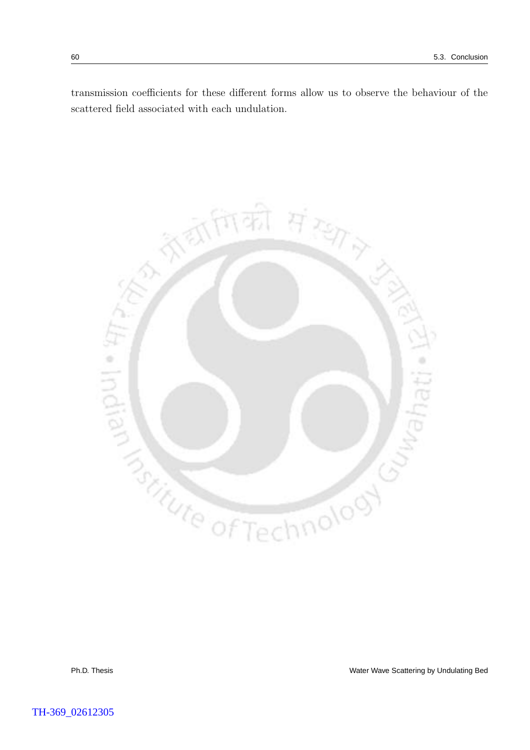transmission coefficients for these different forms allow us to observe the behaviour of the scattered field associated with each undulation.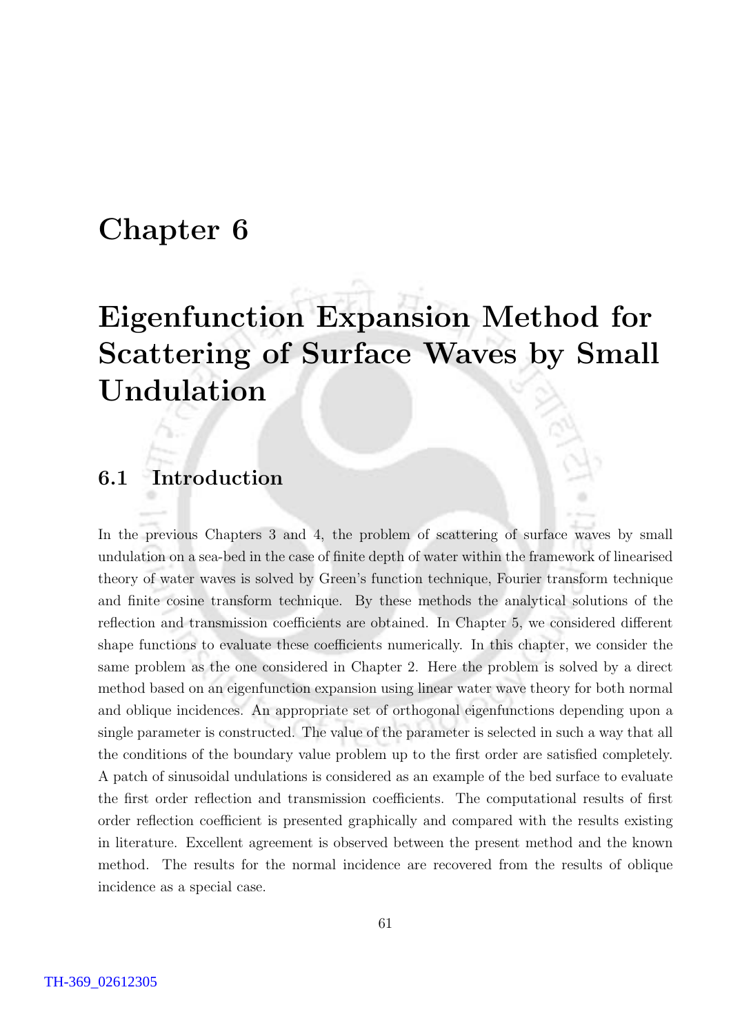# Chapter 6

# Eigenfunction Expansion Method for Scattering of Surface Waves by Small Undulation

## 6.1 Introduction

In the previous Chapters 3 and 4, the problem of scattering of surface waves by small undulation on a sea-bed in the case of finite depth of water within the framework of linearised theory of water waves is solved by Green's function technique, Fourier transform technique and finite cosine transform technique. By these methods the analytical solutions of the reflection and transmission coefficients are obtained. In Chapter 5, we considered different shape functions to evaluate these coefficients numerically. In this chapter, we consider the same problem as the one considered in Chapter 2. Here the problem is solved by a direct method based on an eigenfunction expansion using linear water wave theory for both normal and oblique incidences. An appropriate set of orthogonal eigenfunctions depending upon a single parameter is constructed. The value of the parameter is selected in such a way that all the conditions of the boundary value problem up to the first order are satisfied completely. A patch of sinusoidal undulations is considered as an example of the bed surface to evaluate the first order reflection and transmission coefficients. The computational results of first order reflection coefficient is presented graphically and compared with the results existing in literature. Excellent agreement is observed between the present method and the known method. The results for the normal incidence are recovered from the results of oblique incidence as a special case.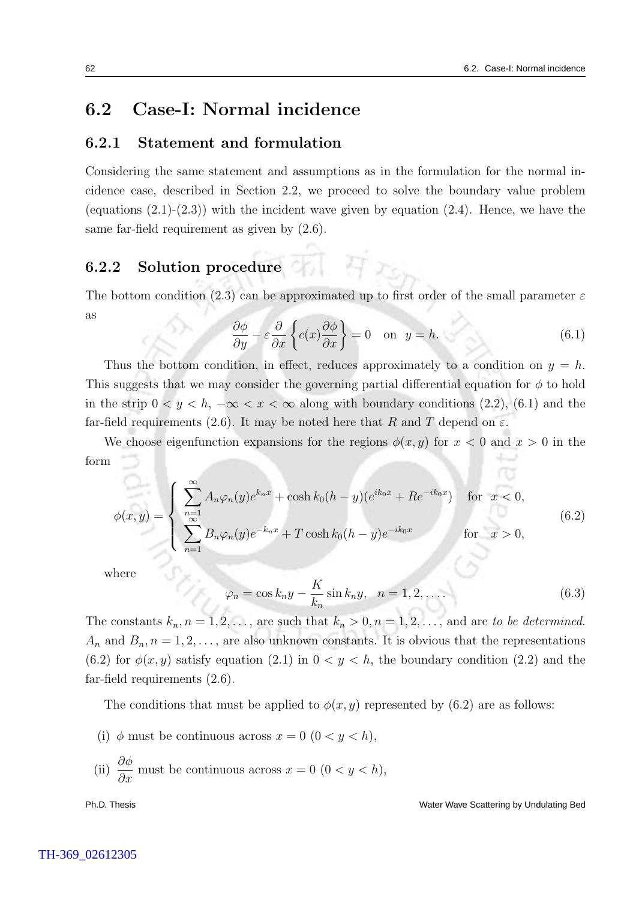## 6.2 Case-I: Normal incidence

### 6.2.1 Statement and formulation

Considering the same statement and assumptions as in the formulation for the normal incidence case, described in Section 2.2, we proceed to solve the boundary value problem (equations (2.1)-(2.3)) with the incident wave given by equation (2.4). Hence, we have the same far-field requirement as given by (2.6).

### 6.2.2 Solution procedure

The bottom condition (2.3) can be approximated up to first order of the small parameter $\varepsilon$ as

$$\frac{\partial \phi}{\partial y} - \varepsilon \frac{\partial}{\partial x}\left\{c(x)\frac{\partial \phi}{\partial x}\right\} = 0 \quad \text{on} \quad y = h. \tag{6.1}$$

Thus the bottom condition, in effect, reduces approximately to a condition on $y = h$. This suggests that we may consider the governing partial differential equation for $\phi$ to hold in the strip $0 < y < h$, $-\infty < x < \infty$ along with boundary conditions (2.2), (6.1) and the far-field requirements (2.6). It may be noted here that $R$ and $T$ depend on $\varepsilon$.

We choose eigenfunction expansions for the regions $\phi(x, y)$ for $x < 0$ and $x > 0$ in the form

$$\phi(x,y) = \begin{cases} \displaystyle\sum_{n=1}^{\infty} A_n \varphi_n(y) e^{k_n x} + \cosh k_0(h-y)(e^{ik_0 x} + Re^{-ik_0 x}) & \text{for} \quad x < 0, \\ \displaystyle\sum_{n=1}^{\infty} B_n \varphi_n(y) e^{-k_n x} + T\cosh k_0(h-y) e^{-ik_0 x} & \text{for} \quad x > 0, \end{cases} \tag{6.2}$$

where

$$\varphi_n = \cos k_n y - \frac{K}{k_n}\sin k_n y, \quad n = 1, 2, \ldots. \tag{6.3}$$

The constants $k_n, n = 1, 2, \ldots,$ are such that $k_n > 0, n = 1, 2, \ldots,$ and are *to be determined*. $A_n$ and $B_n, n = 1, 2, \ldots,$ are also unknown constants. It is obvious that the representations (6.2) for $\phi(x, y)$ satisfy equation (2.1) in $0 < y < h$, the boundary condition (2.2) and the far-field requirements (2.6).

The conditions that must be applied to $\phi(x, y)$ represented by (6.2) are as follows:

(i) $\phi$ must be continuous across $x = 0$ $(0 < y < h)$,

(ii) $\dfrac{\partial \phi}{\partial x}$ must be continuous across $x = 0$ $(0 < y < h)$,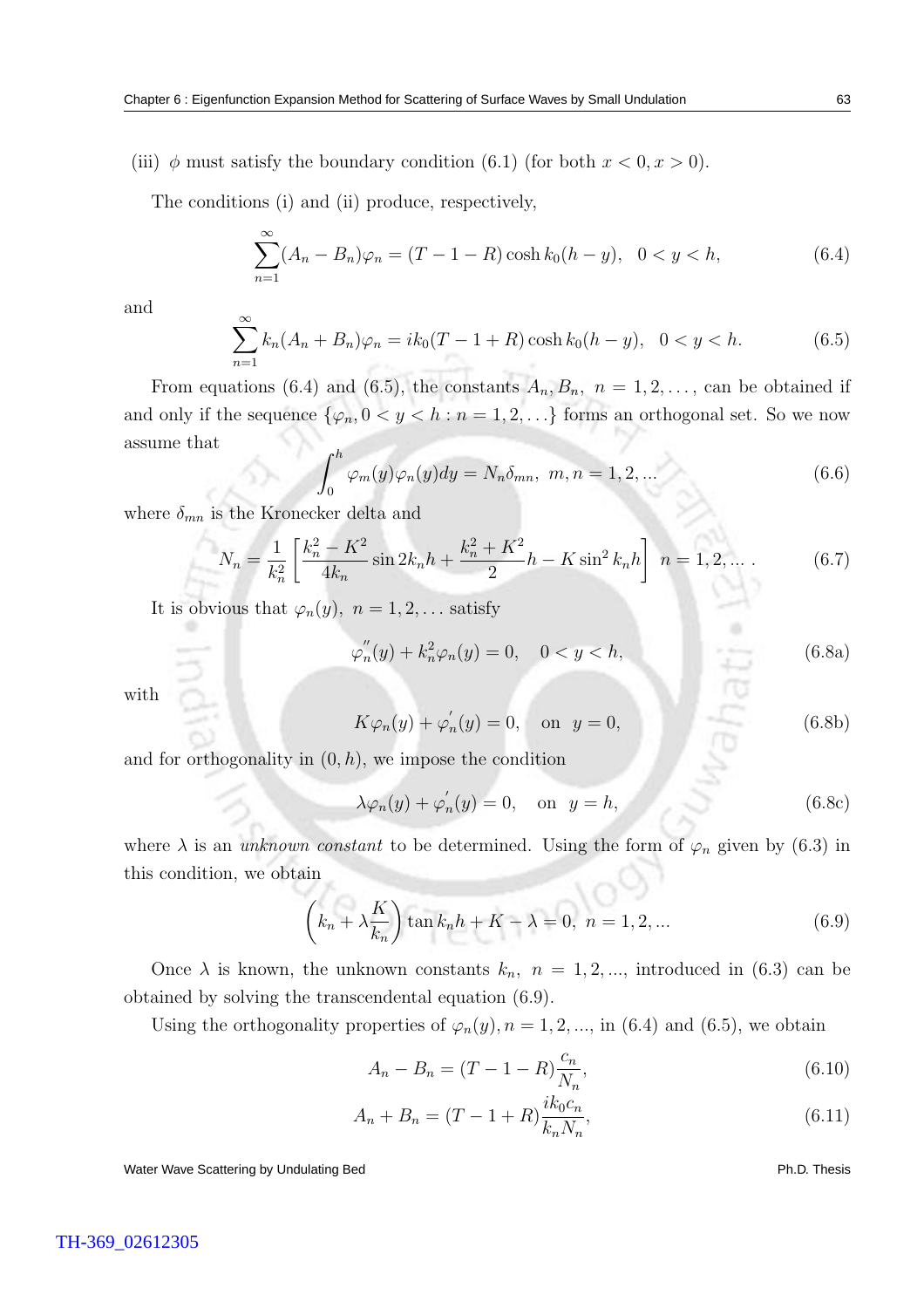(iii) $\phi$ must satisfy the boundary condition (6.1) (for both $x < 0, x > 0$).

The conditions (i) and (ii) produce, respectively,

$$\sum_{n=1}^{\infty}(A_n - B_n)\varphi_n = (T - 1 - R)\cosh k_0(h - y), \quad 0 < y < h, \tag{6.4}$$

and

$$\sum_{n=1}^{\infty} k_n(A_n + B_n)\varphi_n = ik_0(T - 1 + R)\cosh k_0(h - y), \quad 0 < y < h. \tag{6.5}$$

From equations (6.4) and (6.5), the constants $A_n, B_n,\ n = 1, 2, \ldots,$ can be obtained if and only if the sequence $\{\varphi_n, 0 < y < h : n = 1, 2, \ldots\}$ forms an orthogonal set. So we now assume that

$$\int_0^h \varphi_m(y)\varphi_n(y)dy = N_n\delta_{mn},\ m, n = 1, 2, \ldots \tag{6.6}$$

where $\delta_{mn}$ is the Kronecker delta and

$$N_n = \frac{1}{k_n^2}\left[\frac{k_n^2 - K^2}{4k_n}\sin 2k_n h + \frac{k_n^2 + K^2}{2}h - K\sin^2 k_n h\right]\ n = 1, 2, \ldots . \tag{6.7}$$

It is obvious that $\varphi_n(y),\ n = 1, 2, \ldots$ satisfy

$$\varphi_n^{''}(y) + k_n^2\varphi_n(y) = 0, \quad 0 < y < h, \tag{6.8a}$$

with

$$K\varphi_n(y) + \varphi_n^{'}(y) = 0, \quad \text{on} \ \ y = 0, \tag{6.8b}$$

and for orthogonality in $(0, h)$, we impose the condition

$$\lambda\varphi_n(y) + \varphi_n^{'}(y) = 0, \quad \text{on} \ \ y = h, \tag{6.8c}$$

where $\lambda$ is an *unknown constant* to be determined. Using the form of $\varphi_n$ given by (6.3) in this condition, we obtain

$$\left(k_n + \lambda\frac{K}{k_n}\right)\tan k_n h + K - \lambda = 0,\ n = 1, 2, \ldots \tag{6.9}$$

Once $\lambda$ is known, the unknown constants $k_n,\ n = 1, 2, \ldots,$ introduced in (6.3) can be obtained by solving the transcendental equation (6.9).

Using the orthogonality properties of $\varphi_n(y), n = 1, 2, \ldots,$ in (6.4) and (6.5), we obtain

$$A_n - B_n = (T - 1 - R)\frac{c_n}{N_n}, \tag{6.10}$$

$$A_n + B_n = (T - 1 + R)\frac{ik_0 c_n}{k_n N_n}, \tag{6.11}$$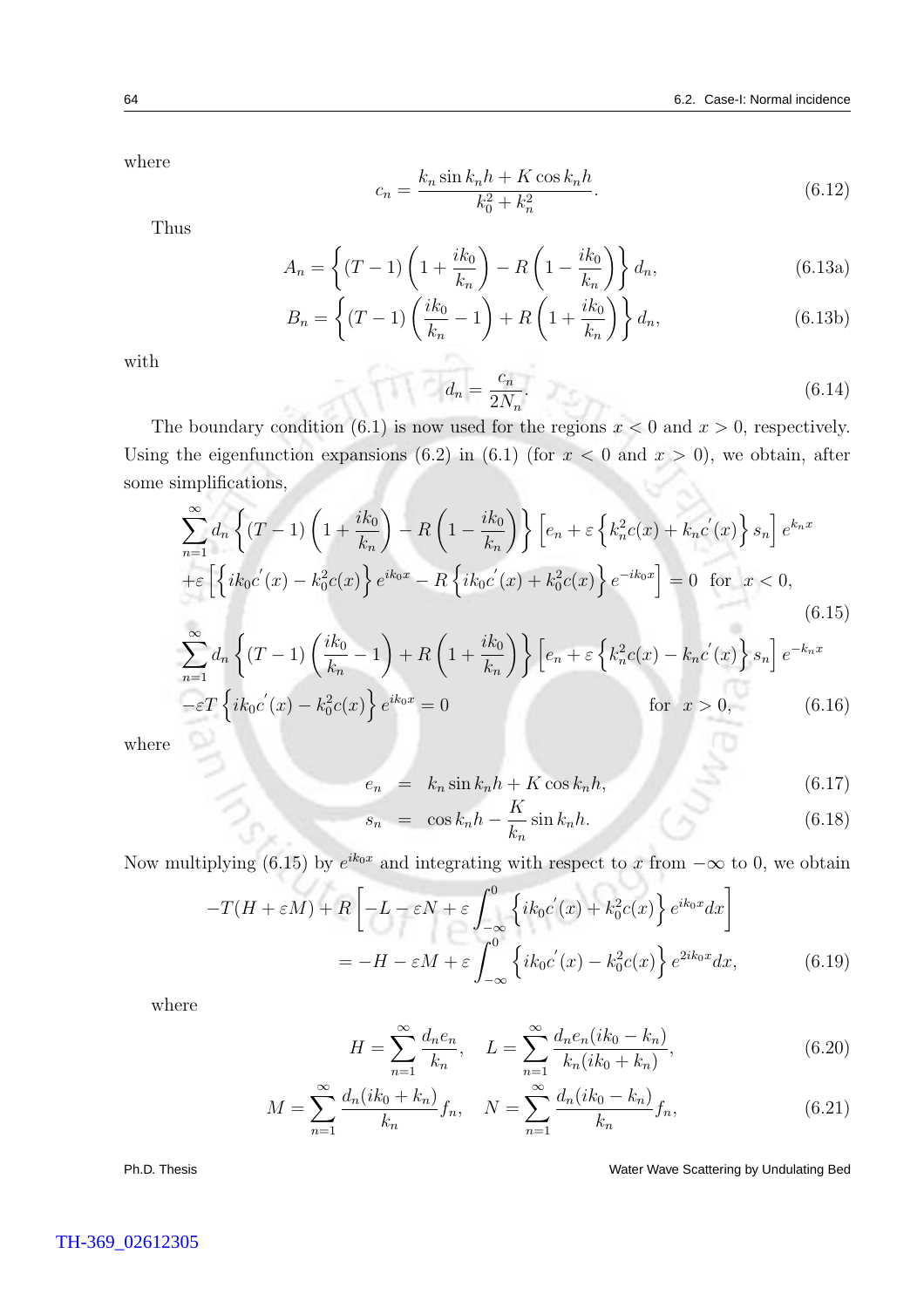where

$$c_n = \frac{k_n \sin k_n h + K \cos k_n h}{k_0^2 + k_n^2}. \tag{6.12}$$

Thus

$$A_n = \left\{ (T-1)\left(1 + \frac{ik_0}{k_n}\right) - R\left(1 - \frac{ik_0}{k_n}\right) \right\} d_n, \tag{6.13a}$$

$$B_n = \left\{ (T-1)\left(\frac{ik_0}{k_n} - 1\right) + R\left(1 + \frac{ik_0}{k_n}\right) \right\} d_n, \tag{6.13b}$$

with

$$d_n = \frac{c_n}{2N_n}. \tag{6.14}$$

The boundary condition (6.1) is now used for the regions $x < 0$ and $x > 0$, respectively. Using the eigenfunction expansions (6.2) in (6.1) (for $x < 0$ and $x > 0$), we obtain, after some simplifications,

$$\begin{aligned}
&\sum_{n=1}^{\infty} d_n \left\{ (T-1)\left(1 + \frac{ik_0}{k_n}\right) - R\left(1 - \frac{ik_0}{k_n}\right) \right\} \left[ e_n + \varepsilon \left\{ k_n^2 c(x) + k_n c^{'}(x) \right\} s_n \right] e^{k_n x} \\
&+\varepsilon \left[ \left\{ ik_0 c^{'}(x) - k_0^2 c(x) \right\} e^{ik_0 x} - R \left\{ ik_0 c^{'}(x) + k_0^2 c(x) \right\} e^{-ik_0 x} \right] = 0 \;\; \text{for} \;\; x < 0,
\end{aligned} \tag{6.15}$$

$$\begin{aligned}
&\sum_{n=1}^{\infty} d_n \left\{ (T-1)\left(\frac{ik_0}{k_n} - 1\right) + R\left(1 + \frac{ik_0}{k_n}\right) \right\} \left[ e_n + \varepsilon \left\{ k_n^2 c(x) - k_n c^{'}(x) \right\} s_n \right] e^{-k_n x} \\
&-\varepsilon T \left\{ ik_0 c^{'}(x) - k_0^2 c(x) \right\} e^{ik_0 x} = 0 \qquad \text{for} \;\; x > 0,
\end{aligned} \tag{6.16}$$

where

$$e_n = k_n \sin k_n h + K \cos k_n h, \tag{6.17}$$

$$s_n = \cos k_n h - \frac{K}{k_n} \sin k_n h. \tag{6.18}$$

Now multiplying (6.15) by $e^{ik_0 x}$ and integrating with respect to $x$ from $-\infty$ to 0, we obtain

$$\begin{aligned}
-T(H + \varepsilon M) + R &\left[ -L - \varepsilon N + \varepsilon \int_{-\infty}^{0} \left\{ ik_0 c^{'}(x) + k_0^2 c(x) \right\} e^{ik_0 x} dx \right] \\
&= -H - \varepsilon M + \varepsilon \int_{-\infty}^{0} \left\{ ik_0 c^{'}(x) - k_0^2 c(x) \right\} e^{2ik_0 x} dx,
\end{aligned} \tag{6.19}$$

where

$$H = \sum_{n=1}^{\infty} \frac{d_n e_n}{k_n}, \quad L = \sum_{n=1}^{\infty} \frac{d_n e_n (ik_0 - k_n)}{k_n (ik_0 + k_n)}, \tag{6.20}$$

$$M = \sum_{n=1}^{\infty} \frac{d_n (ik_0 + k_n)}{k_n} f_n, \quad N = \sum_{n=1}^{\infty} \frac{d_n (ik_0 - k_n)}{k_n} f_n, \tag{6.21}$$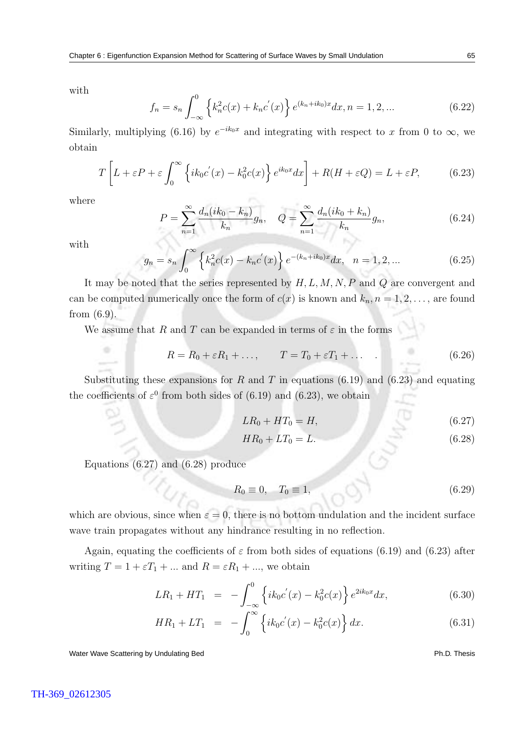with

$$f_n = s_n \int_{-\infty}^{0} \left\{ k_n^2 c(x) + k_n c^{'}(x) \right\} e^{(k_n + ik_0)x} dx, n = 1, 2, ... \tag{6.22}$$

Similarly, multiplying (6.16) by $e^{-ik_0 x}$ and integrating with respect to $x$ from 0 to $\infty$, we obtain

$$T \left[ L + \varepsilon P + \varepsilon \int_{0}^{\infty} \left\{ ik_0 c^{'}(x) - k_0^2 c(x) \right\} e^{ik_0 x} dx \right] + R(H + \varepsilon Q) = L + \varepsilon P, \tag{6.23}$$

where

$$P = \sum_{n=1}^{\infty} \frac{d_n(ik_0 - k_n)}{k_n} g_n, \quad Q = \sum_{n=1}^{\infty} \frac{d_n(ik_0 + k_n)}{k_n} g_n, \tag{6.24}$$

with

$$g_n = s_n \int_{0}^{\infty} \left\{ k_n^2 c(x) - k_n c^{'}(x) \right\} e^{-(k_n + ik_0)x} dx, \quad n = 1, 2, ... \tag{6.25}$$

It may be noted that the series represented by $H, L, M, N, P$ and $Q$ are convergent and can be computed numerically once the form of $c(x)$ is known and $k_n, n = 1, 2, \ldots,$ are found from (6.9).

We assume that $R$ and $T$ can be expanded in terms of $\varepsilon$ in the forms

$$R = R_0 + \varepsilon R_1 + \ldots, \qquad T = T_0 + \varepsilon T_1 + \ldots \quad . \tag{6.26}$$

Substituting these expansions for $R$ and $T$ in equations (6.19) and (6.23) and equating the coefficients of $\varepsilon^0$ from both sides of (6.19) and (6.23), we obtain

$$LR_0 + HT_0 = H, \tag{6.27}$$

$$HR_0 + LT_0 = L. \tag{6.28}$$

Equations (6.27) and (6.28) produce

$$R_0 \equiv 0, \quad T_0 \equiv 1, \tag{6.29}$$

which are obvious, since when $\varepsilon = 0$, there is no bottom undulation and the incident surface wave train propagates without any hindrance resulting in no reflection.

Again, equating the coefficients of $\varepsilon$ from both sides of equations (6.19) and (6.23) after writing $T = 1 + \varepsilon T_1 + ...$ and $R = \varepsilon R_1 + ...$, we obtain

$$LR_1 + HT_1 \;\; = \;\; - \int_{-\infty}^{0} \left\{ ik_0 c^{'}(x) - k_0^2 c(x) \right\} e^{2ik_0 x} dx, \tag{6.30}$$

$$HR_1 + LT_1 \;\; = \;\; - \int_{0}^{\infty} \left\{ ik_0 c^{'}(x) - k_0^2 c(x) \right\} dx. \tag{6.31}$$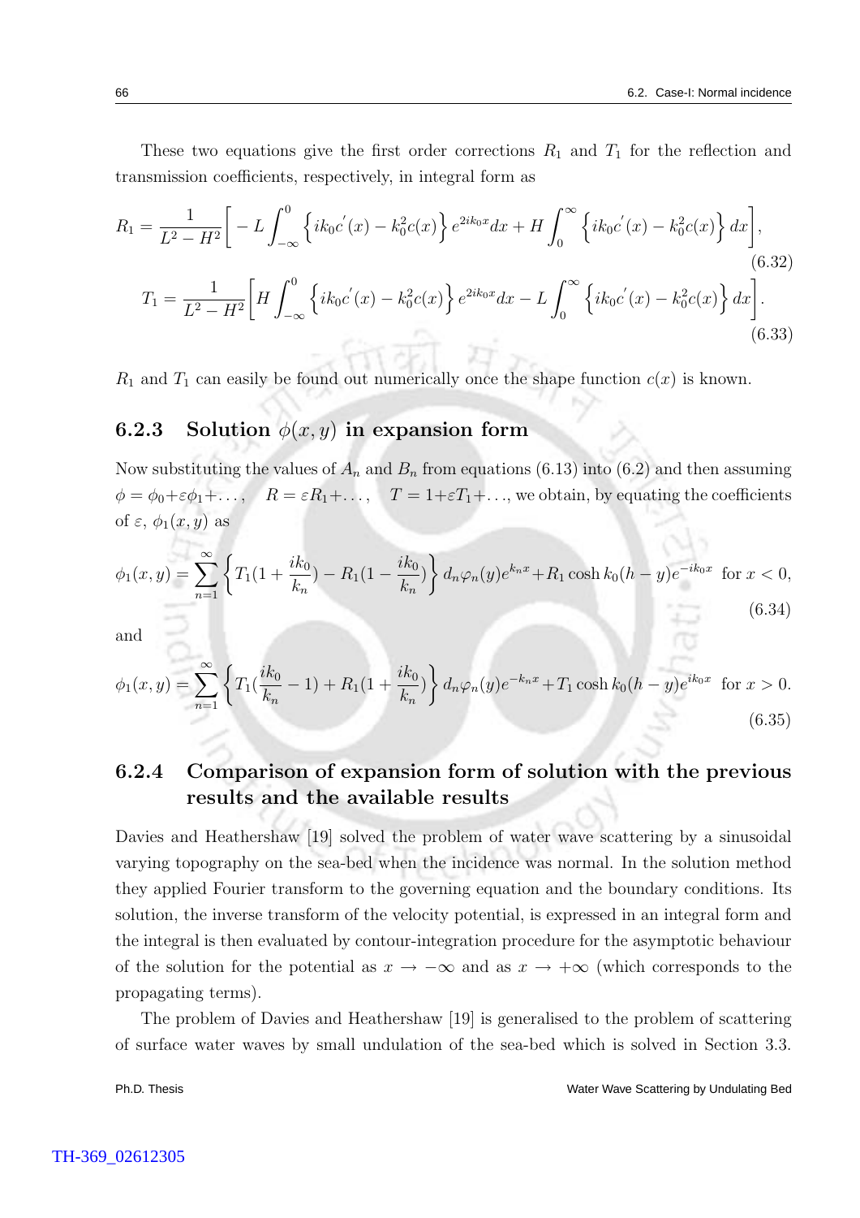These two equations give the first order corrections $R_1$ and $T_1$ for the reflection and transmission coefficients, respectively, in integral form as

$$R_1 = \frac{1}{L^2 - H^2}\Bigg[ - L\int_{-\infty}^{0} \Big\{ ik_0 c^{'}(x) - k_0^2 c(x) \Big\} e^{2ik_0x} dx + H\int_{0}^{\infty} \Big\{ ik_0 c^{'}(x) - k_0^2 c(x) \Big\} dx \Bigg], \tag{6.32}$$

$$T_1 = \frac{1}{L^2 - H^2}\Bigg[ H\int_{-\infty}^{0} \Big\{ ik_0 c^{'}(x) - k_0^2 c(x) \Big\} e^{2ik_0x} dx - L\int_{0}^{\infty} \Big\{ ik_0 c^{'}(x) - k_0^2 c(x) \Big\} dx \Bigg]. \tag{6.33}$$

$R_1$ and $T_1$ can easily be found out numerically once the shape function $c(x)$ is known.

### 6.2.3 Solution $\phi(x, y)$ in expansion form

Now substituting the values of $A_n$ and $B_n$ from equations (6.13) into (6.2) and then assuming $\phi = \phi_0 + \varepsilon\phi_1 + \ldots, \quad R = \varepsilon R_1 + \ldots, \quad T = 1 + \varepsilon T_1 + \ldots$, we obtain, by equating the coefficients of $\varepsilon$, $\phi_1(x, y)$ as

$$\phi_1(x, y) = \sum_{n=1}^{\infty} \Big\{ T_1(1 + \frac{ik_0}{k_n}) - R_1(1 - \frac{ik_0}{k_n}) \Big\} d_n \varphi_n(y) e^{k_n x} + R_1 \cosh k_0(h - y) e^{-ik_0 x} \;\; \text{for } x < 0, \tag{6.34}$$

and

$$\phi_1(x, y) = \sum_{n=1}^{\infty} \Big\{ T_1(\frac{ik_0}{k_n} - 1) + R_1(1 + \frac{ik_0}{k_n}) \Big\} d_n \varphi_n(y) e^{-k_n x} + T_1 \cosh k_0(h - y) e^{ik_0 x} \;\; \text{for } x > 0. \tag{6.35}$$

### 6.2.4 Comparison of expansion form of solution with the previous results and the available results

Davies and Heathershaw [19] solved the problem of water wave scattering by a sinusoidal varying topography on the sea-bed when the incidence was normal. In the solution method they applied Fourier transform to the governing equation and the boundary conditions. Its solution, the inverse transform of the velocity potential, is expressed in an integral form and the integral is then evaluated by contour-integration procedure for the asymptotic behaviour of the solution for the potential as $x \to -\infty$ and as $x \to +\infty$ (which corresponds to the propagating terms).

The problem of Davies and Heathershaw [19] is generalised to the problem of scattering of surface water waves by small undulation of the sea-bed which is solved in Section 3.3.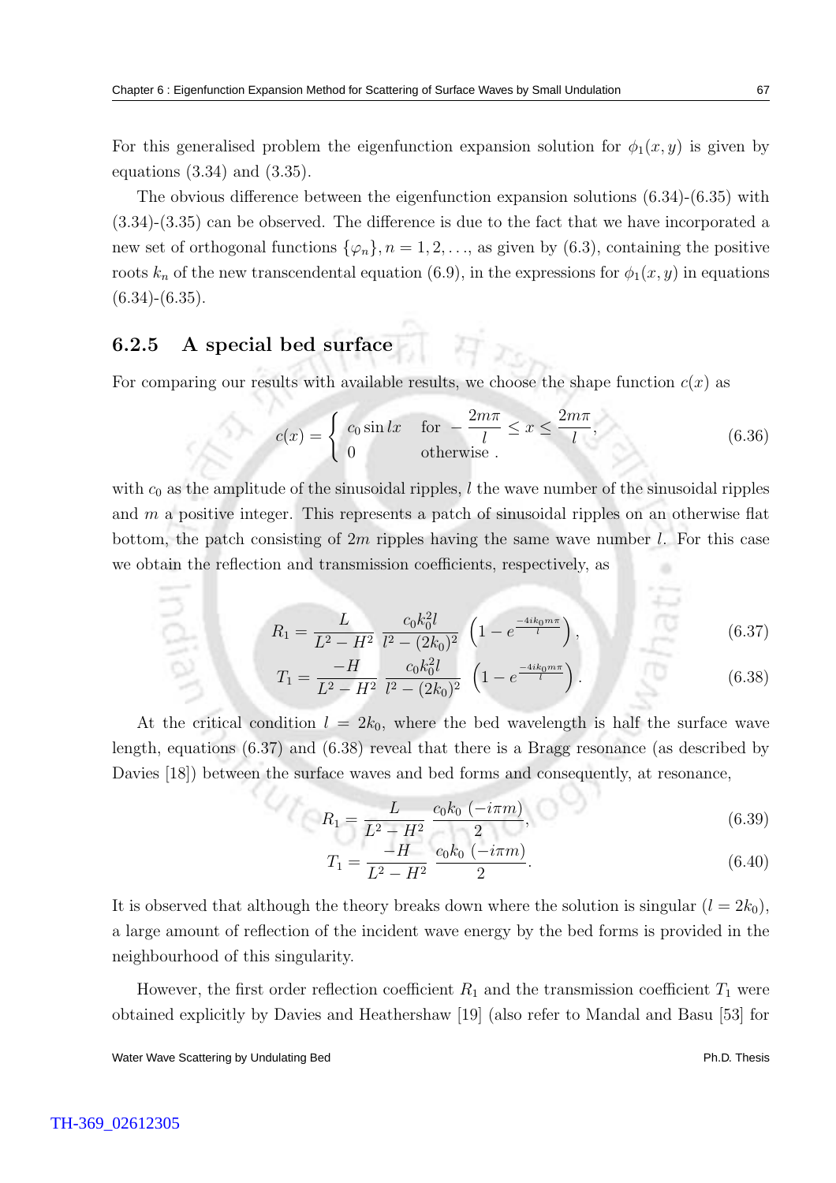For this generalised problem the eigenfunction expansion solution for $\phi_1(x,y)$ is given by equations (3.34) and (3.35).

The obvious difference between the eigenfunction expansion solutions (6.34)-(6.35) with (3.34)-(3.35) can be observed. The difference is due to the fact that we have incorporated a new set of orthogonal functions $\{\varphi_n\}, n = 1, 2, \ldots$, as given by (6.3), containing the positive roots $k_n$ of the new transcendental equation (6.9), in the expressions for $\phi_1(x,y)$ in equations (6.34)-(6.35).

### 6.2.5 A special bed surface

For comparing our results with available results, we choose the shape function $c(x)$ as

$$c(x) = \begin{cases} c_0 \sin lx & \text{for } -\dfrac{2m\pi}{l} \leq x \leq \dfrac{2m\pi}{l}, \\ 0 & \text{otherwise}. \end{cases} \tag{6.36}$$

with $c_0$ as the amplitude of the sinusoidal ripples, $l$ the wave number of the sinusoidal ripples and $m$ a positive integer. This represents a patch of sinusoidal ripples on an otherwise flat bottom, the patch consisting of $2m$ ripples having the same wave number $l$. For this case we obtain the reflection and transmission coefficients, respectively, as

$$R_1 = \frac{L}{L^2 - H^2} \, \frac{c_0 k_0^2 l}{l^2 - (2k_0)^2} \left(1 - e^{\frac{-4ik_0 m\pi}{l}}\right), \tag{6.37}$$

$$T_1 = \frac{-H}{L^2 - H^2} \, \frac{c_0 k_0^2 l}{l^2 - (2k_0)^2} \left(1 - e^{\frac{-4ik_0 m\pi}{l}}\right). \tag{6.38}$$

At the critical condition $l = 2k_0$, where the bed wavelength is half the surface wave length, equations (6.37) and (6.38) reveal that there is a Bragg resonance (as described by Davies [18]) between the surface waves and bed forms and consequently, at resonance,

$$R_1 = \frac{L}{L^2 - H^2} \, \frac{c_0 k_0 \, (-i\pi m)}{2}, \tag{6.39}$$

$$T_1 = \frac{-H}{L^2 - H^2} \, \frac{c_0 k_0 \, (-i\pi m)}{2}. \tag{6.40}$$

It is observed that although the theory breaks down where the solution is singular ($l = 2k_0$), a large amount of reflection of the incident wave energy by the bed forms is provided in the neighbourhood of this singularity.

However, the first order reflection coefficient $R_1$ and the transmission coefficient $T_1$ were obtained explicitly by Davies and Heathershaw [19] (also refer to Mandal and Basu [53] for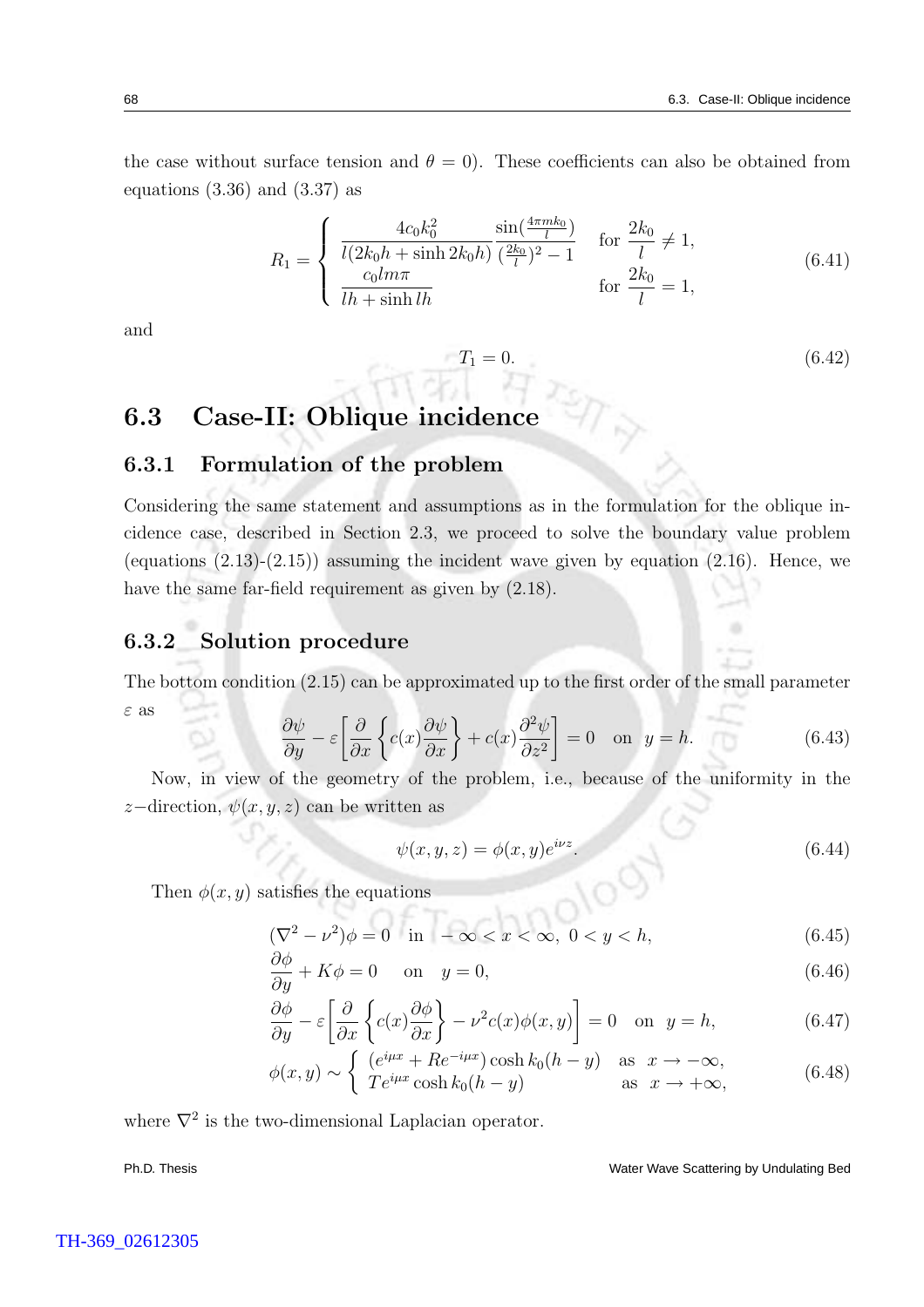the case without surface tension and $\theta = 0$). These coefficients can also be obtained from equations (3.36) and (3.37) as

$$R_1 = \begin{cases} \dfrac{4c_0k_0^2}{l(2k_0h + \sinh 2k_0h)} \dfrac{\sin(\frac{4\pi mk_0}{l})}{(\frac{2k_0}{l})^2 - 1} & \text{for } \dfrac{2k_0}{l} \neq 1, \\ \dfrac{c_0 lm\pi}{lh + \sinh lh} & \text{for } \dfrac{2k_0}{l} = 1, \end{cases} \tag{6.41}$$

and

$$T_1 = 0. \tag{6.42}$$

## 6.3 Case-II: Oblique incidence

### 6.3.1 Formulation of the problem

Considering the same statement and assumptions as in the formulation for the oblique incidence case, described in Section 2.3, we proceed to solve the boundary value problem (equations (2.13)-(2.15)) assuming the incident wave given by equation (2.16). Hence, we have the same far-field requirement as given by (2.18).

### 6.3.2 Solution procedure

The bottom condition (2.15) can be approximated up to the first order of the small parameter $\varepsilon$ as

$$\frac{\partial \psi}{\partial y} - \varepsilon \left[ \frac{\partial}{\partial x} \left\{ c(x) \frac{\partial \psi}{\partial x} \right\} + c(x) \frac{\partial^2 \psi}{\partial z^2} \right] = 0 \quad \text{on} \quad y = h. \tag{6.43}$$

Now, in view of the geometry of the problem, i.e., because of the uniformity in the $z-$direction, $\psi(x, y, z)$ can be written as

$$\psi(x, y, z) = \phi(x, y) e^{i\nu z}. \tag{6.44}$$

Then $\phi(x, y)$ satisfies the equations

$$(\nabla^2 - \nu^2)\phi = 0 \quad \text{in} \quad -\infty < x < \infty, \ 0 < y < h, \tag{6.45}$$

$$\frac{\partial \phi}{\partial y} + K\phi = 0 \quad \text{on} \quad y = 0, \tag{6.46}$$

$$\frac{\partial \phi}{\partial y} - \varepsilon \left[ \frac{\partial}{\partial x} \left\{ c(x) \frac{\partial \phi}{\partial x} \right\} - \nu^2 c(x) \phi(x, y) \right] = 0 \quad \text{on} \quad y = h, \tag{6.47}$$

$$\phi(x, y) \sim \begin{cases} (e^{i\mu x} + Re^{-i\mu x}) \cosh k_0(h - y) & \text{as} \quad x \to -\infty, \\ Te^{i\mu x} \cosh k_0(h - y) & \text{as} \quad x \to +\infty, \end{cases} \tag{6.48}$$

where $\nabla^2$ is the two-dimensional Laplacian operator.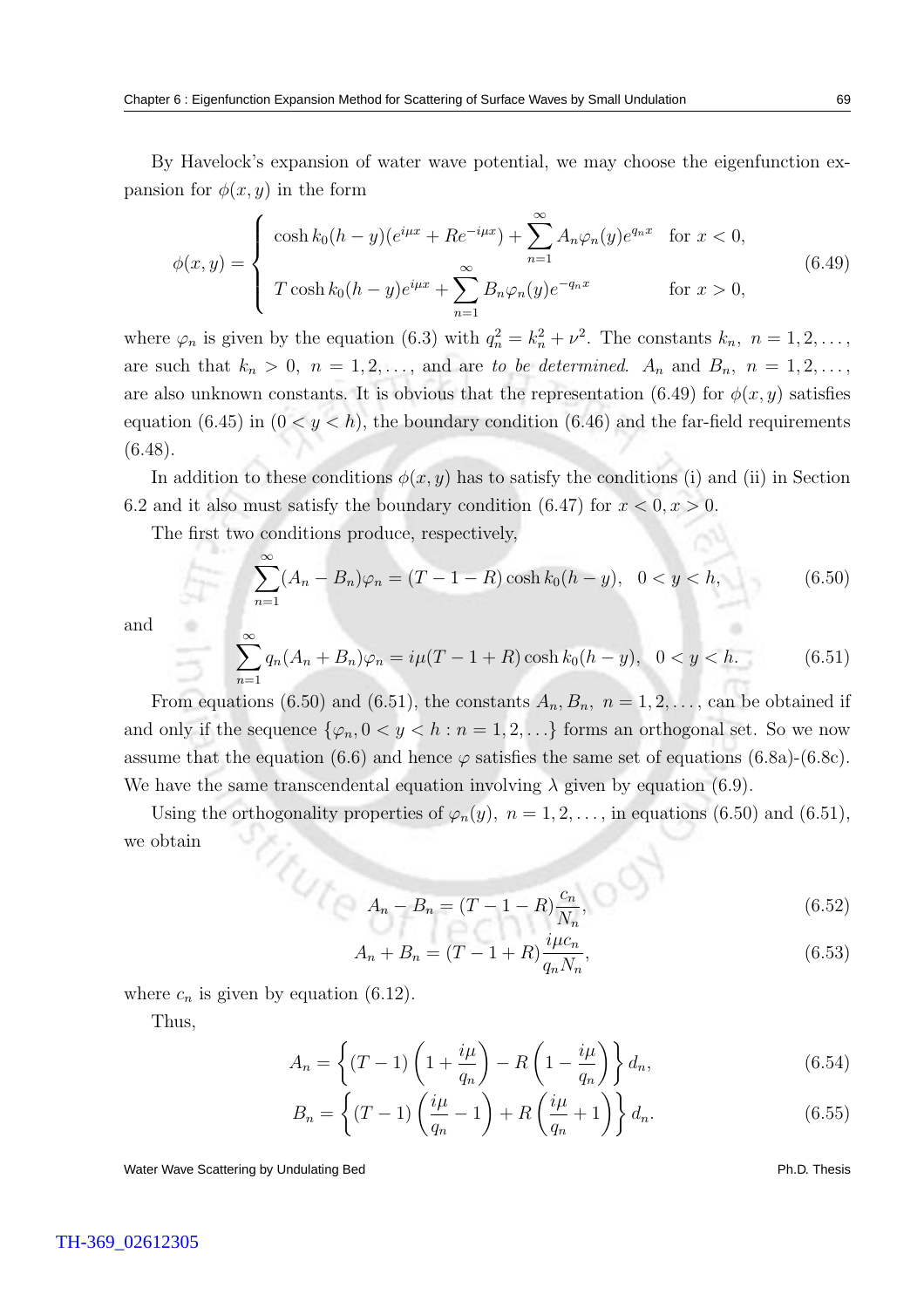By Havelock's expansion of water wave potential, we may choose the eigenfunction expansion for $\phi(x, y)$ in the form

$$\phi(x,y) = \begin{cases} \cosh k_0(h-y)(e^{i\mu x} + Re^{-i\mu x}) + \displaystyle\sum_{n=1}^{\infty} A_n \varphi_n(y) e^{q_n x} & \text{for } x < 0, \\ T\cosh k_0(h-y)e^{i\mu x} + \displaystyle\sum_{n=1}^{\infty} B_n \varphi_n(y) e^{-q_n x} & \text{for } x > 0, \end{cases} \tag{6.49}$$

where $\varphi_n$ is given by the equation (6.3) with $q_n^2 = k_n^2 + \nu^2$. The constants $k_n,\ n = 1, 2, \ldots,$ are such that $k_n > 0,\ n = 1, 2, \ldots,$ and are *to be determined*. $A_n$ and $B_n,\ n = 1, 2, \ldots,$ are also unknown constants. It is obvious that the representation (6.49) for $\phi(x, y)$ satisfies equation (6.45) in $(0 < y < h)$, the boundary condition (6.46) and the far-field requirements (6.48).

In addition to these conditions $\phi(x, y)$ has to satisfy the conditions (i) and (ii) in Section 6.2 and it also must satisfy the boundary condition (6.47) for $x < 0, x > 0$.

The first two conditions produce, respectively,

$$\sum_{n=1}^{\infty} (A_n - B_n)\varphi_n = (T - 1 - R)\cosh k_0(h-y), \quad 0 < y < h, \tag{6.50}$$

and

$$\sum_{n=1}^{\infty} q_n(A_n + B_n)\varphi_n = i\mu(T - 1 + R)\cosh k_0(h-y), \quad 0 < y < h. \tag{6.51}$$

From equations (6.50) and (6.51), the constants $A_n, B_n,\ n = 1, 2, \ldots,$ can be obtained if and only if the sequence $\{\varphi_n, 0 < y < h : n = 1, 2, \ldots\}$ forms an orthogonal set. So we now assume that the equation (6.6) and hence $\varphi$ satisfies the same set of equations (6.8a)-(6.8c). We have the same transcendental equation involving $\lambda$ given by equation (6.9).

Using the orthogonality properties of $\varphi_n(y),\ n = 1, 2, \ldots,$ in equations (6.50) and (6.51), we obtain

$$A_n - B_n = (T - 1 - R)\frac{c_n}{N_n}, \tag{6.52}$$

$$A_n + B_n = (T - 1 + R)\frac{i\mu c_n}{q_n N_n}, \tag{6.53}$$

where $c_n$ is given by equation (6.12).

Thus,

$$A_n = \left\{(T-1)\left(1 + \frac{i\mu}{q_n}\right) - R\left(1 - \frac{i\mu}{q_n}\right)\right\} d_n, \tag{6.54}$$

$$B_n = \left\{(T-1)\left(\frac{i\mu}{q_n} - 1\right) + R\left(\frac{i\mu}{q_n} + 1\right)\right\} d_n. \tag{6.55}$$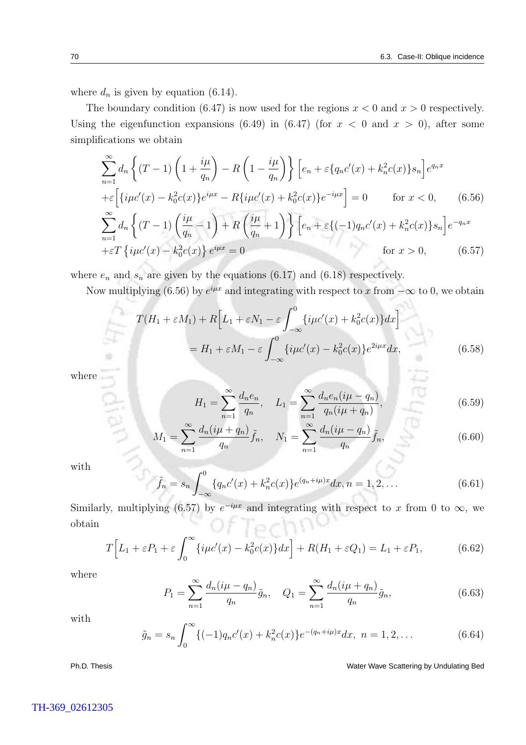where $d_n$ is given by equation (6.14).

The boundary condition (6.47) is now used for the regions $x < 0$ and $x > 0$ respectively. Using the eigenfunction expansions (6.49) in (6.47) (for $x < 0$ and $x > 0$), after some simplifications we obtain

$$
\begin{aligned}
&\sum_{n=1}^{\infty} d_n \left\{ (T-1)\left(1+\frac{i\mu}{q_n}\right) - R\left(1-\frac{i\mu}{q_n}\right) \right\} \Big[ e_n + \varepsilon\{q_n c'(x) + k_n^2 c(x)\} s_n \Big] e^{q_n x} \\
&+\varepsilon \Big[ \{i\mu c'(x) - k_0^2 c(x)\} e^{i\mu x} - R\{i\mu c'(x) + k_0^2 c(x)\} e^{-i\mu x} \Big] = 0 \qquad \text{for } x < 0, \qquad (6.56)\\
&\sum_{n=1}^{\infty} d_n \left\{ (T-1)\left(\frac{i\mu}{q_n}-1\right) + R\left(\frac{i\mu}{q_n}+1\right) \right\} \Big[ e_n + \varepsilon\{(-1) q_n c'(x) + k_n^2 c(x)\} s_n \Big] e^{-q_n x} \\
&+\varepsilon T \left\{ i\mu c'(x) - k_0^2 c(x) \right\} e^{i\mu x} = 0 \qquad \text{for } x > 0, \qquad (6.57)
\end{aligned}
$$

where $e_n$ and $s_n$ are given by the equations (6.17) and (6.18) respectively.

Now multiplying (6.56) by $e^{i\mu x}$ and integrating with respect to $x$ from $-\infty$ to 0, we obtain

$$
\begin{aligned}
T(H_1 + \varepsilon M_1) + R\Big[ L_1 + \varepsilon N_1 - \varepsilon \int_{-\infty}^{0} \{i\mu c'(x) + k_0^2 c(x)\} dx \Big] \\
= H_1 + \varepsilon M_1 - \varepsilon \int_{-\infty}^{0} \{i\mu c'(x) - k_0^2 c(x)\} e^{2i\mu x} dx, \qquad (6.58)
\end{aligned}
$$

where

$$
H_1 = \sum_{n=1}^{\infty} \frac{d_n e_n}{q_n}, \quad L_1 = \sum_{n=1}^{\infty} \frac{d_n e_n (i\mu - q_n)}{q_n (i\mu + q_n)}, \qquad (6.59)
$$

$$
M_1 = \sum_{n=1}^{\infty} \frac{d_n (i\mu + q_n)}{q_n} \tilde{f}_n, \quad N_1 = \sum_{n=1}^{\infty} \frac{d_n (i\mu - q_n)}{q_n} \tilde{f}_n, \qquad (6.60)
$$

with

$$
\tilde{f}_n = s_n \int_{-\infty}^{0} \{q_n c'(x) + k_n^2 c(x)\} e^{(q_n + i\mu)x} dx, n = 1, 2, \ldots \qquad (6.61)
$$

Similarly, multiplying (6.57) by $e^{-i\mu x}$ and integrating with respect to $x$ from 0 to $\infty$, we obtain

$$
T\Big[ L_1 + \varepsilon P_1 + \varepsilon \int_{0}^{\infty} \{i\mu c'(x) - k_0^2 c(x)\} dx \Big] + R(H_1 + \varepsilon Q_1) = L_1 + \varepsilon P_1, \qquad (6.62)
$$

where

$$
P_1 = \sum_{n=1}^{\infty} \frac{d_n (i\mu - q_n)}{q_n} \tilde{g}_n, \quad Q_1 = \sum_{n=1}^{\infty} \frac{d_n (i\mu + q_n)}{q_n} \tilde{g}_n, \qquad (6.63)
$$

with

$$
\tilde{g}_n = s_n \int_{0}^{\infty} \{(-1) q_n c'(x) + k_n^2 c(x)\} e^{-(q_n + i\mu)x} dx, \; n = 1, 2, \ldots \qquad (6.64)
$$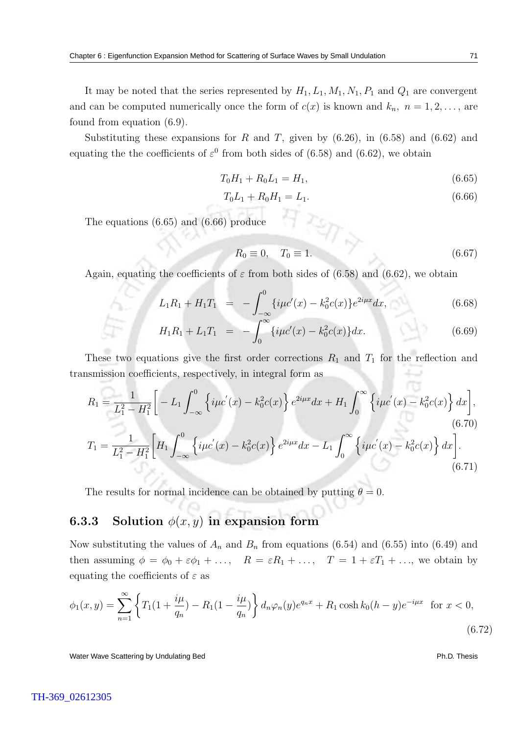It may be noted that the series represented by $H_1, L_1, M_1, N_1, P_1$ and $Q_1$ are convergent and can be computed numerically once the form of $c(x)$ is known and $k_n,\ n = 1, 2, \ldots,$ are found from equation (6.9).

Substituting these expansions for $R$ and $T$, given by (6.26), in (6.58) and (6.62) and equating the the coefficients of $\varepsilon^0$ from both sides of (6.58) and (6.62), we obtain

$$T_0 H_1 + R_0 L_1 = H_1, \tag{6.65}$$

$$T_0 L_1 + R_0 H_1 = L_1. \tag{6.66}$$

The equations (6.65) and (6.66) produce

$$R_0 \equiv 0, \quad T_0 \equiv 1. \tag{6.67}$$

Again, equating the coefficients of $\varepsilon$ from both sides of (6.58) and (6.62), we obtain

$$L_1 R_1 + H_1 T_1 \;=\; -\int_{-\infty}^{0} \{i\mu c'(x) - k_0^2 c(x)\} e^{2i\mu x} dx, \tag{6.68}$$

$$H_1 R_1 + L_1 T_1 \;=\; -\int_{0}^{\infty} \{i\mu c'(x) - k_0^2 c(x)\} dx. \tag{6.69}$$

These two equations give the first order corrections $R_1$ and $T_1$ for the reflection and transmission coefficients, respectively, in integral form as

$$R_1 = \frac{1}{L_1^2 - H_1^2}\Bigg[ - L_1 \int_{-\infty}^{0} \Big\{ i\mu c^{'}(x) - k_0^2 c(x)\Big\} e^{2i\mu x} dx + H_1 \int_{0}^{\infty} \Big\{ i\mu c^{'}(x) - k_0^2 c(x)\Big\} dx\Bigg], \tag{6.70}$$

$$T_1 = \frac{1}{L_1^2 - H_1^2}\Bigg[ H_1 \int_{-\infty}^{0} \Big\{ i\mu c^{'}(x) - k_0^2 c(x)\Big\} e^{2i\mu x} dx - L_1 \int_{0}^{\infty} \Big\{ i\mu c^{'}(x) - k_0^2 c(x)\Big\} dx\Bigg]. \tag{6.71}$$

The results for normal incidence can be obtained by putting $\theta = 0$.

### 6.3.3 Solution $\phi(x, y)$ in expansion form

Now substituting the values of $A_n$ and $B_n$ from equations (6.54) and (6.55) into (6.49) and then assuming $\phi = \phi_0 + \varepsilon\phi_1 + \ldots,\quad R = \varepsilon R_1 + \ldots,\quad T = 1 + \varepsilon T_1 + \ldots$, we obtain by equating the coefficients of $\varepsilon$ as

$$\phi_1(x, y) = \sum_{n=1}^{\infty} \left\{ T_1 (1 + \frac{i\mu}{q_n}) - R_1 (1 - \frac{i\mu}{q_n}) \right\} d_n \varphi_n(y) e^{q_n x} + R_1 \cosh k_0(h - y) e^{-i\mu x} \quad \text{for } x < 0, \tag{6.72}$$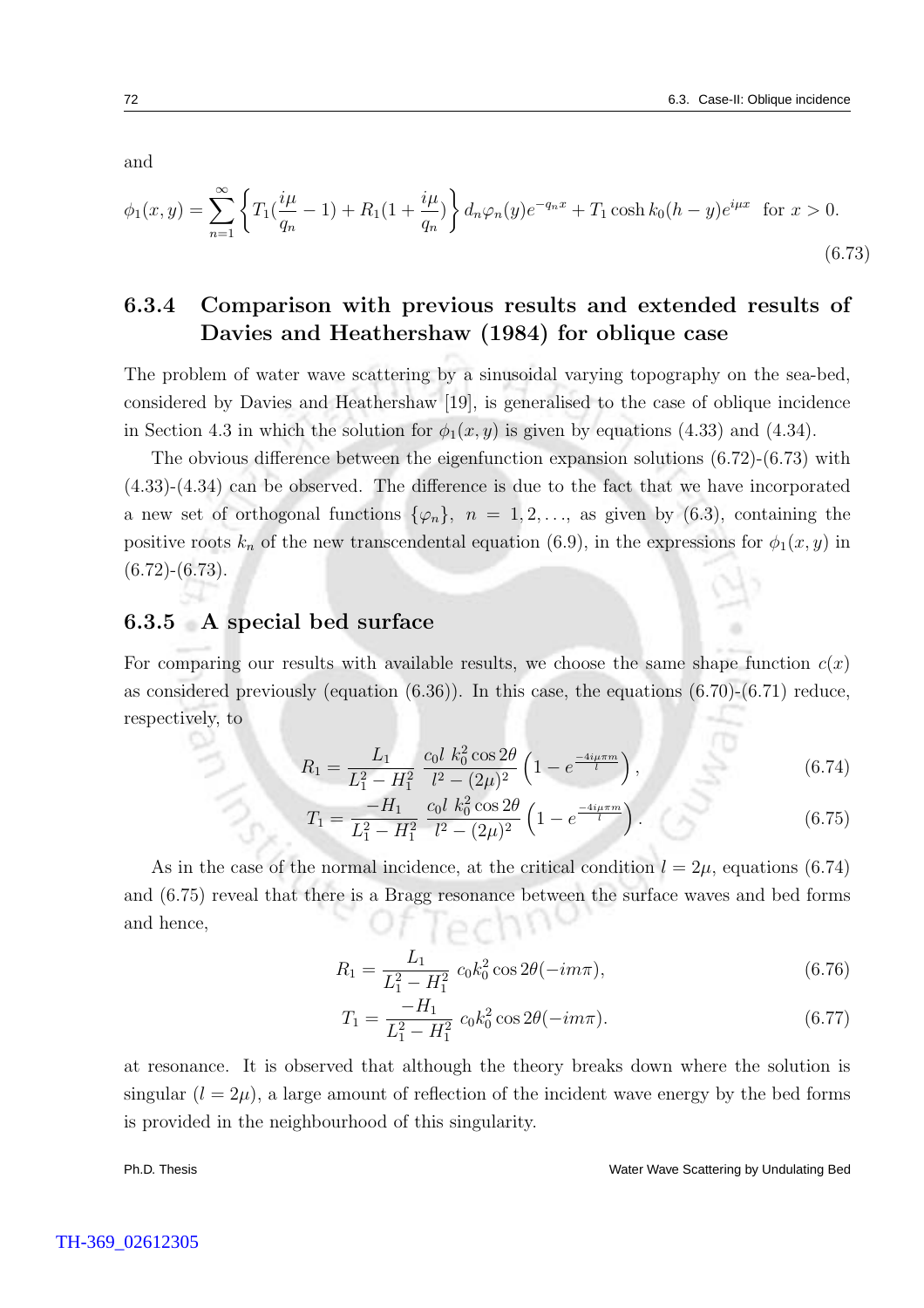and

$$\phi_1(x,y) = \sum_{n=1}^{\infty} \left\{ T_1(\frac{i\mu}{q_n} - 1) + R_1(1 + \frac{i\mu}{q_n}) \right\} d_n \varphi_n(y) e^{-q_n x} + T_1 \cosh k_0(h-y) e^{i\mu x} \quad \text{for } x > 0. \tag{6.73}$$

### 6.3.4 Comparison with previous results and extended results of Davies and Heathershaw (1984) for oblique case

The problem of water wave scattering by a sinusoidal varying topography on the sea-bed, considered by Davies and Heathershaw [19], is generalised to the case of oblique incidence in Section 4.3 in which the solution for $\phi_1(x,y)$ is given by equations (4.33) and (4.34).

The obvious difference between the eigenfunction expansion solutions (6.72)-(6.73) with (4.33)-(4.34) can be observed. The difference is due to the fact that we have incorporated a new set of orthogonal functions $\{\varphi_n\}$, $n = 1, 2, \ldots$, as given by (6.3), containing the positive roots $k_n$ of the new transcendental equation (6.9), in the expressions for $\phi_1(x,y)$ in (6.72)-(6.73).

### 6.3.5 A special bed surface

For comparing our results with available results, we choose the same shape function $c(x)$ as considered previously (equation (6.36)). In this case, the equations (6.70)-(6.71) reduce, respectively, to

$$R_1 = \frac{L_1}{L_1^2 - H_1^2} \, \frac{c_0 l \; k_0^2 \cos 2\theta}{l^2 - (2\mu)^2} \left(1 - e^{\frac{-4i\mu\pi m}{l}}\right), \tag{6.74}$$

$$T_1 = \frac{-H_1}{L_1^2 - H_1^2} \, \frac{c_0 l \; k_0^2 \cos 2\theta}{l^2 - (2\mu)^2} \left(1 - e^{\frac{-4i\mu\pi m}{l}}\right). \tag{6.75}$$

As in the case of the normal incidence, at the critical condition $l = 2\mu$, equations (6.74) and (6.75) reveal that there is a Bragg resonance between the surface waves and bed forms and hence,

$$R_1 = \frac{L_1}{L_1^2 - H_1^2} \; c_0 k_0^2 \cos 2\theta(-im\pi), \tag{6.76}$$

$$T_1 = \frac{-H_1}{L_1^2 - H_1^2} \; c_0 k_0^2 \cos 2\theta(-im\pi). \tag{6.77}$$

at resonance. It is observed that although the theory breaks down where the solution is singular ($l = 2\mu$), a large amount of reflection of the incident wave energy by the bed forms is provided in the neighbourhood of this singularity.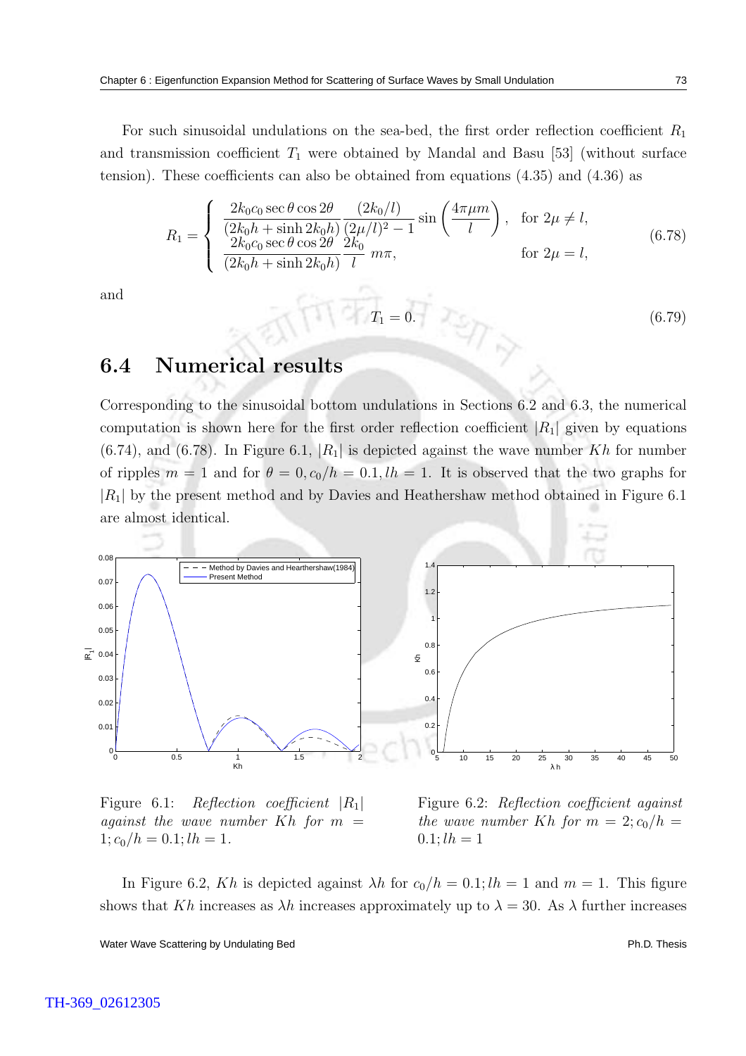For such sinusoidal undulations on the sea-bed, the first order reflection coefficient $R_1$ and transmission coefficient $T_1$ were obtained by Mandal and Basu [53] (without surface tension). These coefficients can also be obtained from equations (4.35) and (4.36) as

$$R_1 = \begin{cases} \dfrac{2k_0 c_0 \sec\theta \cos 2\theta}{(2k_0 h + \sinh 2k_0 h)} \dfrac{(2k_0/l)}{(2\mu/l)^2 - 1} \sin\left(\dfrac{4\pi\mu m}{l}\right), & \text{for } 2\mu \neq l, \\ \dfrac{2k_0 c_0 \sec\theta \cos 2\theta}{(2k_0 h + \sinh 2k_0 h)} \dfrac{2k_0}{l}\, m\pi, & \text{for } 2\mu = l, \end{cases} \tag{6.78}$$

and

$$T_1 = 0. \tag{6.79}$$

## 6.4 Numerical results

Corresponding to the sinusoidal bottom undulations in Sections 6.2 and 6.3, the numerical computation is shown here for the first order reflection coefficient $|R_1|$ given by equations (6.74), and (6.78). In Figure 6.1, $|R_1|$ is depicted against the wave number $Kh$ for number of ripples $m = 1$ and for $\theta = 0, c_0/h = 0.1, lh = 1$. It is observed that the two graphs for $|R_1|$ by the present method and by Davies and Heathershaw method obtained in Figure 6.1 are almost identical.

Figure 6.1: *Reflection coefficient* $|R_1|$ *against the wave number* $Kh$ *for* $m = 1; c_0/h = 0.1; lh = 1$.

Figure 6.2: *Reflection coefficient against the wave number* $Kh$ *for* $m = 2; c_0/h = 0.1; lh = 1$

In Figure 6.2, $Kh$ is depicted against $\lambda h$ for $c_0/h = 0.1; lh = 1$ and $m = 1$. This figure shows that $Kh$ increases as $\lambda h$ increases approximately up to $\lambda = 30$. As $\lambda$ further increases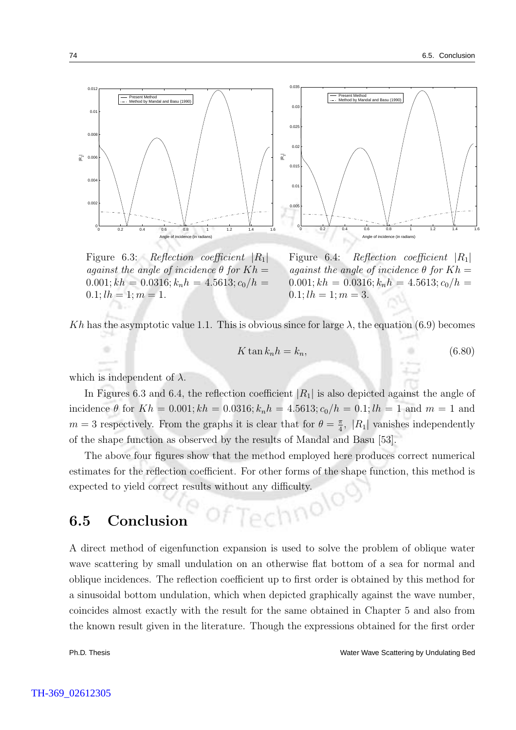Figure 6.3: *Reflection coefficient* $|R_1|$ *against the angle of incidence* $\theta$ *for* $Kh = 0.001; kh = 0.0316; k_n h = 4.5613; c_0/h = 0.1; lh = 1; m = 1$.

Figure 6.4: *Reflection coefficient* $|R_1|$ *against the angle of incidence* $\theta$ *for* $Kh = 0.001; kh = 0.0316; k_n h = 4.5613; c_0/h = 0.1; lh = 1; m = 3$.

$Kh$ has the asymptotic value 1.1. This is obvious since for large $\lambda$, the equation (6.9) becomes

$$K \tan k_n h = k_n, \tag{6.80}$$

which is independent of $\lambda$.

In Figures 6.3 and 6.4, the reflection coefficient $|R_1|$ is also depicted against the angle of incidence $\theta$ for $Kh = 0.001; kh = 0.0316; k_n h = 4.5613; c_0/h = 0.1; lh = 1$ and $m = 1$ and $m = 3$ respectively. From the graphs it is clear that for $\theta = \frac{\pi}{4}$, $|R_1|$ vanishes independently of the shape function as observed by the results of Mandal and Basu [53].

The above four figures show that the method employed here produces correct numerical estimates for the reflection coefficient. For other forms of the shape function, this method is expected to yield correct results without any difficulty.

## 6.5 Conclusion

A direct method of eigenfunction expansion is used to solve the problem of oblique water wave scattering by small undulation on an otherwise flat bottom of a sea for normal and oblique incidences. The reflection coefficient up to first order is obtained by this method for a sinusoidal bottom undulation, which when depicted graphically against the wave number, coincides almost exactly with the result for the same obtained in Chapter 5 and also from the known result given in the literature. Though the expressions obtained for the first order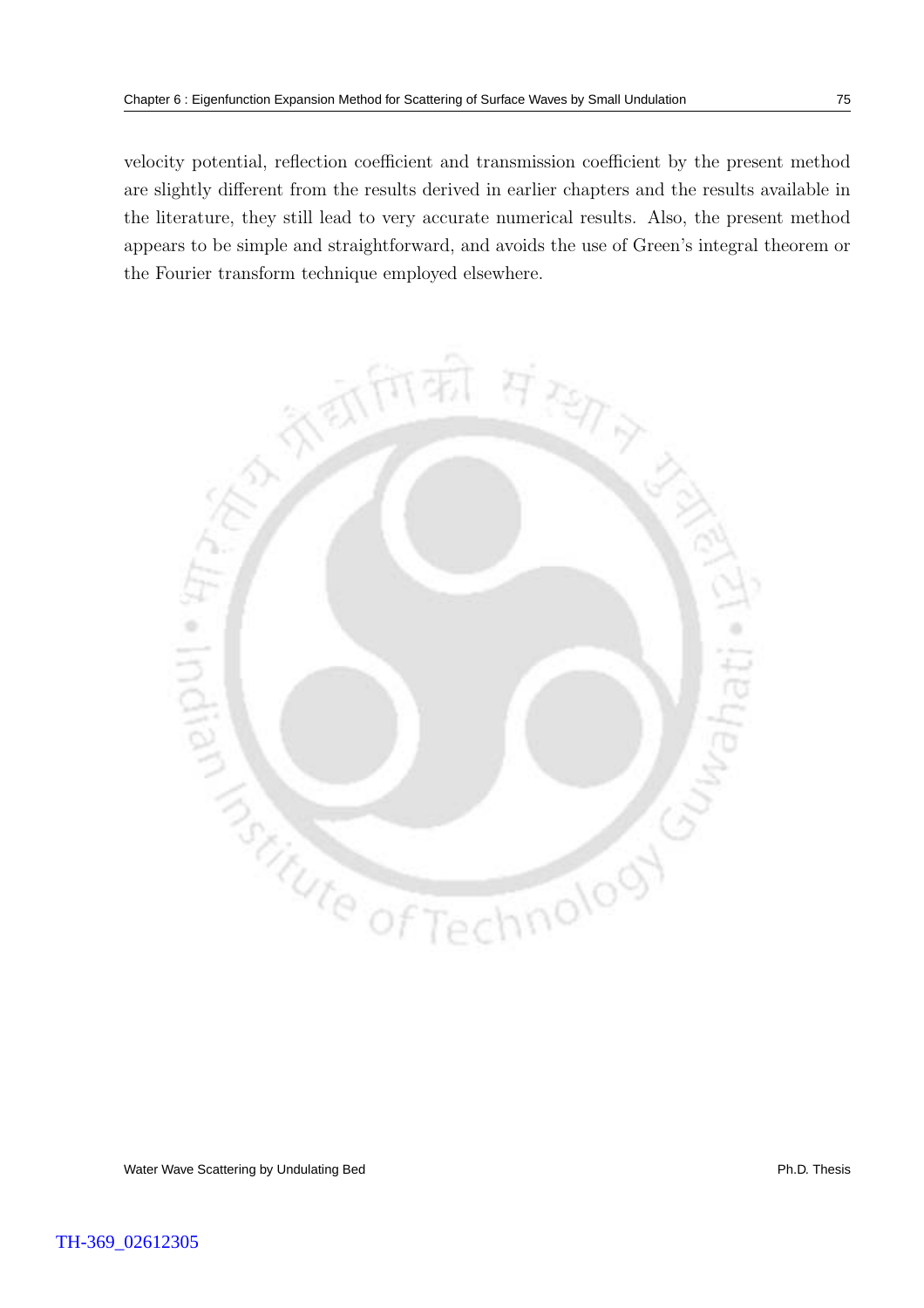velocity potential, reflection coefficient and transmission coefficient by the present method are slightly different from the results derived in earlier chapters and the results available in the literature, they still lead to very accurate numerical results. Also, the present method appears to be simple and straightforward, and avoids the use of Green's integral theorem or the Fourier transform technique employed elsewhere.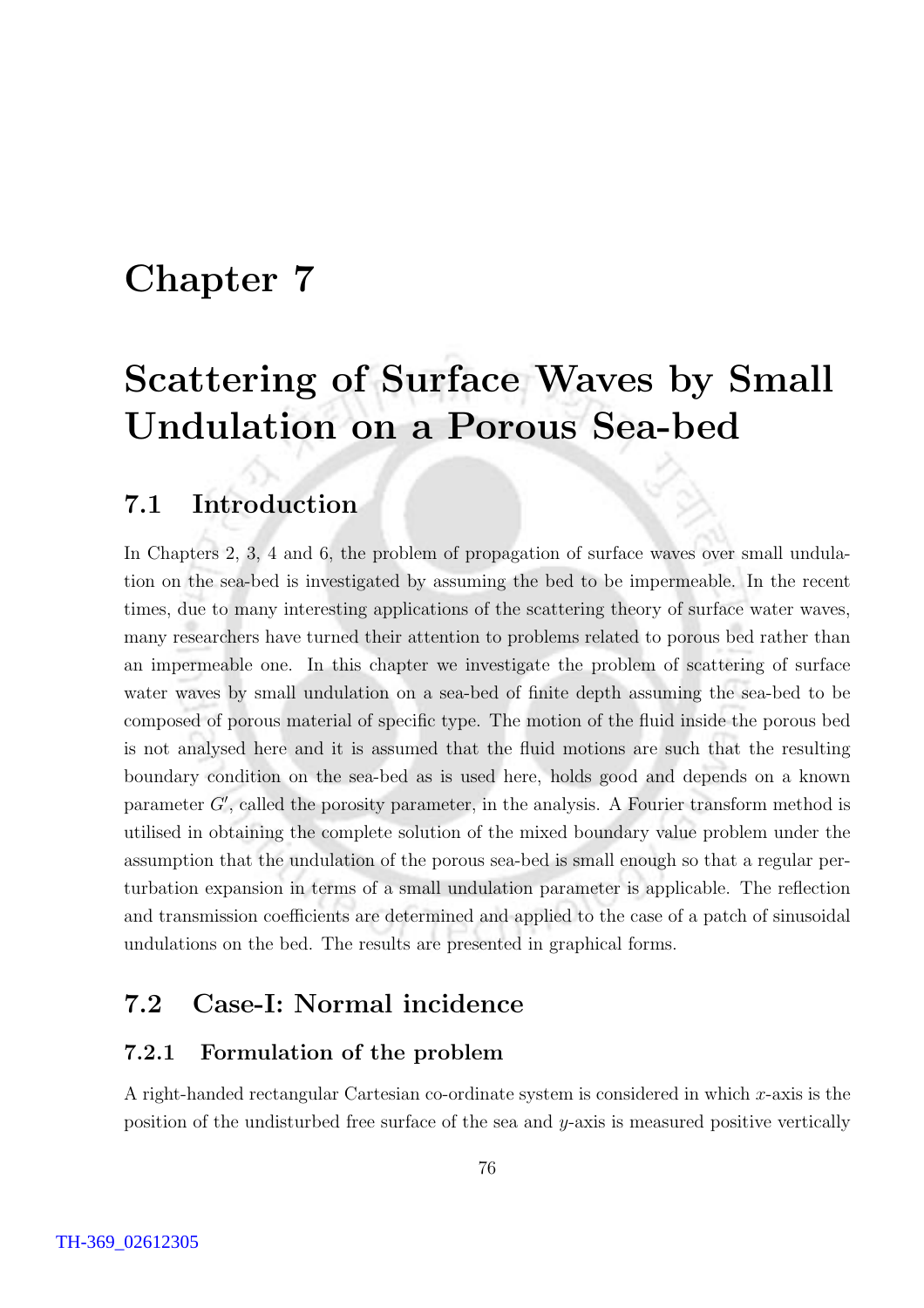# Chapter 7

# Scattering of Surface Waves by Small Undulation on a Porous Sea-bed

## 7.1 Introduction

In Chapters 2, 3, 4 and 6, the problem of propagation of surface waves over small undulation on the sea-bed is investigated by assuming the bed to be impermeable. In the recent times, due to many interesting applications of the scattering theory of surface water waves, many researchers have turned their attention to problems related to porous bed rather than an impermeable one. In this chapter we investigate the problem of scattering of surface water waves by small undulation on a sea-bed of finite depth assuming the sea-bed to be composed of porous material of specific type. The motion of the fluid inside the porous bed is not analysed here and it is assumed that the fluid motions are such that the resulting boundary condition on the sea-bed as is used here, holds good and depends on a known parameter $G'$, called the porosity parameter, in the analysis. A Fourier transform method is utilised in obtaining the complete solution of the mixed boundary value problem under the assumption that the undulation of the porous sea-bed is small enough so that a regular perturbation expansion in terms of a small undulation parameter is applicable. The reflection and transmission coefficients are determined and applied to the case of a patch of sinusoidal undulations on the bed. The results are presented in graphical forms.

## 7.2 Case-I: Normal incidence

### 7.2.1 Formulation of the problem

A right-handed rectangular Cartesian co-ordinate system is considered in which $x$-axis is the position of the undisturbed free surface of the sea and $y$-axis is measured positive vertically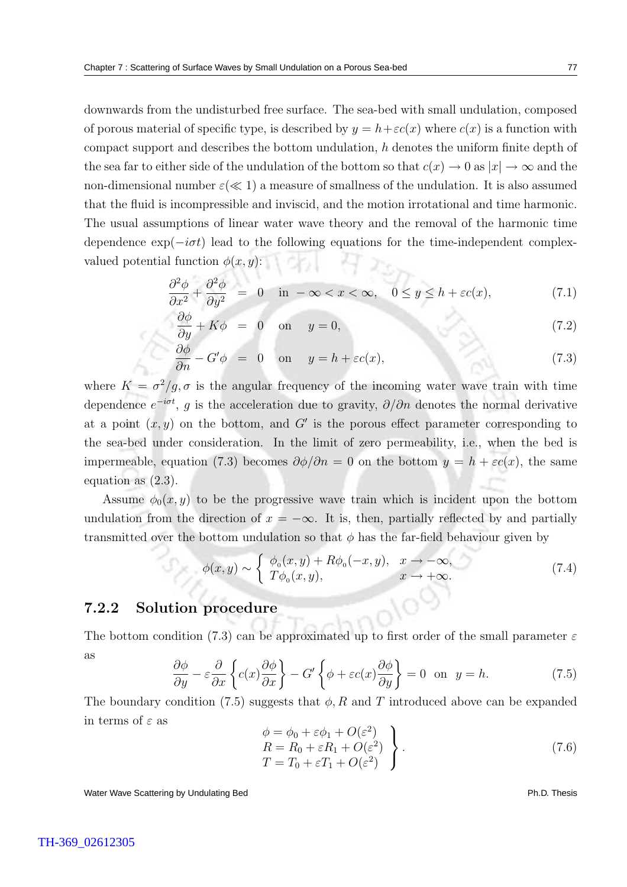downwards from the undisturbed free surface. The sea-bed with small undulation, composed of porous material of specific type, is described by $y = h + \varepsilon c(x)$ where $c(x)$ is a function with compact support and describes the bottom undulation, $h$ denotes the uniform finite depth of the sea far to either side of the undulation of the bottom so that $c(x) \to 0$ as $|x| \to \infty$ and the non-dimensional number $\varepsilon (\ll 1)$ a measure of smallness of the undulation. It is also assumed that the fluid is incompressible and inviscid, and the motion irrotational and time harmonic. The usual assumptions of linear water wave theory and the removal of the harmonic time dependence $\exp(-i\sigma t)$ lead to the following equations for the time-independent complex-valued potential function $\phi(x, y)$:

$$\frac{\partial^2 \phi}{\partial x^2} + \frac{\partial^2 \phi}{\partial y^2} = 0 \quad \text{in } -\infty < x < \infty, \quad 0 \le y \le h + \varepsilon c(x), \tag{7.1}$$

$$\frac{\partial \phi}{\partial y} + K\phi = 0 \quad \text{on} \quad y = 0, \tag{7.2}$$

$$\frac{\partial \phi}{\partial n} - G'\phi = 0 \quad \text{on} \quad y = h + \varepsilon c(x), \tag{7.3}$$

where $K = \sigma^2/g, \sigma$ is the angular frequency of the incoming water wave train with time dependence $e^{-i\sigma t}$, $g$ is the acceleration due to gravity, $\partial/\partial n$ denotes the normal derivative at a point $(x, y)$ on the bottom, and $G'$ is the porous effect parameter corresponding to the sea-bed under consideration. In the limit of zero permeability, i.e., when the bed is impermeable, equation (7.3) becomes $\partial\phi/\partial n = 0$ on the bottom $y = h + \varepsilon c(x)$, the same equation as (2.3).

Assume $\phi_0(x, y)$ to be the progressive wave train which is incident upon the bottom undulation from the direction of $x = -\infty$. It is, then, partially reflected by and partially transmitted over the bottom undulation so that $\phi$ has the far-field behaviour given by

$$\phi(x, y) \sim \begin{cases} \phi_0(x, y) + R\phi_0(-x, y), & x \to -\infty, \\ T\phi_0(x, y), & x \to +\infty. \end{cases} \tag{7.4}$$

### 7.2.2 Solution procedure

The bottom condition (7.3) can be approximated up to first order of the small parameter $\varepsilon$ as

$$\frac{\partial \phi}{\partial y} - \varepsilon \frac{\partial}{\partial x}\left\{c(x)\frac{\partial \phi}{\partial x}\right\} - G'\left\{\phi + \varepsilon c(x)\frac{\partial \phi}{\partial y}\right\} = 0 \quad \text{on} \quad y = h. \tag{7.5}$$

The boundary condition (7.5) suggests that $\phi, R$ and $T$ introduced above can be expanded in terms of $\varepsilon$ as

$$\left.\begin{array}{l} \phi = \phi_0 + \varepsilon\phi_1 + O(\varepsilon^2) \\ R = R_0 + \varepsilon R_1 + O(\varepsilon^2) \\ T = T_0 + \varepsilon T_1 + O(\varepsilon^2) \end{array}\right\}. \tag{7.6}$$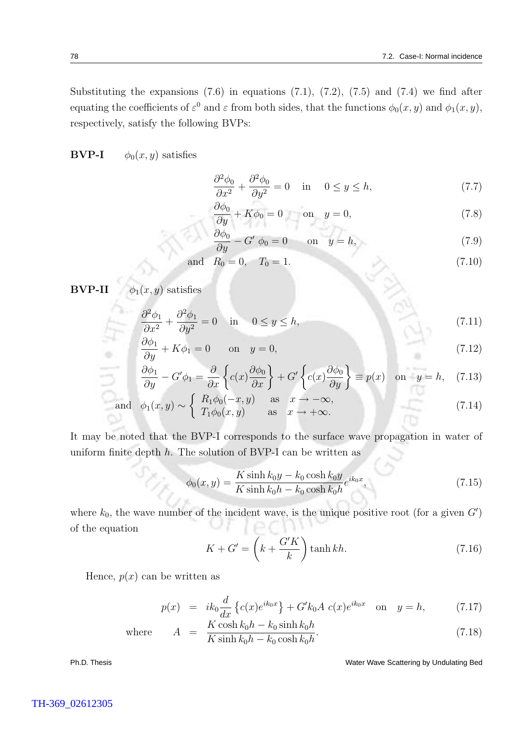Substituting the expansions (7.6) in equations (7.1), (7.2), (7.5) and (7.4) we find after equating the coefficients of $\varepsilon^0$ and $\varepsilon$ from both sides, that the functions $\phi_0(x, y)$ and $\phi_1(x, y)$, respectively, satisfy the following BVPs:

**BVP-I** $\quad \phi_0(x, y)$ satisfies

$$\frac{\partial^2 \phi_0}{\partial x^2} + \frac{\partial^2 \phi_0}{\partial y^2} = 0 \quad \text{in} \quad 0 \leq y \leq h, \tag{7.7}$$

$$\frac{\partial \phi_0}{\partial y} + K\phi_0 = 0 \quad \text{on} \quad y = 0, \tag{7.8}$$

$$\frac{\partial \phi_0}{\partial y} - G' \, \phi_0 = 0 \quad \text{on} \quad y = h, \tag{7.9}$$

$$\text{and} \quad R_0 = 0, \quad T_0 = 1. \tag{7.10}$$

**BVP-II** $\quad \phi_1(x, y)$ satisfies

$$\frac{\partial^2 \phi_1}{\partial x^2} + \frac{\partial^2 \phi_1}{\partial y^2} = 0 \quad \text{in} \quad 0 \leq y \leq h, \tag{7.11}$$

$$\frac{\partial \phi_1}{\partial y} + K\phi_1 = 0 \quad \text{on} \quad y = 0, \tag{7.12}$$

$$\frac{\partial \phi_1}{\partial y} - G'\phi_1 = \frac{\partial}{\partial x}\left\{c(x)\frac{\partial \phi_0}{\partial x}\right\} + G'\left\{c(x)\frac{\partial \phi_0}{\partial y}\right\} \equiv p(x) \quad \text{on} \quad y = h, \tag{7.13}$$

$$\text{and} \quad \phi_1(x, y) \sim \begin{cases} R_1\phi_0(-x, y) & \text{as} \quad x \to -\infty, \\ T_1\phi_0(x, y) & \text{as} \quad x \to +\infty. \end{cases} \tag{7.14}$$

It may be noted that the BVP-I corresponds to the surface wave propagation in water of uniform finite depth $h$. The solution of BVP-I can be written as

$$\phi_0(x, y) = \frac{K \sinh k_0 y - k_0 \cosh k_0 y}{K \sinh k_0 h - k_0 \cosh k_0 h} e^{ik_0 x}, \tag{7.15}$$

where $k_0$, the wave number of the incident wave, is the unique positive root (for a given $G'$) of the equation

$$K + G' = \left(k + \frac{G'K}{k}\right) \tanh kh. \tag{7.16}$$

Hence, $p(x)$ can be written as

$$p(x) = ik_0 \frac{d}{dx}\left\{c(x)e^{ik_0 x}\right\} + G'k_0 A \; c(x)e^{ik_0 x} \quad \text{on} \quad y = h, \tag{7.17}$$

$$\text{where} \quad A = \frac{K \cosh k_0 h - k_0 \sinh k_0 h}{K \sinh k_0 h - k_0 \cosh k_0 h}. \tag{7.18}$$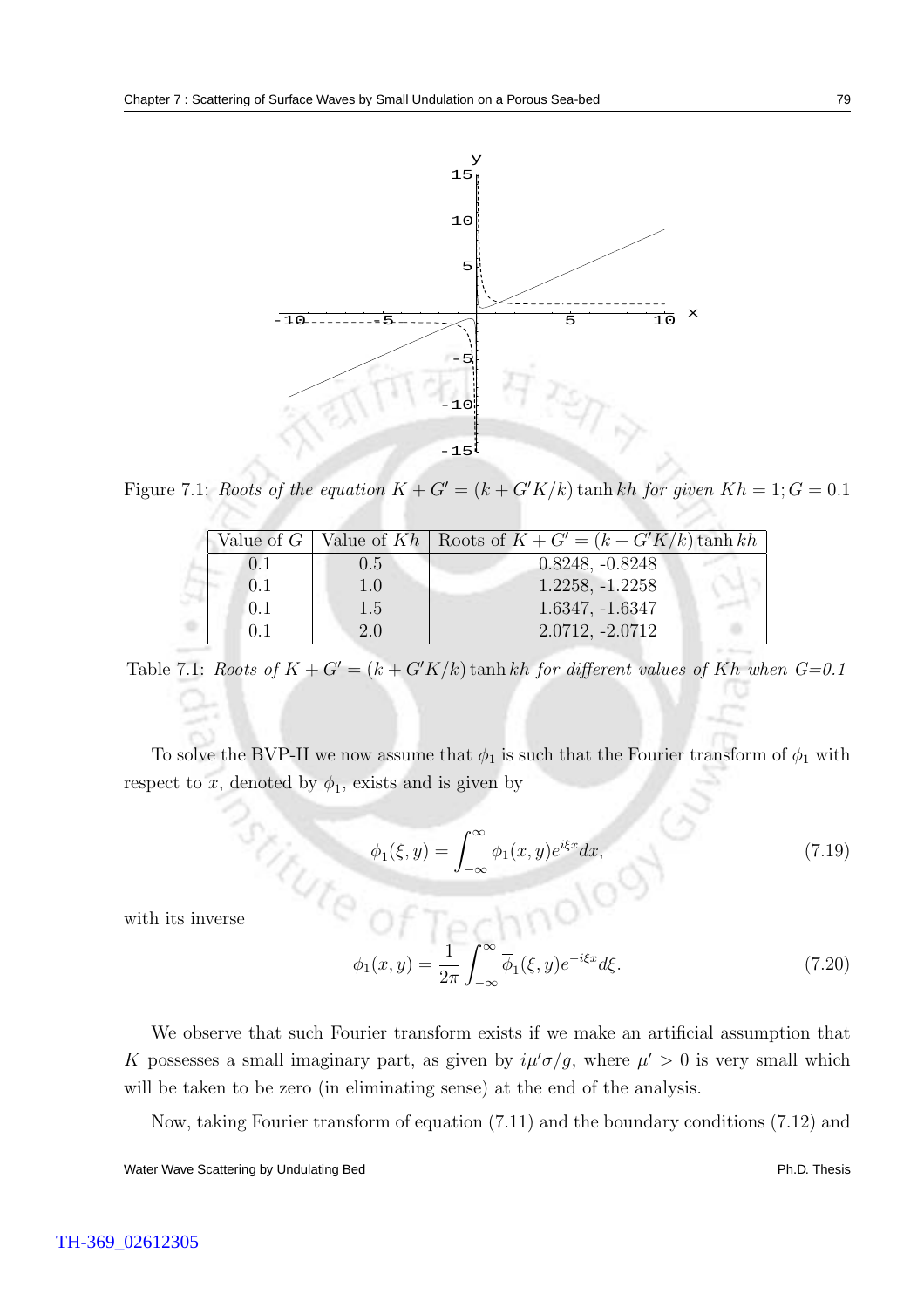Figure 7.1: *Roots of the equation $K + G' = (k + G'K/k)\tanh kh$ for given $Kh = 1; G = 0.1$*

| Value of $G$ | Value of $Kh$ | Roots of $K + G' = (k + G'K/k)\tanh kh$ |
|---|---|---|
| 0.1 | 0.5 | 0.8248, -0.8248 |
| 0.1 | 1.0 | 1.2258, -1.2258 |
| 0.1 | 1.5 | 1.6347, -1.6347 |
| 0.1 | 2.0 | 2.0712, -2.0712 |

Table 7.1: *Roots of $K + G' = (k + G'K/k)\tanh kh$ for different values of $Kh$ when G=0.1*

To solve the BVP-II we now assume that $\phi_1$ is such that the Fourier transform of $\phi_1$ with respect to $x$, denoted by $\overline{\phi}_1$, exists and is given by

$$\overline{\phi}_1(\xi, y) = \int_{-\infty}^{\infty} \phi_1(x, y)e^{i\xi x}dx, \tag{7.19}$$

with its inverse

$$\phi_1(x, y) = \frac{1}{2\pi}\int_{-\infty}^{\infty} \overline{\phi}_1(\xi, y)e^{-i\xi x}d\xi. \tag{7.20}$$

We observe that such Fourier transform exists if we make an artificial assumption that $K$ possesses a small imaginary part, as given by $i\mu'\sigma/g$, where $\mu' > 0$ is very small which will be taken to be zero (in eliminating sense) at the end of the analysis.

Now, taking Fourier transform of equation (7.11) and the boundary conditions (7.12) and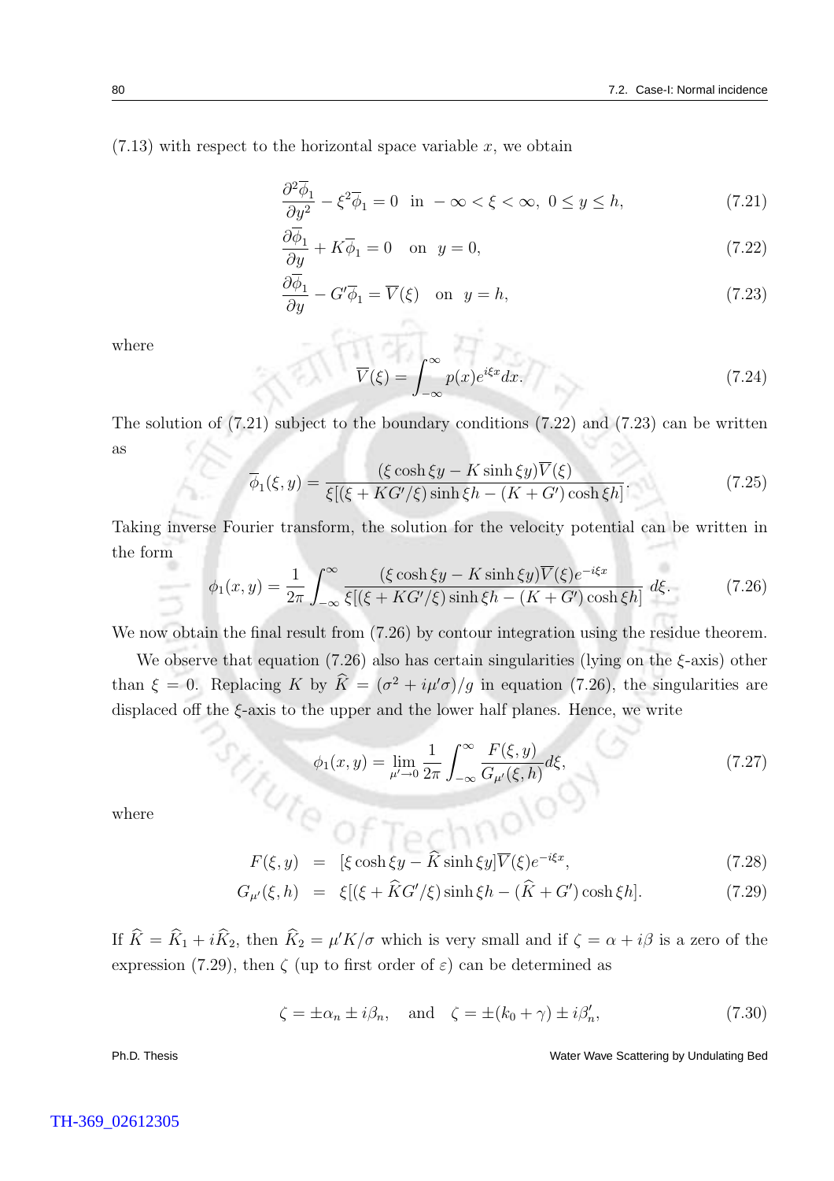(7.13) with respect to the horizontal space variable $x$, we obtain

$$\frac{\partial^2 \overline{\phi}_1}{\partial y^2} - \xi^2 \overline{\phi}_1 = 0 \quad \text{in} \ -\infty < \xi < \infty, \ 0 \le y \le h, \tag{7.21}$$

$$\frac{\partial \overline{\phi}_1}{\partial y} + K\overline{\phi}_1 = 0 \quad \text{on} \ \ y = 0, \tag{7.22}$$

$$\frac{\partial \overline{\phi}_1}{\partial y} - G'\overline{\phi}_1 = \overline{V}(\xi) \quad \text{on} \ \ y = h, \tag{7.23}$$

where

$$\overline{V}(\xi) = \int_{-\infty}^{\infty} p(x) e^{i\xi x} dx. \tag{7.24}$$

The solution of (7.21) subject to the boundary conditions (7.22) and (7.23) can be written as

$$\overline{\phi}_1(\xi, y) = \frac{(\xi \cosh \xi y - K \sinh \xi y)\overline{V}(\xi)}{\xi[(\xi + KG'/\xi)\sinh \xi h - (K + G')\cosh \xi h]}. \tag{7.25}$$

Taking inverse Fourier transform, the solution for the velocity potential can be written in the form

$$\phi_1(x, y) = \frac{1}{2\pi} \int_{-\infty}^{\infty} \frac{(\xi \cosh \xi y - K \sinh \xi y)\overline{V}(\xi) e^{-i\xi x}}{\xi[(\xi + KG'/\xi)\sinh \xi h - (K + G')\cosh \xi h]} \, d\xi. \tag{7.26}$$

We now obtain the final result from (7.26) by contour integration using the residue theorem.

We observe that equation (7.26) also has certain singularities (lying on the $\xi$-axis) other than $\xi = 0$. Replacing $K$ by $\widehat{K} = (\sigma^2 + i\mu'\sigma)/g$ in equation (7.26), the singularities are displaced off the $\xi$-axis to the upper and the lower half planes. Hence, we write

$$\phi_1(x, y) = \lim_{\mu' \to 0} \frac{1}{2\pi} \int_{-\infty}^{\infty} \frac{F(\xi, y)}{G_{\mu'}(\xi, h)} d\xi, \tag{7.27}$$

where

$$F(\xi, y) \ = \ [\xi \cosh \xi y - \widehat{K} \sinh \xi y]\overline{V}(\xi) e^{-i\xi x}, \tag{7.28}$$

$$G_{\mu'}(\xi, h) \ = \ \xi[(\xi + \widehat{K}G'/\xi)\sinh \xi h - (\widehat{K} + G')\cosh \xi h]. \tag{7.29}$$

If $\widehat{K} = \widehat{K}_1 + i\widehat{K}_2$, then $\widehat{K}_2 = \mu' K/\sigma$ which is very small and if $\zeta = \alpha + i\beta$ is a zero of the expression (7.29), then $\zeta$ (up to first order of $\varepsilon$) can be determined as

$$\zeta = \pm\alpha_n \pm i\beta_n, \quad \text{and} \quad \zeta = \pm(k_0 + \gamma) \pm i\beta_n', \tag{7.30}$$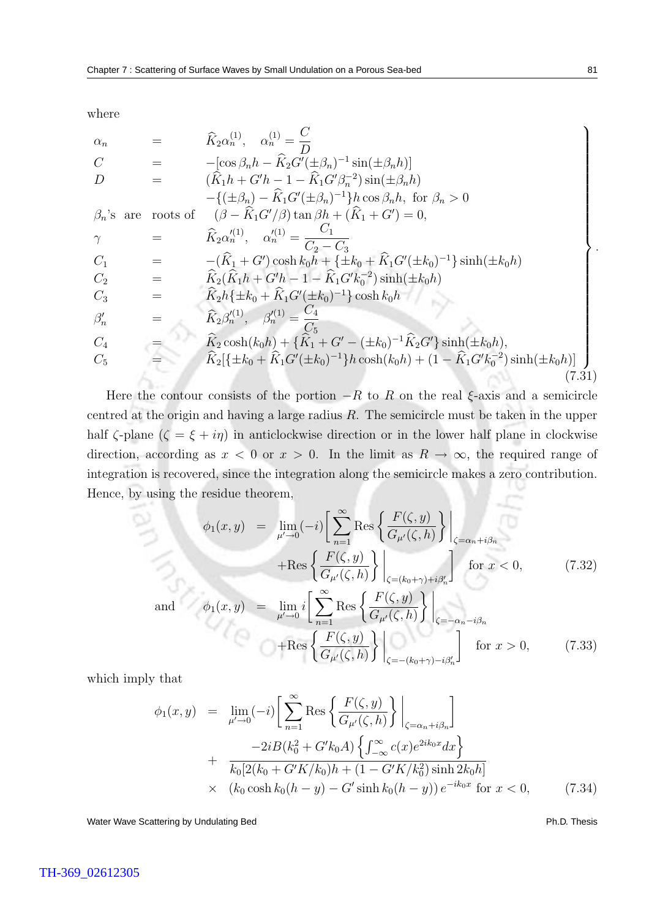where

$$
\left.\begin{array}{lcl}
\alpha_n & = & \widehat{K}_2\alpha_n^{(1)}, \quad \alpha_n^{(1)} = \dfrac{C}{D} \\
C & = & -[\cos\beta_n h - \widehat{K}_2 G'(\pm\beta_n)^{-1}\sin(\pm\beta_n h)] \\
D & = & (\widehat{K}_1 h + G'h - 1 - \widehat{K}_1 G'\beta_n^{-2})\sin(\pm\beta_n h) \\
 & & -\{(\pm\beta_n) - \widehat{K}_1 G'(\pm\beta_n)^{-1}\}h\cos\beta_n h, \ \text{for } \beta_n > 0 \\
\beta_n\text{'s are roots of} & & (\beta - \widehat{K}_1 G'/\beta)\tan\beta h + (\widehat{K}_1 + G') = 0, \\
\gamma & = & \widehat{K}_2\alpha_n'^{(1)}, \quad \alpha_n'^{(1)} = \dfrac{C_1}{C_2 - C_3} \\
C_1 & = & -(\widehat{K}_1 + G')\cosh k_0 h + \{\pm k_0 + \widehat{K}_1 G'(\pm k_0)^{-1}\}\sinh(\pm k_0 h) \\
C_2 & = & \widehat{K}_2(\widehat{K}_1 h + G'h - 1 - \widehat{K}_1 G' k_0^{-2})\sinh(\pm k_0 h) \\
C_3 & = & \widehat{K}_2 h\{\pm k_0 + \widehat{K}_1 G'(\pm k_0)^{-1}\}\cosh k_0 h \\
\beta_n' & = & \widehat{K}_2\beta_n'^{(1)}, \quad \beta_n'^{(1)} = \dfrac{C_4}{C_5} \\
C_4 & = & \widehat{K}_2\cosh(k_0 h) + \{\widehat{K}_1 + G' - (\pm k_0)^{-1}\widehat{K}_2 G'\}\sinh(\pm k_0 h), \\
C_5 & = & \widehat{K}_2[\{\pm k_0 + \widehat{K}_1 G'(\pm k_0)^{-1}\}h\cosh(k_0 h) + (1 - \widehat{K}_1 G' k_0^{-2})\sinh(\pm k_0 h)]
\end{array}\right\}. \tag{7.31}
$$

Here the contour consists of the portion $-R$ to $R$ on the real $\xi$-axis and a semicircle centred at the origin and having a large radius $R$. The semicircle must be taken in the upper half $\zeta$-plane ($\zeta = \xi + i\eta$) in anticlockwise direction or in the lower half plane in clockwise direction, according as $x < 0$ or $x > 0$. In the limit as $R \to \infty$, the required range of integration is recovered, since the integration along the semicircle makes a zero contribution. Hence, by using the residue theorem,

$$
\begin{aligned}
\phi_1(x,y) &= \lim_{\mu'\to 0}(-i)\Bigg[\sum_{n=1}^{\infty}\text{Res}\left\{\frac{F(\zeta,y)}{G_{\mu'}(\zeta,h)}\right\}\Bigg|_{\zeta=\alpha_n+i\beta_n} \\
&\quad + \text{Res}\left\{\frac{F(\zeta,y)}{G_{\mu'}(\zeta,h)}\right\}\Bigg|_{\zeta=(k_0+\gamma)+i\beta_n'}\Bigg] \quad \text{for } x < 0,
\end{aligned} \tag{7.32}
$$

and

$$
\begin{aligned}
\phi_1(x,y) &= \lim_{\mu'\to 0} i\Bigg[\sum_{n=1}^{\infty}\text{Res}\left\{\frac{F(\zeta,y)}{G_{\mu'}(\zeta,h)}\right\}\Bigg|_{\zeta=-\alpha_n-i\beta_n} \\
&\quad + \text{Res}\left\{\frac{F(\zeta,y)}{G_{\mu'}(\zeta,h)}\right\}\Bigg|_{\zeta=-(k_0+\gamma)-i\beta_n'}\Bigg] \quad \text{for } x > 0,
\end{aligned} \tag{7.33}
$$

which imply that

$$
\begin{aligned}
\phi_1(x,y) &= \lim_{\mu'\to 0}(-i)\Bigg[\sum_{n=1}^{\infty}\text{Res}\left\{\frac{F(\zeta,y)}{G_{\mu'}(\zeta,h)}\right\}\Bigg|_{\zeta=\alpha_n+i\beta_n}\Bigg] \\
&\quad + \frac{-2iB(k_0^2 + G'k_0 A)\left\{\int_{-\infty}^{\infty} c(x)e^{2ik_0 x}dx\right\}}{k_0[2(k_0 + G'K/k_0)h + (1 - G'K/k_0^2)\sinh 2k_0 h]} \\
&\quad \times \ (k_0\cosh k_0(h-y) - G'\sinh k_0(h-y))\, e^{-ik_0 x} \ \text{for } x < 0,
\end{aligned} \tag{7.34}
$$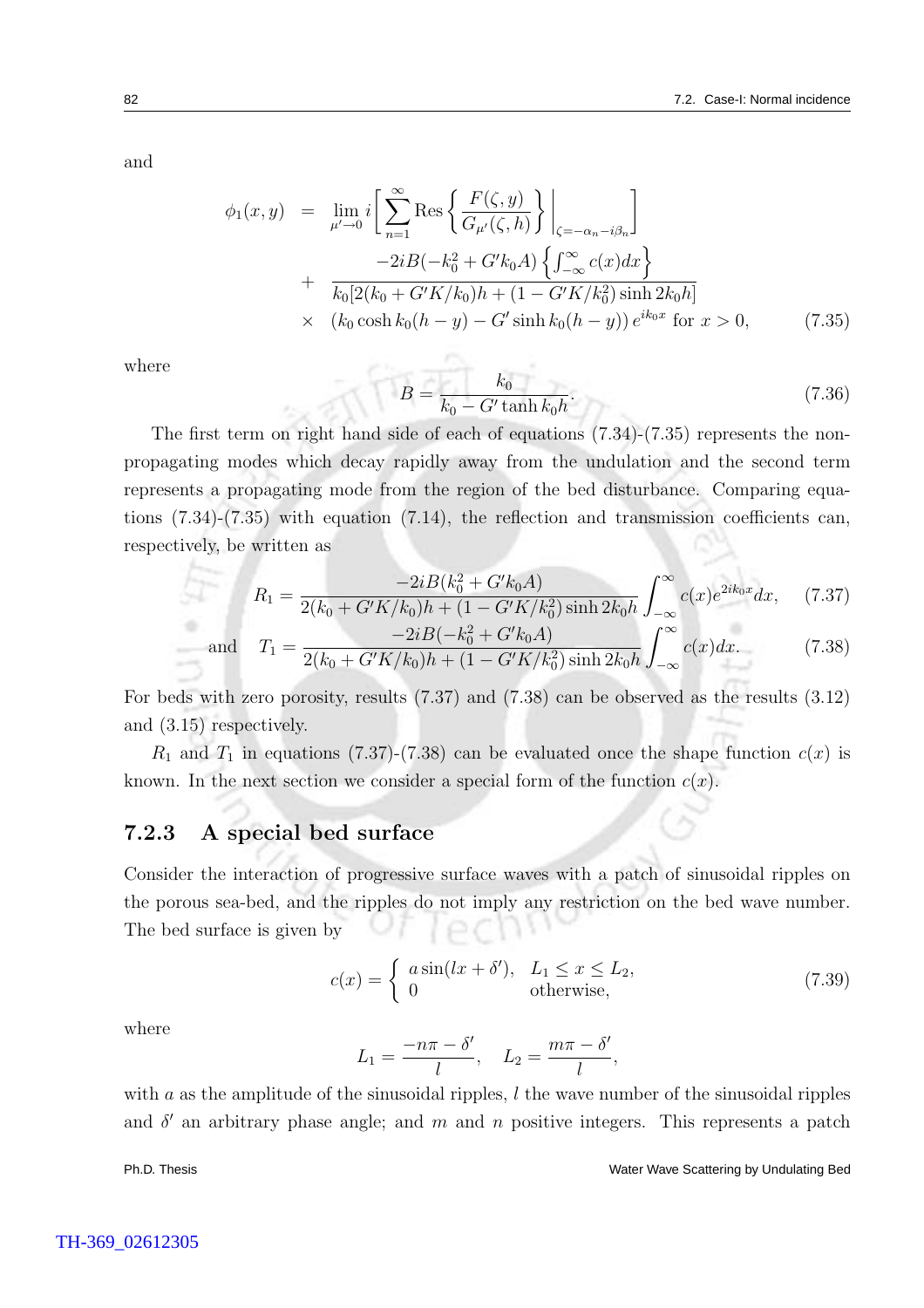and

$$
\begin{aligned}
\phi_1(x, y) &= \lim_{\mu' \to 0} i \left[ \sum_{n=1}^{\infty} \text{Res} \left\{ \frac{F(\zeta, y)}{G_{\mu'}(\zeta, h)} \right\} \Bigg|_{\zeta = -\alpha_n - i\beta_n} \right] \\
&+ \frac{-2iB(-k_0^2 + G'k_0 A) \left\{ \int_{-\infty}^{\infty} c(x) dx \right\}}{k_0 [2(k_0 + G'K/k_0)h + (1 - G'K/k_0^2) \sinh 2k_0 h]} \\
&\times \ (k_0 \cosh k_0 (h - y) - G' \sinh k_0 (h - y)) \, e^{ik_0 x} \text{ for } x > 0, \qquad (7.35)
\end{aligned}
$$

where

$$
B = \frac{k_0}{k_0 - G' \tanh k_0 h}. \qquad (7.36)
$$

The first term on right hand side of each of equations (7.34)-(7.35) represents the non-propagating modes which decay rapidly away from the undulation and the second term represents a propagating mode from the region of the bed disturbance. Comparing equations (7.34)-(7.35) with equation (7.14), the reflection and transmission coefficients can, respectively, be written as

$$
R_1 = \frac{-2iB(k_0^2 + G'k_0 A)}{2(k_0 + G'K/k_0)h + (1 - G'K/k_0^2) \sinh 2k_0 h} \int_{-\infty}^{\infty} c(x) e^{2ik_0 x} dx, \qquad (7.37)
$$

$$
\text{and} \quad T_1 = \frac{-2iB(-k_0^2 + G'k_0 A)}{2(k_0 + G'K/k_0)h + (1 - G'K/k_0^2) \sinh 2k_0 h} \int_{-\infty}^{\infty} c(x) dx. \qquad (7.38)
$$

For beds with zero porosity, results (7.37) and (7.38) can be observed as the results (3.12) and (3.15) respectively.

$R_1$ and $T_1$ in equations (7.37)-(7.38) can be evaluated once the shape function $c(x)$ is known. In the next section we consider a special form of the function $c(x)$.

### 7.2.3 A special bed surface

Consider the interaction of progressive surface waves with a patch of sinusoidal ripples on the porous sea-bed, and the ripples do not imply any restriction on the bed wave number. The bed surface is given by

$$
c(x) = \begin{cases} a \sin(lx + \delta'), & L_1 \leq x \leq L_2, \\ 0 & \text{otherwise}, \end{cases} \qquad (7.39)
$$

where

$$
L_1 = \frac{-n\pi - \delta'}{l}, \quad L_2 = \frac{m\pi - \delta'}{l},
$$

with $a$ as the amplitude of the sinusoidal ripples, $l$ the wave number of the sinusoidal ripples and $\delta'$ an arbitrary phase angle; and $m$ and $n$ positive integers. This represents a patch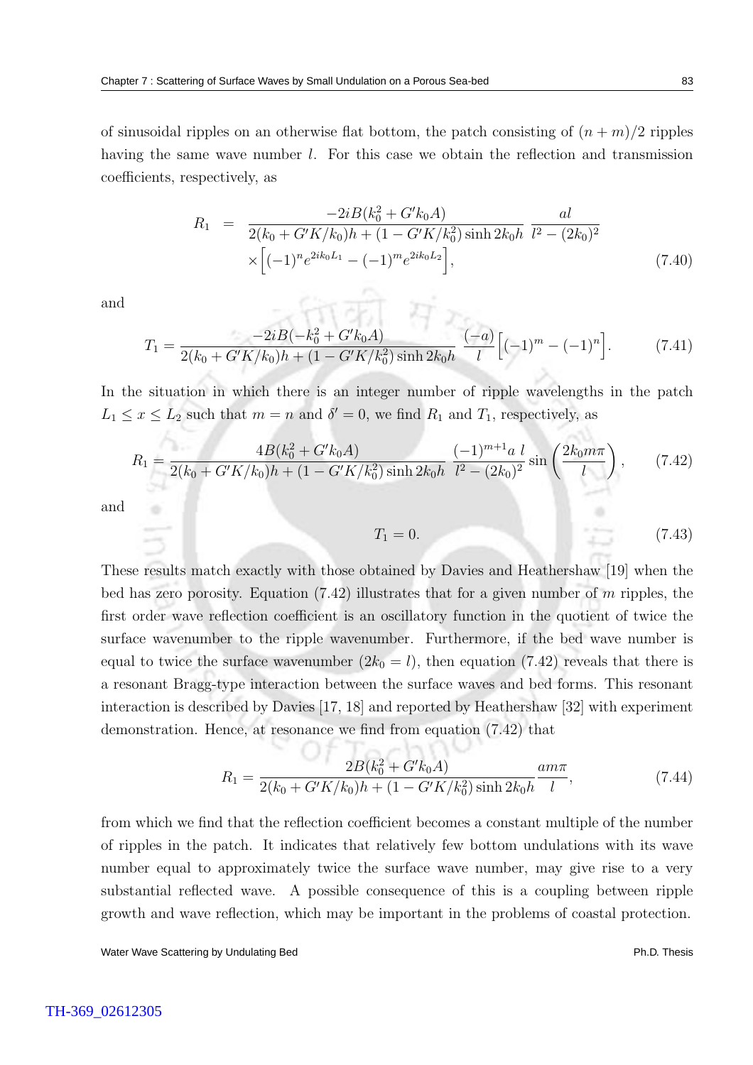of sinusoidal ripples on an otherwise flat bottom, the patch consisting of $(n+m)/2$ ripples having the same wave number $l$. For this case we obtain the reflection and transmission coefficients, respectively, as

$$
\begin{aligned}
R_1 &= \frac{-2iB(k_0^2+G'k_0A)}{2(k_0+G'K/k_0)h+(1-G'K/k_0^2)\sinh 2k_0h}\;\frac{al}{l^2-(2k_0)^2} \\
&\quad \times\Big[(-1)^n e^{2ik_0L_1}-(-1)^m e^{2ik_0L_2}\Big],
\end{aligned}
\tag{7.40}
$$

and

$$
T_1 = \frac{-2iB(-k_0^2+G'k_0A)}{2(k_0+G'K/k_0)h+(1-G'K/k_0^2)\sinh 2k_0h}\;\frac{(-a)}{l}\Big[(-1)^m-(-1)^n\Big]. \tag{7.41}
$$

In the situation in which there is an integer number of ripple wavelengths in the patch $L_1 \leq x \leq L_2$ such that $m=n$ and $\delta'=0$, we find $R_1$ and $T_1$, respectively, as

$$
R_1 = \frac{4B(k_0^2+G'k_0A)}{2(k_0+G'K/k_0)h+(1-G'K/k_0^2)\sinh 2k_0h}\;\frac{(-1)^{m+1}a\;l}{l^2-(2k_0)^2}\sin\left(\frac{2k_0m\pi}{l}\right), \tag{7.42}
$$

and

$$
T_1 = 0. \tag{7.43}
$$

These results match exactly with those obtained by Davies and Heathershaw [19] when the bed has zero porosity. Equation (7.42) illustrates that for a given number of $m$ ripples, the first order wave reflection coefficient is an oscillatory function in the quotient of twice the surface wavenumber to the ripple wavenumber. Furthermore, if the bed wave number is equal to twice the surface wavenumber $(2k_0 = l)$, then equation (7.42) reveals that there is a resonant Bragg-type interaction between the surface waves and bed forms. This resonant interaction is described by Davies [17, 18] and reported by Heathershaw [32] with experiment demonstration. Hence, at resonance we find from equation (7.42) that

$$
R_1 = \frac{2B(k_0^2+G'k_0A)}{2(k_0+G'K/k_0)h+(1-G'K/k_0^2)\sinh 2k_0h}\frac{am\pi}{l}, \tag{7.44}
$$

from which we find that the reflection coefficient becomes a constant multiple of the number of ripples in the patch. It indicates that relatively few bottom undulations with its wave number equal to approximately twice the surface wave number, may give rise to a very substantial reflected wave. A possible consequence of this is a coupling between ripple growth and wave reflection, which may be important in the problems of coastal protection.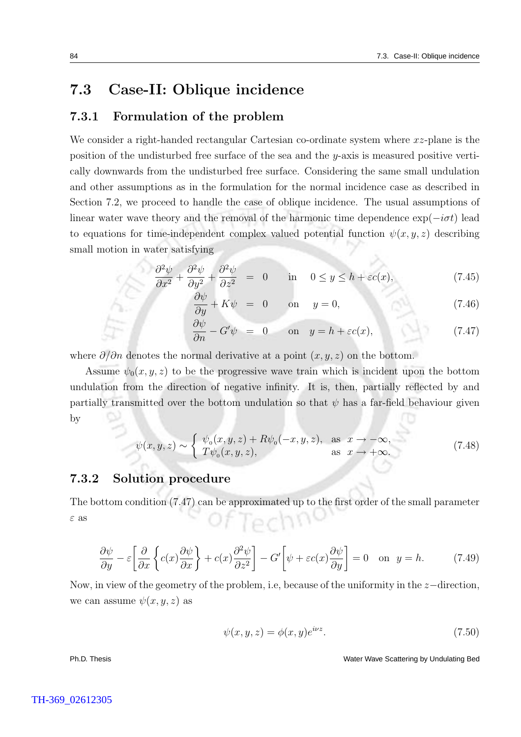## 7.3 Case-II: Oblique incidence

### 7.3.1 Formulation of the problem

We consider a right-handed rectangular Cartesian co-ordinate system where $xz$-plane is the position of the undisturbed free surface of the sea and the $y$-axis is measured positive vertically downwards from the undisturbed free surface. Considering the same small undulation and other assumptions as in the formulation for the normal incidence case as described in Section 7.2, we proceed to handle the case of oblique incidence. The usual assumptions of linear water wave theory and the removal of the harmonic time dependence $\exp(-i\sigma t)$ lead to equations for time-independent complex valued potential function $\psi(x, y, z)$ describing small motion in water satisfying

$$\frac{\partial^2 \psi}{\partial x^2} + \frac{\partial^2 \psi}{\partial y^2} + \frac{\partial^2 \psi}{\partial z^2} = 0 \quad \text{in} \quad 0 \leq y \leq h + \varepsilon c(x), \tag{7.45}$$

$$\frac{\partial \psi}{\partial y} + K\psi = 0 \quad \text{on} \quad y = 0, \tag{7.46}$$

$$\frac{\partial \psi}{\partial n} - G'\psi = 0 \quad \text{on} \quad y = h + \varepsilon c(x), \tag{7.47}$$

where $\partial/\partial n$ denotes the normal derivative at a point $(x, y, z)$ on the bottom.

Assume $\psi_0(x, y, z)$ to be the progressive wave train which is incident upon the bottom undulation from the direction of negative infinity. It is, then, partially reflected by and partially transmitted over the bottom undulation so that $\psi$ has a far-field behaviour given by

$$\psi(x, y, z) \sim \begin{cases} \psi_0(x, y, z) + R\psi_0(-x, y, z), & \text{as} \quad x \to -\infty, \\ T\psi_0(x, y, z), & \text{as} \quad x \to +\infty. \end{cases} \tag{7.48}$$

### 7.3.2 Solution procedure

The bottom condition (7.47) can be approximated up to the first order of the small parameter $\varepsilon$ as

$$\frac{\partial \psi}{\partial y} - \varepsilon \left[ \frac{\partial}{\partial x} \left\{ c(x) \frac{\partial \psi}{\partial x} \right\} + c(x) \frac{\partial^2 \psi}{\partial z^2} \right] - G' \left[ \psi + \varepsilon c(x) \frac{\partial \psi}{\partial y} \right] = 0 \quad \text{on} \quad y = h. \tag{7.49}$$

Now, in view of the geometry of the problem, i.e, because of the uniformity in the $z-$direction, we can assume $\psi(x, y, z)$ as

$$\psi(x, y, z) = \phi(x, y)e^{i\nu z}. \tag{7.50}$$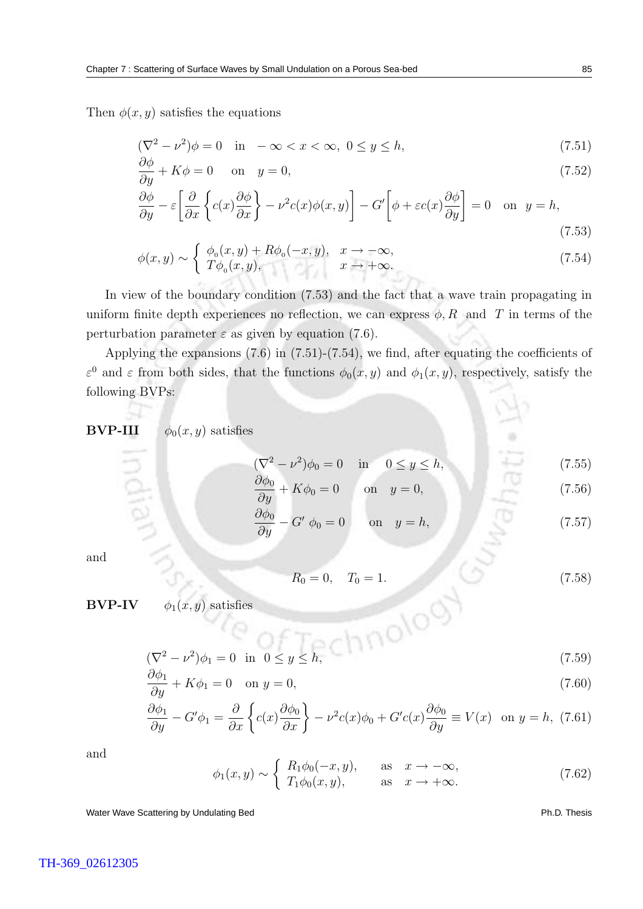Then $\phi(x,y)$ satisfies the equations

$$(\nabla^2 - \nu^2)\phi = 0 \quad \text{in} \quad -\infty < x < \infty,\ 0 \le y \le h, \tag{7.51}$$

$$\frac{\partial \phi}{\partial y} + K\phi = 0 \quad \text{on} \quad y = 0, \tag{7.52}$$

$$\frac{\partial \phi}{\partial y} - \varepsilon\left[\frac{\partial}{\partial x}\left\{c(x)\frac{\partial \phi}{\partial x}\right\} - \nu^2 c(x)\phi(x,y)\right] - G'\left[\phi + \varepsilon c(x)\frac{\partial \phi}{\partial y}\right] = 0 \quad \text{on} \quad y = h, \tag{7.53}$$

$$\phi(x,y) \sim \begin{cases} \phi_0(x,y) + R\phi_0(-x,y), & x \to -\infty, \\ T\phi_0(x,y), & x \to +\infty. \end{cases} \tag{7.54}$$

In view of the boundary condition (7.53) and the fact that a wave train propagating in uniform finite depth experiences no reflection, we can express $\phi, R$ and $T$ in terms of the perturbation parameter $\varepsilon$ as given by equation (7.6).

Applying the expansions (7.6) in (7.51)-(7.54), we find, after equating the coefficients of $\varepsilon^0$ and $\varepsilon$ from both sides, that the functions $\phi_0(x,y)$ and $\phi_1(x,y)$, respectively, satisfy the following BVPs:

**BVP-III** $\quad \phi_0(x,y)$ satisfies

$$(\nabla^2 - \nu^2)\phi_0 = 0 \quad \text{in} \quad 0 \le y \le h, \tag{7.55}$$

$$\frac{\partial \phi_0}{\partial y} + K\phi_0 = 0 \quad \text{on} \quad y = 0, \tag{7.56}$$

$$\frac{\partial \phi_0}{\partial y} - G'\ \phi_0 = 0 \quad \text{on} \quad y = h, \tag{7.57}$$

and

$$R_0 = 0, \quad T_0 = 1. \tag{7.58}$$

**BVP-IV** $\quad \phi_1(x,y)$ satisfies

$$(\nabla^2 - \nu^2)\phi_1 = 0 \ \text{ in } \ 0 \le y \le h, \tag{7.59}$$

$$\frac{\partial \phi_1}{\partial y} + K\phi_1 = 0 \ \text{ on } y = 0, \tag{7.60}$$

$$\frac{\partial \phi_1}{\partial y} - G'\phi_1 = \frac{\partial}{\partial x}\left\{c(x)\frac{\partial \phi_0}{\partial x}\right\} - \nu^2 c(x)\phi_0 + G' c(x)\frac{\partial \phi_0}{\partial y} \equiv V(x) \ \text{ on } y = h, \tag{7.61}$$

and

$$\phi_1(x,y) \sim \begin{cases} R_1\phi_0(-x,y), & \text{as} \quad x \to -\infty, \\ T_1\phi_0(x,y), & \text{as} \quad x \to +\infty. \end{cases} \tag{7.62}$$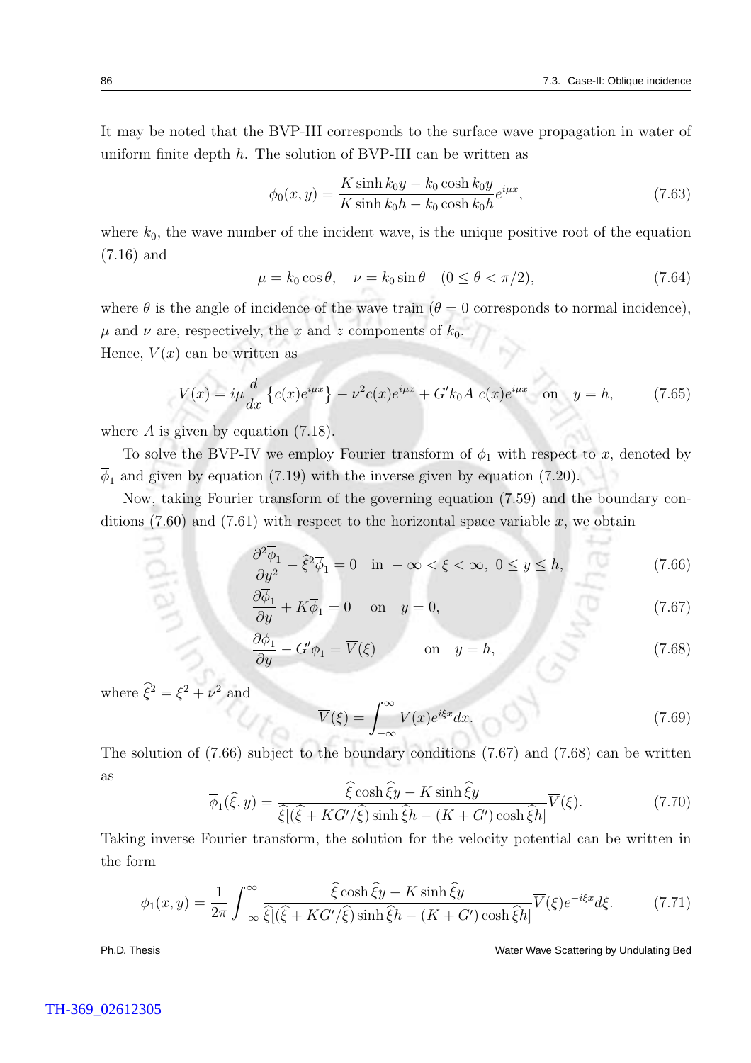It may be noted that the BVP-III corresponds to the surface wave propagation in water of uniform finite depth $h$. The solution of BVP-III can be written as

$$\phi_0(x,y) = \frac{K \sinh k_0 y - k_0 \cosh k_0 y}{K \sinh k_0 h - k_0 \cosh k_0 h} e^{i\mu x}, \tag{7.63}$$

where $k_0$, the wave number of the incident wave, is the unique positive root of the equation (7.16) and

$$\mu = k_0 \cos\theta, \quad \nu = k_0 \sin\theta \quad (0 \le \theta < \pi/2), \tag{7.64}$$

where $\theta$ is the angle of incidence of the wave train ($\theta = 0$ corresponds to normal incidence), $\mu$ and $\nu$ are, respectively, the $x$ and $z$ components of $k_0$.
Hence, $V(x)$ can be written as

$$V(x) = i\mu \frac{d}{dx}\left\{c(x)e^{i\mu x}\right\} - \nu^2 c(x) e^{i\mu x} + G' k_0 A \; c(x) e^{i\mu x} \quad \text{on} \quad y = h, \tag{7.65}$$

where $A$ is given by equation (7.18).

To solve the BVP-IV we employ Fourier transform of $\phi_1$ with respect to $x$, denoted by $\overline{\phi}_1$ and given by equation (7.19) with the inverse given by equation (7.20).

Now, taking Fourier transform of the governing equation (7.59) and the boundary conditions (7.60) and (7.61) with respect to the horizontal space variable $x$, we obtain

$$\frac{\partial^2 \overline{\phi}_1}{\partial y^2} - \widehat{\xi}^2 \overline{\phi}_1 = 0 \quad \text{in } -\infty < \xi < \infty, \ 0 \le y \le h, \tag{7.66}$$

$$\frac{\partial \overline{\phi}_1}{\partial y} + K \overline{\phi}_1 = 0 \quad \text{on} \quad y = 0, \tag{7.67}$$

$$\frac{\partial \overline{\phi}_1}{\partial y} - G' \overline{\phi}_1 = \overline{V}(\xi) \qquad \text{on} \quad y = h, \tag{7.68}$$

where $\widehat{\xi}^2 = \xi^2 + \nu^2$ and

$$\overline{V}(\xi) = \int_{-\infty}^{\infty} V(x) e^{i\xi x} dx. \tag{7.69}$$

The solution of (7.66) subject to the boundary conditions (7.67) and (7.68) can be written as

$$\overline{\phi}_1(\widehat{\xi}, y) = \frac{\widehat{\xi} \cosh \widehat{\xi} y - K \sinh \widehat{\xi} y}{\widehat{\xi}[(\widehat{\xi} + KG'/\widehat{\xi}) \sinh \widehat{\xi} h - (K + G') \cosh \widehat{\xi} h]} \overline{V}(\xi). \tag{7.70}$$

Taking inverse Fourier transform, the solution for the velocity potential can be written in the form

$$\phi_1(x,y) = \frac{1}{2\pi} \int_{-\infty}^{\infty} \frac{\widehat{\xi} \cosh \widehat{\xi} y - K \sinh \widehat{\xi} y}{\widehat{\xi}[(\widehat{\xi} + KG'/\widehat{\xi}) \sinh \widehat{\xi} h - (K + G') \cosh \widehat{\xi} h]} \overline{V}(\xi) e^{-i\xi x} d\xi. \tag{7.71}$$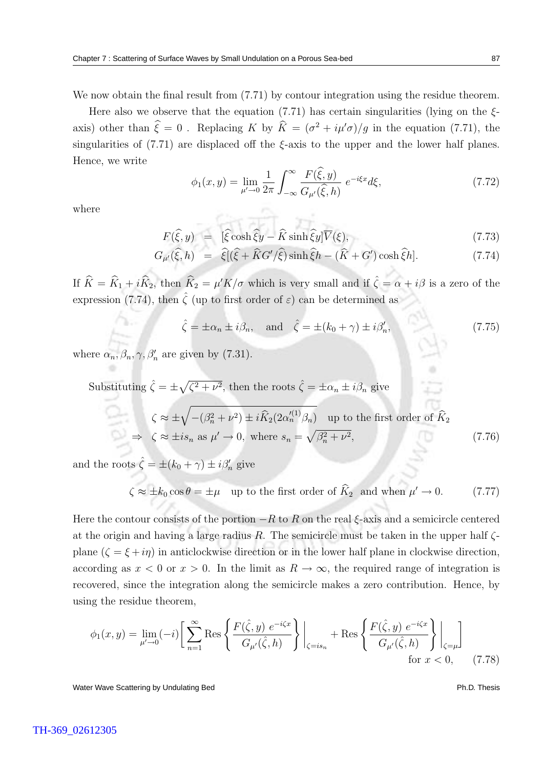We now obtain the final result from (7.71) by contour integration using the residue theorem.

Here also we observe that the equation (7.71) has certain singularities (lying on the $\xi$-axis) other than $\widehat{\xi} = 0$ . Replacing $K$ by $\widehat{K} = (\sigma^2 + i\mu'\sigma)/g$ in the equation (7.71), the singularities of (7.71) are displaced off the $\xi$-axis to the upper and the lower half planes. Hence, we write

$$\phi_1(x, y) = \lim_{\mu' \to 0} \frac{1}{2\pi} \int_{-\infty}^{\infty} \frac{F(\widehat{\xi}, y)}{G_{\mu'}(\widehat{\xi}, h)}\, e^{-i\xi x} d\xi, \tag{7.72}$$

where

$$F(\widehat{\xi}, y) = [\widehat{\xi} \cosh \widehat{\xi} y - \widehat{K} \sinh \widehat{\xi} y] \overline{V}(\xi), \tag{7.73}$$

$$G_{\mu'}(\widehat{\xi}, h) = \widehat{\xi}[(\widehat{\xi} + \widehat{K} G'/\widehat{\xi}) \sinh \widehat{\xi} h - (\widehat{K} + G') \cosh \widehat{\xi} h]. \tag{7.74}$$

If $\widehat{K} = \widehat{K}_1 + i\widehat{K}_2$, then $\widehat{K}_2 = \mu' K/\sigma$ which is very small and if $\hat{\zeta} = \alpha + i\beta$ is a zero of the expression (7.74), then $\hat{\zeta}$ (up to first order of $\varepsilon$) can be determined as

$$\hat{\zeta} = \pm\alpha_n \pm i\beta_n, \quad \text{and} \quad \hat{\zeta} = \pm(k_0 + \gamma) \pm i\beta'_n, \tag{7.75}$$

where $\alpha_n, \beta_n, \gamma, \beta'_n$ are given by (7.31).

Substituting $\hat{\zeta} = \pm\sqrt{\zeta^2 + \nu^2}$, then the roots $\hat{\zeta} = \pm\alpha_n \pm i\beta_n$ give

$$\zeta \approx \pm\sqrt{-(\beta_n^2 + \nu^2) \pm i\widehat{K}_2(2\alpha_n'^{(1)}\beta_n)} \quad \text{up to the first order of } \widehat{K}_2$$

$$\Rightarrow \quad \zeta \approx \pm i s_n \text{ as } \mu' \to 0, \text{ where } s_n = \sqrt{\beta_n^2 + \nu^2}, \tag{7.76}$$

and the roots $\hat{\zeta} = \pm(k_0 + \gamma) \pm i\beta'_n$ give

$$\zeta \approx \pm k_0 \cos\theta = \pm\mu \quad \text{up to the first order of } \widehat{K}_2 \text{ and when } \mu' \to 0. \tag{7.77}$$

Here the contour consists of the portion $-R$ to $R$ on the real $\xi$-axis and a semicircle centered at the origin and having a large radius $R$. The semicircle must be taken in the upper half $\zeta$-plane ($\zeta = \xi + i\eta$) in anticlockwise direction or in the lower half plane in clockwise direction, according as $x < 0$ or $x > 0$. In the limit as $R \to \infty$, the required range of integration is recovered, since the integration along the semicircle makes a zero contribution. Hence, by using the residue theorem,

$$\phi_1(x, y) = \lim_{\mu' \to 0} (-i) \left[ \sum_{n=1}^{\infty} \text{Res} \left\{ \frac{F(\hat{\zeta}, y)\, e^{-i\zeta x}}{G_{\mu'}(\hat{\zeta}, h)} \right\} \Bigg|_{\zeta = i s_n} + \text{Res} \left\{ \frac{F(\hat{\zeta}, y)\, e^{-i\zeta x}}{G_{\mu'}(\hat{\zeta}, h)} \right\} \Bigg|_{\zeta = \mu} \right] \quad \text{for } x < 0, \tag{7.78}$$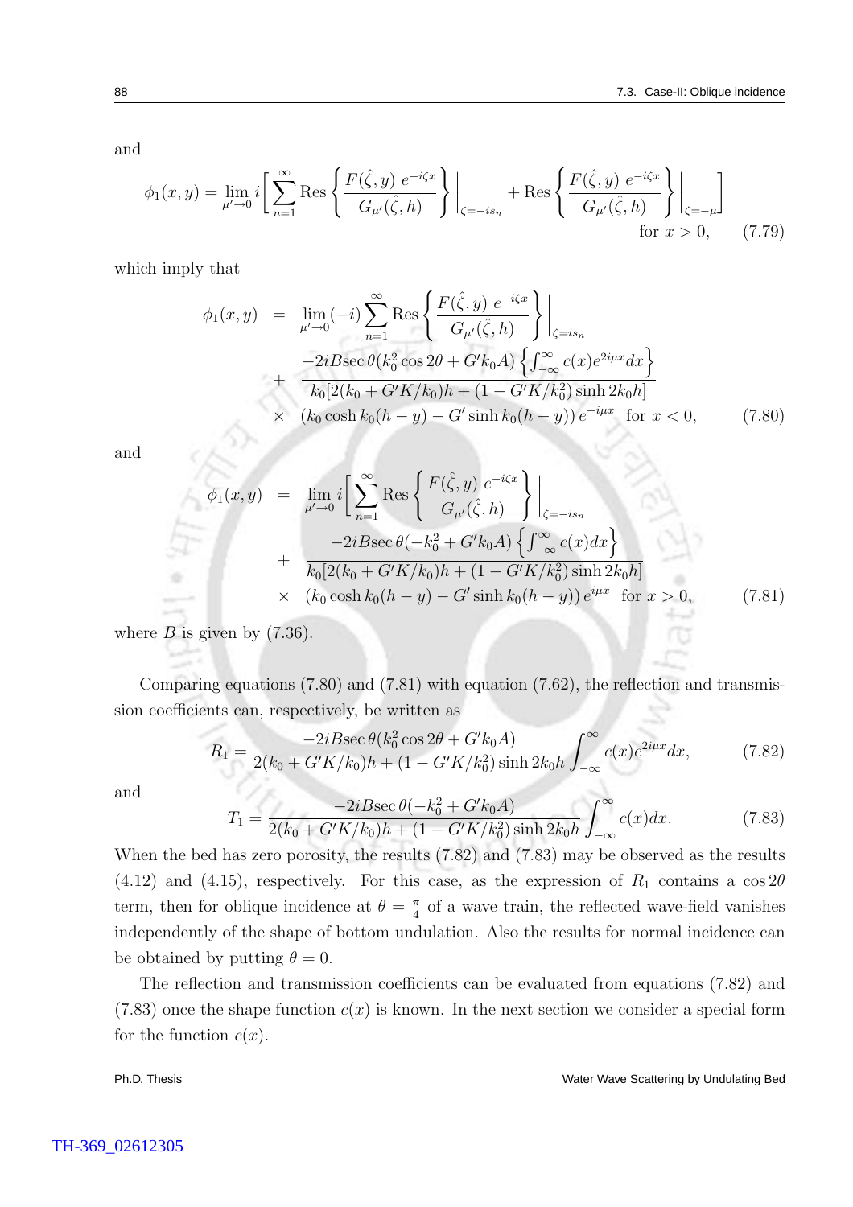and

$$\phi_1(x,y) = \lim_{\mu'\to 0} i\left[\sum_{n=1}^{\infty} \text{Res}\left\{\frac{F(\hat{\zeta},y)\ e^{-i\zeta x}}{G_{\mu'}(\hat{\zeta},h)}\right\}\Bigg|_{\zeta=-is_n} + \text{Res}\left\{\frac{F(\hat{\zeta},y)\ e^{-i\zeta x}}{G_{\mu'}(\hat{\zeta},h)}\right\}\Bigg|_{\zeta=-\mu}\right] \quad \text{for } x>0, \tag{7.79}$$

which imply that

$$\begin{aligned}
\phi_1(x,y) &= \lim_{\mu'\to 0}(-i)\sum_{n=1}^{\infty} \text{Res}\left\{\frac{F(\hat{\zeta},y)\ e^{-i\zeta x}}{G_{\mu'}(\hat{\zeta},h)}\right\}\Bigg|_{\zeta=is_n} \\
&+ \frac{-2iB\sec\theta(k_0^2\cos 2\theta + G'k_0A)\left\{\int_{-\infty}^{\infty} c(x)e^{2i\mu x}dx\right\}}{k_0[2(k_0+G'K/k_0)h + (1-G'K/k_0^2)\sinh 2k_0h]} \\
&\times\ (k_0\cosh k_0(h-y) - G'\sinh k_0(h-y))\, e^{-i\mu x} \quad \text{for } x<0,
\end{aligned} \tag{7.80}$$

and

$$\begin{aligned}
\phi_1(x,y) &= \lim_{\mu'\to 0} i\left[\sum_{n=1}^{\infty} \text{Res}\left\{\frac{F(\hat{\zeta},y)\ e^{-i\zeta x}}{G_{\mu'}(\hat{\zeta},h)}\right\}\Bigg|_{\zeta=-is_n}\right. \\
&+ \frac{-2iB\sec\theta(-k_0^2 + G'k_0A)\left\{\int_{-\infty}^{\infty} c(x)dx\right\}}{k_0[2(k_0+G'K/k_0)h + (1-G'K/k_0^2)\sinh 2k_0h]} \\
&\times\ (k_0\cosh k_0(h-y) - G'\sinh k_0(h-y))\, e^{i\mu x} \quad \text{for } x>0,
\end{aligned} \tag{7.81}$$

where $B$ is given by (7.36).

Comparing equations (7.80) and (7.81) with equation (7.62), the reflection and transmission coefficients can, respectively, be written as

$$R_1 = \frac{-2iB\sec\theta(k_0^2\cos 2\theta + G'k_0A)}{2(k_0+G'K/k_0)h + (1-G'K/k_0^2)\sinh 2k_0h}\int_{-\infty}^{\infty} c(x)e^{2i\mu x}dx, \tag{7.82}$$

and

$$T_1 = \frac{-2iB\sec\theta(-k_0^2 + G'k_0A)}{2(k_0+G'K/k_0)h + (1-G'K/k_0^2)\sinh 2k_0h}\int_{-\infty}^{\infty} c(x)dx. \tag{7.83}$$

When the bed has zero porosity, the results (7.82) and (7.83) may be observed as the results (4.12) and (4.15), respectively. For this case, as the expression of $R_1$ contains a $\cos 2\theta$ term, then for oblique incidence at $\theta = \frac{\pi}{4}$ of a wave train, the reflected wave-field vanishes independently of the shape of bottom undulation. Also the results for normal incidence can be obtained by putting $\theta = 0$.

The reflection and transmission coefficients can be evaluated from equations (7.82) and (7.83) once the shape function $c(x)$ is known. In the next section we consider a special form for the function $c(x)$.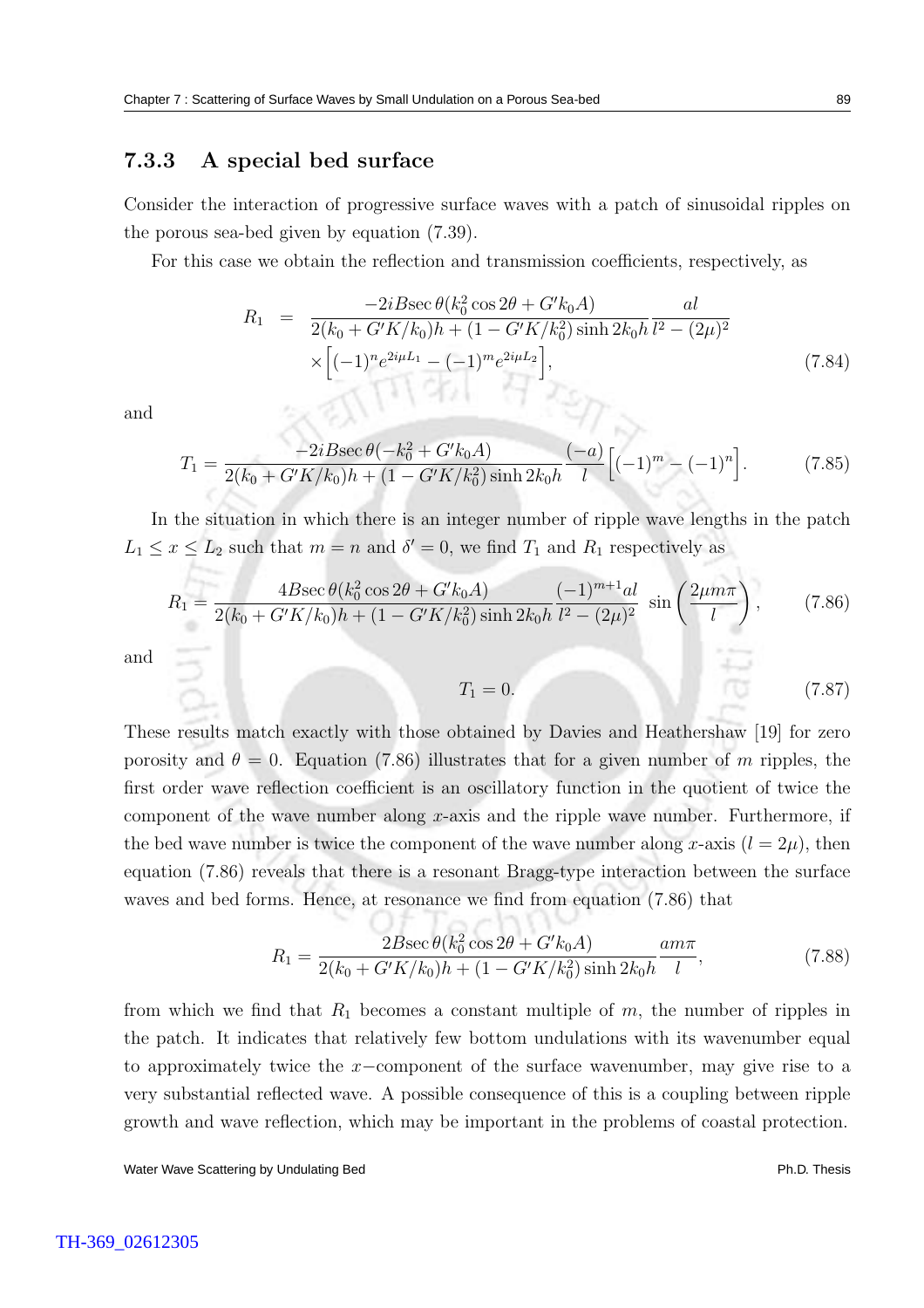### 7.3.3 A special bed surface

Consider the interaction of progressive surface waves with a patch of sinusoidal ripples on the porous sea-bed given by equation (7.39).

For this case we obtain the reflection and transmission coefficients, respectively, as

$$
\begin{aligned}
R_1 &= \frac{-2iB\sec\theta(k_0^2\cos 2\theta + G'k_0A)}{2(k_0+G'K/k_0)h + (1-G'K/k_0^2)\sinh 2k_0h}\frac{al}{l^2-(2\mu)^2} \\
&\quad \times\Big[(-1)^n e^{2i\mu L_1} - (-1)^m e^{2i\mu L_2}\Big],
\end{aligned}
\tag{7.84}
$$

and

$$
T_1 = \frac{-2iB\sec\theta(-k_0^2 + G'k_0A)}{2(k_0+G'K/k_0)h + (1-G'K/k_0^2)\sinh 2k_0h}\frac{(-a)}{l}\Big[(-1)^m - (-1)^n\Big]. \tag{7.85}
$$

In the situation in which there is an integer number of ripple wave lengths in the patch $L_1 \leq x \leq L_2$ such that $m = n$ and $\delta' = 0$, we find $T_1$ and $R_1$ respectively as

$$
R_1 = \frac{4B\sec\theta(k_0^2\cos 2\theta + G'k_0A)}{2(k_0+G'K/k_0)h + (1-G'K/k_0^2)\sinh 2k_0h}\frac{(-1)^{m+1}al}{l^2-(2\mu)^2}\ \sin\left(\frac{2\mu m\pi}{l}\right), \tag{7.86}
$$

and

$$
T_1 = 0. \tag{7.87}
$$

These results match exactly with those obtained by Davies and Heathershaw [19] for zero porosity and $\theta = 0$. Equation (7.86) illustrates that for a given number of $m$ ripples, the first order wave reflection coefficient is an oscillatory function in the quotient of twice the component of the wave number along $x$-axis and the ripple wave number. Furthermore, if the bed wave number is twice the component of the wave number along $x$-axis ($l = 2\mu$), then equation (7.86) reveals that there is a resonant Bragg-type interaction between the surface waves and bed forms. Hence, at resonance we find from equation (7.86) that

$$
R_1 = \frac{2B\sec\theta(k_0^2\cos 2\theta + G'k_0A)}{2(k_0+G'K/k_0)h + (1-G'K/k_0^2)\sinh 2k_0h}\frac{am\pi}{l}, \tag{7.88}
$$

from which we find that $R_1$ becomes a constant multiple of $m$, the number of ripples in the patch. It indicates that relatively few bottom undulations with its wavenumber equal to approximately twice the $x-$component of the surface wavenumber, may give rise to a very substantial reflected wave. A possible consequence of this is a coupling between ripple growth and wave reflection, which may be important in the problems of coastal protection.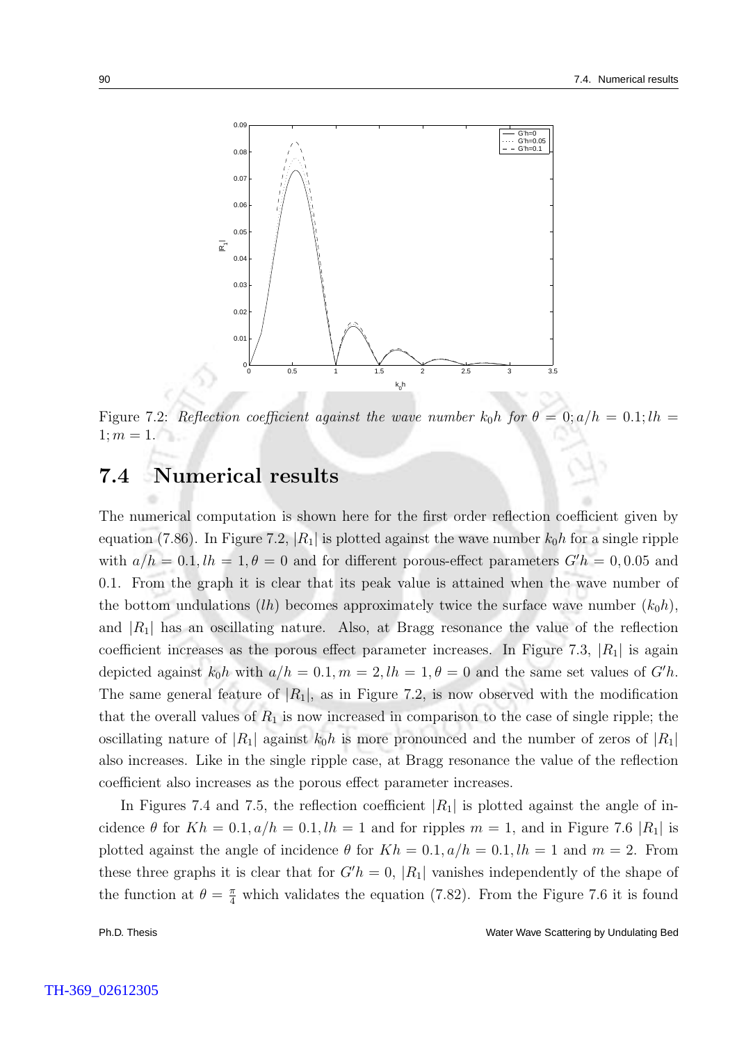Figure 7.2: *Reflection coefficient against the wave number $k_0h$ for $\theta = 0; a/h = 0.1; lh = 1; m = 1$.*

## 7.4 Numerical results

The numerical computation is shown here for the first order reflection coefficient given by equation (7.86). In Figure 7.2, $|R_1|$ is plotted against the wave number $k_0h$ for a single ripple with $a/h = 0.1, lh = 1, \theta = 0$ and for different porous-effect parameters $G'h = 0, 0.05$ and $0.1$. From the graph it is clear that its peak value is attained when the wave number of the bottom undulations ($lh$) becomes approximately twice the surface wave number ($k_0h$), and $|R_1|$ has an oscillating nature. Also, at Bragg resonance the value of the reflection coefficient increases as the porous effect parameter increases. In Figure 7.3, $|R_1|$ is again depicted against $k_0h$ with $a/h = 0.1, m = 2, lh = 1, \theta = 0$ and the same set values of $G'h$. The same general feature of $|R_1|$, as in Figure 7.2, is now observed with the modification that the overall values of $R_1$ is now increased in comparison to the case of single ripple; the oscillating nature of $|R_1|$ against $k_0h$ is more pronounced and the number of zeros of $|R_1|$ also increases. Like in the single ripple case, at Bragg resonance the value of the reflection coefficient also increases as the porous effect parameter increases.

In Figures 7.4 and 7.5, the reflection coefficient $|R_1|$ is plotted against the angle of incidence $\theta$ for $Kh = 0.1, a/h = 0.1, lh = 1$ and for ripples $m = 1$, and in Figure 7.6 $|R_1|$ is plotted against the angle of incidence $\theta$ for $Kh = 0.1, a/h = 0.1, lh = 1$ and $m = 2$. From these three graphs it is clear that for $G'h = 0$, $|R_1|$ vanishes independently of the shape of the function at $\theta = \frac{\pi}{4}$ which validates the equation (7.82). From the Figure 7.6 it is found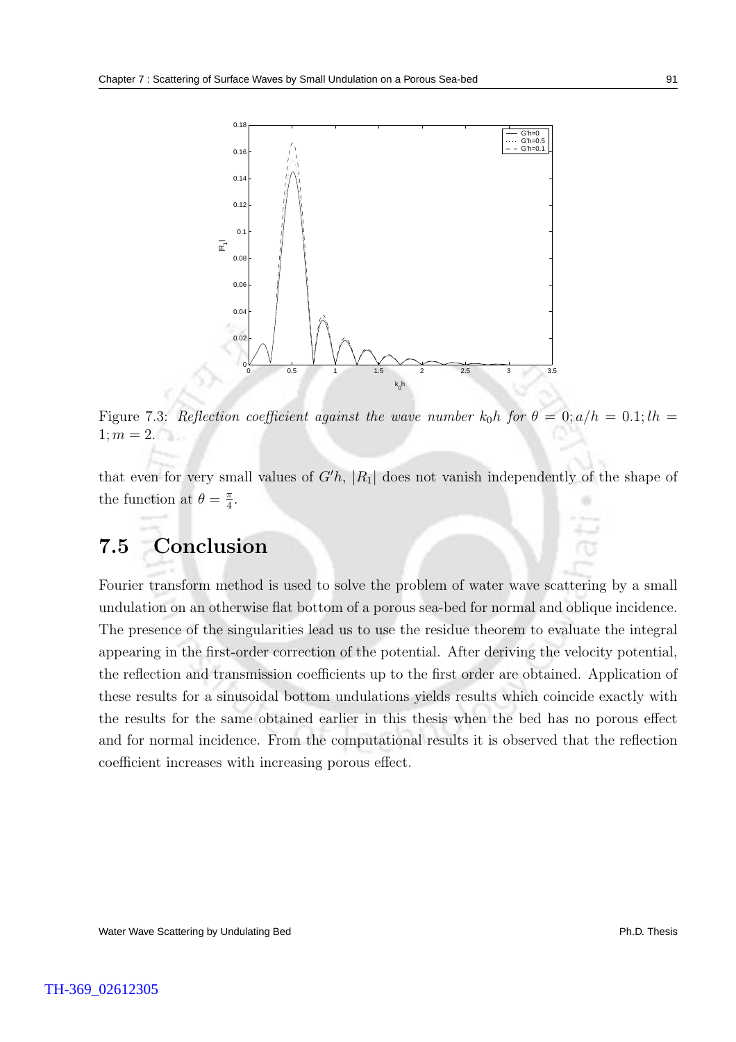Figure 7.3: *Reflection coefficient against the wave number $k_0h$ for $\theta = 0; a/h = 0.1; lh = 1; m = 2$.*

that even for very small values of $G'h$, $|R_1|$ does not vanish independently of the shape of the function at $\theta = \frac{\pi}{4}$.

## 7.5 Conclusion

Fourier transform method is used to solve the problem of water wave scattering by a small undulation on an otherwise flat bottom of a porous sea-bed for normal and oblique incidence. The presence of the singularities lead us to use the residue theorem to evaluate the integral appearing in the first-order correction of the potential. After deriving the velocity potential, the reflection and transmission coefficients up to the first order are obtained. Application of these results for a sinusoidal bottom undulations yields results which coincide exactly with the results for the same obtained earlier in this thesis when the bed has no porous effect and for normal incidence. From the computational results it is observed that the reflection coefficient increases with increasing porous effect.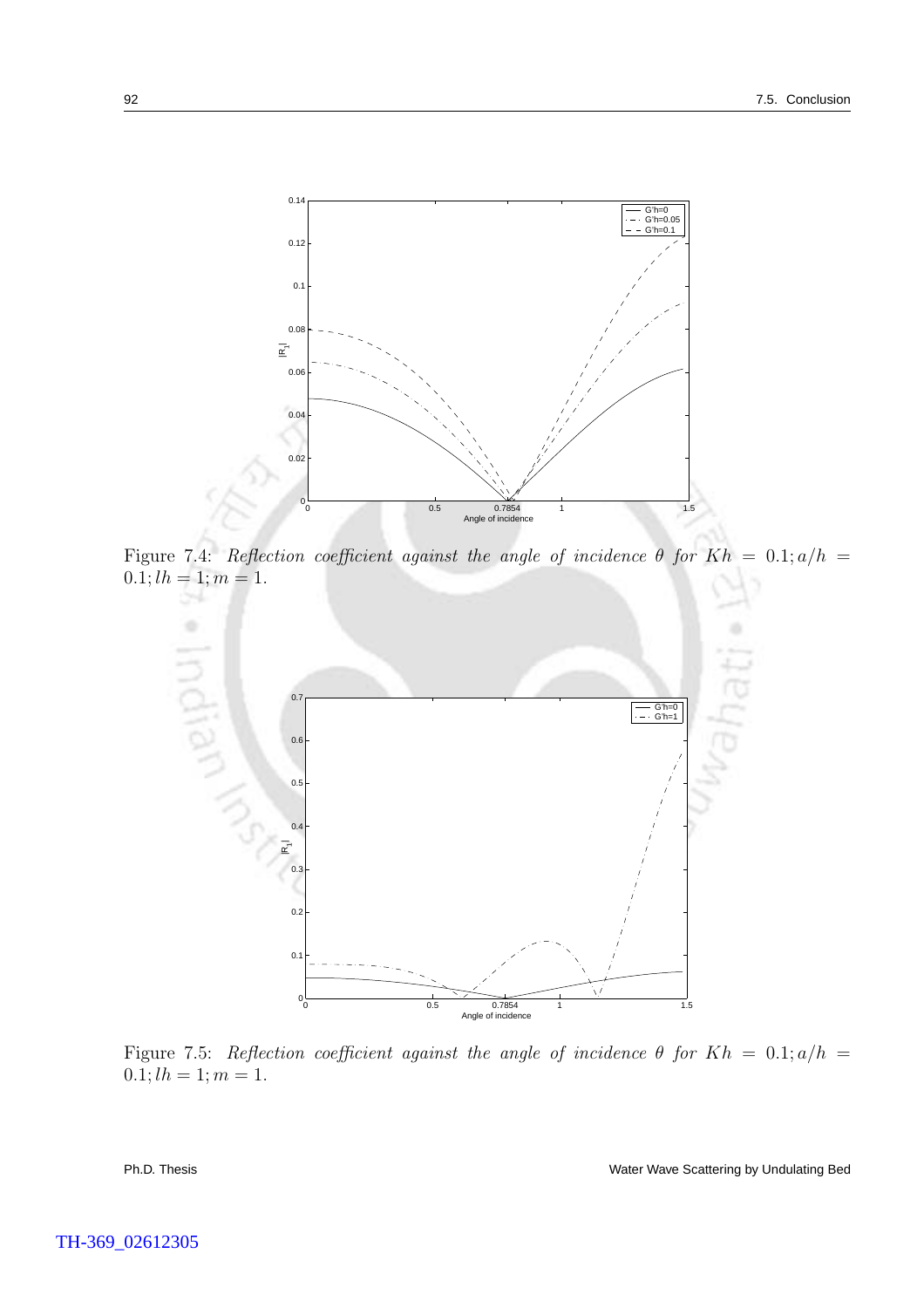Figure 7.4: *Reflection coefficient against the angle of incidence $\theta$ for $Kh = 0.1; a/h = 0.1; lh = 1; m = 1$.*

Figure 7.5: *Reflection coefficient against the angle of incidence $\theta$ for $Kh = 0.1; a/h = 0.1; lh = 1; m = 1$.*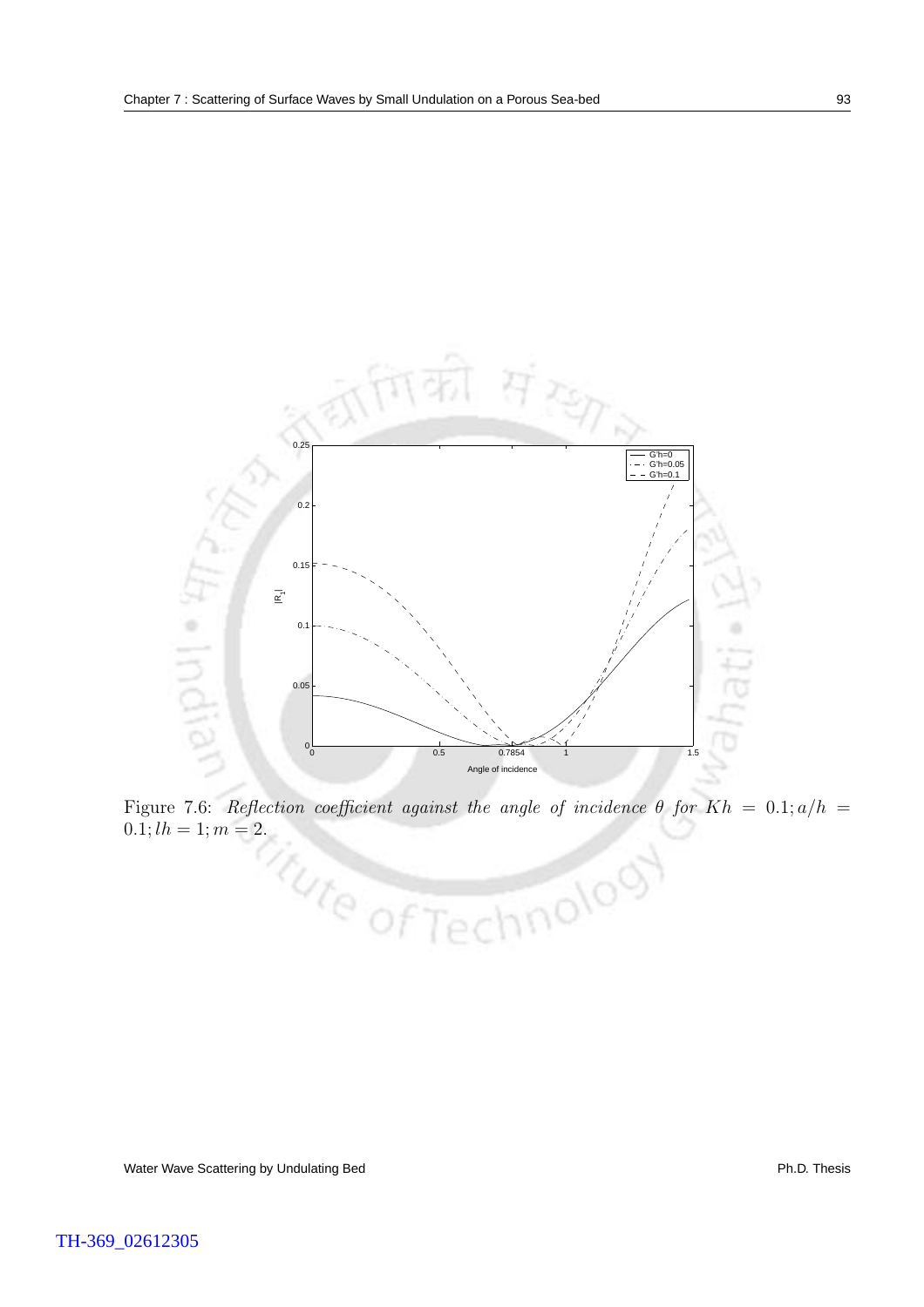Figure 7.6: *Reflection coefficient against the angle of incidence* $\theta$ *for* $Kh = 0.1; a/h = 0.1; lh = 1; m = 2.$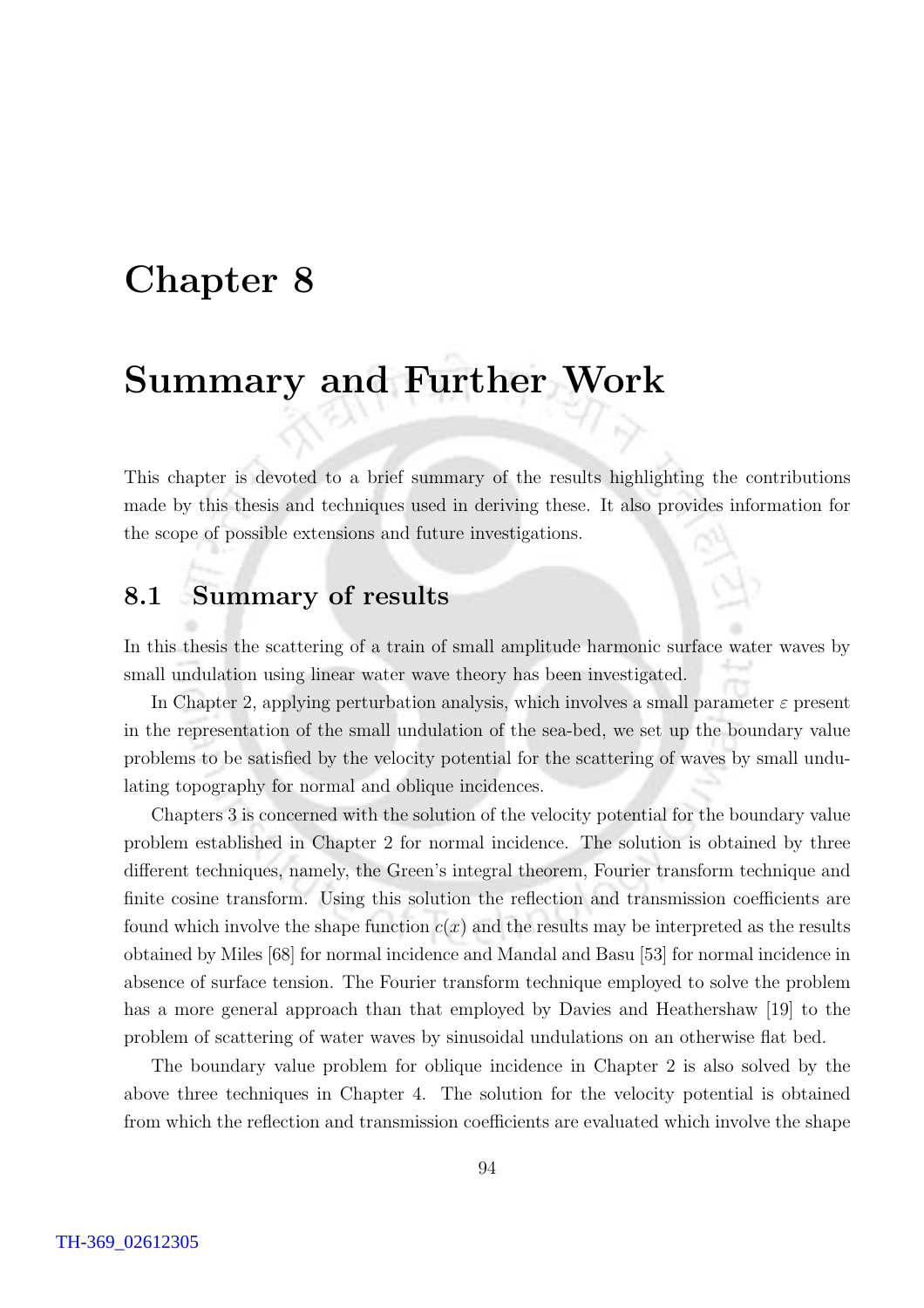# Chapter 8

# Summary and Further Work

This chapter is devoted to a brief summary of the results highlighting the contributions made by this thesis and techniques used in deriving these. It also provides information for the scope of possible extensions and future investigations.

## 8.1 Summary of results

In this thesis the scattering of a train of small amplitude harmonic surface water waves by small undulation using linear water wave theory has been investigated.

In Chapter 2, applying perturbation analysis, which involves a small parameter $\varepsilon$ present in the representation of the small undulation of the sea-bed, we set up the boundary value problems to be satisfied by the velocity potential for the scattering of waves by small undulating topography for normal and oblique incidences.

Chapters 3 is concerned with the solution of the velocity potential for the boundary value problem established in Chapter 2 for normal incidence. The solution is obtained by three different techniques, namely, the Green's integral theorem, Fourier transform technique and finite cosine transform. Using this solution the reflection and transmission coefficients are found which involve the shape function $c(x)$ and the results may be interpreted as the results obtained by Miles [68] for normal incidence and Mandal and Basu [53] for normal incidence in absence of surface tension. The Fourier transform technique employed to solve the problem has a more general approach than that employed by Davies and Heathershaw [19] to the problem of scattering of water waves by sinusoidal undulations on an otherwise flat bed.

The boundary value problem for oblique incidence in Chapter 2 is also solved by the above three techniques in Chapter 4. The solution for the velocity potential is obtained from which the reflection and transmission coefficients are evaluated which involve the shape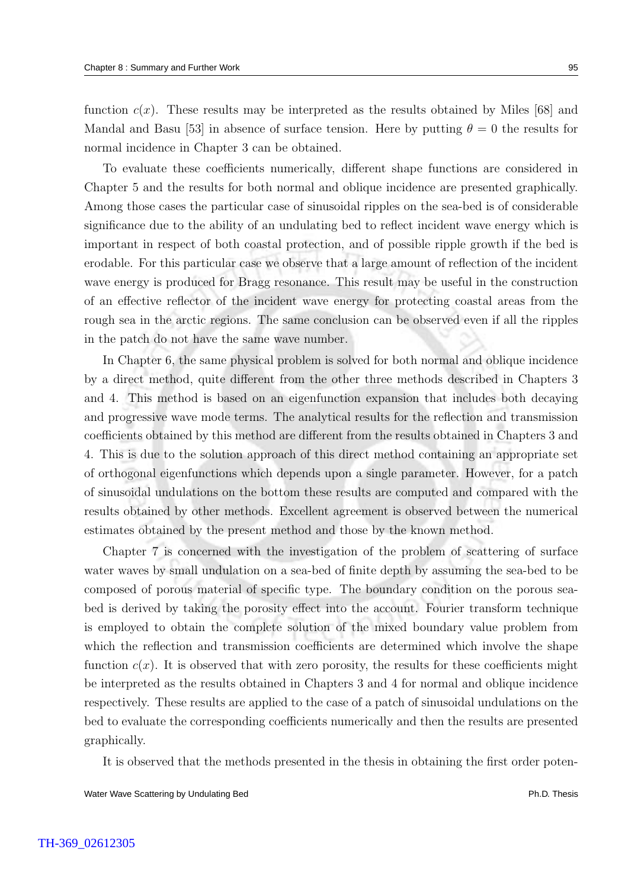function $c(x)$. These results may be interpreted as the results obtained by Miles [68] and Mandal and Basu [53] in absence of surface tension. Here by putting $\theta = 0$ the results for normal incidence in Chapter 3 can be obtained.

To evaluate these coefficients numerically, different shape functions are considered in Chapter 5 and the results for both normal and oblique incidence are presented graphically. Among those cases the particular case of sinusoidal ripples on the sea-bed is of considerable significance due to the ability of an undulating bed to reflect incident wave energy which is important in respect of both coastal protection, and of possible ripple growth if the bed is erodable. For this particular case we observe that a large amount of reflection of the incident wave energy is produced for Bragg resonance. This result may be useful in the construction of an effective reflector of the incident wave energy for protecting coastal areas from the rough sea in the arctic regions. The same conclusion can be observed even if all the ripples in the patch do not have the same wave number.

In Chapter 6, the same physical problem is solved for both normal and oblique incidence by a direct method, quite different from the other three methods described in Chapters 3 and 4. This method is based on an eigenfunction expansion that includes both decaying and progressive wave mode terms. The analytical results for the reflection and transmission coefficients obtained by this method are different from the results obtained in Chapters 3 and 4. This is due to the solution approach of this direct method containing an appropriate set of orthogonal eigenfunctions which depends upon a single parameter. However, for a patch of sinusoidal undulations on the bottom these results are computed and compared with the results obtained by other methods. Excellent agreement is observed between the numerical estimates obtained by the present method and those by the known method.

Chapter 7 is concerned with the investigation of the problem of scattering of surface water waves by small undulation on a sea-bed of finite depth by assuming the sea-bed to be composed of porous material of specific type. The boundary condition on the porous sea-bed is derived by taking the porosity effect into the account. Fourier transform technique is employed to obtain the complete solution of the mixed boundary value problem from which the reflection and transmission coefficients are determined which involve the shape function $c(x)$. It is observed that with zero porosity, the results for these coefficients might be interpreted as the results obtained in Chapters 3 and 4 for normal and oblique incidence respectively. These results are applied to the case of a patch of sinusoidal undulations on the bed to evaluate the corresponding coefficients numerically and then the results are presented graphically.

It is observed that the methods presented in the thesis in obtaining the first order poten-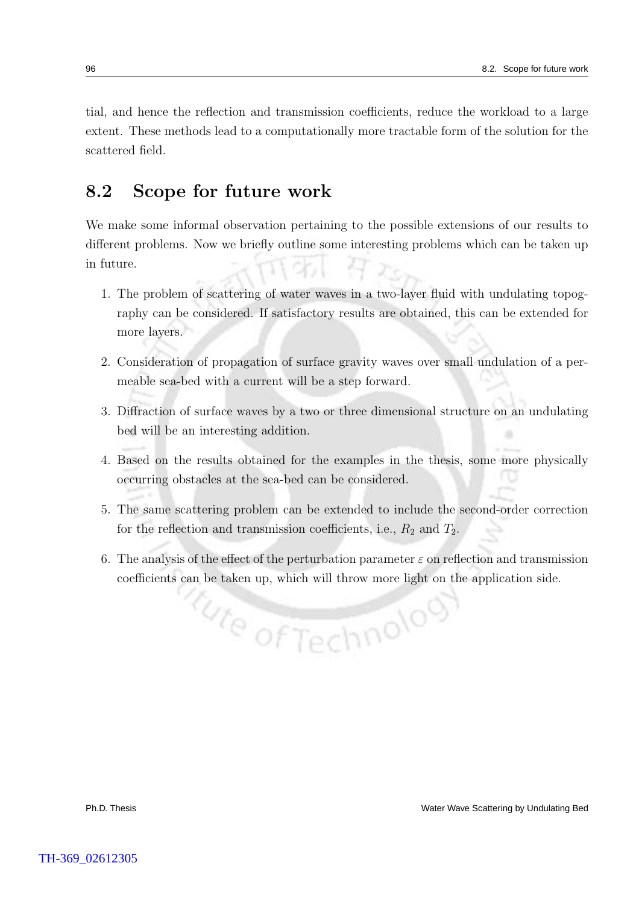tial, and hence the reflection and transmission coefficients, reduce the workload to a large extent. These methods lead to a computationally more tractable form of the solution for the scattered field.

## 8.2 Scope for future work

We make some informal observation pertaining to the possible extensions of our results to different problems. Now we briefly outline some interesting problems which can be taken up in future.

1. The problem of scattering of water waves in a two-layer fluid with undulating topography can be considered. If satisfactory results are obtained, this can be extended for more layers.

2. Consideration of propagation of surface gravity waves over small undulation of a permeable sea-bed with a current will be a step forward.

3. Diffraction of surface waves by a two or three dimensional structure on an undulating bed will be an interesting addition.

4. Based on the results obtained for the examples in the thesis, some more physically occurring obstacles at the sea-bed can be considered.

5. The same scattering problem can be extended to include the second-order correction for the reflection and transmission coefficients, i.e., $R_2$ and $T_2$.

6. The analysis of the effect of the perturbation parameter $\varepsilon$ on reflection and transmission coefficients can be taken up, which will throw more light on the application side.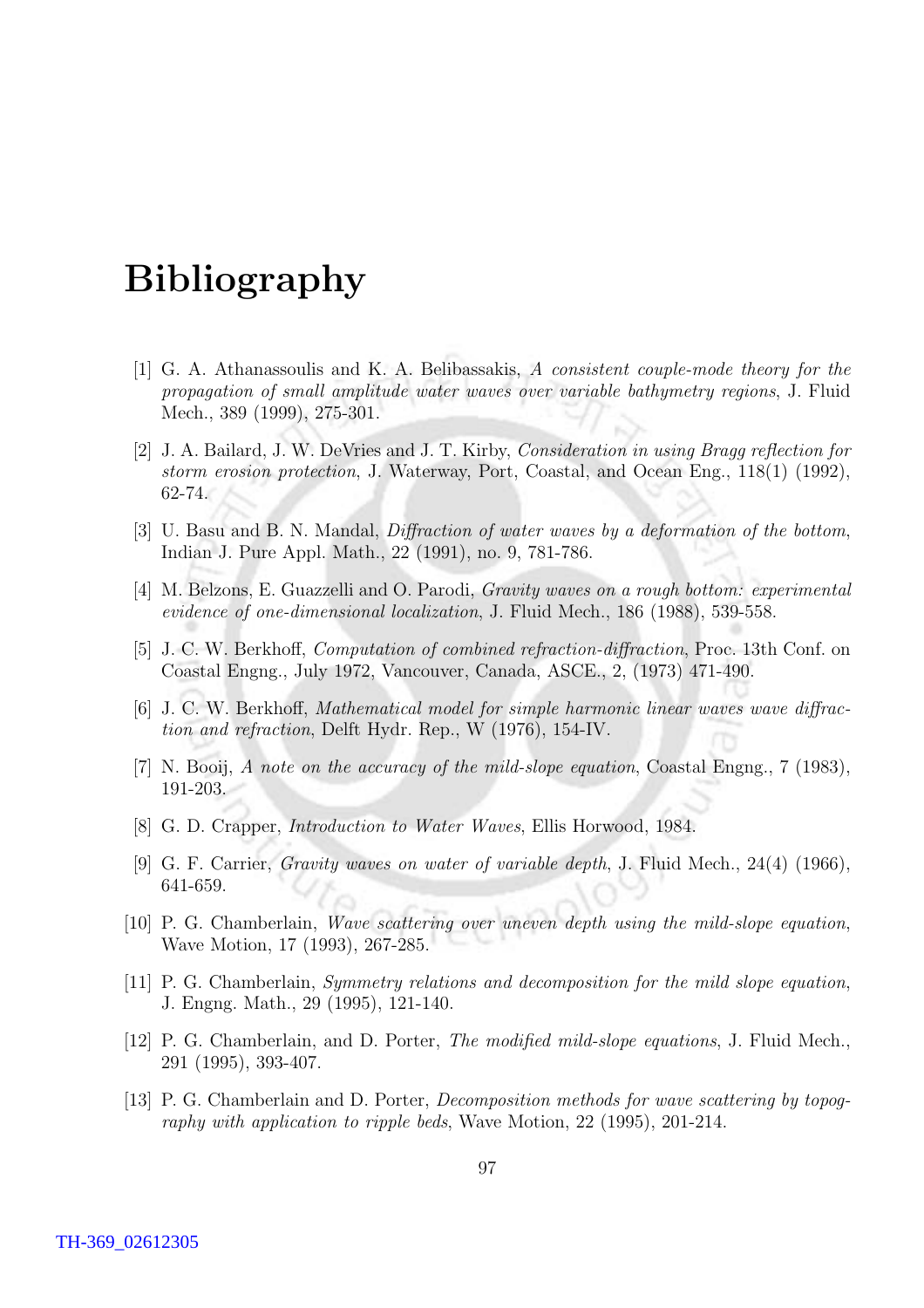# Bibliography

[1] G. A. Athanassoulis and K. A. Belibassakis, *A consistent couple-mode theory for the propagation of small amplitude water waves over variable bathymetry regions*, J. Fluid Mech., 389 (1999), 275-301.

[2] J. A. Bailard, J. W. DeVries and J. T. Kirby, *Consideration in using Bragg reflection for storm erosion protection*, J. Waterway, Port, Coastal, and Ocean Eng., 118(1) (1992), 62-74.

[3] U. Basu and B. N. Mandal, *Diffraction of water waves by a deformation of the bottom*, Indian J. Pure Appl. Math., 22 (1991), no. 9, 781-786.

[4] M. Belzons, E. Guazzelli and O. Parodi, *Gravity waves on a rough bottom: experimental evidence of one-dimensional localization*, J. Fluid Mech., 186 (1988), 539-558.

[5] J. C. W. Berkhoff, *Computation of combined refraction-diffraction*, Proc. 13th Conf. on Coastal Engng., July 1972, Vancouver, Canada, ASCE., 2, (1973) 471-490.

[6] J. C. W. Berkhoff, *Mathematical model for simple harmonic linear waves wave diffraction and refraction*, Delft Hydr. Rep., W (1976), 154-IV.

[7] N. Booij, *A note on the accuracy of the mild-slope equation*, Coastal Engng., 7 (1983), 191-203.

[8] G. D. Crapper, *Introduction to Water Waves*, Ellis Horwood, 1984.

[9] G. F. Carrier, *Gravity waves on water of variable depth*, J. Fluid Mech., 24(4) (1966), 641-659.

[10] P. G. Chamberlain, *Wave scattering over uneven depth using the mild-slope equation*, Wave Motion, 17 (1993), 267-285.

[11] P. G. Chamberlain, *Symmetry relations and decomposition for the mild slope equation*, J. Engng. Math., 29 (1995), 121-140.

[12] P. G. Chamberlain, and D. Porter, *The modified mild-slope equations*, J. Fluid Mech., 291 (1995), 393-407.

[13] P. G. Chamberlain and D. Porter, *Decomposition methods for wave scattering by topography with application to ripple beds*, Wave Motion, 22 (1995), 201-214.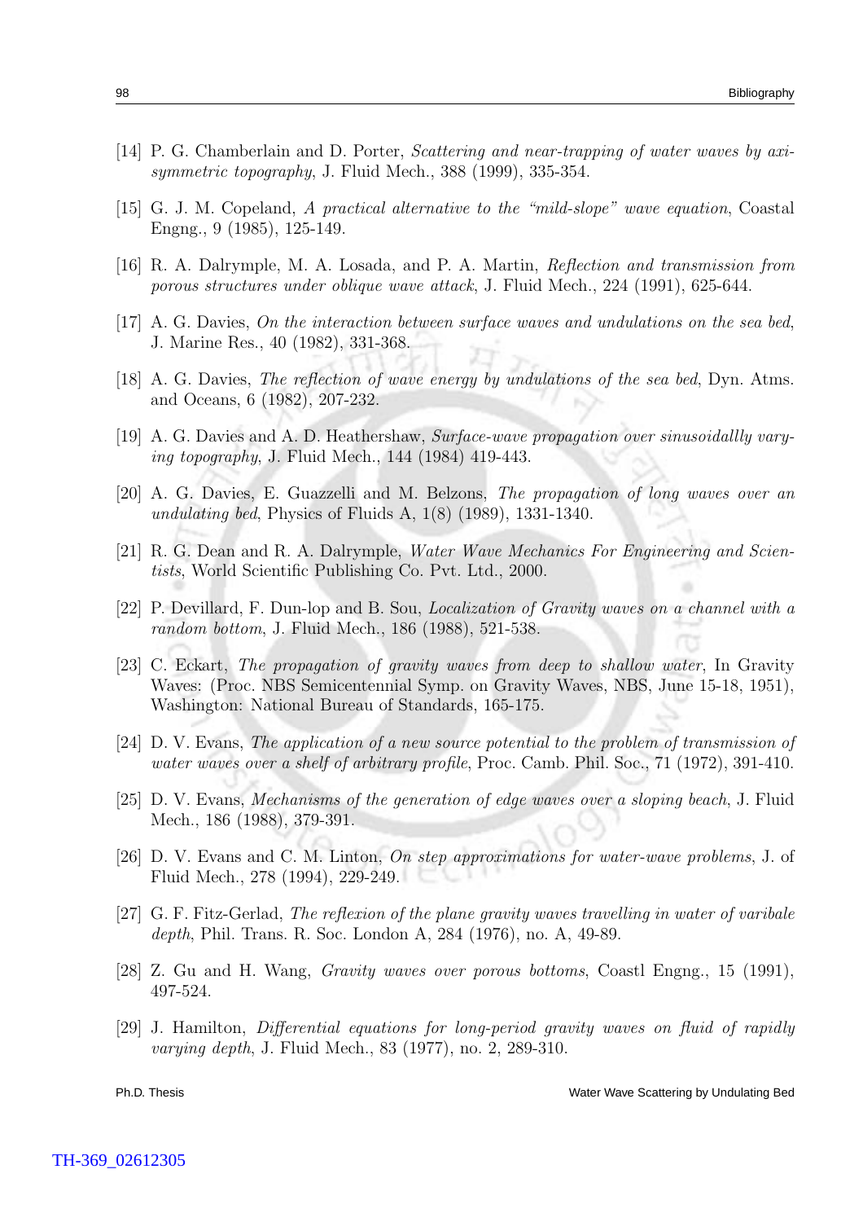[14] P. G. Chamberlain and D. Porter, *Scattering and near-trapping of water waves by axi-symmetric topography*, J. Fluid Mech., 388 (1999), 335-354.

[15] G. J. M. Copeland, *A practical alternative to the "mild-slope" wave equation*, Coastal Engng., 9 (1985), 125-149.

[16] R. A. Dalrymple, M. A. Losada, and P. A. Martin, *Reflection and transmission from porous structures under oblique wave attack*, J. Fluid Mech., 224 (1991), 625-644.

[17] A. G. Davies, *On the interaction between surface waves and undulations on the sea bed*, J. Marine Res., 40 (1982), 331-368.

[18] A. G. Davies, *The reflection of wave energy by undulations of the sea bed*, Dyn. Atms. and Oceans, 6 (1982), 207-232.

[19] A. G. Davies and A. D. Heathershaw, *Surface-wave propagation over sinusoidallly varying topography*, J. Fluid Mech., 144 (1984) 419-443.

[20] A. G. Davies, E. Guazzelli and M. Belzons, *The propagation of long waves over an undulating bed*, Physics of Fluids A, 1(8) (1989), 1331-1340.

[21] R. G. Dean and R. A. Dalrymple, *Water Wave Mechanics For Engineering and Scientists*, World Scientific Publishing Co. Pvt. Ltd., 2000.

[22] P. Devillard, F. Dun-lop and B. Sou, *Localization of Gravity waves on a channel with a random bottom*, J. Fluid Mech., 186 (1988), 521-538.

[23] C. Eckart, *The propagation of gravity waves from deep to shallow water*, In Gravity Waves: (Proc. NBS Semicentennial Symp. on Gravity Waves, NBS, June 15-18, 1951), Washington: National Bureau of Standards, 165-175.

[24] D. V. Evans, *The application of a new source potential to the problem of transmission of water waves over a shelf of arbitrary profile*, Proc. Camb. Phil. Soc., 71 (1972), 391-410.

[25] D. V. Evans, *Mechanisms of the generation of edge waves over a sloping beach*, J. Fluid Mech., 186 (1988), 379-391.

[26] D. V. Evans and C. M. Linton, *On step approximations for water-wave problems*, J. of Fluid Mech., 278 (1994), 229-249.

[27] G. F. Fitz-Gerlad, *The reflexion of the plane gravity waves travelling in water of varibale depth*, Phil. Trans. R. Soc. London A, 284 (1976), no. A, 49-89.

[28] Z. Gu and H. Wang, *Gravity waves over porous bottoms*, Coastl Engng., 15 (1991), 497-524.

[29] J. Hamilton, *Differential equations for long-period gravity waves on fluid of rapidly varying depth*, J. Fluid Mech., 83 (1977), no. 2, 289-310.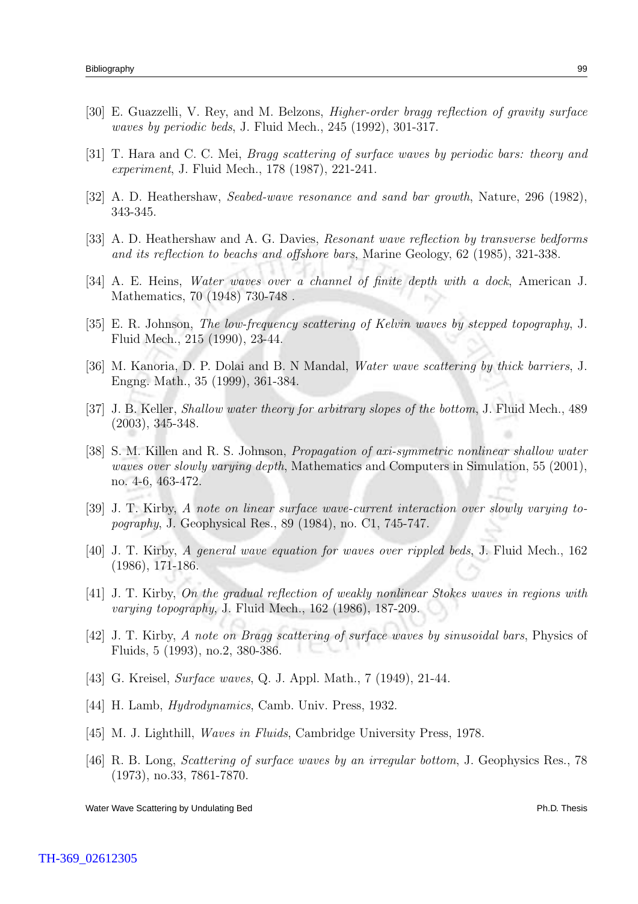[30] E. Guazzelli, V. Rey, and M. Belzons, *Higher-order bragg reflection of gravity surface waves by periodic beds*, J. Fluid Mech., 245 (1992), 301-317.

[31] T. Hara and C. C. Mei, *Bragg scattering of surface waves by periodic bars: theory and experiment*, J. Fluid Mech., 178 (1987), 221-241.

[32] A. D. Heathershaw, *Seabed-wave resonance and sand bar growth*, Nature, 296 (1982), 343-345.

[33] A. D. Heathershaw and A. G. Davies, *Resonant wave reflection by transverse bedforms and its reflection to beachs and offshore bars*, Marine Geology, 62 (1985), 321-338.

[34] A. E. Heins, *Water waves over a channel of finite depth with a dock*, American J. Mathematics, 70 (1948) 730-748 .

[35] E. R. Johnson, *The low-frequency scattering of Kelvin waves by stepped topography*, J. Fluid Mech., 215 (1990), 23-44.

[36] M. Kanoria, D. P. Dolai and B. N Mandal, *Water wave scattering by thick barriers*, J. Engng. Math., 35 (1999), 361-384.

[37] J. B. Keller, *Shallow water theory for arbitrary slopes of the bottom*, J. Fluid Mech., 489 (2003), 345-348.

[38] S. M. Killen and R. S. Johnson, *Propagation of axi-symmetric nonlinear shallow water waves over slowly varying depth*, Mathematics and Computers in Simulation, 55 (2001), no. 4-6, 463-472.

[39] J. T. Kirby, *A note on linear surface wave-current interaction over slowly varying topography*, J. Geophysical Res., 89 (1984), no. C1, 745-747.

[40] J. T. Kirby, *A general wave equation for waves over rippled beds*, J. Fluid Mech., 162 (1986), 171-186.

[41] J. T. Kirby, *On the gradual reflection of weakly nonlinear Stokes waves in regions with varying topography*, J. Fluid Mech., 162 (1986), 187-209.

[42] J. T. Kirby, *A note on Bragg scattering of surface waves by sinusoidal bars*, Physics of Fluids, 5 (1993), no.2, 380-386.

[43] G. Kreisel, *Surface waves*, Q. J. Appl. Math., 7 (1949), 21-44.

[44] H. Lamb, *Hydrodynamics*, Camb. Univ. Press, 1932.

[45] M. J. Lighthill, *Waves in Fluids*, Cambridge University Press, 1978.

[46] R. B. Long, *Scattering of surface waves by an irregular bottom*, J. Geophysics Res., 78 (1973), no.33, 7861-7870.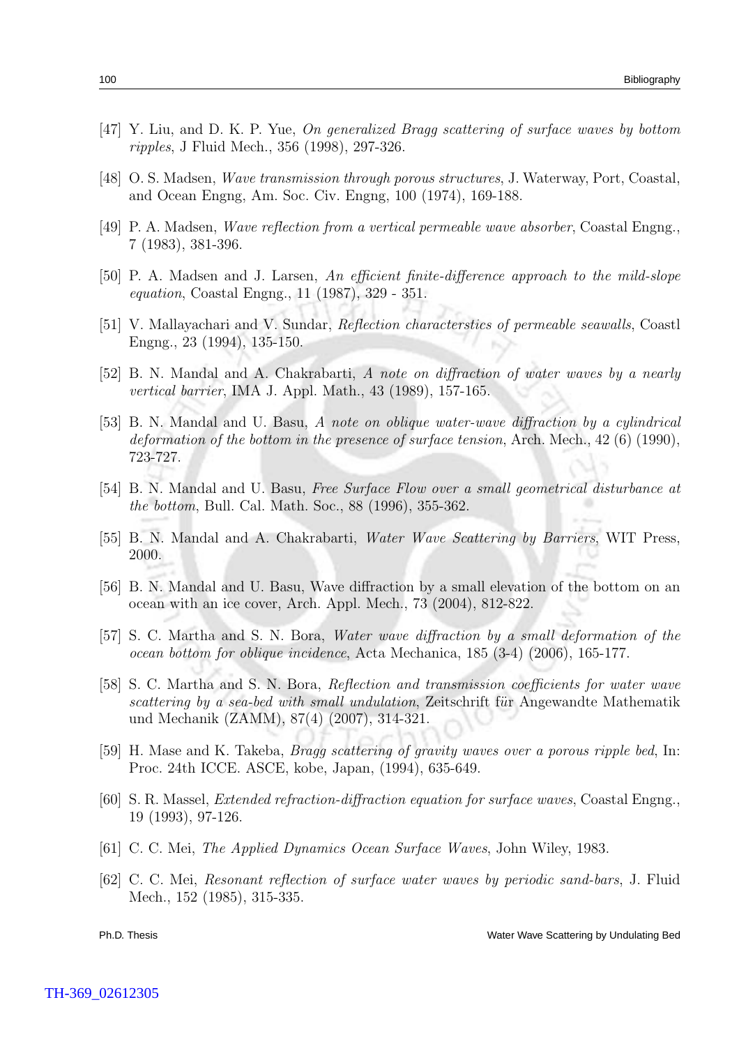[47] Y. Liu, and D. K. P. Yue, *On generalized Bragg scattering of surface waves by bottom ripples*, J Fluid Mech., 356 (1998), 297-326.

[48] O. S. Madsen, *Wave transmission through porous structures*, J. Waterway, Port, Coastal, and Ocean Engng, Am. Soc. Civ. Engng, 100 (1974), 169-188.

[49] P. A. Madsen, *Wave reflection from a vertical permeable wave absorber*, Coastal Engng., 7 (1983), 381-396.

[50] P. A. Madsen and J. Larsen, *An efficient finite-difference approach to the mild-slope equation*, Coastal Engng., 11 (1987), 329 - 351.

[51] V. Mallayachari and V. Sundar, *Reflection characterstics of permeable seawalls*, Coastl Engng., 23 (1994), 135-150.

[52] B. N. Mandal and A. Chakrabarti, *A note on diffraction of water waves by a nearly vertical barrier*, IMA J. Appl. Math., 43 (1989), 157-165.

[53] B. N. Mandal and U. Basu, *A note on oblique water-wave diffraction by a cylindrical deformation of the bottom in the presence of surface tension*, Arch. Mech., 42 (6) (1990), 723-727.

[54] B. N. Mandal and U. Basu, *Free Surface Flow over a small geometrical disturbance at the bottom*, Bull. Cal. Math. Soc., 88 (1996), 355-362.

[55] B. N. Mandal and A. Chakrabarti, *Water Wave Scattering by Barriers*, WIT Press, 2000.

[56] B. N. Mandal and U. Basu, Wave diffraction by a small elevation of the bottom on an ocean with an ice cover, Arch. Appl. Mech., 73 (2004), 812-822.

[57] S. C. Martha and S. N. Bora, *Water wave diffraction by a small deformation of the ocean bottom for oblique incidence*, Acta Mechanica, 185 (3-4) (2006), 165-177.

[58] S. C. Martha and S. N. Bora, *Reflection and transmission coefficients for water wave scattering by a sea-bed with small undulation*, Zeitschrift für Angewandte Mathematik und Mechanik (ZAMM), 87(4) (2007), 314-321.

[59] H. Mase and K. Takeba, *Bragg scattering of gravity waves over a porous ripple bed*, In: Proc. 24th ICCE. ASCE, kobe, Japan, (1994), 635-649.

[60] S. R. Massel, *Extended refraction-diffraction equation for surface waves*, Coastal Engng., 19 (1993), 97-126.

[61] C. C. Mei, *The Applied Dynamics Ocean Surface Waves*, John Wiley, 1983.

[62] C. C. Mei, *Resonant reflection of surface water waves by periodic sand-bars*, J. Fluid Mech., 152 (1985), 315-335.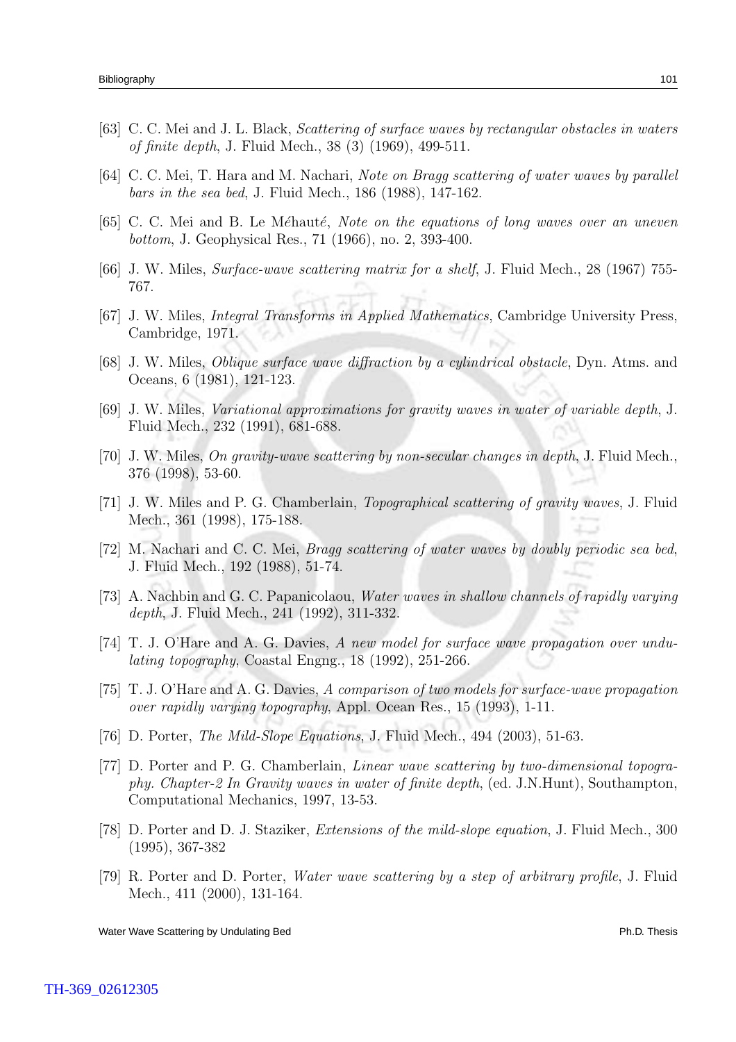[63] C. C. Mei and J. L. Black, *Scattering of surface waves by rectangular obstacles in waters of finite depth*, J. Fluid Mech., 38 (3) (1969), 499-511.

[64] C. C. Mei, T. Hara and M. Nachari, *Note on Bragg scattering of water waves by parallel bars in the sea bed*, J. Fluid Mech., 186 (1988), 147-162.

[65] C. C. Mei and B. Le Méhauté, *Note on the equations of long waves over an uneven bottom*, J. Geophysical Res., 71 (1966), no. 2, 393-400.

[66] J. W. Miles, *Surface-wave scattering matrix for a shelf*, J. Fluid Mech., 28 (1967) 755-767.

[67] J. W. Miles, *Integral Transforms in Applied Mathematics*, Cambridge University Press, Cambridge, 1971.

[68] J. W. Miles, *Oblique surface wave diffraction by a cylindrical obstacle*, Dyn. Atms. and Oceans, 6 (1981), 121-123.

[69] J. W. Miles, *Variational approximations for gravity waves in water of variable depth*, J. Fluid Mech., 232 (1991), 681-688.

[70] J. W. Miles, *On gravity-wave scattering by non-secular changes in depth*, J. Fluid Mech., 376 (1998), 53-60.

[71] J. W. Miles and P. G. Chamberlain, *Topographical scattering of gravity waves*, J. Fluid Mech., 361 (1998), 175-188.

[72] M. Nachari and C. C. Mei, *Bragg scattering of water waves by doubly periodic sea bed*, J. Fluid Mech., 192 (1988), 51-74.

[73] A. Nachbin and G. C. Papanicolaou, *Water waves in shallow channels of rapidly varying depth*, J. Fluid Mech., 241 (1992), 311-332.

[74] T. J. O'Hare and A. G. Davies, *A new model for surface wave propagation over undulating topography*, Coastal Engng., 18 (1992), 251-266.

[75] T. J. O'Hare and A. G. Davies, *A comparison of two models for surface-wave propagation over rapidly varying topography*, Appl. Ocean Res., 15 (1993), 1-11.

[76] D. Porter, *The Mild-Slope Equations*, J. Fluid Mech., 494 (2003), 51-63.

[77] D. Porter and P. G. Chamberlain, *Linear wave scattering by two-dimensional topography. Chapter-2 In Gravity waves in water of finite depth*, (ed. J.N.Hunt), Southampton, Computational Mechanics, 1997, 13-53.

[78] D. Porter and D. J. Staziker, *Extensions of the mild-slope equation*, J. Fluid Mech., 300 (1995), 367-382

[79] R. Porter and D. Porter, *Water wave scattering by a step of arbitrary profile*, J. Fluid Mech., 411 (2000), 131-164.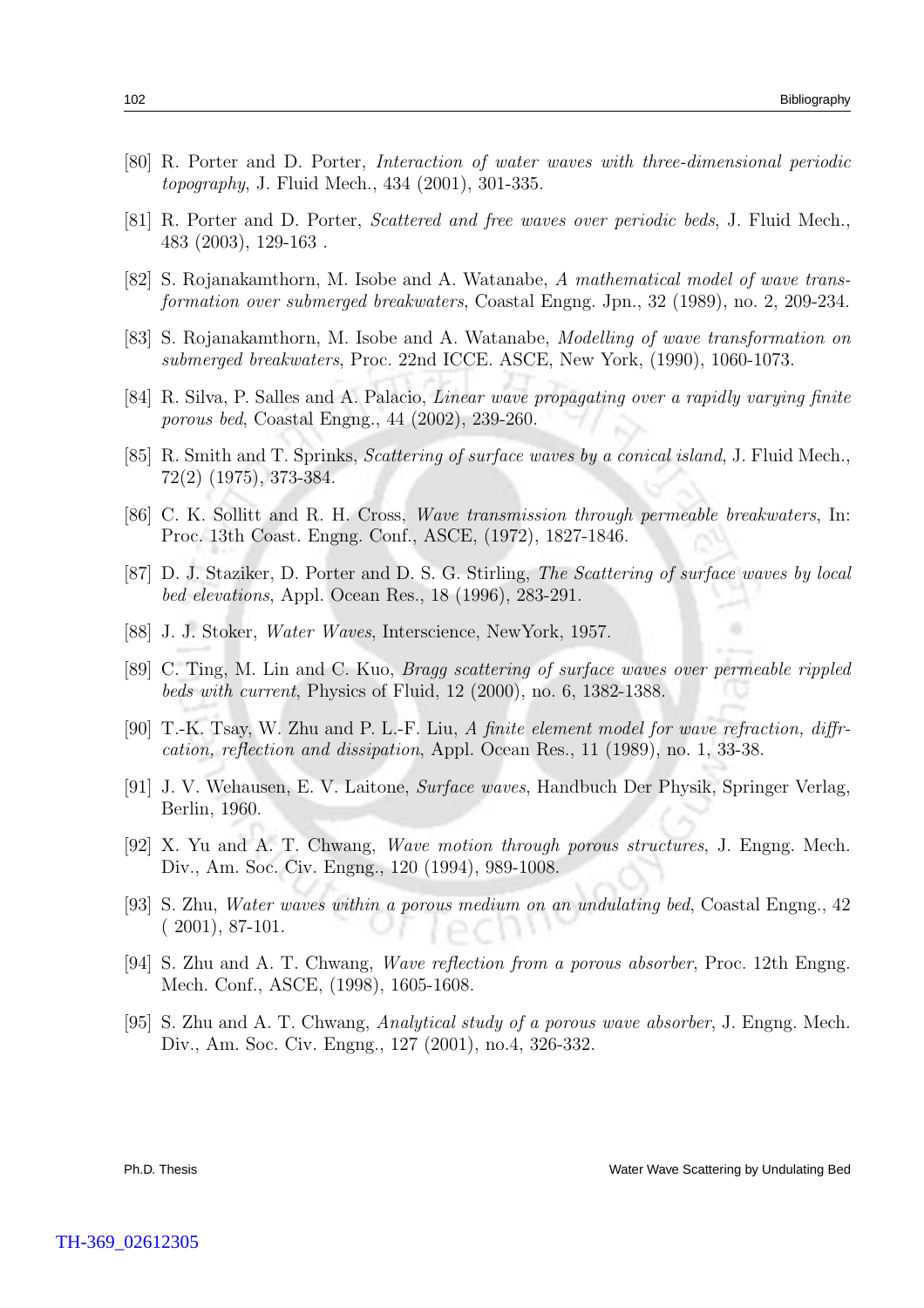[80] R. Porter and D. Porter, *Interaction of water waves with three-dimensional periodic topography*, J. Fluid Mech., 434 (2001), 301-335.

[81] R. Porter and D. Porter, *Scattered and free waves over periodic beds*, J. Fluid Mech., 483 (2003), 129-163 .

[82] S. Rojanakamthorn, M. Isobe and A. Watanabe, *A mathematical model of wave transformation over submerged breakwaters*, Coastal Engng. Jpn., 32 (1989), no. 2, 209-234.

[83] S. Rojanakamthorn, M. Isobe and A. Watanabe, *Modelling of wave transformation on submerged breakwaters*, Proc. 22nd ICCE. ASCE, New York, (1990), 1060-1073.

[84] R. Silva, P. Salles and A. Palacio, *Linear wave propagating over a rapidly varying finite porous bed*, Coastal Engng., 44 (2002), 239-260.

[85] R. Smith and T. Sprinks, *Scattering of surface waves by a conical island*, J. Fluid Mech., 72(2) (1975), 373-384.

[86] C. K. Sollitt and R. H. Cross, *Wave transmission through permeable breakwaters*, In: Proc. 13th Coast. Engng. Conf., ASCE, (1972), 1827-1846.

[87] D. J. Staziker, D. Porter and D. S. G. Stirling, *The Scattering of surface waves by local bed elevations*, Appl. Ocean Res., 18 (1996), 283-291.

[88] J. J. Stoker, *Water Waves*, Interscience, NewYork, 1957.

[89] C. Ting, M. Lin and C. Kuo, *Bragg scattering of surface waves over permeable rippled beds with current*, Physics of Fluid, 12 (2000), no. 6, 1382-1388.

[90] T.-K. Tsay, W. Zhu and P. L.-F. Liu, *A finite element model for wave refraction, diffrcation, reflection and dissipation*, Appl. Ocean Res., 11 (1989), no. 1, 33-38.

[91] J. V. Wehausen, E. V. Laitone, *Surface waves*, Handbuch Der Physik, Springer Verlag, Berlin, 1960.

[92] X. Yu and A. T. Chwang, *Wave motion through porous structures*, J. Engng. Mech. Div., Am. Soc. Civ. Engng., 120 (1994), 989-1008.

[93] S. Zhu, *Water waves within a porous medium on an undulating bed*, Coastal Engng., 42 ( 2001), 87-101.

[94] S. Zhu and A. T. Chwang, *Wave reflection from a porous absorber*, Proc. 12th Engng. Mech. Conf., ASCE, (1998), 1605-1608.

[95] S. Zhu and A. T. Chwang, *Analytical study of a porous wave absorber*, J. Engng. Mech. Div., Am. Soc. Civ. Engng., 127 (2001), no.4, 326-332.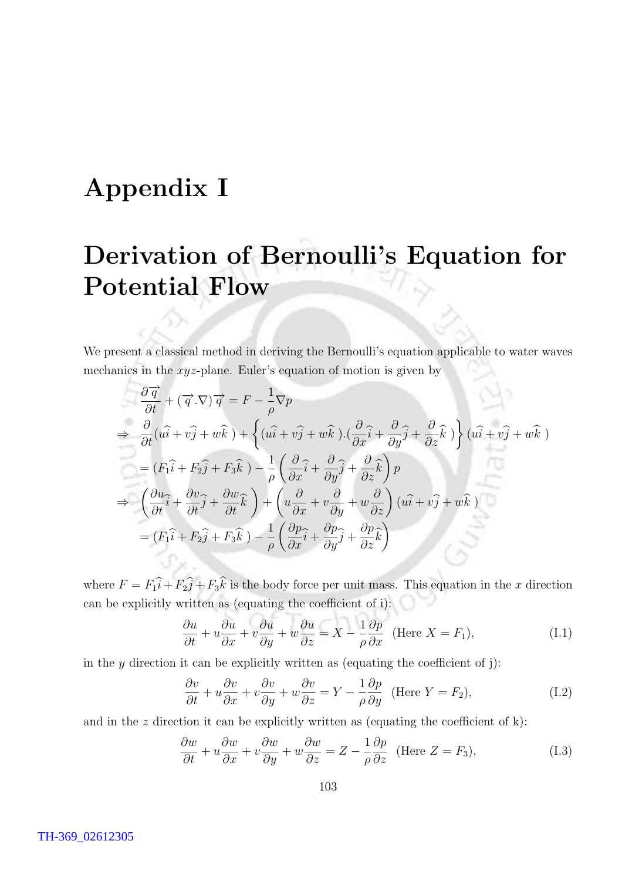# Appendix I

# Derivation of Bernoulli's Equation for Potential Flow

We present a classical method in deriving the Bernoulli's equation applicable to water waves mechanics in the $xyz$-plane. Euler's equation of motion is given by

$$
\begin{aligned}
& \frac{\partial \vec{q}}{\partial t} + (\vec{q}.\nabla)\vec{q} = F - \frac{1}{\rho}\nabla p \\
\Rightarrow \; & \frac{\partial}{\partial t}(u\hat{i} + v\hat{j} + w\hat{k}\,) + \left\{ (u\hat{i} + v\hat{j} + w\hat{k}\,).(\frac{\partial}{\partial x}\hat{i} + \frac{\partial}{\partial y}\hat{j} + \frac{\partial}{\partial z}\hat{k}\,) \right\} (u\hat{i} + v\hat{j} + w\hat{k}\,) \\
& = (F_1\hat{i} + F_2\hat{j} + F_3\hat{k}\,) - \frac{1}{\rho}\left( \frac{\partial}{\partial x}\hat{i} + \frac{\partial}{\partial y}\hat{j} + \frac{\partial}{\partial z}\hat{k} \right) p \\
\Rightarrow \; & \left( \frac{\partial u}{\partial t}\hat{i} + \frac{\partial v}{\partial t}\hat{j} + \frac{\partial w}{\partial t}\hat{k} \right) + \left( u\frac{\partial}{\partial x} + v\frac{\partial}{\partial y} + w\frac{\partial}{\partial z} \right) (u\hat{i} + v\hat{j} + w\hat{k}\,) \\
& = (F_1\hat{i} + F_2\hat{j} + F_3\hat{k}\,) - \frac{1}{\rho}\left( \frac{\partial p}{\partial x}\hat{i} + \frac{\partial p}{\partial y}\hat{j} + \frac{\partial p}{\partial z}\hat{k} \right)
\end{aligned}
$$

where $F = F_1\hat{i} + F_2\hat{j} + F_3\hat{k}$ is the body force per unit mass. This equation in the $x$ direction can be explicitly written as (equating the coefficient of i):

$$
\frac{\partial u}{\partial t} + u\frac{\partial u}{\partial x} + v\frac{\partial u}{\partial y} + w\frac{\partial u}{\partial z} = X - \frac{1}{\rho}\frac{\partial p}{\partial x} \quad \text{(Here } X = F_1\text{)}, \tag{I.1}
$$

in the $y$ direction it can be explicitly written as (equating the coefficient of j):

$$
\frac{\partial v}{\partial t} + u\frac{\partial v}{\partial x} + v\frac{\partial v}{\partial y} + w\frac{\partial v}{\partial z} = Y - \frac{1}{\rho}\frac{\partial p}{\partial y} \quad \text{(Here } Y = F_2\text{)}, \tag{I.2}
$$

and in the $z$ direction it can be explicitly written as (equating the coefficient of k):

$$
\frac{\partial w}{\partial t} + u\frac{\partial w}{\partial x} + v\frac{\partial w}{\partial y} + w\frac{\partial w}{\partial z} = Z - \frac{1}{\rho}\frac{\partial p}{\partial z} \quad \text{(Here } Z = F_3\text{)}, \tag{I.3}
$$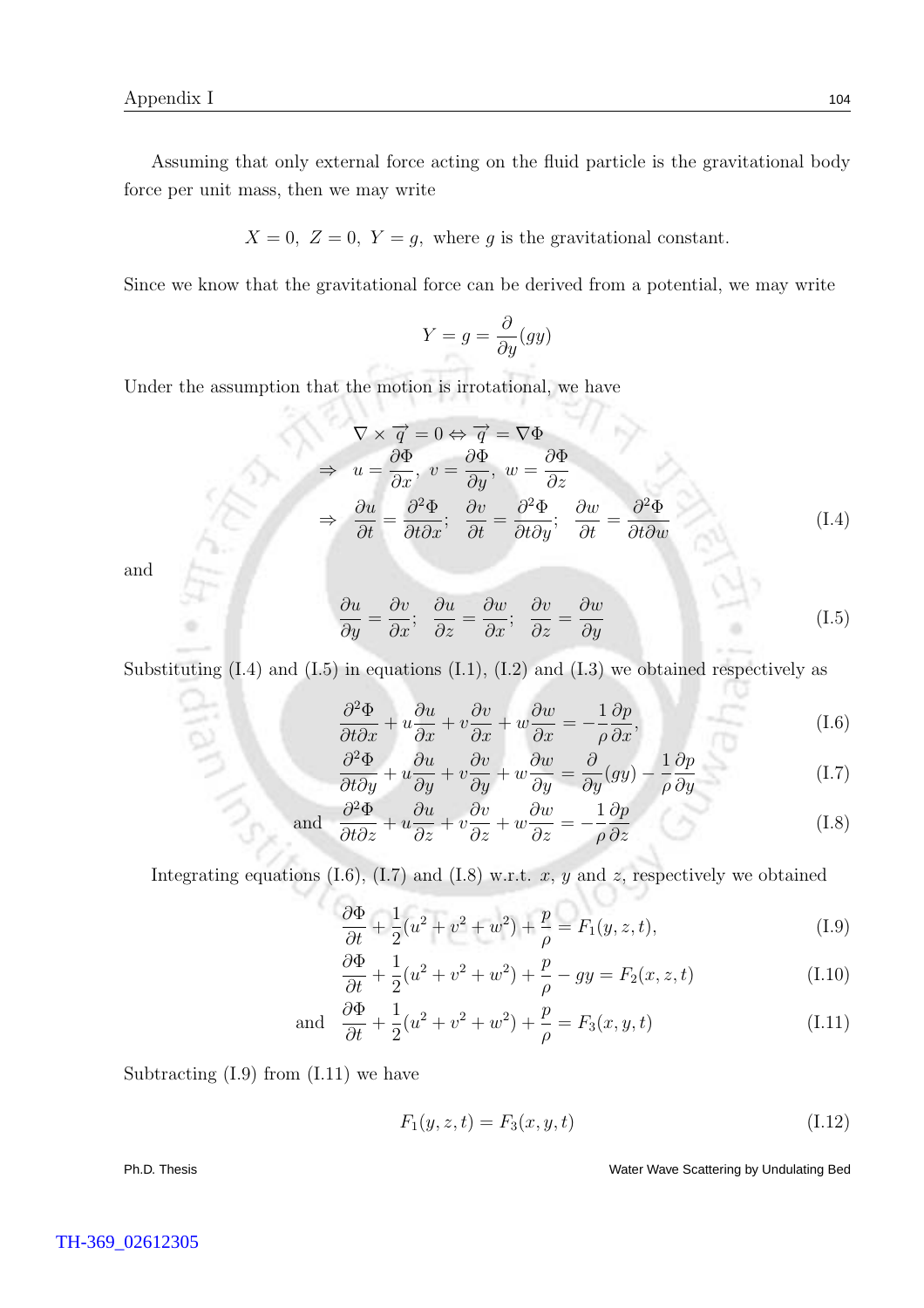Assuming that only external force acting on the fluid particle is the gravitational body force per unit mass, then we may write

$$X = 0,\ Z = 0,\ Y = g,\ \text{where } g \text{ is the gravitational constant.}$$

Since we know that the gravitational force can be derived from a potential, we may write

$$Y = g = \frac{\partial}{\partial y}(gy)$$

Under the assumption that the motion is irrotational, we have

$$\begin{aligned}
&\nabla \times \overrightarrow{q} = 0 \Leftrightarrow \overrightarrow{q} = \nabla\Phi \\
\Rightarrow\ & u = \frac{\partial \Phi}{\partial x},\ v = \frac{\partial \Phi}{\partial y},\ w = \frac{\partial \Phi}{\partial z} \\
\Rightarrow\ & \frac{\partial u}{\partial t} = \frac{\partial^2 \Phi}{\partial t \partial x};\ \ \frac{\partial v}{\partial t} = \frac{\partial^2 \Phi}{\partial t \partial y};\ \ \frac{\partial w}{\partial t} = \frac{\partial^2 \Phi}{\partial t \partial w}
\end{aligned} \tag{I.4}$$

and

$$\frac{\partial u}{\partial y} = \frac{\partial v}{\partial x};\ \ \frac{\partial u}{\partial z} = \frac{\partial w}{\partial x};\ \ \frac{\partial v}{\partial z} = \frac{\partial w}{\partial y} \tag{I.5}$$

Substituting (I.4) and (I.5) in equations (I.1), (I.2) and (I.3) we obtained respectively as

$$\frac{\partial^2 \Phi}{\partial t \partial x} + u\frac{\partial u}{\partial x} + v\frac{\partial v}{\partial x} + w\frac{\partial w}{\partial x} = -\frac{1}{\rho}\frac{\partial p}{\partial x}, \tag{I.6}$$

$$\frac{\partial^2 \Phi}{\partial t \partial y} + u\frac{\partial u}{\partial y} + v\frac{\partial v}{\partial y} + w\frac{\partial w}{\partial y} = \frac{\partial}{\partial y}(gy) - \frac{1}{\rho}\frac{\partial p}{\partial y} \tag{I.7}$$

$$\text{and}\ \ \frac{\partial^2 \Phi}{\partial t \partial z} + u\frac{\partial u}{\partial z} + v\frac{\partial v}{\partial z} + w\frac{\partial w}{\partial z} = -\frac{1}{\rho}\frac{\partial p}{\partial z} \tag{I.8}$$

Integrating equations (I.6), (I.7) and (I.8) w.r.t. $x$, $y$ and $z$, respectively we obtained

$$\frac{\partial \Phi}{\partial t} + \frac{1}{2}(u^2 + v^2 + w^2) + \frac{p}{\rho} = F_1(y, z, t), \tag{I.9}$$

$$\frac{\partial \Phi}{\partial t} + \frac{1}{2}(u^2 + v^2 + w^2) + \frac{p}{\rho} - gy = F_2(x, z, t) \tag{I.10}$$

$$\text{and}\ \ \frac{\partial \Phi}{\partial t} + \frac{1}{2}(u^2 + v^2 + w^2) + \frac{p}{\rho} = F_3(x, y, t) \tag{I.11}$$

Subtracting (I.9) from (I.11) we have

$$F_1(y, z, t) = F_3(x, y, t) \tag{I.12}$$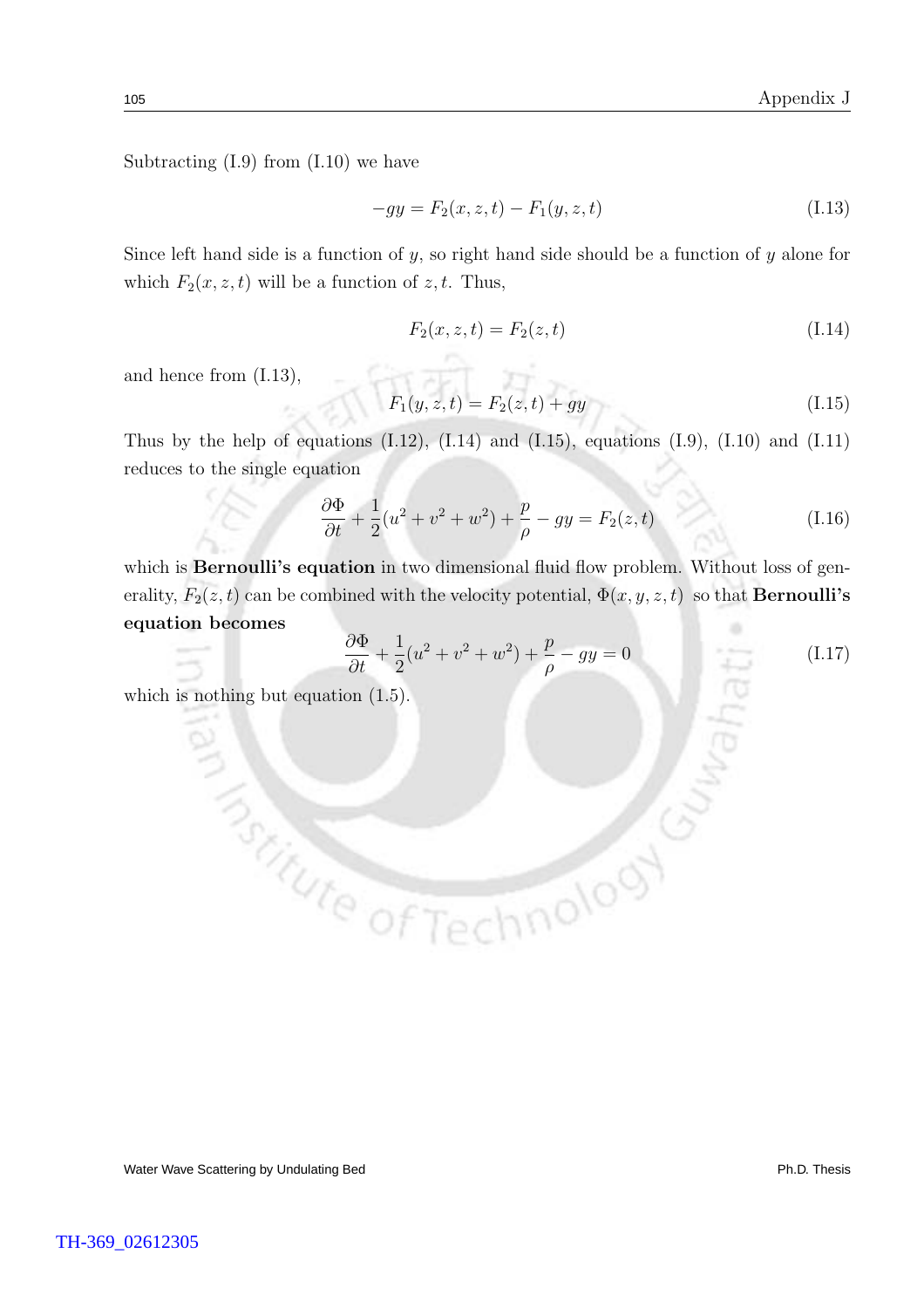Subtracting (I.9) from (I.10) we have

$$-gy = F_2(x, z, t) - F_1(y, z, t) \tag{I.13}$$

Since left hand side is a function of $y$, so right hand side should be a function of $y$ alone for which $F_2(x, z, t)$ will be a function of $z, t$. Thus,

$$F_2(x, z, t) = F_2(z, t) \tag{I.14}$$

and hence from (I.13),

$$F_1(y, z, t) = F_2(z, t) + gy \tag{I.15}$$

Thus by the help of equations (I.12), (I.14) and (I.15), equations (I.9), (I.10) and (I.11) reduces to the single equation

$$\frac{\partial \Phi}{\partial t} + \frac{1}{2}(u^2 + v^2 + w^2) + \frac{p}{\rho} - gy = F_2(z, t) \tag{I.16}$$

which is **Bernoulli's equation** in two dimensional fluid flow problem. Without loss of generality, $F_2(z, t)$ can be combined with the velocity potential, $\Phi(x, y, z, t)$ so that **Bernoulli's equation becomes**

$$\frac{\partial \Phi}{\partial t} + \frac{1}{2}(u^2 + v^2 + w^2) + \frac{p}{\rho} - gy = 0 \tag{I.17}$$

which is nothing but equation (1.5).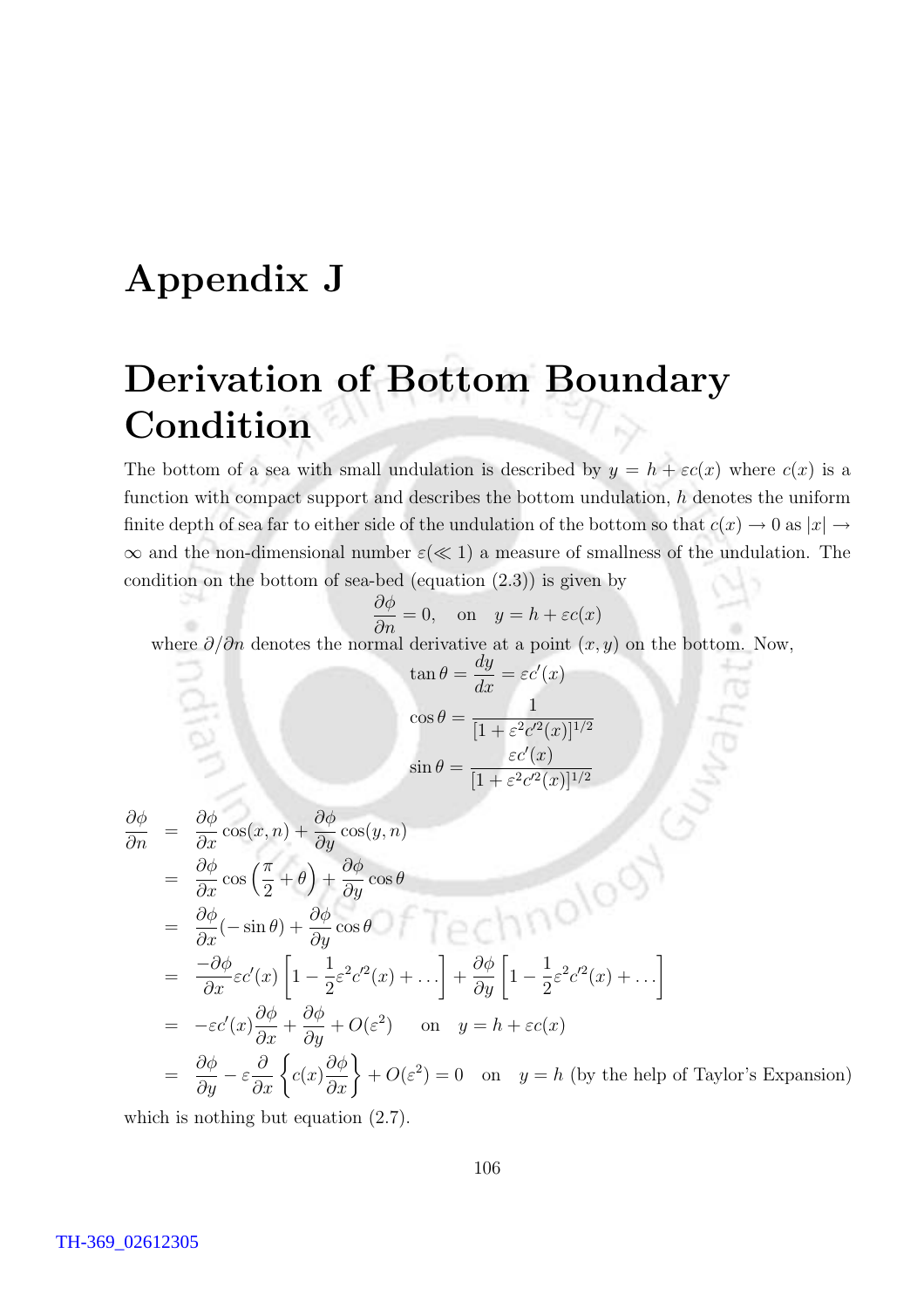# Appendix J

# Derivation of Bottom Boundary Condition

The bottom of a sea with small undulation is described by $y = h + \varepsilon c(x)$ where $c(x)$ is a function with compact support and describes the bottom undulation, $h$ denotes the uniform finite depth of sea far to either side of the undulation of the bottom so that $c(x) \to 0$ as $|x| \to \infty$ and the non-dimensional number $\varepsilon (\ll 1)$ a measure of smallness of the undulation. The condition on the bottom of sea-bed (equation (2.3)) is given by

$$\frac{\partial \phi}{\partial n} = 0, \quad \text{on} \quad y = h + \varepsilon c(x)$$

where $\partial/\partial n$ denotes the normal derivative at a point $(x, y)$ on the bottom. Now,

$$\tan\theta = \frac{dy}{dx} = \varepsilon c'(x)$$

$$\cos\theta = \frac{1}{[1 + \varepsilon^2 c'^2(x)]^{1/2}}$$

$$\sin\theta = \frac{\varepsilon c'(x)}{[1 + \varepsilon^2 c'^2(x)]^{1/2}}$$

$$\begin{aligned}
\frac{\partial \phi}{\partial n} &= \frac{\partial \phi}{\partial x}\cos(x, n) + \frac{\partial \phi}{\partial y}\cos(y, n) \\
&= \frac{\partial \phi}{\partial x}\cos\left(\frac{\pi}{2} + \theta\right) + \frac{\partial \phi}{\partial y}\cos\theta \\
&= \frac{\partial \phi}{\partial x}(-\sin\theta) + \frac{\partial \phi}{\partial y}\cos\theta \\
&= \frac{-\partial \phi}{\partial x}\varepsilon c'(x)\left[1 - \frac{1}{2}\varepsilon^2 c'^2(x) + \ldots\right] + \frac{\partial \phi}{\partial y}\left[1 - \frac{1}{2}\varepsilon^2 c'^2(x) + \ldots\right] \\
&= -\varepsilon c'(x)\frac{\partial \phi}{\partial x} + \frac{\partial \phi}{\partial y} + O(\varepsilon^2) \quad \text{on} \quad y = h + \varepsilon c(x) \\
&= \frac{\partial \phi}{\partial y} - \varepsilon\frac{\partial}{\partial x}\left\{c(x)\frac{\partial \phi}{\partial x}\right\} + O(\varepsilon^2) = 0 \quad \text{on} \quad y = h \text{ (by the help of Taylor's Expansion)}
\end{aligned}$$

which is nothing but equation (2.7).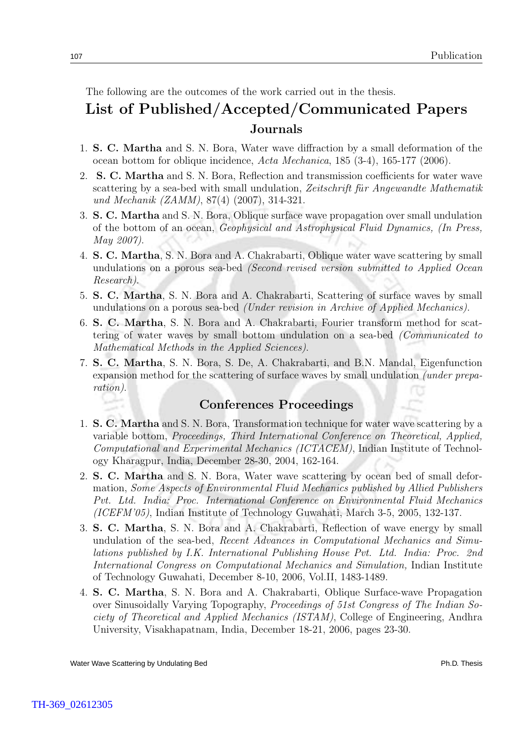The following are the outcomes of the work carried out in the thesis.

# List of Published/Accepted/Communicated Papers

## Journals

1. **S. C. Martha** and S. N. Bora, Water wave diffraction by a small deformation of the ocean bottom for oblique incidence, *Acta Mechanica*, 185 (3-4), 165-177 (2006).
2. **S. C. Martha** and S. N. Bora, Reflection and transmission coefficients for water wave scattering by a sea-bed with small undulation, *Zeitschrift für Angewandte Mathematik und Mechanik (ZAMM)*, 87(4) (2007), 314-321.
3. **S. C. Martha** and S. N. Bora, Oblique surface wave propagation over small undulation of the bottom of an ocean, *Geophysical and Astrophysical Fluid Dynamics, (In Press, May 2007).*
4. **S. C. Martha**, S. N. Bora and A. Chakrabarti, Oblique water wave scattering by small undulations on a porous sea-bed *(Second revised version submitted to Applied Ocean Research).*
5. **S. C. Martha**, S. N. Bora and A. Chakrabarti, Scattering of surface waves by small undulations on a porous sea-bed *(Under revision in Archive of Applied Mechanics).*
6. **S. C. Martha**, S. N. Bora and A. Chakrabarti, Fourier transform method for scattering of water waves by small bottom undulation on a sea-bed *(Communicated to Mathematical Methods in the Applied Sciences).*
7. **S. C. Martha**, S. N. Bora, S. De, A. Chakrabarti, and B.N. Mandal, Eigenfunction expansion method for the scattering of surface waves by small undulation *(under preparation).*

## Conferences Proceedings

1. **S. C. Martha** and S. N. Bora, Transformation technique for water wave scattering by a variable bottom, *Proceedings, Third International Conference on Theoretical, Applied, Computational and Experimental Mechanics (ICTACEM)*, Indian Institute of Technology Kharagpur, India, December 28-30, 2004, 162-164.
2. **S. C. Martha** and S. N. Bora, Water wave scattering by ocean bed of small deformation, *Some Aspects of Environmental Fluid Mechanics published by Allied Publishers Pvt. Ltd. India: Proc. International Conference on Environmental Fluid Mechanics (ICEFM'05)*, Indian Institute of Technology Guwahati, March 3-5, 2005, 132-137.
3. **S. C. Martha**, S. N. Bora and A. Chakrabarti, Reflection of wave energy by small undulation of the sea-bed, *Recent Advances in Computational Mechanics and Simulations published by I.K. International Publishing House Pvt. Ltd. India: Proc. 2nd International Congress on Computational Mechanics and Simulation,* Indian Institute of Technology Guwahati, December 8-10, 2006, Vol.II, 1483-1489.
4. **S. C. Martha**, S. N. Bora and A. Chakrabarti, Oblique Surface-wave Propagation over Sinusoidally Varying Topography, *Proceedings of 51st Congress of The Indian Society of Theoretical and Applied Mechanics (ISTAM)*, College of Engineering, Andhra University, Visakhapatnam, India, December 18-21, 2006, pages 23-30.